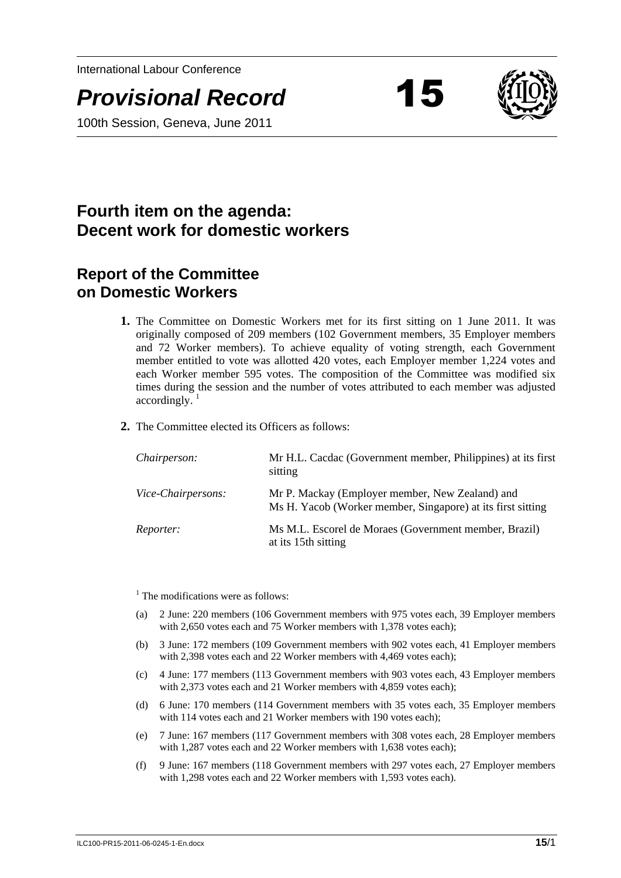International Labour Conference

# *Provisional Record* 15

100th Session, Geneva, June 2011

## Fourth item on the agenda: Decent work for domestic workers

## Report of the Committee on Domestic Workers

**1.** The Committee on Domestic Workers met for its first sitting on 1 June 2011. It was originally composed of 209 members (102 Government members, 35 Employer members and 72 Worker members). To achieve equality of voting strength, each Government member entitled to vote was allotted 420 votes, each Employer member 1,224 votes and each Worker member 595 votes. The composition of the Committee was modified six times during the session and the number of votes attributed to each member was adjusted accordingly. [1]

**2.** The Committee elected its Officers as follows:

| | |
|---|---|
| *Chairperson:* | Mr H.L. Cacdac (Government member, Philippines) at its first sitting |
| *Vice-Chairpersons:* | Mr P. Mackay (Employer member, New Zealand) and Ms H. Yacob (Worker member, Singapore) at its first sitting |
| *Reporter:* | Ms M.L. Escorel de Moraes (Government member, Brazil) at its 15th sitting |

[1] The modifications were as follows:

(a) 2 June: 220 members (106 Government members with 975 votes each, 39 Employer members with 2,650 votes each and 75 Worker members with 1,378 votes each);

(b) 3 June: 172 members (109 Government members with 902 votes each, 41 Employer members with 2,398 votes each and 22 Worker members with 4,469 votes each);

(c) 4 June: 177 members (113 Government members with 903 votes each, 43 Employer members with 2,373 votes each and 21 Worker members with 4,859 votes each);

(d) 6 June: 170 members (114 Government members with 35 votes each, 35 Employer members with 114 votes each and 21 Worker members with 190 votes each);

(e) 7 June: 167 members (117 Government members with 308 votes each, 28 Employer members with 1,287 votes each and 22 Worker members with 1,638 votes each);

(f) 9 June: 167 members (118 Government members with 297 votes each, 27 Employer members with 1,298 votes each and 22 Worker members with 1,593 votes each).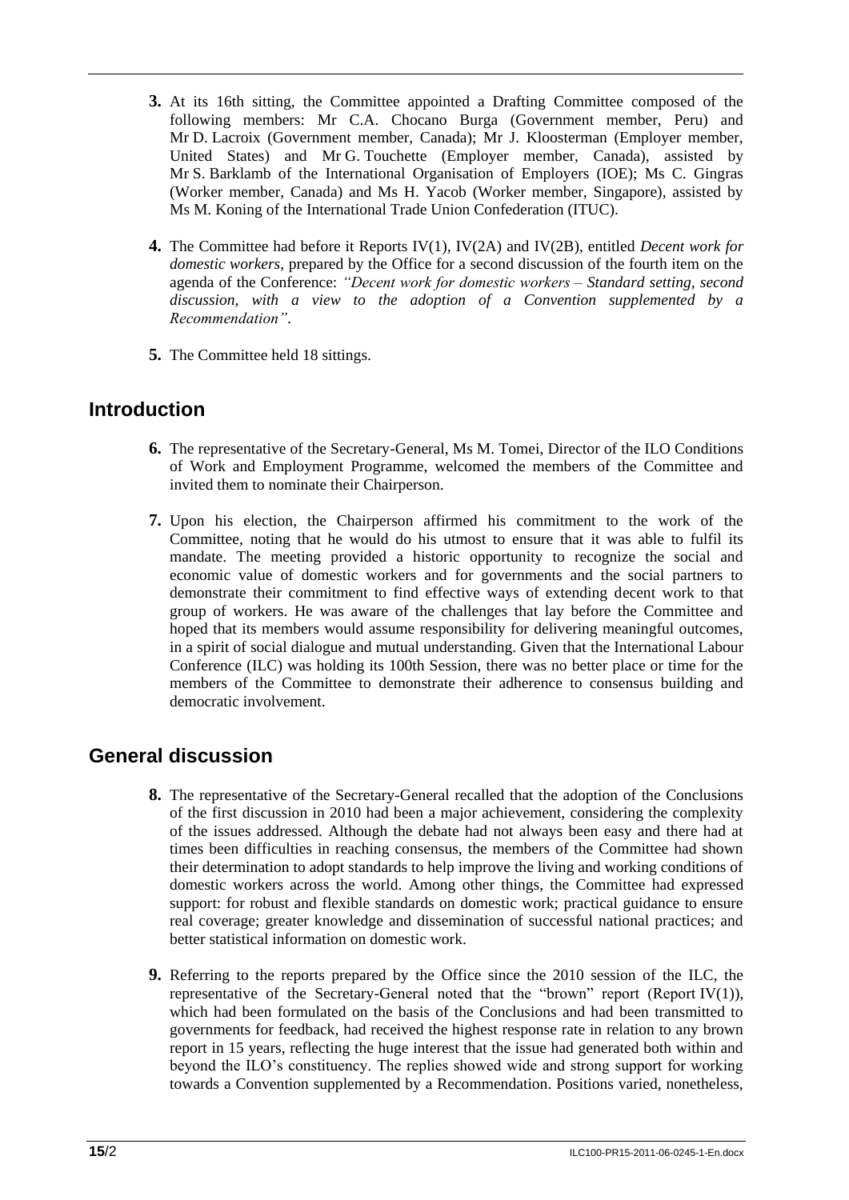**3.** At its 16th sitting, the Committee appointed a Drafting Committee composed of the following members: Mr C.A. Chocano Burga (Government member, Peru) and Mr D. Lacroix (Government member, Canada); Mr J. Kloosterman (Employer member, United States) and Mr G. Touchette (Employer member, Canada), assisted by Mr S. Barklamb of the International Organisation of Employers (IOE); Ms C. Gingras (Worker member, Canada) and Ms H. Yacob (Worker member, Singapore), assisted by Ms M. Koning of the International Trade Union Confederation (ITUC).

**4.** The Committee had before it Reports IV(1), IV(2A) and IV(2B), entitled *Decent work for domestic workers*, prepared by the Office for a second discussion of the fourth item on the agenda of the Conference: *"Decent work for domestic workers – Standard setting, second discussion, with a view to the adoption of a Convention supplemented by a Recommendation"*.

**5.** The Committee held 18 sittings.

## Introduction

**6.** The representative of the Secretary-General, Ms M. Tomei, Director of the ILO Conditions of Work and Employment Programme, welcomed the members of the Committee and invited them to nominate their Chairperson.

**7.** Upon his election, the Chairperson affirmed his commitment to the work of the Committee, noting that he would do his utmost to ensure that it was able to fulfil its mandate. The meeting provided a historic opportunity to recognize the social and economic value of domestic workers and for governments and the social partners to demonstrate their commitment to find effective ways of extending decent work to that group of workers. He was aware of the challenges that lay before the Committee and hoped that its members would assume responsibility for delivering meaningful outcomes, in a spirit of social dialogue and mutual understanding. Given that the International Labour Conference (ILC) was holding its 100th Session, there was no better place or time for the members of the Committee to demonstrate their adherence to consensus building and democratic involvement.

## General discussion

**8.** The representative of the Secretary-General recalled that the adoption of the Conclusions of the first discussion in 2010 had been a major achievement, considering the complexity of the issues addressed. Although the debate had not always been easy and there had at times been difficulties in reaching consensus, the members of the Committee had shown their determination to adopt standards to help improve the living and working conditions of domestic workers across the world. Among other things, the Committee had expressed support: for robust and flexible standards on domestic work; practical guidance to ensure real coverage; greater knowledge and dissemination of successful national practices; and better statistical information on domestic work.

**9.** Referring to the reports prepared by the Office since the 2010 session of the ILC, the representative of the Secretary-General noted that the "brown" report (Report IV(1)), which had been formulated on the basis of the Conclusions and had been transmitted to governments for feedback, had received the highest response rate in relation to any brown report in 15 years, reflecting the huge interest that the issue had generated both within and beyond the ILO's constituency. The replies showed wide and strong support for working towards a Convention supplemented by a Recommendation. Positions varied, nonetheless,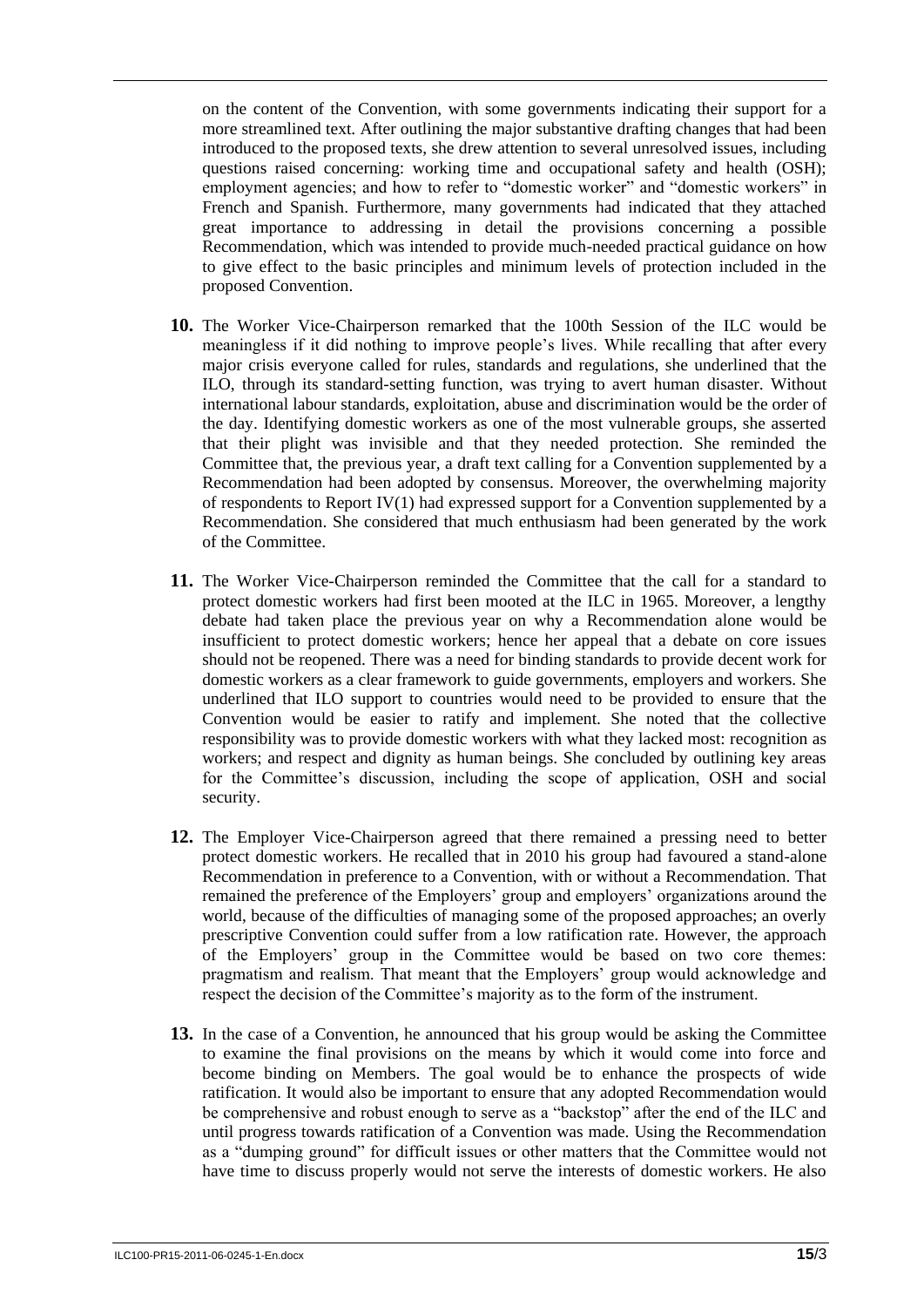on the content of the Convention, with some governments indicating their support for a more streamlined text. After outlining the major substantive drafting changes that had been introduced to the proposed texts, she drew attention to several unresolved issues, including questions raised concerning: working time and occupational safety and health (OSH); employment agencies; and how to refer to "domestic worker" and "domestic workers" in French and Spanish. Furthermore, many governments had indicated that they attached great importance to addressing in detail the provisions concerning a possible Recommendation, which was intended to provide much-needed practical guidance on how to give effect to the basic principles and minimum levels of protection included in the proposed Convention.

**10.** The Worker Vice-Chairperson remarked that the 100th Session of the ILC would be meaningless if it did nothing to improve people's lives. While recalling that after every major crisis everyone called for rules, standards and regulations, she underlined that the ILO, through its standard-setting function, was trying to avert human disaster. Without international labour standards, exploitation, abuse and discrimination would be the order of the day. Identifying domestic workers as one of the most vulnerable groups, she asserted that their plight was invisible and that they needed protection. She reminded the Committee that, the previous year, a draft text calling for a Convention supplemented by a Recommendation had been adopted by consensus. Moreover, the overwhelming majority of respondents to Report IV(1) had expressed support for a Convention supplemented by a Recommendation. She considered that much enthusiasm had been generated by the work of the Committee.

**11.** The Worker Vice-Chairperson reminded the Committee that the call for a standard to protect domestic workers had first been mooted at the ILC in 1965. Moreover, a lengthy debate had taken place the previous year on why a Recommendation alone would be insufficient to protect domestic workers; hence her appeal that a debate on core issues should not be reopened. There was a need for binding standards to provide decent work for domestic workers as a clear framework to guide governments, employers and workers. She underlined that ILO support to countries would need to be provided to ensure that the Convention would be easier to ratify and implement. She noted that the collective responsibility was to provide domestic workers with what they lacked most: recognition as workers; and respect and dignity as human beings. She concluded by outlining key areas for the Committee's discussion, including the scope of application, OSH and social security.

**12.** The Employer Vice-Chairperson agreed that there remained a pressing need to better protect domestic workers. He recalled that in 2010 his group had favoured a stand-alone Recommendation in preference to a Convention, with or without a Recommendation. That remained the preference of the Employers' group and employers' organizations around the world, because of the difficulties of managing some of the proposed approaches; an overly prescriptive Convention could suffer from a low ratification rate. However, the approach of the Employers' group in the Committee would be based on two core themes: pragmatism and realism. That meant that the Employers' group would acknowledge and respect the decision of the Committee's majority as to the form of the instrument.

**13.** In the case of a Convention, he announced that his group would be asking the Committee to examine the final provisions on the means by which it would come into force and become binding on Members. The goal would be to enhance the prospects of wide ratification. It would also be important to ensure that any adopted Recommendation would be comprehensive and robust enough to serve as a "backstop" after the end of the ILC and until progress towards ratification of a Convention was made. Using the Recommendation as a "dumping ground" for difficult issues or other matters that the Committee would not have time to discuss properly would not serve the interests of domestic workers. He also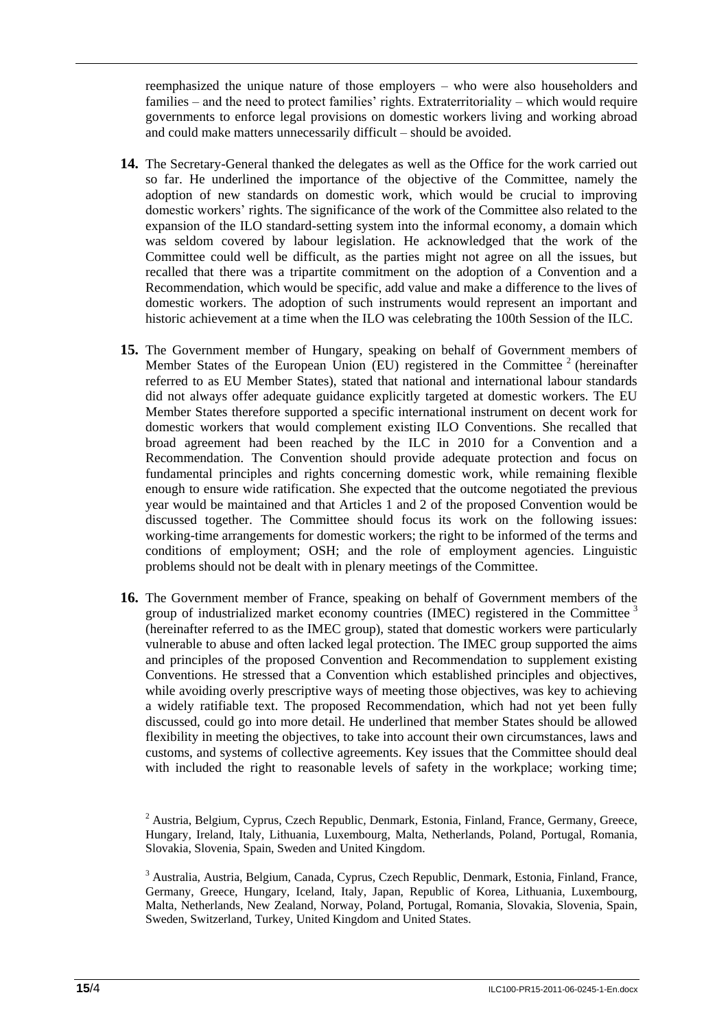reemphasized the unique nature of those employers – who were also householders and families – and the need to protect families' rights. Extraterritoriality – which would require governments to enforce legal provisions on domestic workers living and working abroad and could make matters unnecessarily difficult – should be avoided.

**14.** The Secretary-General thanked the delegates as well as the Office for the work carried out so far. He underlined the importance of the objective of the Committee, namely the adoption of new standards on domestic work, which would be crucial to improving domestic workers' rights. The significance of the work of the Committee also related to the expansion of the ILO standard-setting system into the informal economy, a domain which was seldom covered by labour legislation. He acknowledged that the work of the Committee could well be difficult, as the parties might not agree on all the issues, but recalled that there was a tripartite commitment on the adoption of a Convention and a Recommendation, which would be specific, add value and make a difference to the lives of domestic workers. The adoption of such instruments would represent an important and historic achievement at a time when the ILO was celebrating the 100th Session of the ILC.

**15.** The Government member of Hungary, speaking on behalf of Government members of Member States of the European Union (EU) registered in the Committee [2] (hereinafter referred to as EU Member States), stated that national and international labour standards did not always offer adequate guidance explicitly targeted at domestic workers. The EU Member States therefore supported a specific international instrument on decent work for domestic workers that would complement existing ILO Conventions. She recalled that broad agreement had been reached by the ILC in 2010 for a Convention and a Recommendation. The Convention should provide adequate protection and focus on fundamental principles and rights concerning domestic work, while remaining flexible enough to ensure wide ratification. She expected that the outcome negotiated the previous year would be maintained and that Articles 1 and 2 of the proposed Convention would be discussed together. The Committee should focus its work on the following issues: working-time arrangements for domestic workers; the right to be informed of the terms and conditions of employment; OSH; and the role of employment agencies. Linguistic problems should not be dealt with in plenary meetings of the Committee.

**16.** The Government member of France, speaking on behalf of Government members of the group of industrialized market economy countries (IMEC) registered in the Committee [3] (hereinafter referred to as the IMEC group), stated that domestic workers were particularly vulnerable to abuse and often lacked legal protection. The IMEC group supported the aims and principles of the proposed Convention and Recommendation to supplement existing Conventions. He stressed that a Convention which established principles and objectives, while avoiding overly prescriptive ways of meeting those objectives, was key to achieving a widely ratifiable text. The proposed Recommendation, which had not yet been fully discussed, could go into more detail. He underlined that member States should be allowed flexibility in meeting the objectives, to take into account their own circumstances, laws and customs, and systems of collective agreements. Key issues that the Committee should deal with included the right to reasonable levels of safety in the workplace; working time;

[2] Austria, Belgium, Cyprus, Czech Republic, Denmark, Estonia, Finland, France, Germany, Greece, Hungary, Ireland, Italy, Lithuania, Luxembourg, Malta, Netherlands, Poland, Portugal, Romania, Slovakia, Slovenia, Spain, Sweden and United Kingdom.

[3] Australia, Austria, Belgium, Canada, Cyprus, Czech Republic, Denmark, Estonia, Finland, France, Germany, Greece, Hungary, Iceland, Italy, Japan, Republic of Korea, Lithuania, Luxembourg, Malta, Netherlands, New Zealand, Norway, Poland, Portugal, Romania, Slovakia, Slovenia, Spain, Sweden, Switzerland, Turkey, United Kingdom and United States.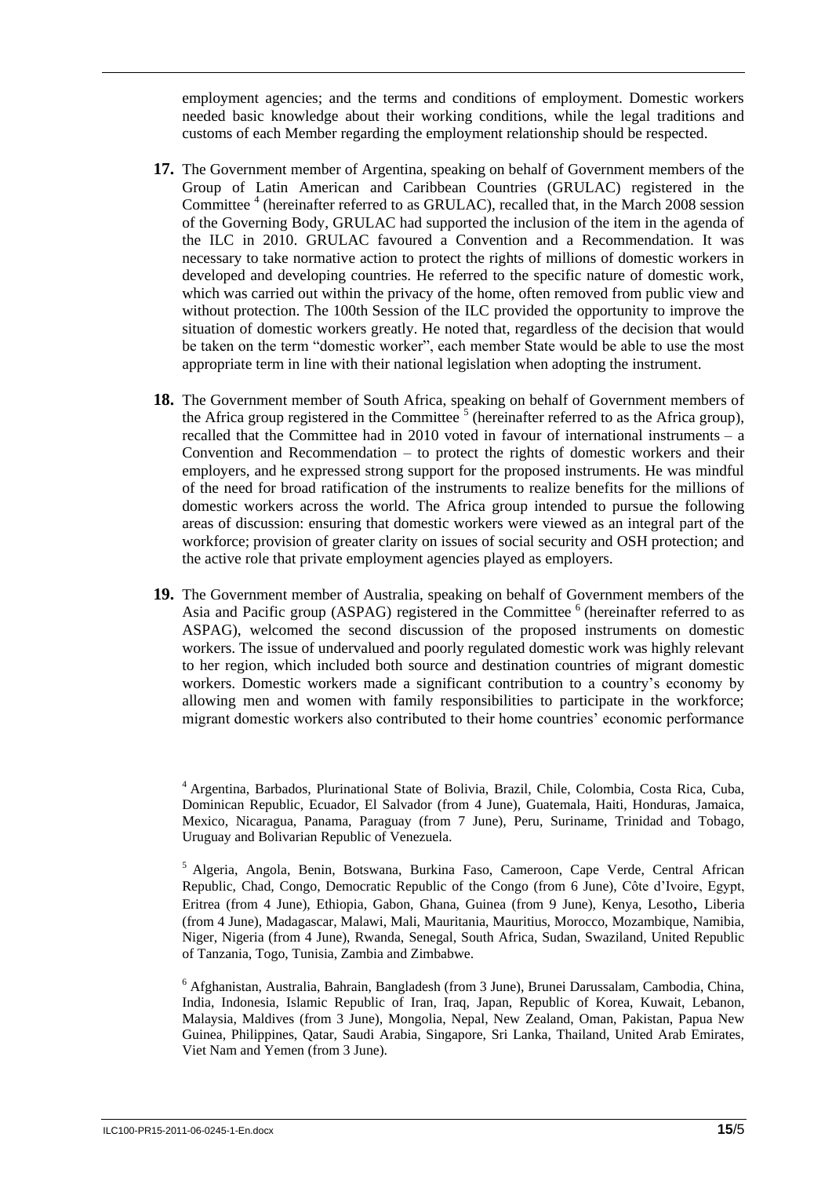employment agencies; and the terms and conditions of employment. Domestic workers needed basic knowledge about their working conditions, while the legal traditions and customs of each Member regarding the employment relationship should be respected.

**17.** The Government member of Argentina, speaking on behalf of Government members of the Group of Latin American and Caribbean Countries (GRULAC) registered in the Committee [4] (hereinafter referred to as GRULAC), recalled that, in the March 2008 session of the Governing Body, GRULAC had supported the inclusion of the item in the agenda of the ILC in 2010. GRULAC favoured a Convention and a Recommendation. It was necessary to take normative action to protect the rights of millions of domestic workers in developed and developing countries. He referred to the specific nature of domestic work, which was carried out within the privacy of the home, often removed from public view and without protection. The 100th Session of the ILC provided the opportunity to improve the situation of domestic workers greatly. He noted that, regardless of the decision that would be taken on the term "domestic worker", each member State would be able to use the most appropriate term in line with their national legislation when adopting the instrument.

**18.** The Government member of South Africa, speaking on behalf of Government members of the Africa group registered in the Committee [5] (hereinafter referred to as the Africa group), recalled that the Committee had in 2010 voted in favour of international instruments – a Convention and Recommendation – to protect the rights of domestic workers and their employers, and he expressed strong support for the proposed instruments. He was mindful of the need for broad ratification of the instruments to realize benefits for the millions of domestic workers across the world. The Africa group intended to pursue the following areas of discussion: ensuring that domestic workers were viewed as an integral part of the workforce; provision of greater clarity on issues of social security and OSH protection; and the active role that private employment agencies played as employers.

**19.** The Government member of Australia, speaking on behalf of Government members of the Asia and Pacific group (ASPAG) registered in the Committee [6] (hereinafter referred to as ASPAG), welcomed the second discussion of the proposed instruments on domestic workers. The issue of undervalued and poorly regulated domestic work was highly relevant to her region, which included both source and destination countries of migrant domestic workers. Domestic workers made a significant contribution to a country's economy by allowing men and women with family responsibilities to participate in the workforce; migrant domestic workers also contributed to their home countries' economic performance

---

[4] Argentina, Barbados, Plurinational State of Bolivia, Brazil, Chile, Colombia, Costa Rica, Cuba, Dominican Republic, Ecuador, El Salvador (from 4 June), Guatemala, Haiti, Honduras, Jamaica, Mexico, Nicaragua, Panama, Paraguay (from 7 June), Peru, Suriname, Trinidad and Tobago, Uruguay and Bolivarian Republic of Venezuela.

[5] Algeria, Angola, Benin, Botswana, Burkina Faso, Cameroon, Cape Verde, Central African Republic, Chad, Congo, Democratic Republic of the Congo (from 6 June), Côte d'Ivoire, Egypt, Eritrea (from 4 June), Ethiopia, Gabon, Ghana, Guinea (from 9 June), Kenya, Lesotho, Liberia (from 4 June), Madagascar, Malawi, Mali, Mauritania, Mauritius, Morocco, Mozambique, Namibia, Niger, Nigeria (from 4 June), Rwanda, Senegal, South Africa, Sudan, Swaziland, United Republic of Tanzania, Togo, Tunisia, Zambia and Zimbabwe.

[6] Afghanistan, Australia, Bahrain, Bangladesh (from 3 June), Brunei Darussalam, Cambodia, China, India, Indonesia, Islamic Republic of Iran, Iraq, Japan, Republic of Korea, Kuwait, Lebanon, Malaysia, Maldives (from 3 June), Mongolia, Nepal, New Zealand, Oman, Pakistan, Papua New Guinea, Philippines, Qatar, Saudi Arabia, Singapore, Sri Lanka, Thailand, United Arab Emirates, Viet Nam and Yemen (from 3 June).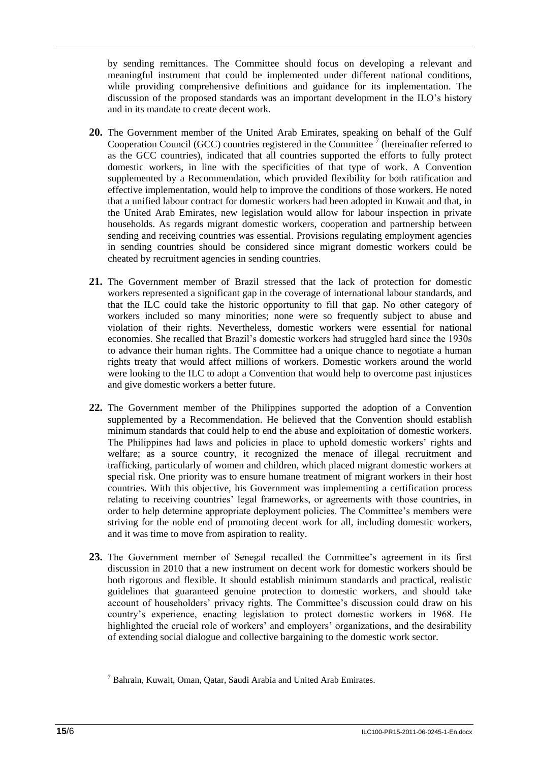by sending remittances. The Committee should focus on developing a relevant and meaningful instrument that could be implemented under different national conditions, while providing comprehensive definitions and guidance for its implementation. The discussion of the proposed standards was an important development in the ILO's history and in its mandate to create decent work.

**20.** The Government member of the United Arab Emirates, speaking on behalf of the Gulf Cooperation Council (GCC) countries registered in the Committee [7] (hereinafter referred to as the GCC countries), indicated that all countries supported the efforts to fully protect domestic workers, in line with the specificities of that type of work. A Convention supplemented by a Recommendation, which provided flexibility for both ratification and effective implementation, would help to improve the conditions of those workers. He noted that a unified labour contract for domestic workers had been adopted in Kuwait and that, in the United Arab Emirates, new legislation would allow for labour inspection in private households. As regards migrant domestic workers, cooperation and partnership between sending and receiving countries was essential. Provisions regulating employment agencies in sending countries should be considered since migrant domestic workers could be cheated by recruitment agencies in sending countries.

**21.** The Government member of Brazil stressed that the lack of protection for domestic workers represented a significant gap in the coverage of international labour standards, and that the ILC could take the historic opportunity to fill that gap. No other category of workers included so many minorities; none were so frequently subject to abuse and violation of their rights. Nevertheless, domestic workers were essential for national economies. She recalled that Brazil's domestic workers had struggled hard since the 1930s to advance their human rights. The Committee had a unique chance to negotiate a human rights treaty that would affect millions of workers. Domestic workers around the world were looking to the ILC to adopt a Convention that would help to overcome past injustices and give domestic workers a better future.

**22.** The Government member of the Philippines supported the adoption of a Convention supplemented by a Recommendation. He believed that the Convention should establish minimum standards that could help to end the abuse and exploitation of domestic workers. The Philippines had laws and policies in place to uphold domestic workers' rights and welfare; as a source country, it recognized the menace of illegal recruitment and trafficking, particularly of women and children, which placed migrant domestic workers at special risk. One priority was to ensure humane treatment of migrant workers in their host countries. With this objective, his Government was implementing a certification process relating to receiving countries' legal frameworks, or agreements with those countries, in order to help determine appropriate deployment policies. The Committee's members were striving for the noble end of promoting decent work for all, including domestic workers, and it was time to move from aspiration to reality.

**23.** The Government member of Senegal recalled the Committee's agreement in its first discussion in 2010 that a new instrument on decent work for domestic workers should be both rigorous and flexible. It should establish minimum standards and practical, realistic guidelines that guaranteed genuine protection to domestic workers, and should take account of householders' privacy rights. The Committee's discussion could draw on his country's experience, enacting legislation to protect domestic workers in 1968. He highlighted the crucial role of workers' and employers' organizations, and the desirability of extending social dialogue and collective bargaining to the domestic work sector.

[7] Bahrain, Kuwait, Oman, Qatar, Saudi Arabia and United Arab Emirates.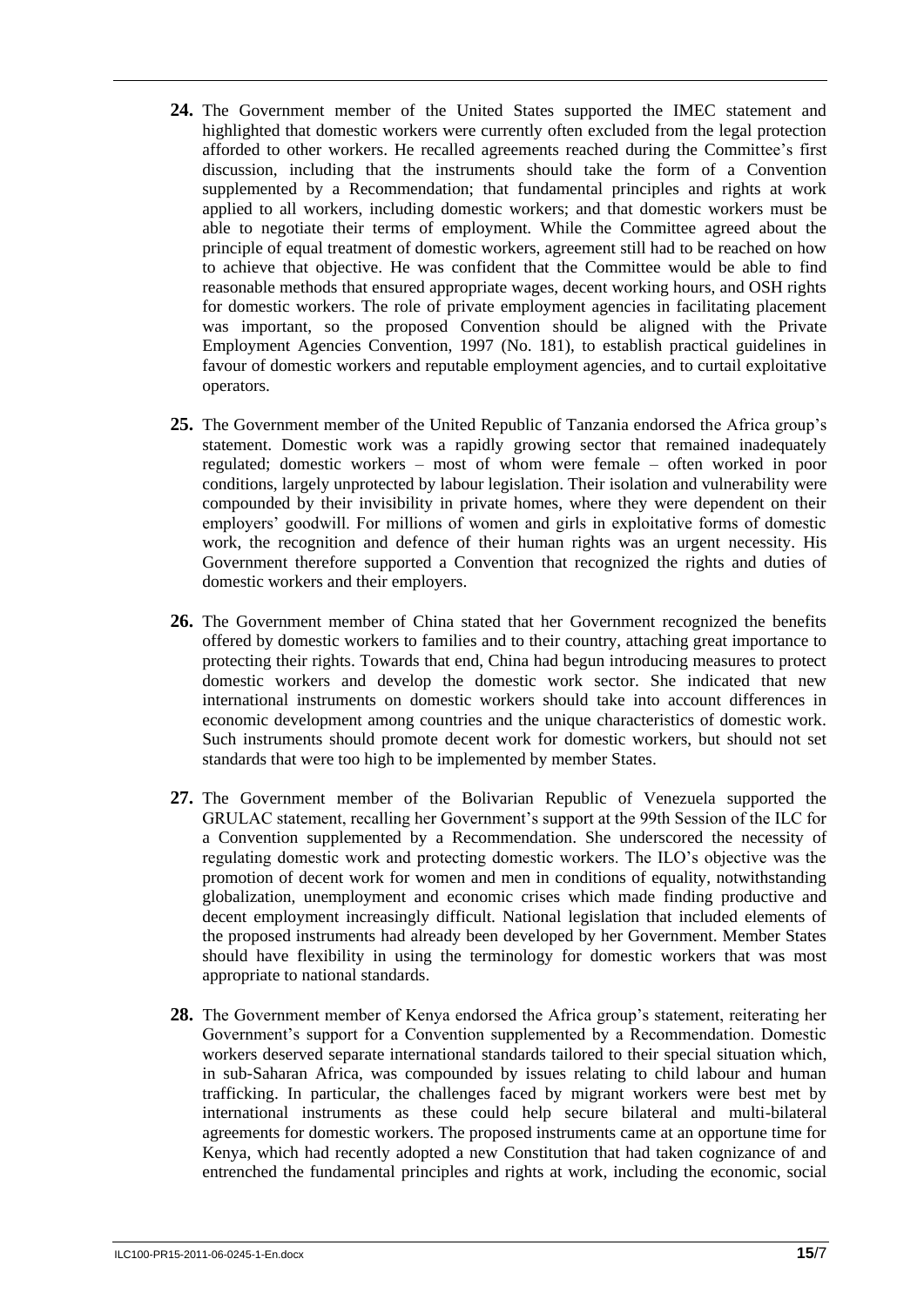**24.** The Government member of the United States supported the IMEC statement and highlighted that domestic workers were currently often excluded from the legal protection afforded to other workers. He recalled agreements reached during the Committee's first discussion, including that the instruments should take the form of a Convention supplemented by a Recommendation; that fundamental principles and rights at work applied to all workers, including domestic workers; and that domestic workers must be able to negotiate their terms of employment. While the Committee agreed about the principle of equal treatment of domestic workers, agreement still had to be reached on how to achieve that objective. He was confident that the Committee would be able to find reasonable methods that ensured appropriate wages, decent working hours, and OSH rights for domestic workers. The role of private employment agencies in facilitating placement was important, so the proposed Convention should be aligned with the Private Employment Agencies Convention, 1997 (No. 181), to establish practical guidelines in favour of domestic workers and reputable employment agencies, and to curtail exploitative operators.

**25.** The Government member of the United Republic of Tanzania endorsed the Africa group's statement. Domestic work was a rapidly growing sector that remained inadequately regulated; domestic workers – most of whom were female – often worked in poor conditions, largely unprotected by labour legislation. Their isolation and vulnerability were compounded by their invisibility in private homes, where they were dependent on their employers' goodwill. For millions of women and girls in exploitative forms of domestic work, the recognition and defence of their human rights was an urgent necessity. His Government therefore supported a Convention that recognized the rights and duties of domestic workers and their employers.

**26.** The Government member of China stated that her Government recognized the benefits offered by domestic workers to families and to their country, attaching great importance to protecting their rights. Towards that end, China had begun introducing measures to protect domestic workers and develop the domestic work sector. She indicated that new international instruments on domestic workers should take into account differences in economic development among countries and the unique characteristics of domestic work. Such instruments should promote decent work for domestic workers, but should not set standards that were too high to be implemented by member States.

**27.** The Government member of the Bolivarian Republic of Venezuela supported the GRULAC statement, recalling her Government's support at the 99th Session of the ILC for a Convention supplemented by a Recommendation. She underscored the necessity of regulating domestic work and protecting domestic workers. The ILO's objective was the promotion of decent work for women and men in conditions of equality, notwithstanding globalization, unemployment and economic crises which made finding productive and decent employment increasingly difficult. National legislation that included elements of the proposed instruments had already been developed by her Government. Member States should have flexibility in using the terminology for domestic workers that was most appropriate to national standards.

**28.** The Government member of Kenya endorsed the Africa group's statement, reiterating her Government's support for a Convention supplemented by a Recommendation. Domestic workers deserved separate international standards tailored to their special situation which, in sub-Saharan Africa, was compounded by issues relating to child labour and human trafficking. In particular, the challenges faced by migrant workers were best met by international instruments as these could help secure bilateral and multi-bilateral agreements for domestic workers. The proposed instruments came at an opportune time for Kenya, which had recently adopted a new Constitution that had taken cognizance of and entrenched the fundamental principles and rights at work, including the economic, social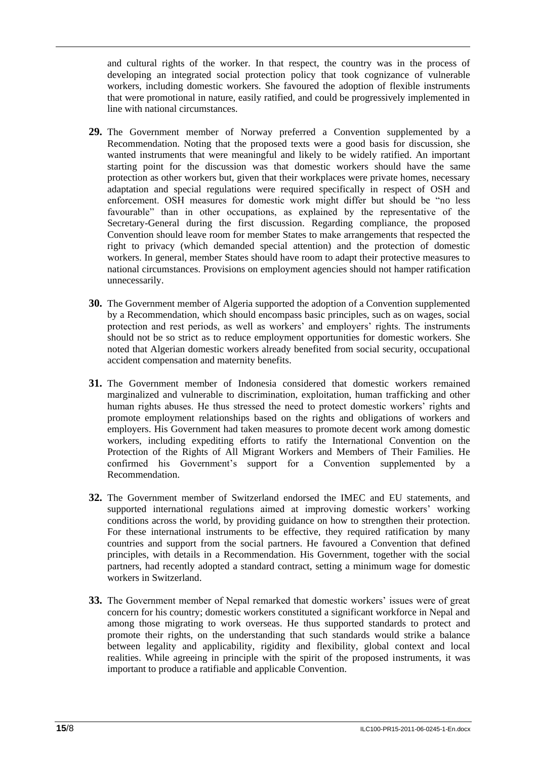and cultural rights of the worker. In that respect, the country was in the process of developing an integrated social protection policy that took cognizance of vulnerable workers, including domestic workers. She favoured the adoption of flexible instruments that were promotional in nature, easily ratified, and could be progressively implemented in line with national circumstances.

**29.** The Government member of Norway preferred a Convention supplemented by a Recommendation. Noting that the proposed texts were a good basis for discussion, she wanted instruments that were meaningful and likely to be widely ratified. An important starting point for the discussion was that domestic workers should have the same protection as other workers but, given that their workplaces were private homes, necessary adaptation and special regulations were required specifically in respect of OSH and enforcement. OSH measures for domestic work might differ but should be "no less favourable" than in other occupations, as explained by the representative of the Secretary-General during the first discussion. Regarding compliance, the proposed Convention should leave room for member States to make arrangements that respected the right to privacy (which demanded special attention) and the protection of domestic workers. In general, member States should have room to adapt their protective measures to national circumstances. Provisions on employment agencies should not hamper ratification unnecessarily.

**30.** The Government member of Algeria supported the adoption of a Convention supplemented by a Recommendation, which should encompass basic principles, such as on wages, social protection and rest periods, as well as workers' and employers' rights. The instruments should not be so strict as to reduce employment opportunities for domestic workers. She noted that Algerian domestic workers already benefited from social security, occupational accident compensation and maternity benefits.

**31.** The Government member of Indonesia considered that domestic workers remained marginalized and vulnerable to discrimination, exploitation, human trafficking and other human rights abuses. He thus stressed the need to protect domestic workers' rights and promote employment relationships based on the rights and obligations of workers and employers. His Government had taken measures to promote decent work among domestic workers, including expediting efforts to ratify the International Convention on the Protection of the Rights of All Migrant Workers and Members of Their Families. He confirmed his Government's support for a Convention supplemented by a Recommendation.

**32.** The Government member of Switzerland endorsed the IMEC and EU statements, and supported international regulations aimed at improving domestic workers' working conditions across the world, by providing guidance on how to strengthen their protection. For these international instruments to be effective, they required ratification by many countries and support from the social partners. He favoured a Convention that defined principles, with details in a Recommendation. His Government, together with the social partners, had recently adopted a standard contract, setting a minimum wage for domestic workers in Switzerland.

**33.** The Government member of Nepal remarked that domestic workers' issues were of great concern for his country; domestic workers constituted a significant workforce in Nepal and among those migrating to work overseas. He thus supported standards to protect and promote their rights, on the understanding that such standards would strike a balance between legality and applicability, rigidity and flexibility, global context and local realities. While agreeing in principle with the spirit of the proposed instruments, it was important to produce a ratifiable and applicable Convention.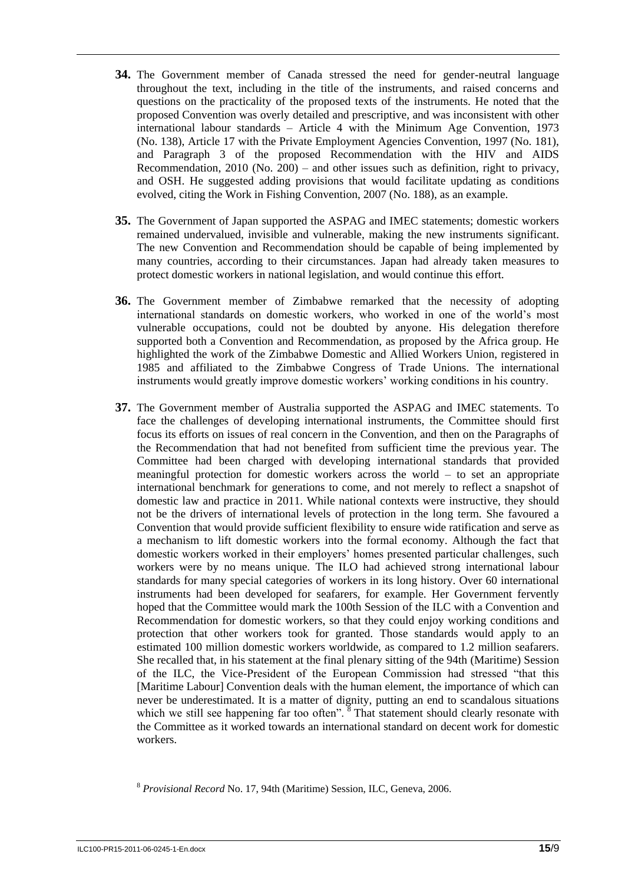**34.** The Government member of Canada stressed the need for gender-neutral language throughout the text, including in the title of the instruments, and raised concerns and questions on the practicality of the proposed texts of the instruments. He noted that the proposed Convention was overly detailed and prescriptive, and was inconsistent with other international labour standards – Article 4 with the Minimum Age Convention, 1973 (No. 138), Article 17 with the Private Employment Agencies Convention, 1997 (No. 181), and Paragraph 3 of the proposed Recommendation with the HIV and AIDS Recommendation, 2010 (No. 200) – and other issues such as definition, right to privacy, and OSH. He suggested adding provisions that would facilitate updating as conditions evolved, citing the Work in Fishing Convention, 2007 (No. 188), as an example.

**35.** The Government of Japan supported the ASPAG and IMEC statements; domestic workers remained undervalued, invisible and vulnerable, making the new instruments significant. The new Convention and Recommendation should be capable of being implemented by many countries, according to their circumstances. Japan had already taken measures to protect domestic workers in national legislation, and would continue this effort.

**36.** The Government member of Zimbabwe remarked that the necessity of adopting international standards on domestic workers, who worked in one of the world's most vulnerable occupations, could not be doubted by anyone. His delegation therefore supported both a Convention and Recommendation, as proposed by the Africa group. He highlighted the work of the Zimbabwe Domestic and Allied Workers Union, registered in 1985 and affiliated to the Zimbabwe Congress of Trade Unions. The international instruments would greatly improve domestic workers' working conditions in his country.

**37.** The Government member of Australia supported the ASPAG and IMEC statements. To face the challenges of developing international instruments, the Committee should first focus its efforts on issues of real concern in the Convention, and then on the Paragraphs of the Recommendation that had not benefited from sufficient time the previous year. The Committee had been charged with developing international standards that provided meaningful protection for domestic workers across the world – to set an appropriate international benchmark for generations to come, and not merely to reflect a snapshot of domestic law and practice in 2011. While national contexts were instructive, they should not be the drivers of international levels of protection in the long term. She favoured a Convention that would provide sufficient flexibility to ensure wide ratification and serve as a mechanism to lift domestic workers into the formal economy. Although the fact that domestic workers worked in their employers' homes presented particular challenges, such workers were by no means unique. The ILO had achieved strong international labour standards for many special categories of workers in its long history. Over 60 international instruments had been developed for seafarers, for example. Her Government fervently hoped that the Committee would mark the 100th Session of the ILC with a Convention and Recommendation for domestic workers, so that they could enjoy working conditions and protection that other workers took for granted. Those standards would apply to an estimated 100 million domestic workers worldwide, as compared to 1.2 million seafarers. She recalled that, in his statement at the final plenary sitting of the 94th (Maritime) Session of the ILC, the Vice-President of the European Commission had stressed "that this [Maritime Labour] Convention deals with the human element, the importance of which can never be underestimated. It is a matter of dignity, putting an end to scandalous situations which we still see happening far too often". [8] That statement should clearly resonate with the Committee as it worked towards an international standard on decent work for domestic workers.

[8] *Provisional Record* No. 17, 94th (Maritime) Session, ILC, Geneva, 2006.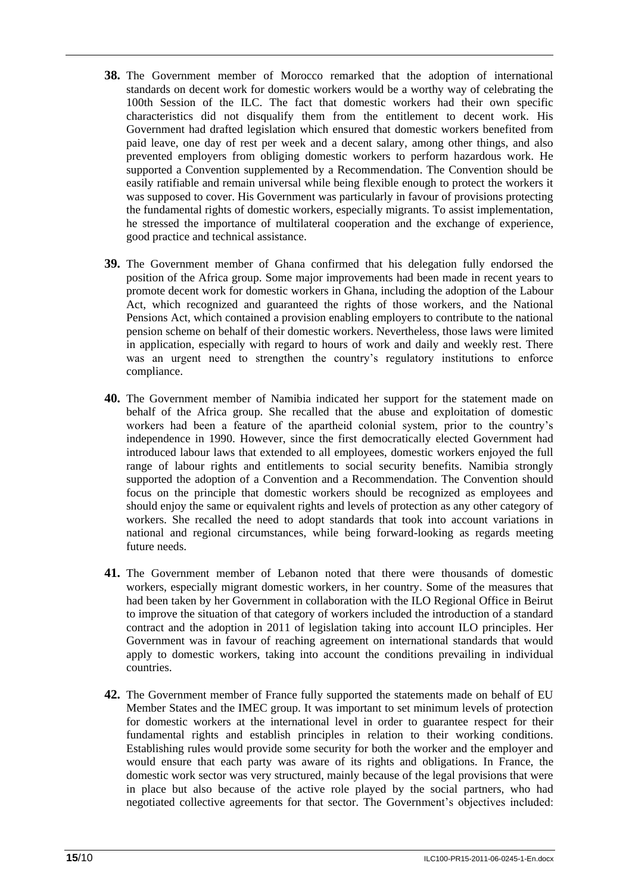**38.** The Government member of Morocco remarked that the adoption of international standards on decent work for domestic workers would be a worthy way of celebrating the 100th Session of the ILC. The fact that domestic workers had their own specific characteristics did not disqualify them from the entitlement to decent work. His Government had drafted legislation which ensured that domestic workers benefited from paid leave, one day of rest per week and a decent salary, among other things, and also prevented employers from obliging domestic workers to perform hazardous work. He supported a Convention supplemented by a Recommendation. The Convention should be easily ratifiable and remain universal while being flexible enough to protect the workers it was supposed to cover. His Government was particularly in favour of provisions protecting the fundamental rights of domestic workers, especially migrants. To assist implementation, he stressed the importance of multilateral cooperation and the exchange of experience, good practice and technical assistance.

**39.** The Government member of Ghana confirmed that his delegation fully endorsed the position of the Africa group. Some major improvements had been made in recent years to promote decent work for domestic workers in Ghana, including the adoption of the Labour Act, which recognized and guaranteed the rights of those workers, and the National Pensions Act, which contained a provision enabling employers to contribute to the national pension scheme on behalf of their domestic workers. Nevertheless, those laws were limited in application, especially with regard to hours of work and daily and weekly rest. There was an urgent need to strengthen the country's regulatory institutions to enforce compliance.

**40.** The Government member of Namibia indicated her support for the statement made on behalf of the Africa group. She recalled that the abuse and exploitation of domestic workers had been a feature of the apartheid colonial system, prior to the country's independence in 1990. However, since the first democratically elected Government had introduced labour laws that extended to all employees, domestic workers enjoyed the full range of labour rights and entitlements to social security benefits. Namibia strongly supported the adoption of a Convention and a Recommendation. The Convention should focus on the principle that domestic workers should be recognized as employees and should enjoy the same or equivalent rights and levels of protection as any other category of workers. She recalled the need to adopt standards that took into account variations in national and regional circumstances, while being forward-looking as regards meeting future needs.

**41.** The Government member of Lebanon noted that there were thousands of domestic workers, especially migrant domestic workers, in her country. Some of the measures that had been taken by her Government in collaboration with the ILO Regional Office in Beirut to improve the situation of that category of workers included the introduction of a standard contract and the adoption in 2011 of legislation taking into account ILO principles. Her Government was in favour of reaching agreement on international standards that would apply to domestic workers, taking into account the conditions prevailing in individual countries.

**42.** The Government member of France fully supported the statements made on behalf of EU Member States and the IMEC group. It was important to set minimum levels of protection for domestic workers at the international level in order to guarantee respect for their fundamental rights and establish principles in relation to their working conditions. Establishing rules would provide some security for both the worker and the employer and would ensure that each party was aware of its rights and obligations. In France, the domestic work sector was very structured, mainly because of the legal provisions that were in place but also because of the active role played by the social partners, who had negotiated collective agreements for that sector. The Government's objectives included: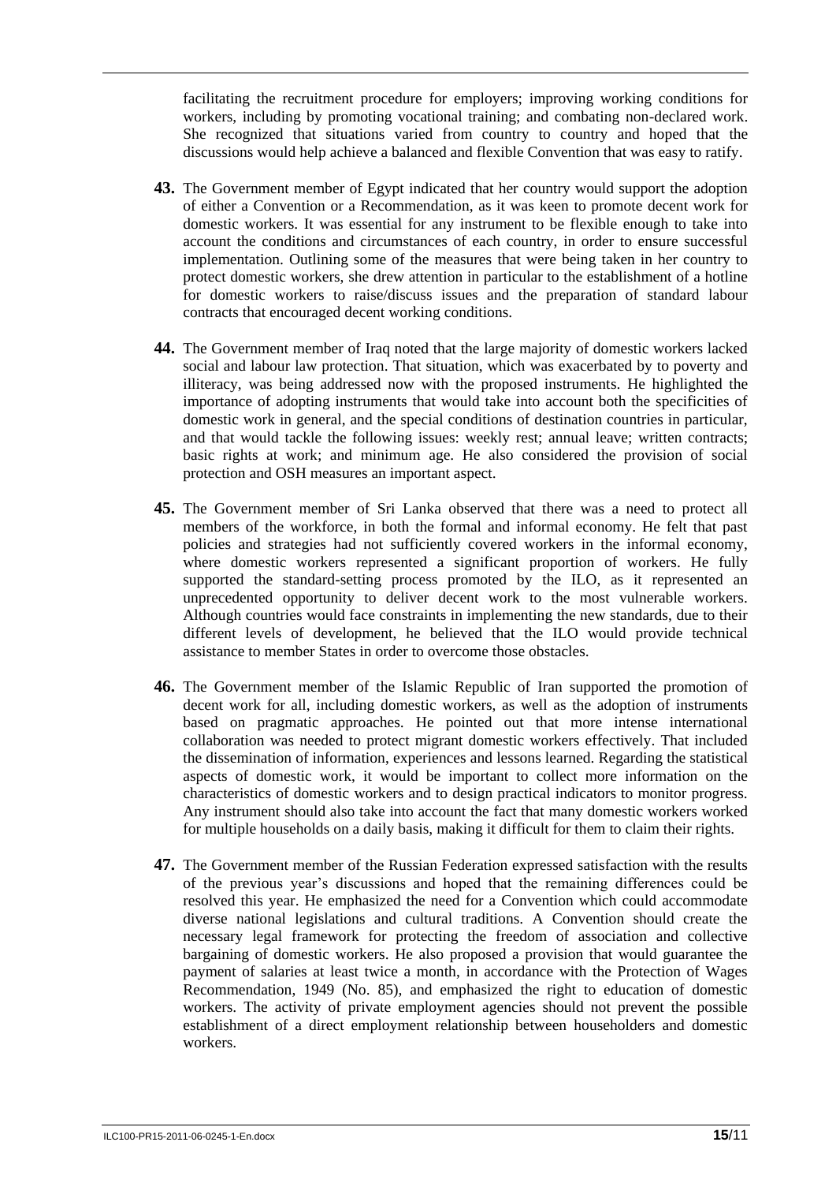facilitating the recruitment procedure for employers; improving working conditions for workers, including by promoting vocational training; and combating non-declared work. She recognized that situations varied from country to country and hoped that the discussions would help achieve a balanced and flexible Convention that was easy to ratify.

**43.** The Government member of Egypt indicated that her country would support the adoption of either a Convention or a Recommendation, as it was keen to promote decent work for domestic workers. It was essential for any instrument to be flexible enough to take into account the conditions and circumstances of each country, in order to ensure successful implementation. Outlining some of the measures that were being taken in her country to protect domestic workers, she drew attention in particular to the establishment of a hotline for domestic workers to raise/discuss issues and the preparation of standard labour contracts that encouraged decent working conditions.

**44.** The Government member of Iraq noted that the large majority of domestic workers lacked social and labour law protection. That situation, which was exacerbated by to poverty and illiteracy, was being addressed now with the proposed instruments. He highlighted the importance of adopting instruments that would take into account both the specificities of domestic work in general, and the special conditions of destination countries in particular, and that would tackle the following issues: weekly rest; annual leave; written contracts; basic rights at work; and minimum age. He also considered the provision of social protection and OSH measures an important aspect.

**45.** The Government member of Sri Lanka observed that there was a need to protect all members of the workforce, in both the formal and informal economy. He felt that past policies and strategies had not sufficiently covered workers in the informal economy, where domestic workers represented a significant proportion of workers. He fully supported the standard-setting process promoted by the ILO, as it represented an unprecedented opportunity to deliver decent work to the most vulnerable workers. Although countries would face constraints in implementing the new standards, due to their different levels of development, he believed that the ILO would provide technical assistance to member States in order to overcome those obstacles.

**46.** The Government member of the Islamic Republic of Iran supported the promotion of decent work for all, including domestic workers, as well as the adoption of instruments based on pragmatic approaches. He pointed out that more intense international collaboration was needed to protect migrant domestic workers effectively. That included the dissemination of information, experiences and lessons learned. Regarding the statistical aspects of domestic work, it would be important to collect more information on the characteristics of domestic workers and to design practical indicators to monitor progress. Any instrument should also take into account the fact that many domestic workers worked for multiple households on a daily basis, making it difficult for them to claim their rights.

**47.** The Government member of the Russian Federation expressed satisfaction with the results of the previous year's discussions and hoped that the remaining differences could be resolved this year. He emphasized the need for a Convention which could accommodate diverse national legislations and cultural traditions. A Convention should create the necessary legal framework for protecting the freedom of association and collective bargaining of domestic workers. He also proposed a provision that would guarantee the payment of salaries at least twice a month, in accordance with the Protection of Wages Recommendation, 1949 (No. 85), and emphasized the right to education of domestic workers. The activity of private employment agencies should not prevent the possible establishment of a direct employment relationship between householders and domestic workers.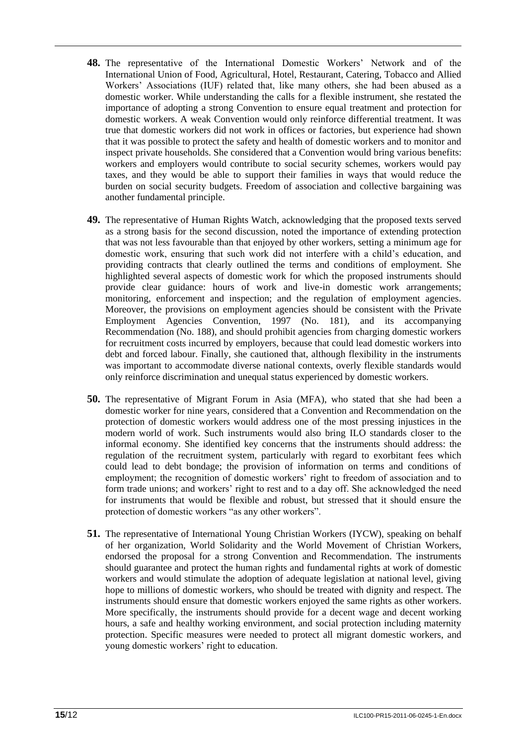**48.** The representative of the International Domestic Workers' Network and of the International Union of Food, Agricultural, Hotel, Restaurant, Catering, Tobacco and Allied Workers' Associations (IUF) related that, like many others, she had been abused as a domestic worker. While understanding the calls for a flexible instrument, she restated the importance of adopting a strong Convention to ensure equal treatment and protection for domestic workers. A weak Convention would only reinforce differential treatment. It was true that domestic workers did not work in offices or factories, but experience had shown that it was possible to protect the safety and health of domestic workers and to monitor and inspect private households. She considered that a Convention would bring various benefits: workers and employers would contribute to social security schemes, workers would pay taxes, and they would be able to support their families in ways that would reduce the burden on social security budgets. Freedom of association and collective bargaining was another fundamental principle.

**49.** The representative of Human Rights Watch, acknowledging that the proposed texts served as a strong basis for the second discussion, noted the importance of extending protection that was not less favourable than that enjoyed by other workers, setting a minimum age for domestic work, ensuring that such work did not interfere with a child's education, and providing contracts that clearly outlined the terms and conditions of employment. She highlighted several aspects of domestic work for which the proposed instruments should provide clear guidance: hours of work and live-in domestic work arrangements; monitoring, enforcement and inspection; and the regulation of employment agencies. Moreover, the provisions on employment agencies should be consistent with the Private Employment Agencies Convention, 1997 (No. 181), and its accompanying Recommendation (No. 188), and should prohibit agencies from charging domestic workers for recruitment costs incurred by employers, because that could lead domestic workers into debt and forced labour. Finally, she cautioned that, although flexibility in the instruments was important to accommodate diverse national contexts, overly flexible standards would only reinforce discrimination and unequal status experienced by domestic workers.

**50.** The representative of Migrant Forum in Asia (MFA), who stated that she had been a domestic worker for nine years, considered that a Convention and Recommendation on the protection of domestic workers would address one of the most pressing injustices in the modern world of work. Such instruments would also bring ILO standards closer to the informal economy. She identified key concerns that the instruments should address: the regulation of the recruitment system, particularly with regard to exorbitant fees which could lead to debt bondage; the provision of information on terms and conditions of employment; the recognition of domestic workers' right to freedom of association and to form trade unions; and workers' right to rest and to a day off. She acknowledged the need for instruments that would be flexible and robust, but stressed that it should ensure the protection of domestic workers "as any other workers".

**51.** The representative of International Young Christian Workers (IYCW), speaking on behalf of her organization, World Solidarity and the World Movement of Christian Workers, endorsed the proposal for a strong Convention and Recommendation. The instruments should guarantee and protect the human rights and fundamental rights at work of domestic workers and would stimulate the adoption of adequate legislation at national level, giving hope to millions of domestic workers, who should be treated with dignity and respect. The instruments should ensure that domestic workers enjoyed the same rights as other workers. More specifically, the instruments should provide for a decent wage and decent working hours, a safe and healthy working environment, and social protection including maternity protection. Specific measures were needed to protect all migrant domestic workers, and young domestic workers' right to education.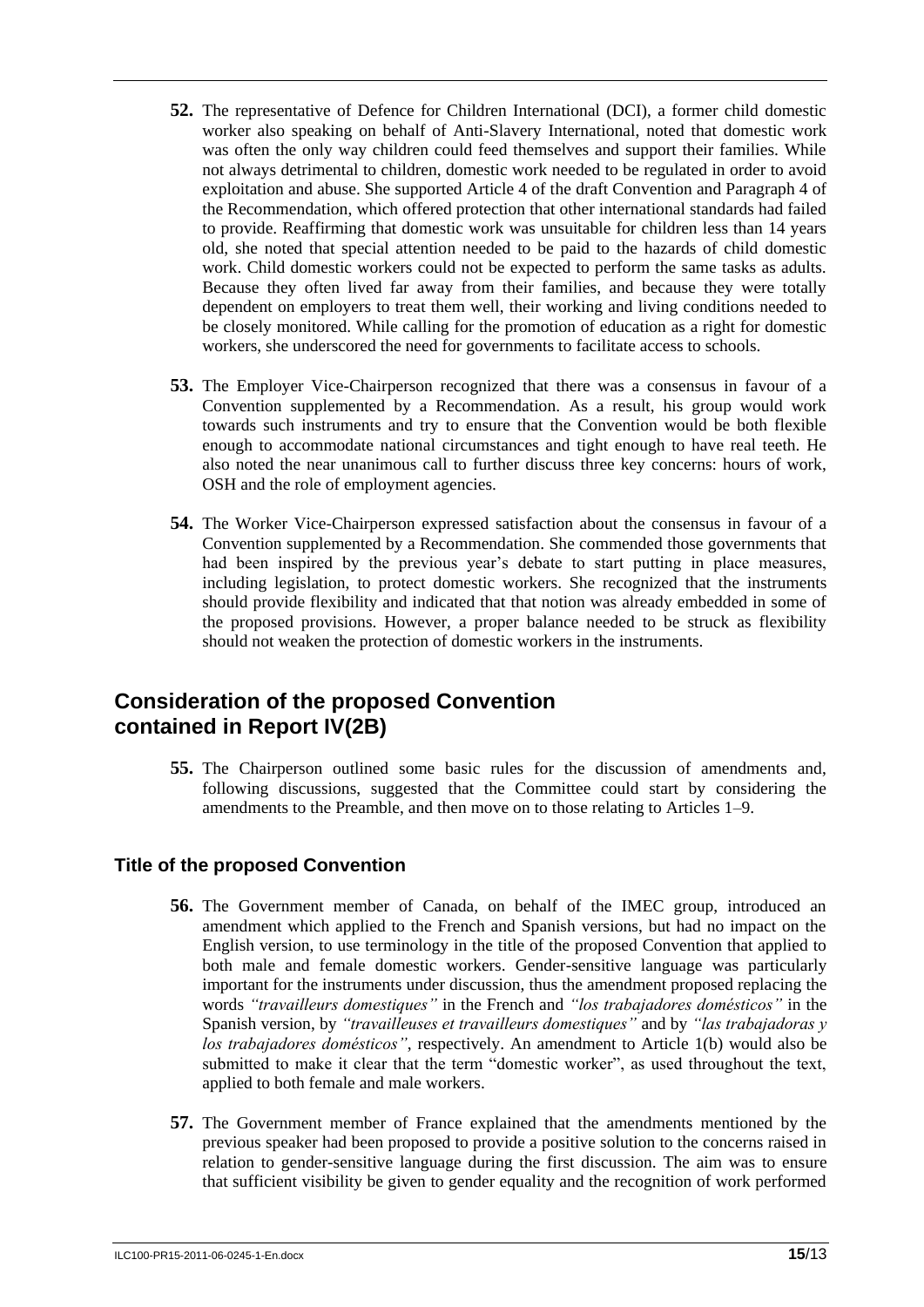**52.** The representative of Defence for Children International (DCI), a former child domestic worker also speaking on behalf of Anti-Slavery International, noted that domestic work was often the only way children could feed themselves and support their families. While not always detrimental to children, domestic work needed to be regulated in order to avoid exploitation and abuse. She supported Article 4 of the draft Convention and Paragraph 4 of the Recommendation, which offered protection that other international standards had failed to provide. Reaffirming that domestic work was unsuitable for children less than 14 years old, she noted that special attention needed to be paid to the hazards of child domestic work. Child domestic workers could not be expected to perform the same tasks as adults. Because they often lived far away from their families, and because they were totally dependent on employers to treat them well, their working and living conditions needed to be closely monitored. While calling for the promotion of education as a right for domestic workers, she underscored the need for governments to facilitate access to schools.

**53.** The Employer Vice-Chairperson recognized that there was a consensus in favour of a Convention supplemented by a Recommendation. As a result, his group would work towards such instruments and try to ensure that the Convention would be both flexible enough to accommodate national circumstances and tight enough to have real teeth. He also noted the near unanimous call to further discuss three key concerns: hours of work, OSH and the role of employment agencies.

**54.** The Worker Vice-Chairperson expressed satisfaction about the consensus in favour of a Convention supplemented by a Recommendation. She commended those governments that had been inspired by the previous year's debate to start putting in place measures, including legislation, to protect domestic workers. She recognized that the instruments should provide flexibility and indicated that that notion was already embedded in some of the proposed provisions. However, a proper balance needed to be struck as flexibility should not weaken the protection of domestic workers in the instruments.

## Consideration of the proposed Convention contained in Report IV(2B)

**55.** The Chairperson outlined some basic rules for the discussion of amendments and, following discussions, suggested that the Committee could start by considering the amendments to the Preamble, and then move on to those relating to Articles 1–9.

### Title of the proposed Convention

**56.** The Government member of Canada, on behalf of the IMEC group, introduced an amendment which applied to the French and Spanish versions, but had no impact on the English version, to use terminology in the title of the proposed Convention that applied to both male and female domestic workers. Gender-sensitive language was particularly important for the instruments under discussion, thus the amendment proposed replacing the words *"travailleurs domestiques"* in the French and *"los trabajadores domésticos"* in the Spanish version, by *"travailleuses et travailleurs domestiques"* and by *"las trabajadoras y los trabajadores domésticos"*, respectively. An amendment to Article 1(b) would also be submitted to make it clear that the term "domestic worker", as used throughout the text, applied to both female and male workers.

**57.** The Government member of France explained that the amendments mentioned by the previous speaker had been proposed to provide a positive solution to the concerns raised in relation to gender-sensitive language during the first discussion. The aim was to ensure that sufficient visibility be given to gender equality and the recognition of work performed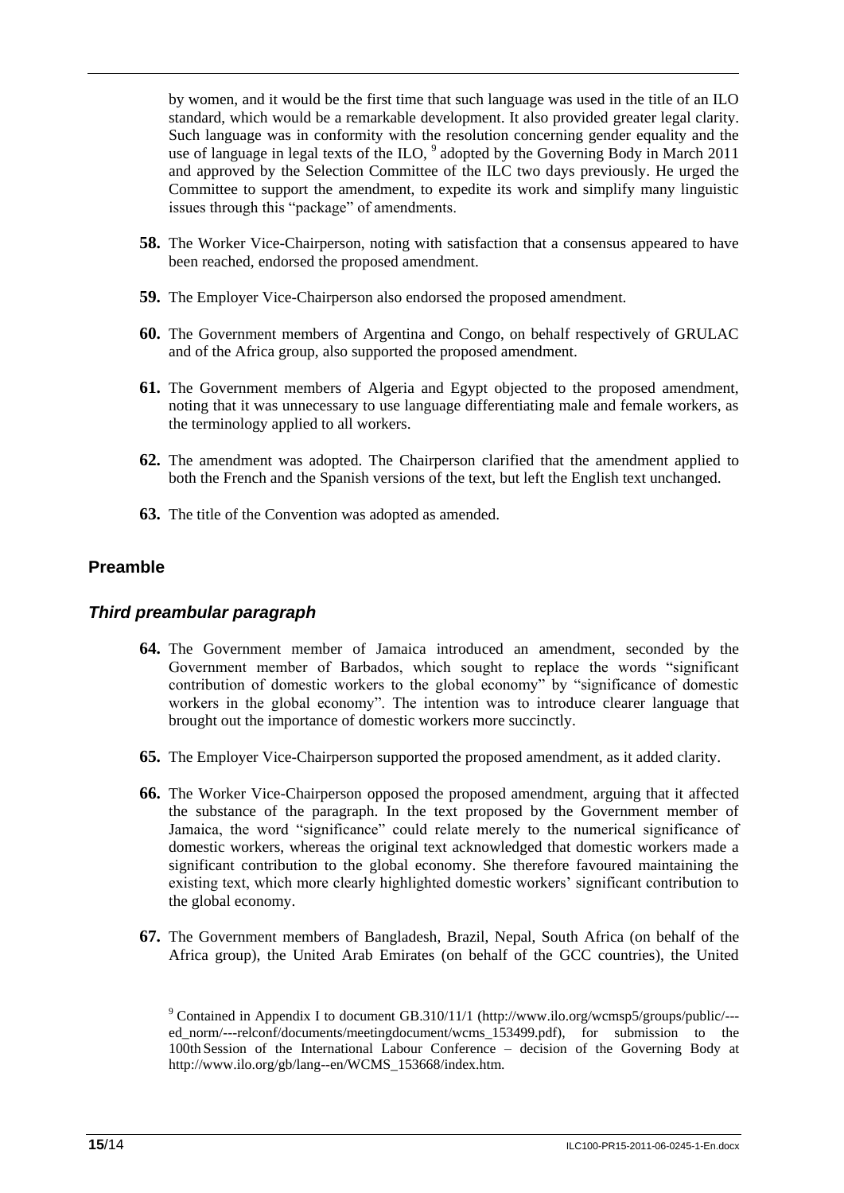by women, and it would be the first time that such language was used in the title of an ILO standard, which would be a remarkable development. It also provided greater legal clarity. Such language was in conformity with the resolution concerning gender equality and the use of language in legal texts of the ILO, [9] adopted by the Governing Body in March 2011 and approved by the Selection Committee of the ILC two days previously. He urged the Committee to support the amendment, to expedite its work and simplify many linguistic issues through this "package" of amendments.

**58.** The Worker Vice-Chairperson, noting with satisfaction that a consensus appeared to have been reached, endorsed the proposed amendment.

**59.** The Employer Vice-Chairperson also endorsed the proposed amendment.

**60.** The Government members of Argentina and Congo, on behalf respectively of GRULAC and of the Africa group, also supported the proposed amendment.

**61.** The Government members of Algeria and Egypt objected to the proposed amendment, noting that it was unnecessary to use language differentiating male and female workers, as the terminology applied to all workers.

**62.** The amendment was adopted. The Chairperson clarified that the amendment applied to both the French and the Spanish versions of the text, but left the English text unchanged.

**63.** The title of the Convention was adopted as amended.

## Preamble

### *Third preambular paragraph*

**64.** The Government member of Jamaica introduced an amendment, seconded by the Government member of Barbados, which sought to replace the words "significant contribution of domestic workers to the global economy" by "significance of domestic workers in the global economy". The intention was to introduce clearer language that brought out the importance of domestic workers more succinctly.

**65.** The Employer Vice-Chairperson supported the proposed amendment, as it added clarity.

**66.** The Worker Vice-Chairperson opposed the proposed amendment, arguing that it affected the substance of the paragraph. In the text proposed by the Government member of Jamaica, the word "significance" could relate merely to the numerical significance of domestic workers, whereas the original text acknowledged that domestic workers made a significant contribution to the global economy. She therefore favoured maintaining the existing text, which more clearly highlighted domestic workers' significant contribution to the global economy.

**67.** The Government members of Bangladesh, Brazil, Nepal, South Africa (on behalf of the Africa group), the United Arab Emirates (on behalf of the GCC countries), the United

[9] Contained in Appendix I to document GB.310/11/1 (http://www.ilo.org/wcmsp5/groups/public/---ed_norm/---relconf/documents/meetingdocument/wcms_153499.pdf), for submission to the 100th Session of the International Labour Conference – decision of the Governing Body at http://www.ilo.org/gb/lang--en/WCMS_153668/index.htm.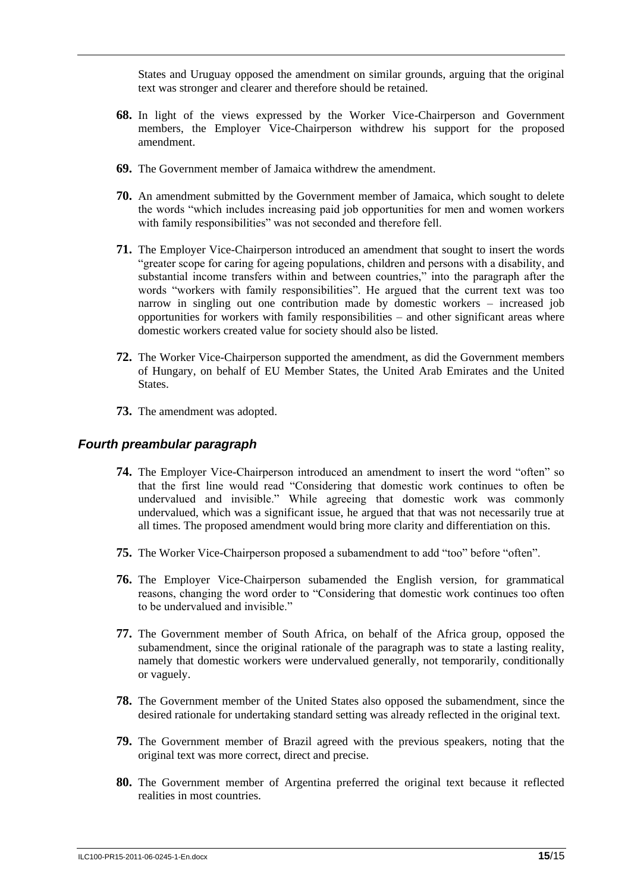States and Uruguay opposed the amendment on similar grounds, arguing that the original text was stronger and clearer and therefore should be retained.

**68.** In light of the views expressed by the Worker Vice-Chairperson and Government members, the Employer Vice-Chairperson withdrew his support for the proposed amendment.

**69.** The Government member of Jamaica withdrew the amendment.

**70.** An amendment submitted by the Government member of Jamaica, which sought to delete the words "which includes increasing paid job opportunities for men and women workers with family responsibilities" was not seconded and therefore fell.

**71.** The Employer Vice-Chairperson introduced an amendment that sought to insert the words "greater scope for caring for ageing populations, children and persons with a disability, and substantial income transfers within and between countries," into the paragraph after the words "workers with family responsibilities". He argued that the current text was too narrow in singling out one contribution made by domestic workers – increased job opportunities for workers with family responsibilities – and other significant areas where domestic workers created value for society should also be listed.

**72.** The Worker Vice-Chairperson supported the amendment, as did the Government members of Hungary, on behalf of EU Member States, the United Arab Emirates and the United States.

**73.** The amendment was adopted.

### *Fourth preambular paragraph*

**74.** The Employer Vice-Chairperson introduced an amendment to insert the word "often" so that the first line would read "Considering that domestic work continues to often be undervalued and invisible." While agreeing that domestic work was commonly undervalued, which was a significant issue, he argued that that was not necessarily true at all times. The proposed amendment would bring more clarity and differentiation on this.

**75.** The Worker Vice-Chairperson proposed a subamendment to add "too" before "often".

**76.** The Employer Vice-Chairperson subamended the English version, for grammatical reasons, changing the word order to "Considering that domestic work continues too often to be undervalued and invisible."

**77.** The Government member of South Africa, on behalf of the Africa group, opposed the subamendment, since the original rationale of the paragraph was to state a lasting reality, namely that domestic workers were undervalued generally, not temporarily, conditionally or vaguely.

**78.** The Government member of the United States also opposed the subamendment, since the desired rationale for undertaking standard setting was already reflected in the original text.

**79.** The Government member of Brazil agreed with the previous speakers, noting that the original text was more correct, direct and precise.

**80.** The Government member of Argentina preferred the original text because it reflected realities in most countries.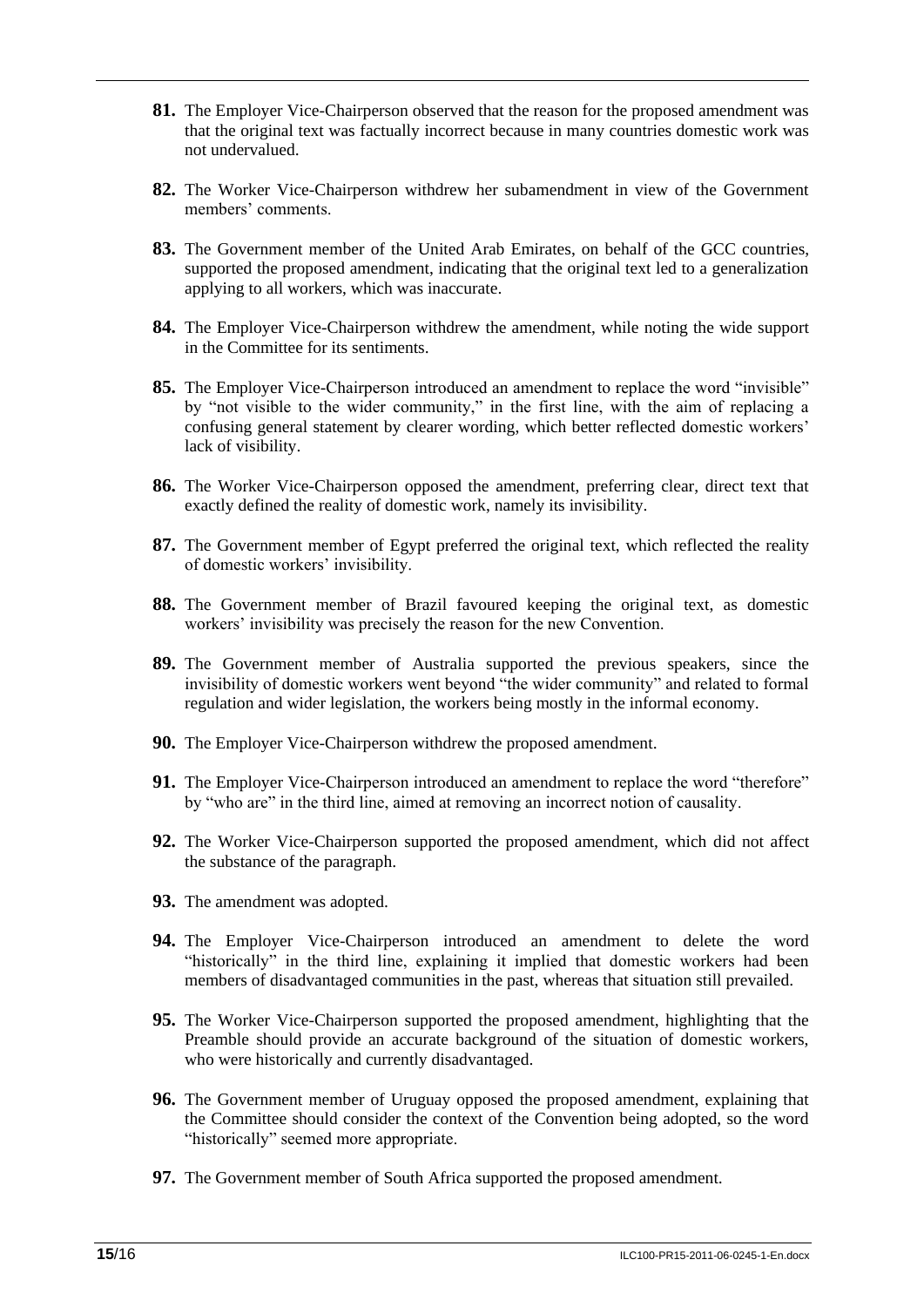**81.** The Employer Vice-Chairperson observed that the reason for the proposed amendment was that the original text was factually incorrect because in many countries domestic work was not undervalued.

**82.** The Worker Vice-Chairperson withdrew her subamendment in view of the Government members' comments.

**83.** The Government member of the United Arab Emirates, on behalf of the GCC countries, supported the proposed amendment, indicating that the original text led to a generalization applying to all workers, which was inaccurate.

**84.** The Employer Vice-Chairperson withdrew the amendment, while noting the wide support in the Committee for its sentiments.

**85.** The Employer Vice-Chairperson introduced an amendment to replace the word "invisible" by "not visible to the wider community," in the first line, with the aim of replacing a confusing general statement by clearer wording, which better reflected domestic workers' lack of visibility.

**86.** The Worker Vice-Chairperson opposed the amendment, preferring clear, direct text that exactly defined the reality of domestic work, namely its invisibility.

**87.** The Government member of Egypt preferred the original text, which reflected the reality of domestic workers' invisibility.

**88.** The Government member of Brazil favoured keeping the original text, as domestic workers' invisibility was precisely the reason for the new Convention.

**89.** The Government member of Australia supported the previous speakers, since the invisibility of domestic workers went beyond "the wider community" and related to formal regulation and wider legislation, the workers being mostly in the informal economy.

**90.** The Employer Vice-Chairperson withdrew the proposed amendment.

**91.** The Employer Vice-Chairperson introduced an amendment to replace the word "therefore" by "who are" in the third line, aimed at removing an incorrect notion of causality.

**92.** The Worker Vice-Chairperson supported the proposed amendment, which did not affect the substance of the paragraph.

**93.** The amendment was adopted.

**94.** The Employer Vice-Chairperson introduced an amendment to delete the word "historically" in the third line, explaining it implied that domestic workers had been members of disadvantaged communities in the past, whereas that situation still prevailed.

**95.** The Worker Vice-Chairperson supported the proposed amendment, highlighting that the Preamble should provide an accurate background of the situation of domestic workers, who were historically and currently disadvantaged.

**96.** The Government member of Uruguay opposed the proposed amendment, explaining that the Committee should consider the context of the Convention being adopted, so the word "historically" seemed more appropriate.

**97.** The Government member of South Africa supported the proposed amendment.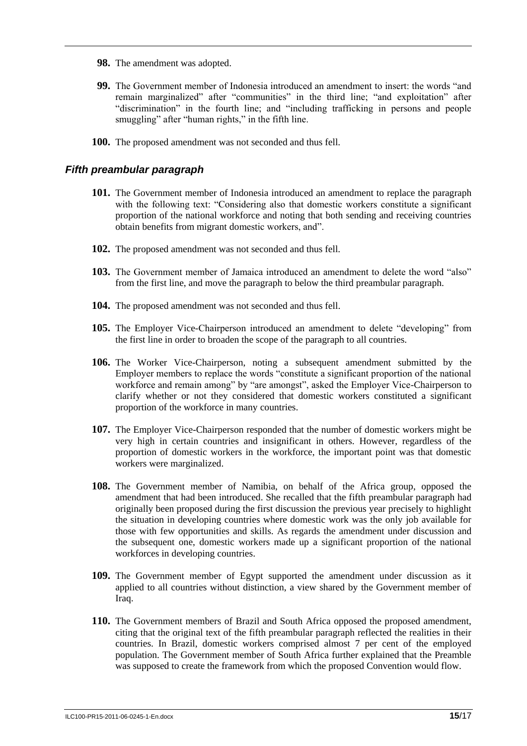**98.** The amendment was adopted.

**99.** The Government member of Indonesia introduced an amendment to insert: the words "and remain marginalized" after "communities" in the third line; "and exploitation" after "discrimination" in the fourth line; and "including trafficking in persons and people smuggling" after "human rights," in the fifth line.

**100.** The proposed amendment was not seconded and thus fell.

### *Fifth preambular paragraph*

**101.** The Government member of Indonesia introduced an amendment to replace the paragraph with the following text: "Considering also that domestic workers constitute a significant proportion of the national workforce and noting that both sending and receiving countries obtain benefits from migrant domestic workers, and".

**102.** The proposed amendment was not seconded and thus fell.

**103.** The Government member of Jamaica introduced an amendment to delete the word "also" from the first line, and move the paragraph to below the third preambular paragraph.

**104.** The proposed amendment was not seconded and thus fell.

**105.** The Employer Vice-Chairperson introduced an amendment to delete "developing" from the first line in order to broaden the scope of the paragraph to all countries.

**106.** The Worker Vice-Chairperson, noting a subsequent amendment submitted by the Employer members to replace the words "constitute a significant proportion of the national workforce and remain among" by "are amongst", asked the Employer Vice-Chairperson to clarify whether or not they considered that domestic workers constituted a significant proportion of the workforce in many countries.

**107.** The Employer Vice-Chairperson responded that the number of domestic workers might be very high in certain countries and insignificant in others. However, regardless of the proportion of domestic workers in the workforce, the important point was that domestic workers were marginalized.

**108.** The Government member of Namibia, on behalf of the Africa group, opposed the amendment that had been introduced. She recalled that the fifth preambular paragraph had originally been proposed during the first discussion the previous year precisely to highlight the situation in developing countries where domestic work was the only job available for those with few opportunities and skills. As regards the amendment under discussion and the subsequent one, domestic workers made up a significant proportion of the national workforces in developing countries.

**109.** The Government member of Egypt supported the amendment under discussion as it applied to all countries without distinction, a view shared by the Government member of Iraq.

**110.** The Government members of Brazil and South Africa opposed the proposed amendment, citing that the original text of the fifth preambular paragraph reflected the realities in their countries. In Brazil, domestic workers comprised almost 7 per cent of the employed population. The Government member of South Africa further explained that the Preamble was supposed to create the framework from which the proposed Convention would flow.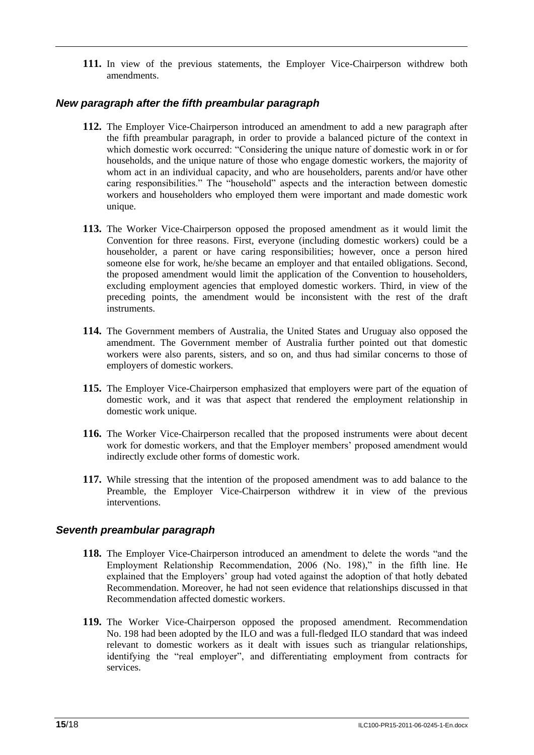**111.** In view of the previous statements, the Employer Vice-Chairperson withdrew both amendments.

### *New paragraph after the fifth preambular paragraph*

**112.** The Employer Vice-Chairperson introduced an amendment to add a new paragraph after the fifth preambular paragraph, in order to provide a balanced picture of the context in which domestic work occurred: "Considering the unique nature of domestic work in or for households, and the unique nature of those who engage domestic workers, the majority of whom act in an individual capacity, and who are householders, parents and/or have other caring responsibilities." The "household" aspects and the interaction between domestic workers and householders who employed them were important and made domestic work unique.

**113.** The Worker Vice-Chairperson opposed the proposed amendment as it would limit the Convention for three reasons. First, everyone (including domestic workers) could be a householder, a parent or have caring responsibilities; however, once a person hired someone else for work, he/she became an employer and that entailed obligations. Second, the proposed amendment would limit the application of the Convention to householders, excluding employment agencies that employed domestic workers. Third, in view of the preceding points, the amendment would be inconsistent with the rest of the draft instruments.

**114.** The Government members of Australia, the United States and Uruguay also opposed the amendment. The Government member of Australia further pointed out that domestic workers were also parents, sisters, and so on, and thus had similar concerns to those of employers of domestic workers.

**115.** The Employer Vice-Chairperson emphasized that employers were part of the equation of domestic work, and it was that aspect that rendered the employment relationship in domestic work unique.

**116.** The Worker Vice-Chairperson recalled that the proposed instruments were about decent work for domestic workers, and that the Employer members' proposed amendment would indirectly exclude other forms of domestic work.

**117.** While stressing that the intention of the proposed amendment was to add balance to the Preamble, the Employer Vice-Chairperson withdrew it in view of the previous interventions.

### *Seventh preambular paragraph*

**118.** The Employer Vice-Chairperson introduced an amendment to delete the words "and the Employment Relationship Recommendation, 2006 (No. 198)," in the fifth line. He explained that the Employers' group had voted against the adoption of that hotly debated Recommendation. Moreover, he had not seen evidence that relationships discussed in that Recommendation affected domestic workers.

**119.** The Worker Vice-Chairperson opposed the proposed amendment. Recommendation No. 198 had been adopted by the ILO and was a full-fledged ILO standard that was indeed relevant to domestic workers as it dealt with issues such as triangular relationships, identifying the "real employer", and differentiating employment from contracts for services.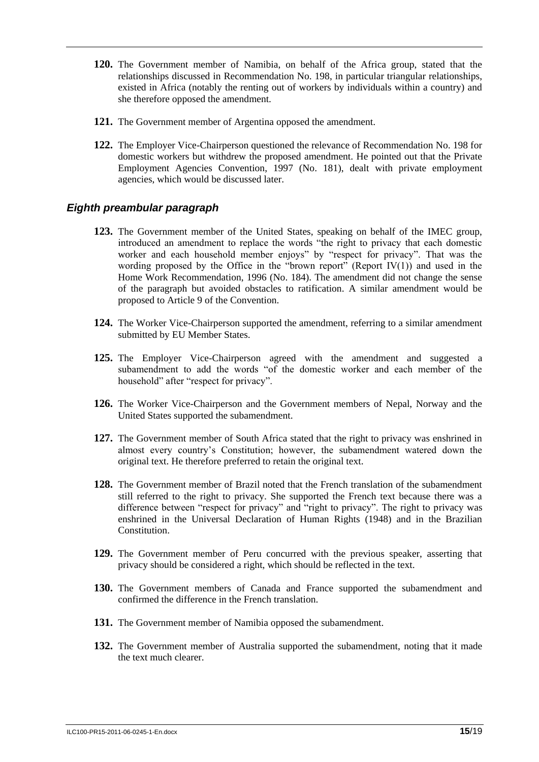**120.** The Government member of Namibia, on behalf of the Africa group, stated that the relationships discussed in Recommendation No. 198, in particular triangular relationships, existed in Africa (notably the renting out of workers by individuals within a country) and she therefore opposed the amendment.

**121.** The Government member of Argentina opposed the amendment.

**122.** The Employer Vice-Chairperson questioned the relevance of Recommendation No. 198 for domestic workers but withdrew the proposed amendment. He pointed out that the Private Employment Agencies Convention, 1997 (No. 181), dealt with private employment agencies, which would be discussed later.

### *Eighth preambular paragraph*

**123.** The Government member of the United States, speaking on behalf of the IMEC group, introduced an amendment to replace the words "the right to privacy that each domestic worker and each household member enjoys" by "respect for privacy". That was the wording proposed by the Office in the "brown report" (Report IV(1)) and used in the Home Work Recommendation, 1996 (No. 184). The amendment did not change the sense of the paragraph but avoided obstacles to ratification. A similar amendment would be proposed to Article 9 of the Convention.

**124.** The Worker Vice-Chairperson supported the amendment, referring to a similar amendment submitted by EU Member States.

**125.** The Employer Vice-Chairperson agreed with the amendment and suggested a subamendment to add the words "of the domestic worker and each member of the household" after "respect for privacy".

**126.** The Worker Vice-Chairperson and the Government members of Nepal, Norway and the United States supported the subamendment.

**127.** The Government member of South Africa stated that the right to privacy was enshrined in almost every country's Constitution; however, the subamendment watered down the original text. He therefore preferred to retain the original text.

**128.** The Government member of Brazil noted that the French translation of the subamendment still referred to the right to privacy. She supported the French text because there was a difference between "respect for privacy" and "right to privacy". The right to privacy was enshrined in the Universal Declaration of Human Rights (1948) and in the Brazilian Constitution.

**129.** The Government member of Peru concurred with the previous speaker, asserting that privacy should be considered a right, which should be reflected in the text.

**130.** The Government members of Canada and France supported the subamendment and confirmed the difference in the French translation.

**131.** The Government member of Namibia opposed the subamendment.

**132.** The Government member of Australia supported the subamendment, noting that it made the text much clearer.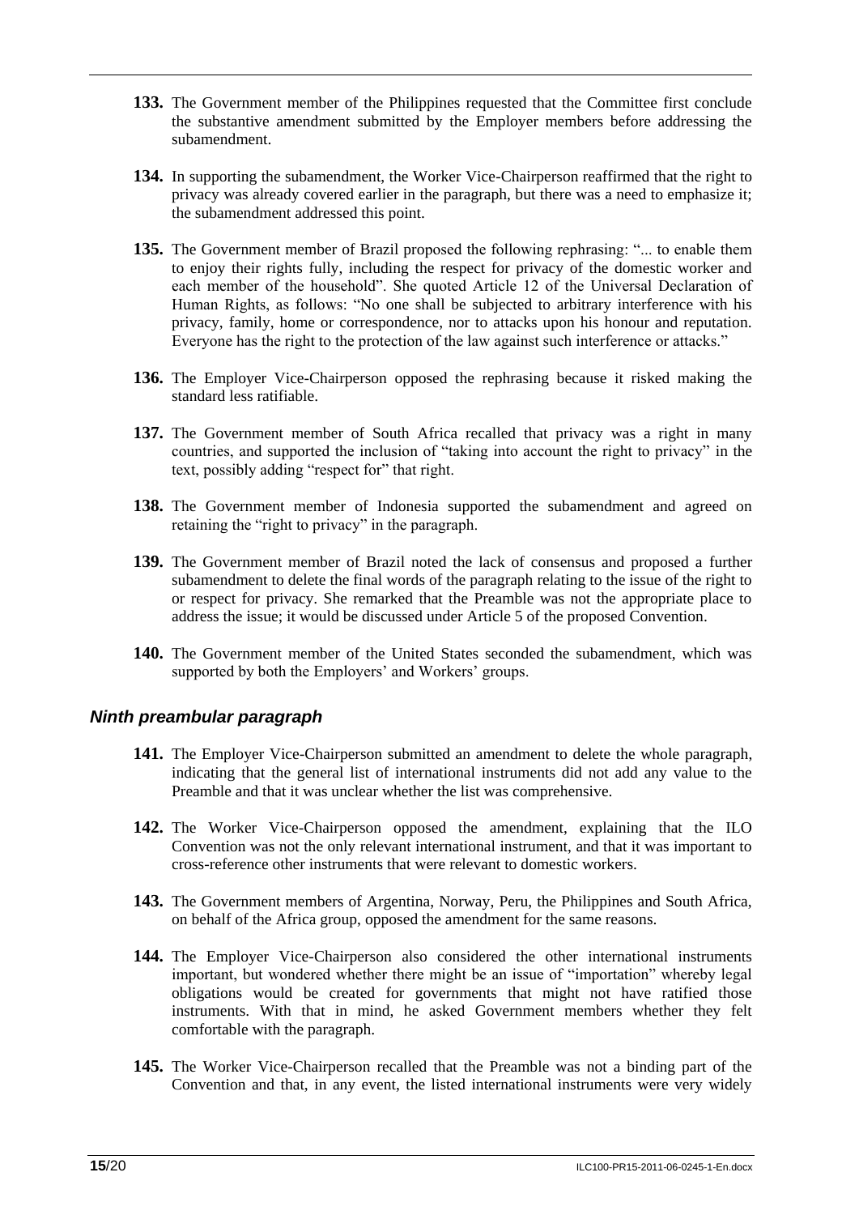**133.** The Government member of the Philippines requested that the Committee first conclude the substantive amendment submitted by the Employer members before addressing the subamendment.

**134.** In supporting the subamendment, the Worker Vice-Chairperson reaffirmed that the right to privacy was already covered earlier in the paragraph, but there was a need to emphasize it; the subamendment addressed this point.

**135.** The Government member of Brazil proposed the following rephrasing: "... to enable them to enjoy their rights fully, including the respect for privacy of the domestic worker and each member of the household". She quoted Article 12 of the Universal Declaration of Human Rights, as follows: "No one shall be subjected to arbitrary interference with his privacy, family, home or correspondence, nor to attacks upon his honour and reputation. Everyone has the right to the protection of the law against such interference or attacks."

**136.** The Employer Vice-Chairperson opposed the rephrasing because it risked making the standard less ratifiable.

**137.** The Government member of South Africa recalled that privacy was a right in many countries, and supported the inclusion of "taking into account the right to privacy" in the text, possibly adding "respect for" that right.

**138.** The Government member of Indonesia supported the subamendment and agreed on retaining the "right to privacy" in the paragraph.

**139.** The Government member of Brazil noted the lack of consensus and proposed a further subamendment to delete the final words of the paragraph relating to the issue of the right to or respect for privacy. She remarked that the Preamble was not the appropriate place to address the issue; it would be discussed under Article 5 of the proposed Convention.

**140.** The Government member of the United States seconded the subamendment, which was supported by both the Employers' and Workers' groups.

### *Ninth preambular paragraph*

**141.** The Employer Vice-Chairperson submitted an amendment to delete the whole paragraph, indicating that the general list of international instruments did not add any value to the Preamble and that it was unclear whether the list was comprehensive.

**142.** The Worker Vice-Chairperson opposed the amendment, explaining that the ILO Convention was not the only relevant international instrument, and that it was important to cross-reference other instruments that were relevant to domestic workers.

**143.** The Government members of Argentina, Norway, Peru, the Philippines and South Africa, on behalf of the Africa group, opposed the amendment for the same reasons.

**144.** The Employer Vice-Chairperson also considered the other international instruments important, but wondered whether there might be an issue of "importation" whereby legal obligations would be created for governments that might not have ratified those instruments. With that in mind, he asked Government members whether they felt comfortable with the paragraph.

**145.** The Worker Vice-Chairperson recalled that the Preamble was not a binding part of the Convention and that, in any event, the listed international instruments were very widely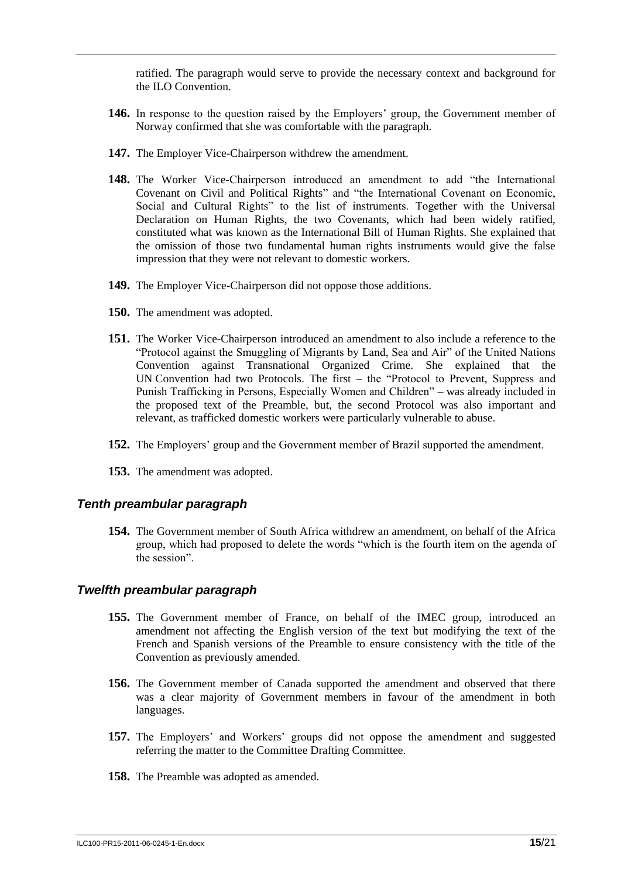ratified. The paragraph would serve to provide the necessary context and background for the ILO Convention.

**146.** In response to the question raised by the Employers' group, the Government member of Norway confirmed that she was comfortable with the paragraph.

**147.** The Employer Vice-Chairperson withdrew the amendment.

**148.** The Worker Vice-Chairperson introduced an amendment to add "the International Covenant on Civil and Political Rights" and "the International Covenant on Economic, Social and Cultural Rights" to the list of instruments. Together with the Universal Declaration on Human Rights, the two Covenants, which had been widely ratified, constituted what was known as the International Bill of Human Rights. She explained that the omission of those two fundamental human rights instruments would give the false impression that they were not relevant to domestic workers.

**149.** The Employer Vice-Chairperson did not oppose those additions.

**150.** The amendment was adopted.

**151.** The Worker Vice-Chairperson introduced an amendment to also include a reference to the "Protocol against the Smuggling of Migrants by Land, Sea and Air" of the United Nations Convention against Transnational Organized Crime. She explained that the UN Convention had two Protocols. The first – the "Protocol to Prevent, Suppress and Punish Trafficking in Persons, Especially Women and Children" – was already included in the proposed text of the Preamble, but, the second Protocol was also important and relevant, as trafficked domestic workers were particularly vulnerable to abuse.

**152.** The Employers' group and the Government member of Brazil supported the amendment.

**153.** The amendment was adopted.

### *Tenth preambular paragraph*

**154.** The Government member of South Africa withdrew an amendment, on behalf of the Africa group, which had proposed to delete the words "which is the fourth item on the agenda of the session".

### *Twelfth preambular paragraph*

**155.** The Government member of France, on behalf of the IMEC group, introduced an amendment not affecting the English version of the text but modifying the text of the French and Spanish versions of the Preamble to ensure consistency with the title of the Convention as previously amended.

**156.** The Government member of Canada supported the amendment and observed that there was a clear majority of Government members in favour of the amendment in both languages.

**157.** The Employers' and Workers' groups did not oppose the amendment and suggested referring the matter to the Committee Drafting Committee.

**158.** The Preamble was adopted as amended.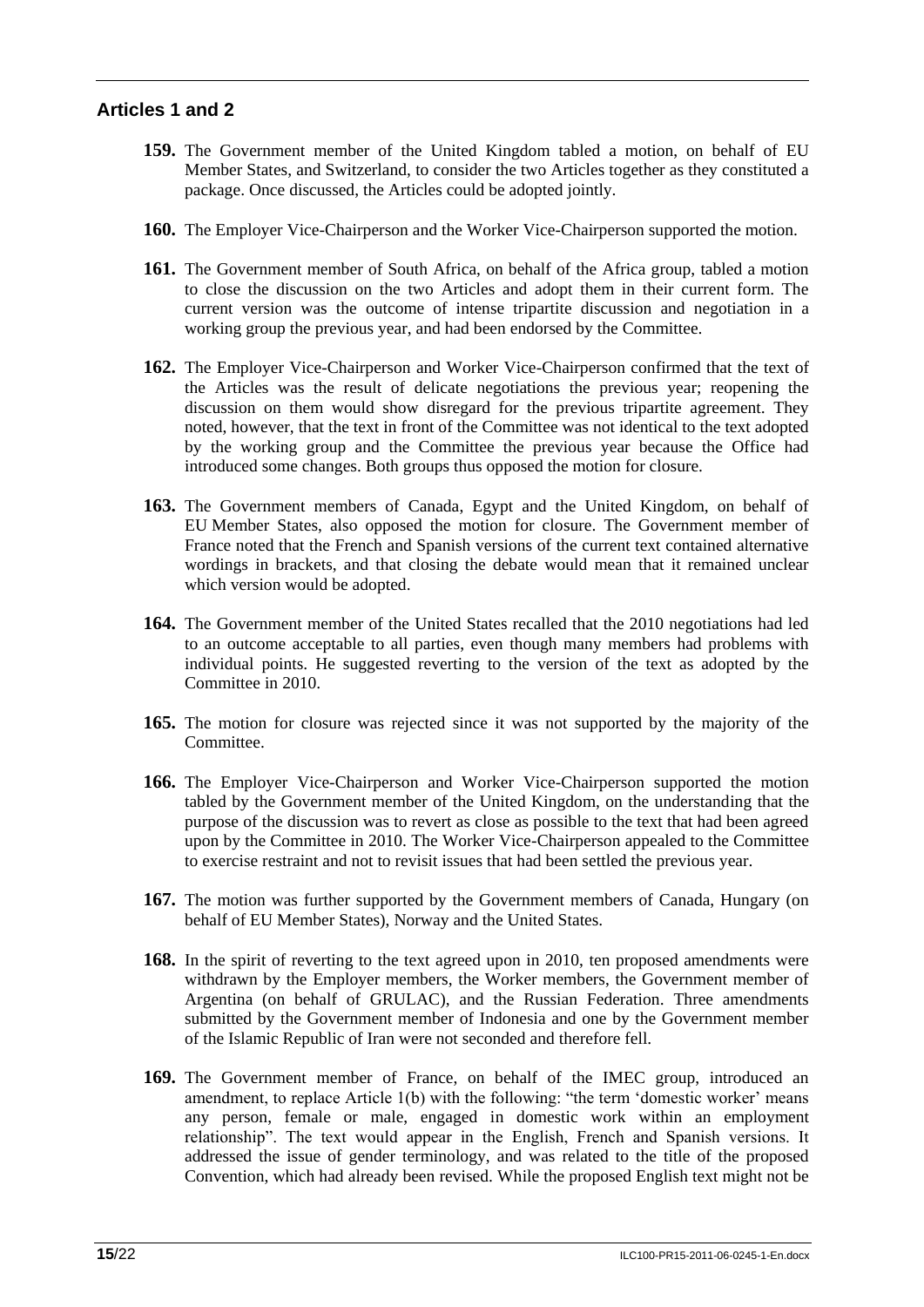## Articles 1 and 2

**159.** The Government member of the United Kingdom tabled a motion, on behalf of EU Member States, and Switzerland, to consider the two Articles together as they constituted a package. Once discussed, the Articles could be adopted jointly.

**160.** The Employer Vice-Chairperson and the Worker Vice-Chairperson supported the motion.

**161.** The Government member of South Africa, on behalf of the Africa group, tabled a motion to close the discussion on the two Articles and adopt them in their current form. The current version was the outcome of intense tripartite discussion and negotiation in a working group the previous year, and had been endorsed by the Committee.

**162.** The Employer Vice-Chairperson and Worker Vice-Chairperson confirmed that the text of the Articles was the result of delicate negotiations the previous year; reopening the discussion on them would show disregard for the previous tripartite agreement. They noted, however, that the text in front of the Committee was not identical to the text adopted by the working group and the Committee the previous year because the Office had introduced some changes. Both groups thus opposed the motion for closure.

**163.** The Government members of Canada, Egypt and the United Kingdom, on behalf of EU Member States, also opposed the motion for closure. The Government member of France noted that the French and Spanish versions of the current text contained alternative wordings in brackets, and that closing the debate would mean that it remained unclear which version would be adopted.

**164.** The Government member of the United States recalled that the 2010 negotiations had led to an outcome acceptable to all parties, even though many members had problems with individual points. He suggested reverting to the version of the text as adopted by the Committee in 2010.

**165.** The motion for closure was rejected since it was not supported by the majority of the Committee.

**166.** The Employer Vice-Chairperson and Worker Vice-Chairperson supported the motion tabled by the Government member of the United Kingdom, on the understanding that the purpose of the discussion was to revert as close as possible to the text that had been agreed upon by the Committee in 2010. The Worker Vice-Chairperson appealed to the Committee to exercise restraint and not to revisit issues that had been settled the previous year.

**167.** The motion was further supported by the Government members of Canada, Hungary (on behalf of EU Member States), Norway and the United States.

**168.** In the spirit of reverting to the text agreed upon in 2010, ten proposed amendments were withdrawn by the Employer members, the Worker members, the Government member of Argentina (on behalf of GRULAC), and the Russian Federation. Three amendments submitted by the Government member of Indonesia and one by the Government member of the Islamic Republic of Iran were not seconded and therefore fell.

**169.** The Government member of France, on behalf of the IMEC group, introduced an amendment, to replace Article 1(b) with the following: "the term 'domestic worker' means any person, female or male, engaged in domestic work within an employment relationship". The text would appear in the English, French and Spanish versions. It addressed the issue of gender terminology, and was related to the title of the proposed Convention, which had already been revised. While the proposed English text might not be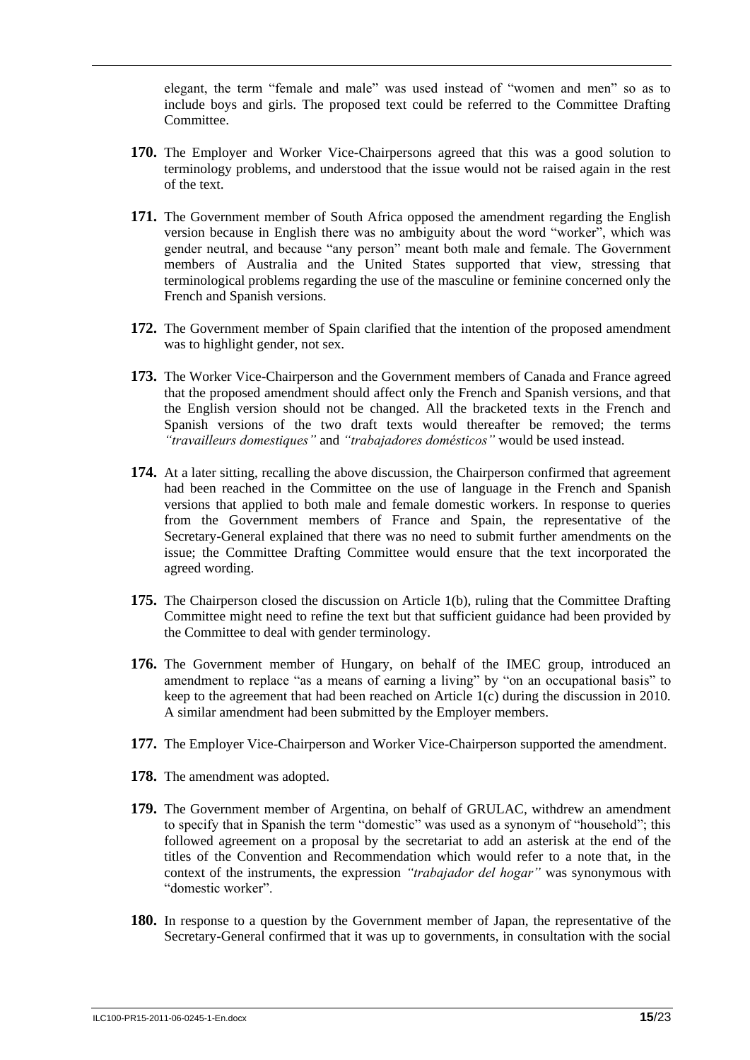elegant, the term "female and male" was used instead of "women and men" so as to include boys and girls. The proposed text could be referred to the Committee Drafting Committee.

**170.** The Employer and Worker Vice-Chairpersons agreed that this was a good solution to terminology problems, and understood that the issue would not be raised again in the rest of the text.

**171.** The Government member of South Africa opposed the amendment regarding the English version because in English there was no ambiguity about the word "worker", which was gender neutral, and because "any person" meant both male and female. The Government members of Australia and the United States supported that view, stressing that terminological problems regarding the use of the masculine or feminine concerned only the French and Spanish versions.

**172.** The Government member of Spain clarified that the intention of the proposed amendment was to highlight gender, not sex.

**173.** The Worker Vice-Chairperson and the Government members of Canada and France agreed that the proposed amendment should affect only the French and Spanish versions, and that the English version should not be changed. All the bracketed texts in the French and Spanish versions of the two draft texts would thereafter be removed; the terms *"travailleurs domestiques"* and *"trabajadores domésticos"* would be used instead.

**174.** At a later sitting, recalling the above discussion, the Chairperson confirmed that agreement had been reached in the Committee on the use of language in the French and Spanish versions that applied to both male and female domestic workers. In response to queries from the Government members of France and Spain, the representative of the Secretary-General explained that there was no need to submit further amendments on the issue; the Committee Drafting Committee would ensure that the text incorporated the agreed wording.

**175.** The Chairperson closed the discussion on Article 1(b), ruling that the Committee Drafting Committee might need to refine the text but that sufficient guidance had been provided by the Committee to deal with gender terminology.

**176.** The Government member of Hungary, on behalf of the IMEC group, introduced an amendment to replace "as a means of earning a living" by "on an occupational basis" to keep to the agreement that had been reached on Article 1(c) during the discussion in 2010. A similar amendment had been submitted by the Employer members.

**177.** The Employer Vice-Chairperson and Worker Vice-Chairperson supported the amendment.

**178.** The amendment was adopted.

**179.** The Government member of Argentina, on behalf of GRULAC, withdrew an amendment to specify that in Spanish the term "domestic" was used as a synonym of "household"; this followed agreement on a proposal by the secretariat to add an asterisk at the end of the titles of the Convention and Recommendation which would refer to a note that, in the context of the instruments, the expression *"trabajador del hogar"* was synonymous with "domestic worker".

**180.** In response to a question by the Government member of Japan, the representative of the Secretary-General confirmed that it was up to governments, in consultation with the social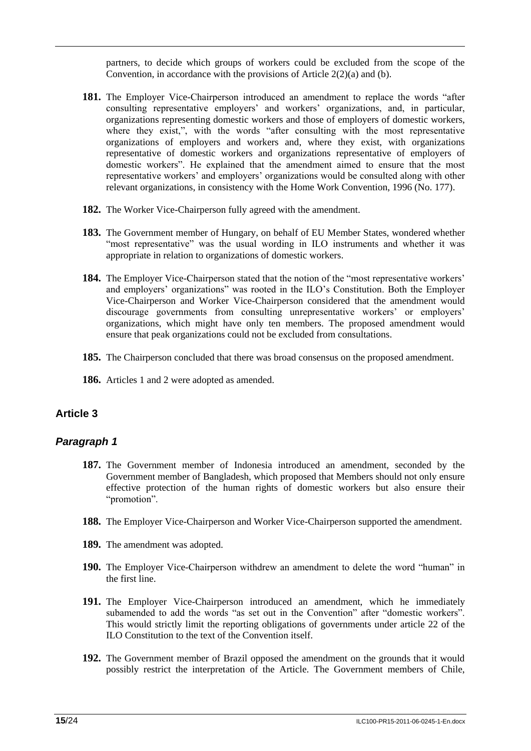partners, to decide which groups of workers could be excluded from the scope of the Convention, in accordance with the provisions of Article 2(2)(a) and (b).

**181.** The Employer Vice-Chairperson introduced an amendment to replace the words "after consulting representative employers' and workers' organizations, and, in particular, organizations representing domestic workers and those of employers of domestic workers, where they exist,", with the words "after consulting with the most representative organizations of employers and workers and, where they exist, with organizations representative of domestic workers and organizations representative of employers of domestic workers". He explained that the amendment aimed to ensure that the most representative workers' and employers' organizations would be consulted along with other relevant organizations, in consistency with the Home Work Convention, 1996 (No. 177).

**182.** The Worker Vice-Chairperson fully agreed with the amendment.

**183.** The Government member of Hungary, on behalf of EU Member States, wondered whether "most representative" was the usual wording in ILO instruments and whether it was appropriate in relation to organizations of domestic workers.

**184.** The Employer Vice-Chairperson stated that the notion of the "most representative workers' and employers' organizations" was rooted in the ILO's Constitution. Both the Employer Vice-Chairperson and Worker Vice-Chairperson considered that the amendment would discourage governments from consulting unrepresentative workers' or employers' organizations, which might have only ten members. The proposed amendment would ensure that peak organizations could not be excluded from consultations.

**185.** The Chairperson concluded that there was broad consensus on the proposed amendment.

**186.** Articles 1 and 2 were adopted as amended.

## Article 3

### *Paragraph 1*

**187.** The Government member of Indonesia introduced an amendment, seconded by the Government member of Bangladesh, which proposed that Members should not only ensure effective protection of the human rights of domestic workers but also ensure their "promotion".

**188.** The Employer Vice-Chairperson and Worker Vice-Chairperson supported the amendment.

**189.** The amendment was adopted.

**190.** The Employer Vice-Chairperson withdrew an amendment to delete the word "human" in the first line.

**191.** The Employer Vice-Chairperson introduced an amendment, which he immediately subamended to add the words "as set out in the Convention" after "domestic workers". This would strictly limit the reporting obligations of governments under article 22 of the ILO Constitution to the text of the Convention itself.

**192.** The Government member of Brazil opposed the amendment on the grounds that it would possibly restrict the interpretation of the Article. The Government members of Chile,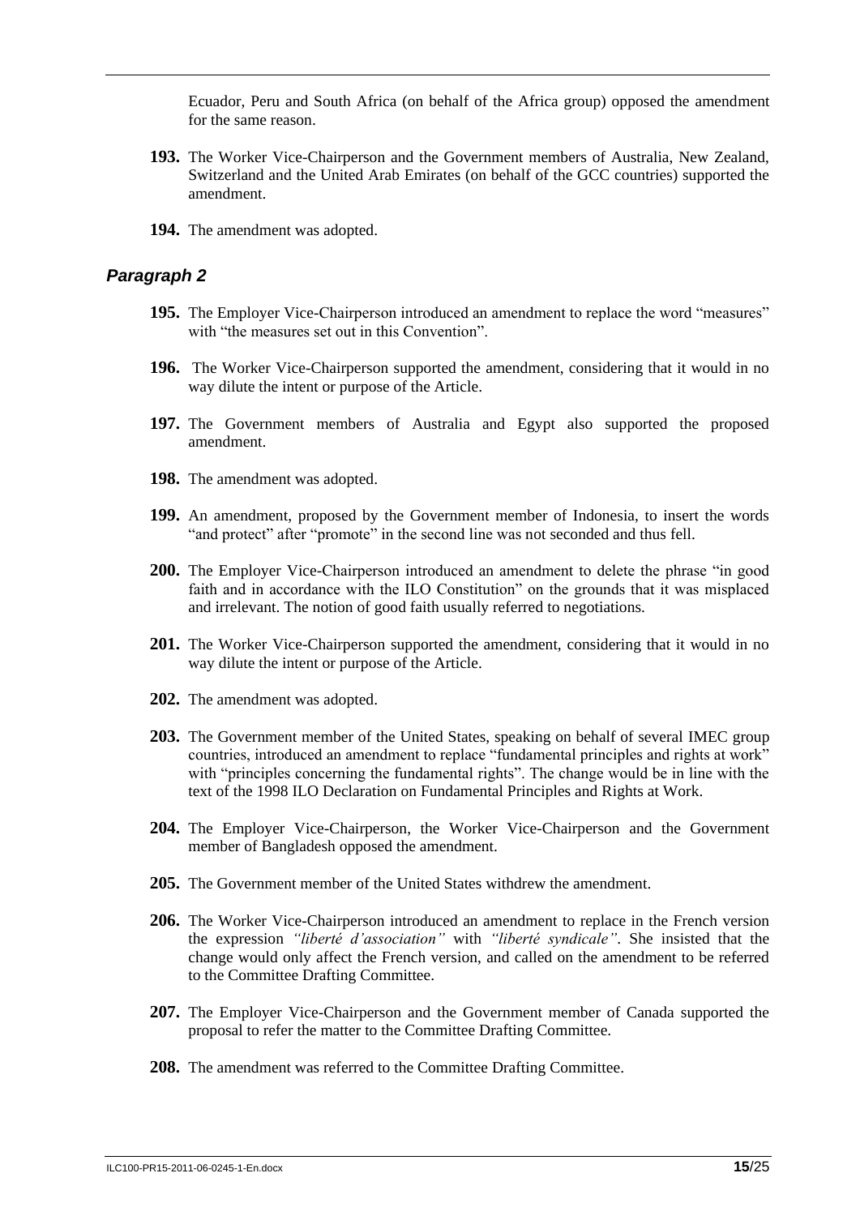Ecuador, Peru and South Africa (on behalf of the Africa group) opposed the amendment for the same reason.

**193.** The Worker Vice-Chairperson and the Government members of Australia, New Zealand, Switzerland and the United Arab Emirates (on behalf of the GCC countries) supported the amendment.

**194.** The amendment was adopted.

### *Paragraph 2*

**195.** The Employer Vice-Chairperson introduced an amendment to replace the word "measures" with "the measures set out in this Convention".

**196.** The Worker Vice-Chairperson supported the amendment, considering that it would in no way dilute the intent or purpose of the Article.

**197.** The Government members of Australia and Egypt also supported the proposed amendment.

**198.** The amendment was adopted.

**199.** An amendment, proposed by the Government member of Indonesia, to insert the words "and protect" after "promote" in the second line was not seconded and thus fell.

**200.** The Employer Vice-Chairperson introduced an amendment to delete the phrase "in good faith and in accordance with the ILO Constitution" on the grounds that it was misplaced and irrelevant. The notion of good faith usually referred to negotiations.

**201.** The Worker Vice-Chairperson supported the amendment, considering that it would in no way dilute the intent or purpose of the Article.

**202.** The amendment was adopted.

**203.** The Government member of the United States, speaking on behalf of several IMEC group countries, introduced an amendment to replace "fundamental principles and rights at work" with "principles concerning the fundamental rights". The change would be in line with the text of the 1998 ILO Declaration on Fundamental Principles and Rights at Work.

**204.** The Employer Vice-Chairperson, the Worker Vice-Chairperson and the Government member of Bangladesh opposed the amendment.

**205.** The Government member of the United States withdrew the amendment.

**206.** The Worker Vice-Chairperson introduced an amendment to replace in the French version the expression *"liberté d'association"* with *"liberté syndicale"*. She insisted that the change would only affect the French version, and called on the amendment to be referred to the Committee Drafting Committee.

**207.** The Employer Vice-Chairperson and the Government member of Canada supported the proposal to refer the matter to the Committee Drafting Committee.

**208.** The amendment was referred to the Committee Drafting Committee.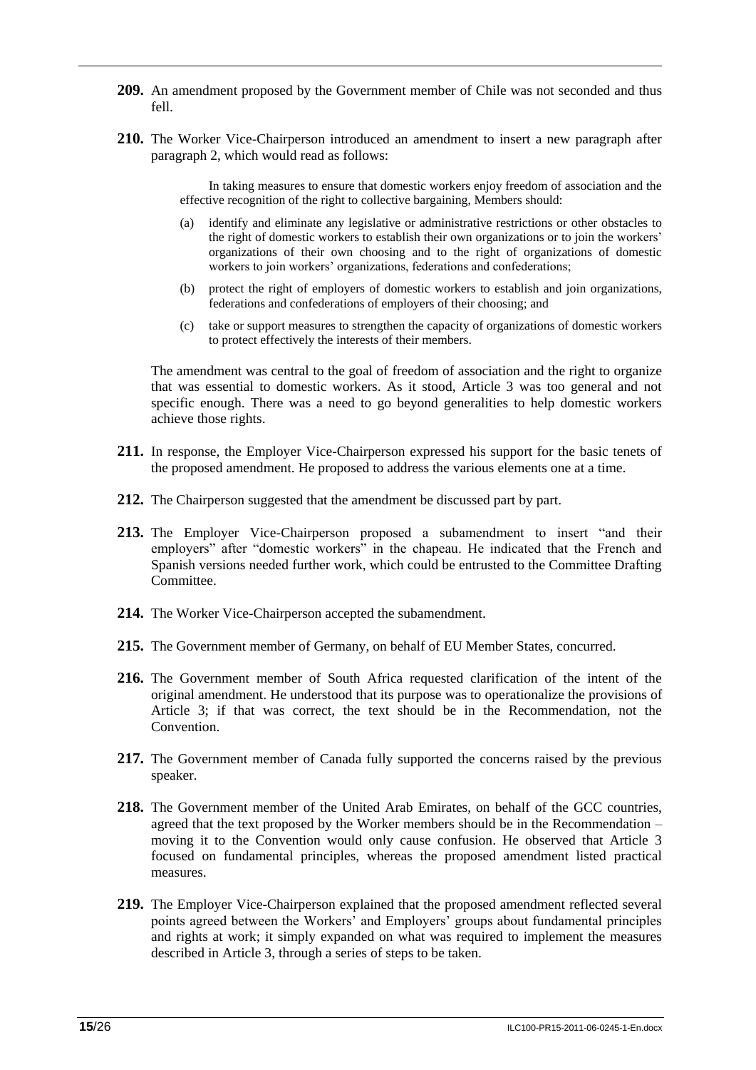**209.** An amendment proposed by the Government member of Chile was not seconded and thus fell.

**210.** The Worker Vice-Chairperson introduced an amendment to insert a new paragraph after paragraph 2, which would read as follows:

> In taking measures to ensure that domestic workers enjoy freedom of association and the effective recognition of the right to collective bargaining, Members should:
>
> (a) identify and eliminate any legislative or administrative restrictions or other obstacles to the right of domestic workers to establish their own organizations or to join the workers' organizations of their own choosing and to the right of organizations of domestic workers to join workers' organizations, federations and confederations;
>
> (b) protect the right of employers of domestic workers to establish and join organizations, federations and confederations of employers of their choosing; and
>
> (c) take or support measures to strengthen the capacity of organizations of domestic workers to protect effectively the interests of their members.

The amendment was central to the goal of freedom of association and the right to organize that was essential to domestic workers. As it stood, Article 3 was too general and not specific enough. There was a need to go beyond generalities to help domestic workers achieve those rights.

**211.** In response, the Employer Vice-Chairperson expressed his support for the basic tenets of the proposed amendment. He proposed to address the various elements one at a time.

**212.** The Chairperson suggested that the amendment be discussed part by part.

**213.** The Employer Vice-Chairperson proposed a subamendment to insert "and their employers" after "domestic workers" in the chapeau. He indicated that the French and Spanish versions needed further work, which could be entrusted to the Committee Drafting Committee.

**214.** The Worker Vice-Chairperson accepted the subamendment.

**215.** The Government member of Germany, on behalf of EU Member States, concurred.

**216.** The Government member of South Africa requested clarification of the intent of the original amendment. He understood that its purpose was to operationalize the provisions of Article 3; if that was correct, the text should be in the Recommendation, not the Convention.

**217.** The Government member of Canada fully supported the concerns raised by the previous speaker.

**218.** The Government member of the United Arab Emirates, on behalf of the GCC countries, agreed that the text proposed by the Worker members should be in the Recommendation – moving it to the Convention would only cause confusion. He observed that Article 3 focused on fundamental principles, whereas the proposed amendment listed practical measures.

**219.** The Employer Vice-Chairperson explained that the proposed amendment reflected several points agreed between the Workers' and Employers' groups about fundamental principles and rights at work; it simply expanded on what was required to implement the measures described in Article 3, through a series of steps to be taken.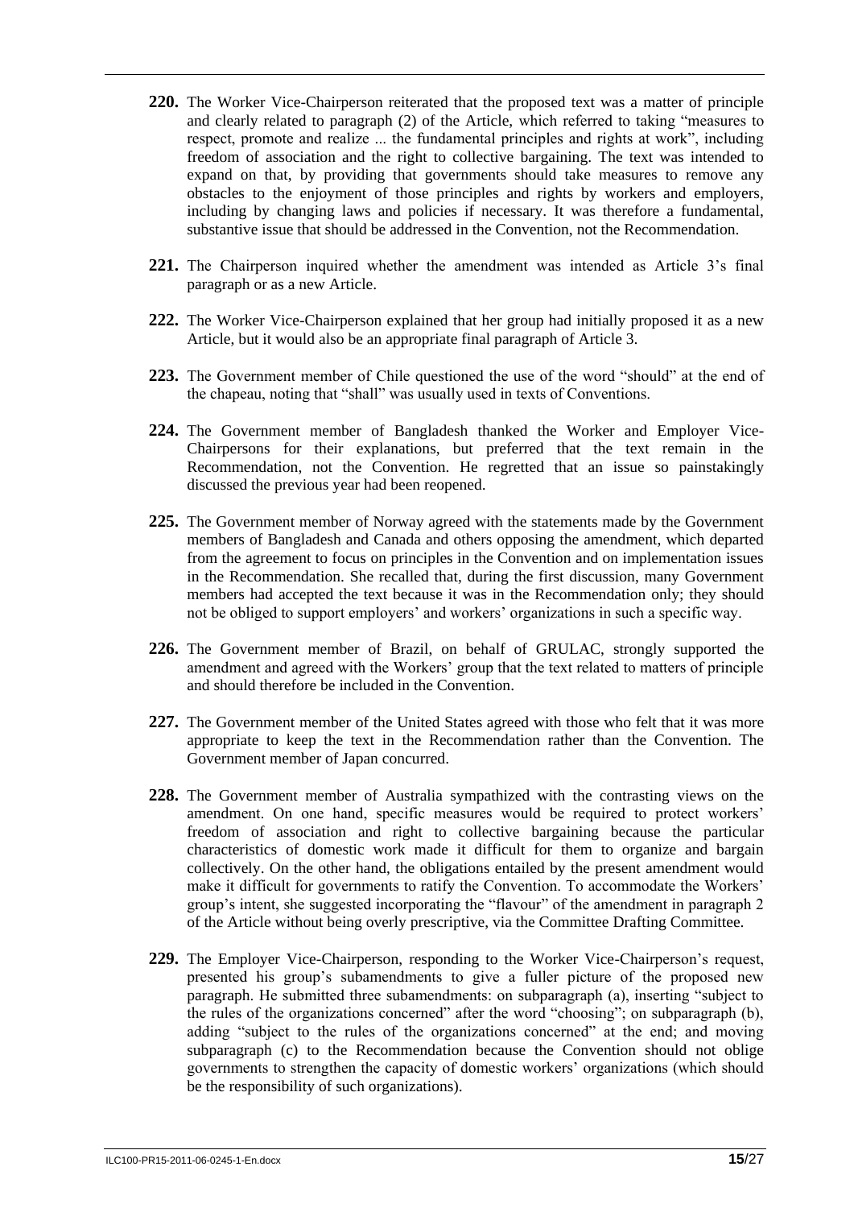**220.** The Worker Vice-Chairperson reiterated that the proposed text was a matter of principle and clearly related to paragraph (2) of the Article, which referred to taking "measures to respect, promote and realize ... the fundamental principles and rights at work", including freedom of association and the right to collective bargaining. The text was intended to expand on that, by providing that governments should take measures to remove any obstacles to the enjoyment of those principles and rights by workers and employers, including by changing laws and policies if necessary. It was therefore a fundamental, substantive issue that should be addressed in the Convention, not the Recommendation.

**221.** The Chairperson inquired whether the amendment was intended as Article 3's final paragraph or as a new Article.

**222.** The Worker Vice-Chairperson explained that her group had initially proposed it as a new Article, but it would also be an appropriate final paragraph of Article 3.

**223.** The Government member of Chile questioned the use of the word "should" at the end of the chapeau, noting that "shall" was usually used in texts of Conventions.

**224.** The Government member of Bangladesh thanked the Worker and Employer Vice-Chairpersons for their explanations, but preferred that the text remain in the Recommendation, not the Convention. He regretted that an issue so painstakingly discussed the previous year had been reopened.

**225.** The Government member of Norway agreed with the statements made by the Government members of Bangladesh and Canada and others opposing the amendment, which departed from the agreement to focus on principles in the Convention and on implementation issues in the Recommendation. She recalled that, during the first discussion, many Government members had accepted the text because it was in the Recommendation only; they should not be obliged to support employers' and workers' organizations in such a specific way.

**226.** The Government member of Brazil, on behalf of GRULAC, strongly supported the amendment and agreed with the Workers' group that the text related to matters of principle and should therefore be included in the Convention.

**227.** The Government member of the United States agreed with those who felt that it was more appropriate to keep the text in the Recommendation rather than the Convention. The Government member of Japan concurred.

**228.** The Government member of Australia sympathized with the contrasting views on the amendment. On one hand, specific measures would be required to protect workers' freedom of association and right to collective bargaining because the particular characteristics of domestic work made it difficult for them to organize and bargain collectively. On the other hand, the obligations entailed by the present amendment would make it difficult for governments to ratify the Convention. To accommodate the Workers' group's intent, she suggested incorporating the "flavour" of the amendment in paragraph 2 of the Article without being overly prescriptive, via the Committee Drafting Committee.

**229.** The Employer Vice-Chairperson, responding to the Worker Vice-Chairperson's request, presented his group's subamendments to give a fuller picture of the proposed new paragraph. He submitted three subamendments: on subparagraph (a), inserting "subject to the rules of the organizations concerned" after the word "choosing"; on subparagraph (b), adding "subject to the rules of the organizations concerned" at the end; and moving subparagraph (c) to the Recommendation because the Convention should not oblige governments to strengthen the capacity of domestic workers' organizations (which should be the responsibility of such organizations).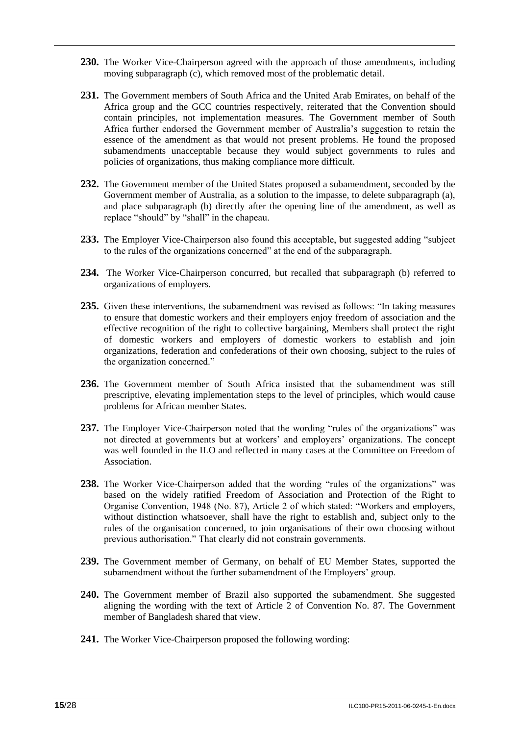**230.** The Worker Vice-Chairperson agreed with the approach of those amendments, including moving subparagraph (c), which removed most of the problematic detail.

**231.** The Government members of South Africa and the United Arab Emirates, on behalf of the Africa group and the GCC countries respectively, reiterated that the Convention should contain principles, not implementation measures. The Government member of South Africa further endorsed the Government member of Australia's suggestion to retain the essence of the amendment as that would not present problems. He found the proposed subamendments unacceptable because they would subject governments to rules and policies of organizations, thus making compliance more difficult.

**232.** The Government member of the United States proposed a subamendment, seconded by the Government member of Australia, as a solution to the impasse, to delete subparagraph (a), and place subparagraph (b) directly after the opening line of the amendment, as well as replace "should" by "shall" in the chapeau.

**233.** The Employer Vice-Chairperson also found this acceptable, but suggested adding "subject to the rules of the organizations concerned" at the end of the subparagraph.

**234.** The Worker Vice-Chairperson concurred, but recalled that subparagraph (b) referred to organizations of employers.

**235.** Given these interventions, the subamendment was revised as follows: "In taking measures to ensure that domestic workers and their employers enjoy freedom of association and the effective recognition of the right to collective bargaining, Members shall protect the right of domestic workers and employers of domestic workers to establish and join organizations, federation and confederations of their own choosing, subject to the rules of the organization concerned."

**236.** The Government member of South Africa insisted that the subamendment was still prescriptive, elevating implementation steps to the level of principles, which would cause problems for African member States.

**237.** The Employer Vice-Chairperson noted that the wording "rules of the organizations" was not directed at governments but at workers' and employers' organizations. The concept was well founded in the ILO and reflected in many cases at the Committee on Freedom of Association.

**238.** The Worker Vice-Chairperson added that the wording "rules of the organizations" was based on the widely ratified Freedom of Association and Protection of the Right to Organise Convention, 1948 (No. 87), Article 2 of which stated: "Workers and employers, without distinction whatsoever, shall have the right to establish and, subject only to the rules of the organisation concerned, to join organisations of their own choosing without previous authorisation." That clearly did not constrain governments.

**239.** The Government member of Germany, on behalf of EU Member States, supported the subamendment without the further subamendment of the Employers' group.

**240.** The Government member of Brazil also supported the subamendment. She suggested aligning the wording with the text of Article 2 of Convention No. 87. The Government member of Bangladesh shared that view.

**241.** The Worker Vice-Chairperson proposed the following wording: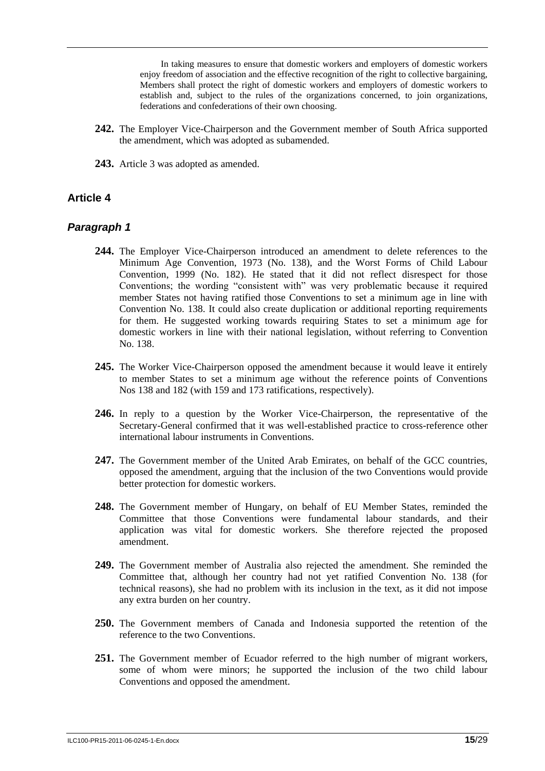In taking measures to ensure that domestic workers and employers of domestic workers enjoy freedom of association and the effective recognition of the right to collective bargaining, Members shall protect the right of domestic workers and employers of domestic workers to establish and, subject to the rules of the organizations concerned, to join organizations, federations and confederations of their own choosing.

**242.** The Employer Vice-Chairperson and the Government member of South Africa supported the amendment, which was adopted as subamended.

**243.** Article 3 was adopted as amended.

## Article 4

### *Paragraph 1*

**244.** The Employer Vice-Chairperson introduced an amendment to delete references to the Minimum Age Convention, 1973 (No. 138), and the Worst Forms of Child Labour Convention, 1999 (No. 182). He stated that it did not reflect disrespect for those Conventions; the wording "consistent with" was very problematic because it required member States not having ratified those Conventions to set a minimum age in line with Convention No. 138. It could also create duplication or additional reporting requirements for them. He suggested working towards requiring States to set a minimum age for domestic workers in line with their national legislation, without referring to Convention No. 138.

**245.** The Worker Vice-Chairperson opposed the amendment because it would leave it entirely to member States to set a minimum age without the reference points of Conventions Nos 138 and 182 (with 159 and 173 ratifications, respectively).

**246.** In reply to a question by the Worker Vice-Chairperson, the representative of the Secretary-General confirmed that it was well-established practice to cross-reference other international labour instruments in Conventions.

**247.** The Government member of the United Arab Emirates, on behalf of the GCC countries, opposed the amendment, arguing that the inclusion of the two Conventions would provide better protection for domestic workers.

**248.** The Government member of Hungary, on behalf of EU Member States, reminded the Committee that those Conventions were fundamental labour standards, and their application was vital for domestic workers. She therefore rejected the proposed amendment.

**249.** The Government member of Australia also rejected the amendment. She reminded the Committee that, although her country had not yet ratified Convention No. 138 (for technical reasons), she had no problem with its inclusion in the text, as it did not impose any extra burden on her country.

**250.** The Government members of Canada and Indonesia supported the retention of the reference to the two Conventions.

**251.** The Government member of Ecuador referred to the high number of migrant workers, some of whom were minors; he supported the inclusion of the two child labour Conventions and opposed the amendment.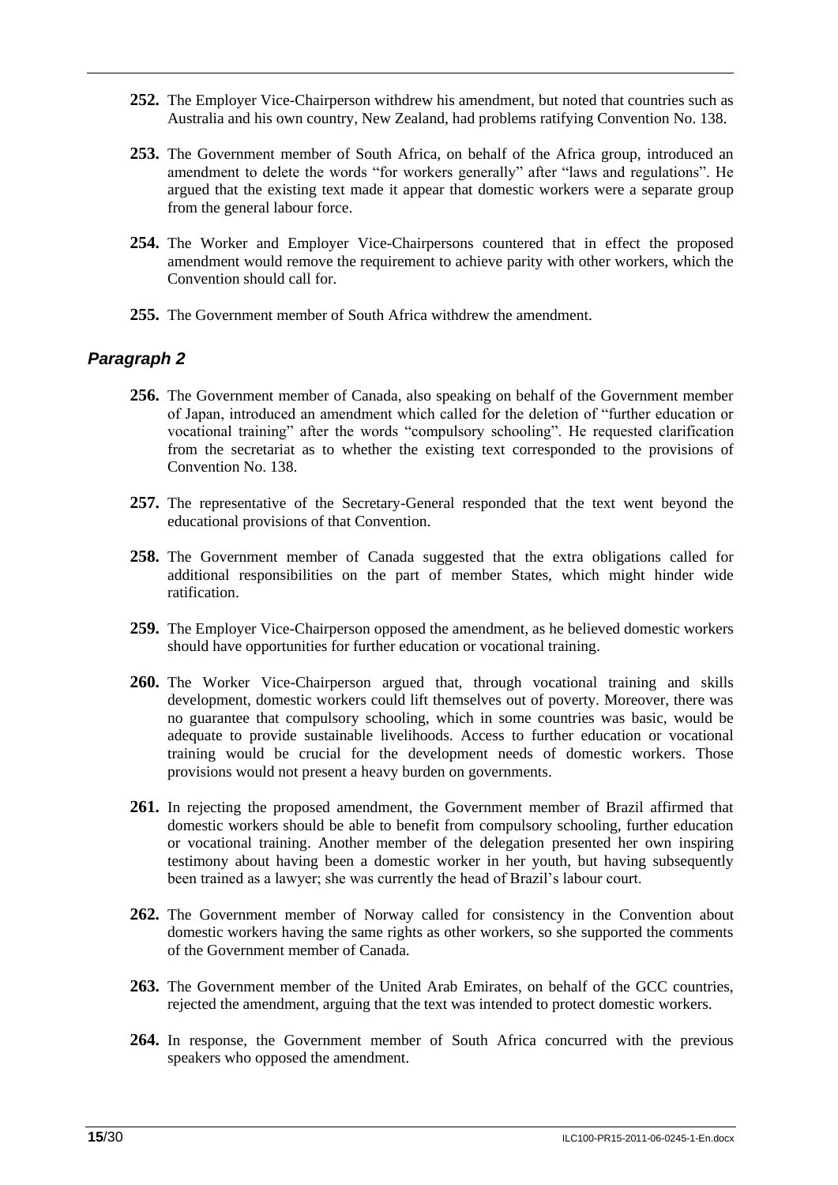**252.** The Employer Vice-Chairperson withdrew his amendment, but noted that countries such as Australia and his own country, New Zealand, had problems ratifying Convention No. 138.

**253.** The Government member of South Africa, on behalf of the Africa group, introduced an amendment to delete the words "for workers generally" after "laws and regulations". He argued that the existing text made it appear that domestic workers were a separate group from the general labour force.

**254.** The Worker and Employer Vice-Chairpersons countered that in effect the proposed amendment would remove the requirement to achieve parity with other workers, which the Convention should call for.

**255.** The Government member of South Africa withdrew the amendment.

### *Paragraph 2*

**256.** The Government member of Canada, also speaking on behalf of the Government member of Japan, introduced an amendment which called for the deletion of "further education or vocational training" after the words "compulsory schooling". He requested clarification from the secretariat as to whether the existing text corresponded to the provisions of Convention No. 138.

**257.** The representative of the Secretary-General responded that the text went beyond the educational provisions of that Convention.

**258.** The Government member of Canada suggested that the extra obligations called for additional responsibilities on the part of member States, which might hinder wide ratification.

**259.** The Employer Vice-Chairperson opposed the amendment, as he believed domestic workers should have opportunities for further education or vocational training.

**260.** The Worker Vice-Chairperson argued that, through vocational training and skills development, domestic workers could lift themselves out of poverty. Moreover, there was no guarantee that compulsory schooling, which in some countries was basic, would be adequate to provide sustainable livelihoods. Access to further education or vocational training would be crucial for the development needs of domestic workers. Those provisions would not present a heavy burden on governments.

**261.** In rejecting the proposed amendment, the Government member of Brazil affirmed that domestic workers should be able to benefit from compulsory schooling, further education or vocational training. Another member of the delegation presented her own inspiring testimony about having been a domestic worker in her youth, but having subsequently been trained as a lawyer; she was currently the head of Brazil's labour court.

**262.** The Government member of Norway called for consistency in the Convention about domestic workers having the same rights as other workers, so she supported the comments of the Government member of Canada.

**263.** The Government member of the United Arab Emirates, on behalf of the GCC countries, rejected the amendment, arguing that the text was intended to protect domestic workers.

**264.** In response, the Government member of South Africa concurred with the previous speakers who opposed the amendment.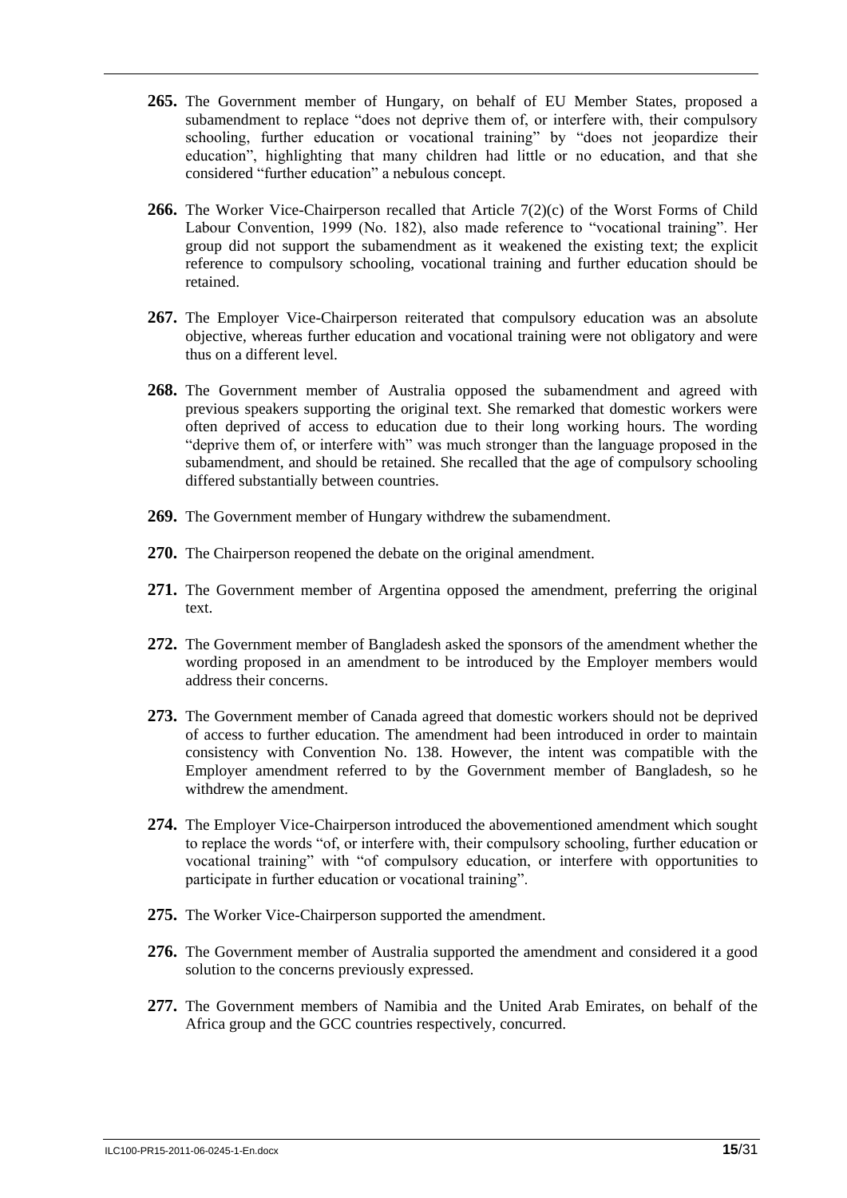**265.** The Government member of Hungary, on behalf of EU Member States, proposed a subamendment to replace "does not deprive them of, or interfere with, their compulsory schooling, further education or vocational training" by "does not jeopardize their education", highlighting that many children had little or no education, and that she considered "further education" a nebulous concept.

**266.** The Worker Vice-Chairperson recalled that Article 7(2)(c) of the Worst Forms of Child Labour Convention, 1999 (No. 182), also made reference to "vocational training". Her group did not support the subamendment as it weakened the existing text; the explicit reference to compulsory schooling, vocational training and further education should be retained.

**267.** The Employer Vice-Chairperson reiterated that compulsory education was an absolute objective, whereas further education and vocational training were not obligatory and were thus on a different level.

**268.** The Government member of Australia opposed the subamendment and agreed with previous speakers supporting the original text. She remarked that domestic workers were often deprived of access to education due to their long working hours. The wording "deprive them of, or interfere with" was much stronger than the language proposed in the subamendment, and should be retained. She recalled that the age of compulsory schooling differed substantially between countries.

**269.** The Government member of Hungary withdrew the subamendment.

**270.** The Chairperson reopened the debate on the original amendment.

**271.** The Government member of Argentina opposed the amendment, preferring the original text.

**272.** The Government member of Bangladesh asked the sponsors of the amendment whether the wording proposed in an amendment to be introduced by the Employer members would address their concerns.

**273.** The Government member of Canada agreed that domestic workers should not be deprived of access to further education. The amendment had been introduced in order to maintain consistency with Convention No. 138. However, the intent was compatible with the Employer amendment referred to by the Government member of Bangladesh, so he withdrew the amendment.

**274.** The Employer Vice-Chairperson introduced the abovementioned amendment which sought to replace the words "of, or interfere with, their compulsory schooling, further education or vocational training" with "of compulsory education, or interfere with opportunities to participate in further education or vocational training".

**275.** The Worker Vice-Chairperson supported the amendment.

**276.** The Government member of Australia supported the amendment and considered it a good solution to the concerns previously expressed.

**277.** The Government members of Namibia and the United Arab Emirates, on behalf of the Africa group and the GCC countries respectively, concurred.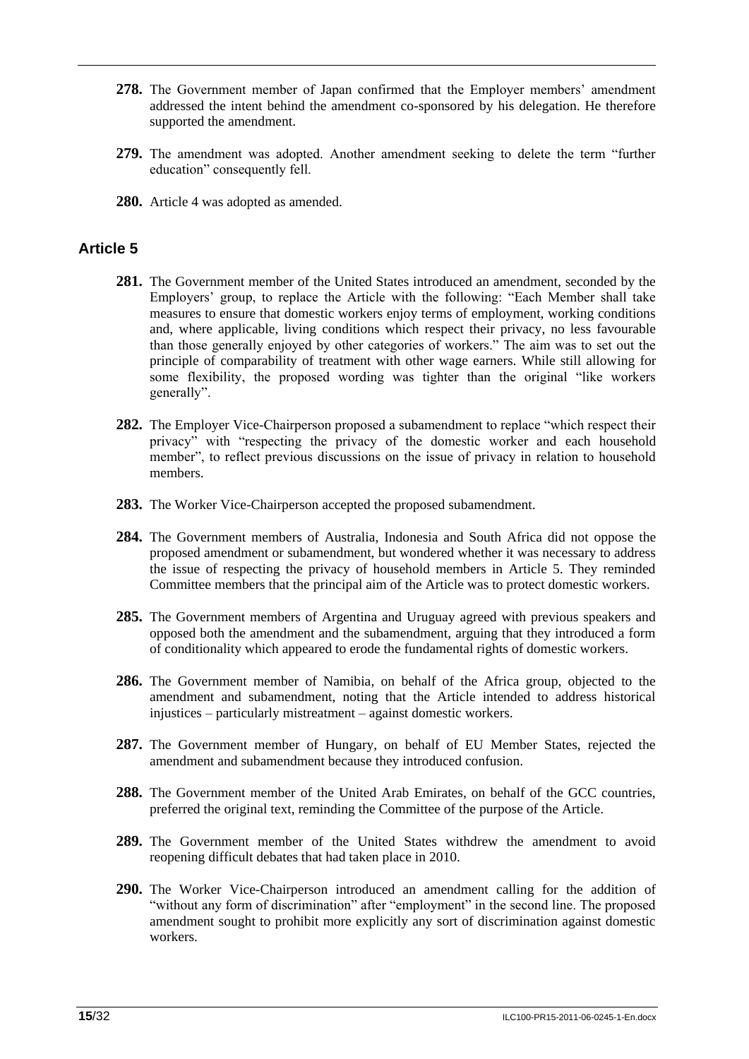**278.** The Government member of Japan confirmed that the Employer members' amendment addressed the intent behind the amendment co-sponsored by his delegation. He therefore supported the amendment.

**279.** The amendment was adopted. Another amendment seeking to delete the term "further education" consequently fell.

**280.** Article 4 was adopted as amended.

## Article 5

**281.** The Government member of the United States introduced an amendment, seconded by the Employers' group, to replace the Article with the following: "Each Member shall take measures to ensure that domestic workers enjoy terms of employment, working conditions and, where applicable, living conditions which respect their privacy, no less favourable than those generally enjoyed by other categories of workers." The aim was to set out the principle of comparability of treatment with other wage earners. While still allowing for some flexibility, the proposed wording was tighter than the original "like workers generally".

**282.** The Employer Vice-Chairperson proposed a subamendment to replace "which respect their privacy" with "respecting the privacy of the domestic worker and each household member", to reflect previous discussions on the issue of privacy in relation to household members.

**283.** The Worker Vice-Chairperson accepted the proposed subamendment.

**284.** The Government members of Australia, Indonesia and South Africa did not oppose the proposed amendment or subamendment, but wondered whether it was necessary to address the issue of respecting the privacy of household members in Article 5. They reminded Committee members that the principal aim of the Article was to protect domestic workers.

**285.** The Government members of Argentina and Uruguay agreed with previous speakers and opposed both the amendment and the subamendment, arguing that they introduced a form of conditionality which appeared to erode the fundamental rights of domestic workers.

**286.** The Government member of Namibia, on behalf of the Africa group, objected to the amendment and subamendment, noting that the Article intended to address historical injustices – particularly mistreatment – against domestic workers.

**287.** The Government member of Hungary, on behalf of EU Member States, rejected the amendment and subamendment because they introduced confusion.

**288.** The Government member of the United Arab Emirates, on behalf of the GCC countries, preferred the original text, reminding the Committee of the purpose of the Article.

**289.** The Government member of the United States withdrew the amendment to avoid reopening difficult debates that had taken place in 2010.

**290.** The Worker Vice-Chairperson introduced an amendment calling for the addition of "without any form of discrimination" after "employment" in the second line. The proposed amendment sought to prohibit more explicitly any sort of discrimination against domestic workers.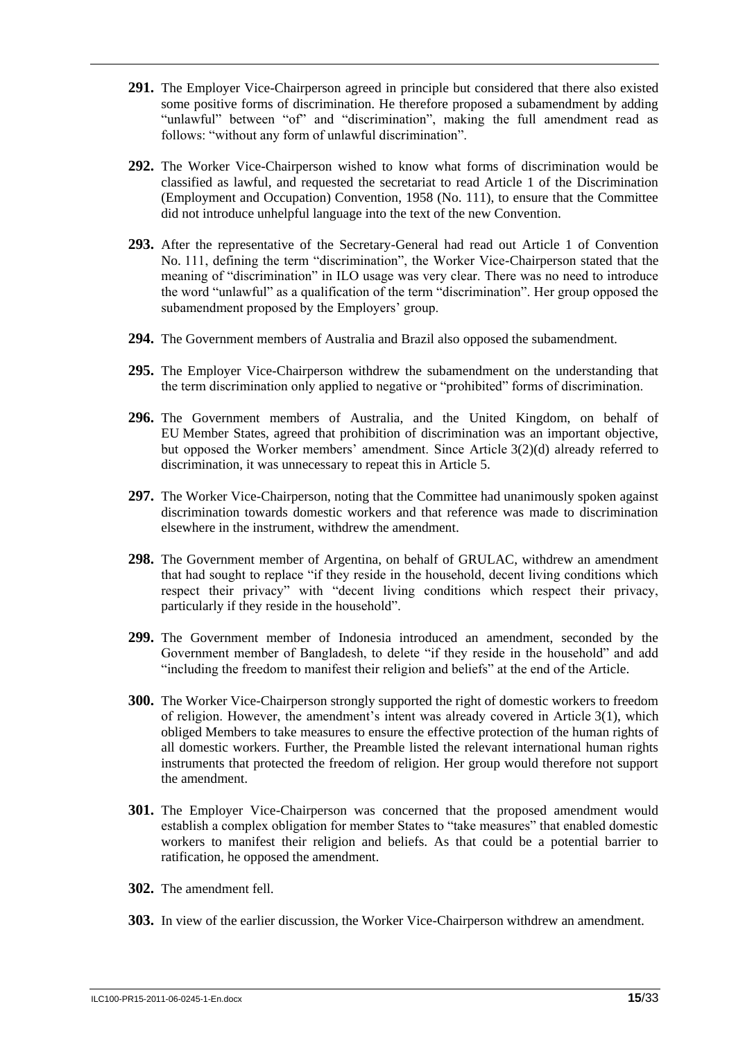**291.** The Employer Vice-Chairperson agreed in principle but considered that there also existed some positive forms of discrimination. He therefore proposed a subamendment by adding "unlawful" between "of" and "discrimination", making the full amendment read as follows: "without any form of unlawful discrimination".

**292.** The Worker Vice-Chairperson wished to know what forms of discrimination would be classified as lawful, and requested the secretariat to read Article 1 of the Discrimination (Employment and Occupation) Convention, 1958 (No. 111), to ensure that the Committee did not introduce unhelpful language into the text of the new Convention.

**293.** After the representative of the Secretary-General had read out Article 1 of Convention No. 111, defining the term "discrimination", the Worker Vice-Chairperson stated that the meaning of "discrimination" in ILO usage was very clear. There was no need to introduce the word "unlawful" as a qualification of the term "discrimination". Her group opposed the subamendment proposed by the Employers' group.

**294.** The Government members of Australia and Brazil also opposed the subamendment.

**295.** The Employer Vice-Chairperson withdrew the subamendment on the understanding that the term discrimination only applied to negative or "prohibited" forms of discrimination.

**296.** The Government members of Australia, and the United Kingdom, on behalf of EU Member States, agreed that prohibition of discrimination was an important objective, but opposed the Worker members' amendment. Since Article 3(2)(d) already referred to discrimination, it was unnecessary to repeat this in Article 5.

**297.** The Worker Vice-Chairperson, noting that the Committee had unanimously spoken against discrimination towards domestic workers and that reference was made to discrimination elsewhere in the instrument, withdrew the amendment.

**298.** The Government member of Argentina, on behalf of GRULAC, withdrew an amendment that had sought to replace "if they reside in the household, decent living conditions which respect their privacy" with "decent living conditions which respect their privacy, particularly if they reside in the household".

**299.** The Government member of Indonesia introduced an amendment, seconded by the Government member of Bangladesh, to delete "if they reside in the household" and add "including the freedom to manifest their religion and beliefs" at the end of the Article.

**300.** The Worker Vice-Chairperson strongly supported the right of domestic workers to freedom of religion. However, the amendment's intent was already covered in Article 3(1), which obliged Members to take measures to ensure the effective protection of the human rights of all domestic workers. Further, the Preamble listed the relevant international human rights instruments that protected the freedom of religion. Her group would therefore not support the amendment.

**301.** The Employer Vice-Chairperson was concerned that the proposed amendment would establish a complex obligation for member States to "take measures" that enabled domestic workers to manifest their religion and beliefs. As that could be a potential barrier to ratification, he opposed the amendment.

**302.** The amendment fell.

**303.** In view of the earlier discussion, the Worker Vice-Chairperson withdrew an amendment.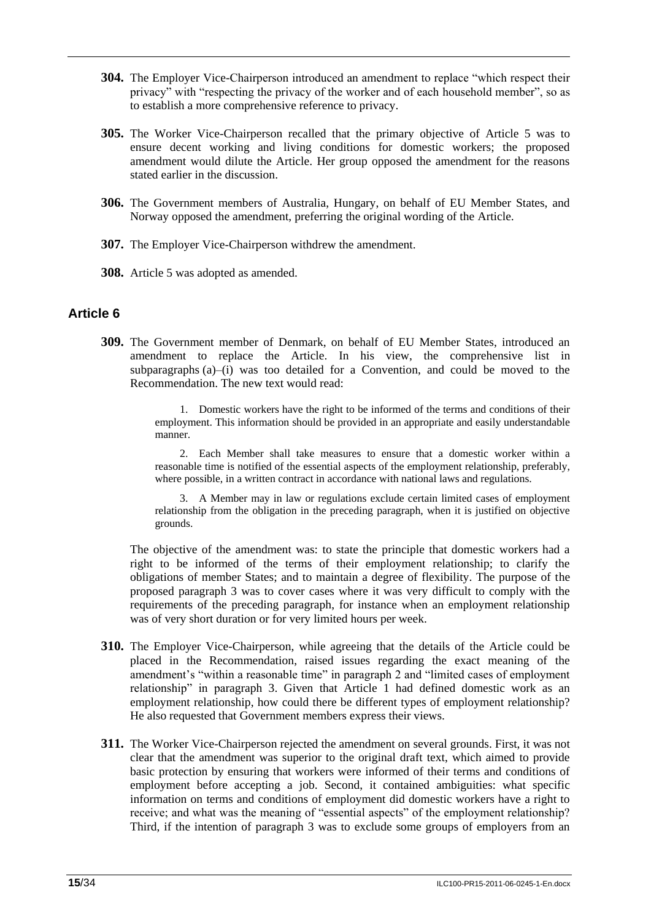**304.** The Employer Vice-Chairperson introduced an amendment to replace "which respect their privacy" with "respecting the privacy of the worker and of each household member", so as to establish a more comprehensive reference to privacy.

**305.** The Worker Vice-Chairperson recalled that the primary objective of Article 5 was to ensure decent working and living conditions for domestic workers; the proposed amendment would dilute the Article. Her group opposed the amendment for the reasons stated earlier in the discussion.

**306.** The Government members of Australia, Hungary, on behalf of EU Member States, and Norway opposed the amendment, preferring the original wording of the Article.

**307.** The Employer Vice-Chairperson withdrew the amendment.

**308.** Article 5 was adopted as amended.

## Article 6

**309.** The Government member of Denmark, on behalf of EU Member States, introduced an amendment to replace the Article. In his view, the comprehensive list in subparagraphs (a)–(i) was too detailed for a Convention, and could be moved to the Recommendation. The new text would read:

> 1. Domestic workers have the right to be informed of the terms and conditions of their employment. This information should be provided in an appropriate and easily understandable manner.
>
> 2. Each Member shall take measures to ensure that a domestic worker within a reasonable time is notified of the essential aspects of the employment relationship, preferably, where possible, in a written contract in accordance with national laws and regulations.
>
> 3. A Member may in law or regulations exclude certain limited cases of employment relationship from the obligation in the preceding paragraph, when it is justified on objective grounds.

The objective of the amendment was: to state the principle that domestic workers had a right to be informed of the terms of their employment relationship; to clarify the obligations of member States; and to maintain a degree of flexibility. The purpose of the proposed paragraph 3 was to cover cases where it was very difficult to comply with the requirements of the preceding paragraph, for instance when an employment relationship was of very short duration or for very limited hours per week.

**310.** The Employer Vice-Chairperson, while agreeing that the details of the Article could be placed in the Recommendation, raised issues regarding the exact meaning of the amendment's "within a reasonable time" in paragraph 2 and "limited cases of employment relationship" in paragraph 3. Given that Article 1 had defined domestic work as an employment relationship, how could there be different types of employment relationship? He also requested that Government members express their views.

**311.** The Worker Vice-Chairperson rejected the amendment on several grounds. First, it was not clear that the amendment was superior to the original draft text, which aimed to provide basic protection by ensuring that workers were informed of their terms and conditions of employment before accepting a job. Second, it contained ambiguities: what specific information on terms and conditions of employment did domestic workers have a right to receive; and what was the meaning of "essential aspects" of the employment relationship? Third, if the intention of paragraph 3 was to exclude some groups of employers from an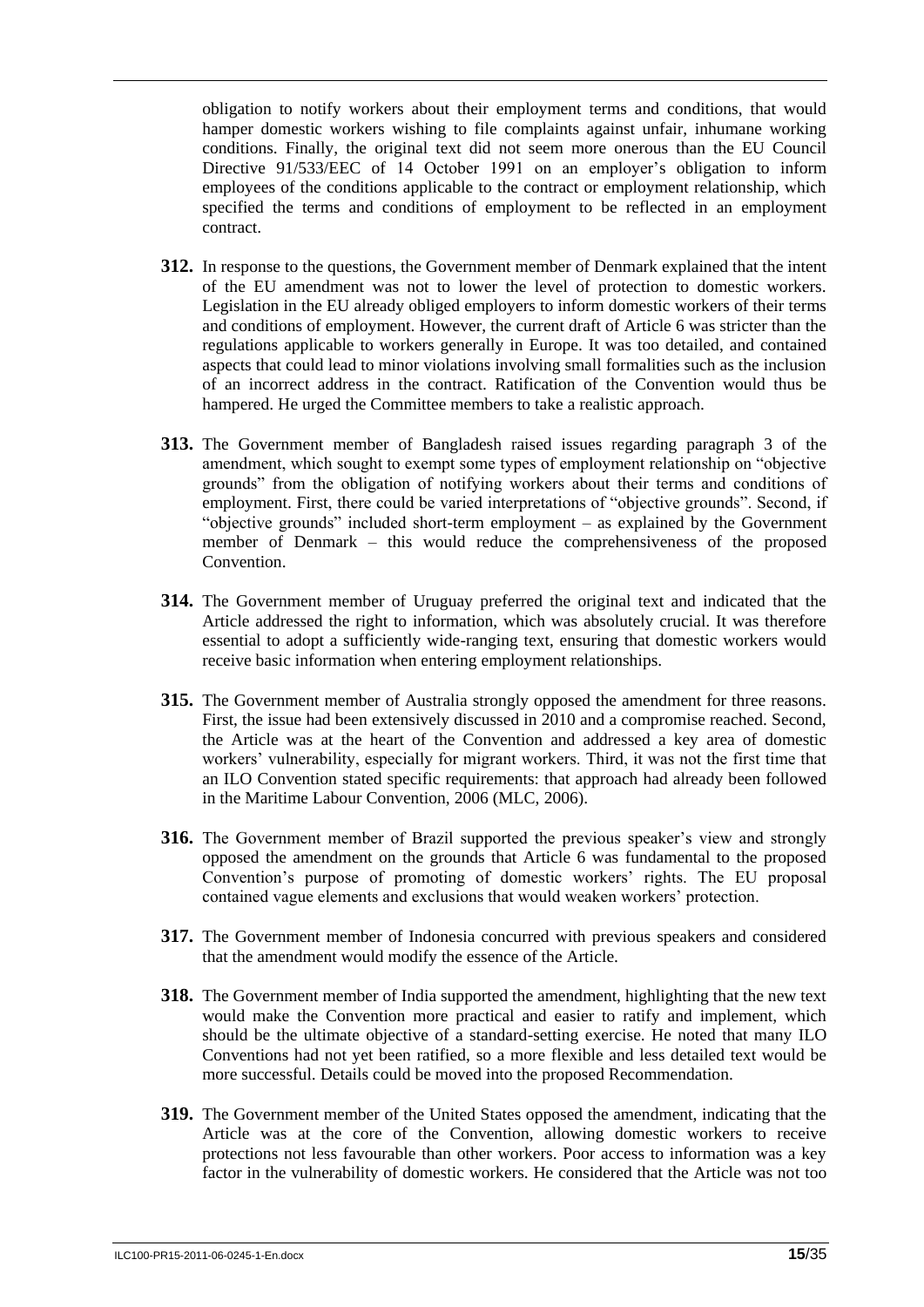obligation to notify workers about their employment terms and conditions, that would hamper domestic workers wishing to file complaints against unfair, inhumane working conditions. Finally, the original text did not seem more onerous than the EU Council Directive 91/533/EEC of 14 October 1991 on an employer's obligation to inform employees of the conditions applicable to the contract or employment relationship, which specified the terms and conditions of employment to be reflected in an employment contract.

**312.** In response to the questions, the Government member of Denmark explained that the intent of the EU amendment was not to lower the level of protection to domestic workers. Legislation in the EU already obliged employers to inform domestic workers of their terms and conditions of employment. However, the current draft of Article 6 was stricter than the regulations applicable to workers generally in Europe. It was too detailed, and contained aspects that could lead to minor violations involving small formalities such as the inclusion of an incorrect address in the contract. Ratification of the Convention would thus be hampered. He urged the Committee members to take a realistic approach.

**313.** The Government member of Bangladesh raised issues regarding paragraph 3 of the amendment, which sought to exempt some types of employment relationship on "objective grounds" from the obligation of notifying workers about their terms and conditions of employment. First, there could be varied interpretations of "objective grounds". Second, if "objective grounds" included short-term employment – as explained by the Government member of Denmark – this would reduce the comprehensiveness of the proposed Convention.

**314.** The Government member of Uruguay preferred the original text and indicated that the Article addressed the right to information, which was absolutely crucial. It was therefore essential to adopt a sufficiently wide-ranging text, ensuring that domestic workers would receive basic information when entering employment relationships.

**315.** The Government member of Australia strongly opposed the amendment for three reasons. First, the issue had been extensively discussed in 2010 and a compromise reached. Second, the Article was at the heart of the Convention and addressed a key area of domestic workers' vulnerability, especially for migrant workers. Third, it was not the first time that an ILO Convention stated specific requirements: that approach had already been followed in the Maritime Labour Convention, 2006 (MLC, 2006).

**316.** The Government member of Brazil supported the previous speaker's view and strongly opposed the amendment on the grounds that Article 6 was fundamental to the proposed Convention's purpose of promoting of domestic workers' rights. The EU proposal contained vague elements and exclusions that would weaken workers' protection.

**317.** The Government member of Indonesia concurred with previous speakers and considered that the amendment would modify the essence of the Article.

**318.** The Government member of India supported the amendment, highlighting that the new text would make the Convention more practical and easier to ratify and implement, which should be the ultimate objective of a standard-setting exercise. He noted that many ILO Conventions had not yet been ratified, so a more flexible and less detailed text would be more successful. Details could be moved into the proposed Recommendation.

**319.** The Government member of the United States opposed the amendment, indicating that the Article was at the core of the Convention, allowing domestic workers to receive protections not less favourable than other workers. Poor access to information was a key factor in the vulnerability of domestic workers. He considered that the Article was not too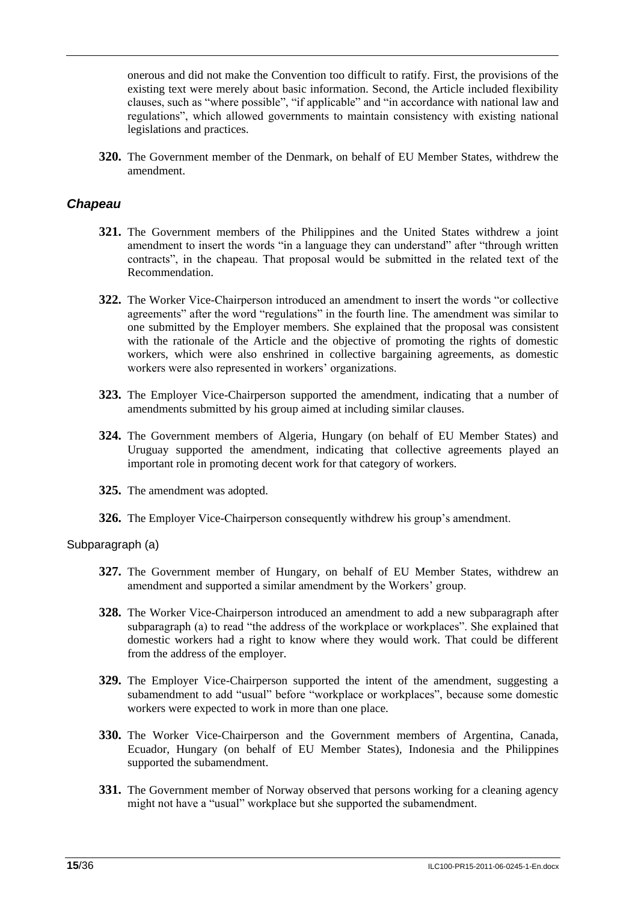onerous and did not make the Convention too difficult to ratify. First, the provisions of the existing text were merely about basic information. Second, the Article included flexibility clauses, such as "where possible", "if applicable" and "in accordance with national law and regulations", which allowed governments to maintain consistency with existing national legislations and practices.

**320.** The Government member of the Denmark, on behalf of EU Member States, withdrew the amendment.

### *Chapeau*

**321.** The Government members of the Philippines and the United States withdrew a joint amendment to insert the words "in a language they can understand" after "through written contracts", in the chapeau. That proposal would be submitted in the related text of the Recommendation.

**322.** The Worker Vice-Chairperson introduced an amendment to insert the words "or collective agreements" after the word "regulations" in the fourth line. The amendment was similar to one submitted by the Employer members. She explained that the proposal was consistent with the rationale of the Article and the objective of promoting the rights of domestic workers, which were also enshrined in collective bargaining agreements, as domestic workers were also represented in workers' organizations.

**323.** The Employer Vice-Chairperson supported the amendment, indicating that a number of amendments submitted by his group aimed at including similar clauses.

**324.** The Government members of Algeria, Hungary (on behalf of EU Member States) and Uruguay supported the amendment, indicating that collective agreements played an important role in promoting decent work for that category of workers.

**325.** The amendment was adopted.

**326.** The Employer Vice-Chairperson consequently withdrew his group's amendment.

#### Subparagraph (a)

**327.** The Government member of Hungary, on behalf of EU Member States, withdrew an amendment and supported a similar amendment by the Workers' group.

**328.** The Worker Vice-Chairperson introduced an amendment to add a new subparagraph after subparagraph (a) to read "the address of the workplace or workplaces". She explained that domestic workers had a right to know where they would work. That could be different from the address of the employer.

**329.** The Employer Vice-Chairperson supported the intent of the amendment, suggesting a subamendment to add "usual" before "workplace or workplaces", because some domestic workers were expected to work in more than one place.

**330.** The Worker Vice-Chairperson and the Government members of Argentina, Canada, Ecuador, Hungary (on behalf of EU Member States), Indonesia and the Philippines supported the subamendment.

**331.** The Government member of Norway observed that persons working for a cleaning agency might not have a "usual" workplace but she supported the subamendment.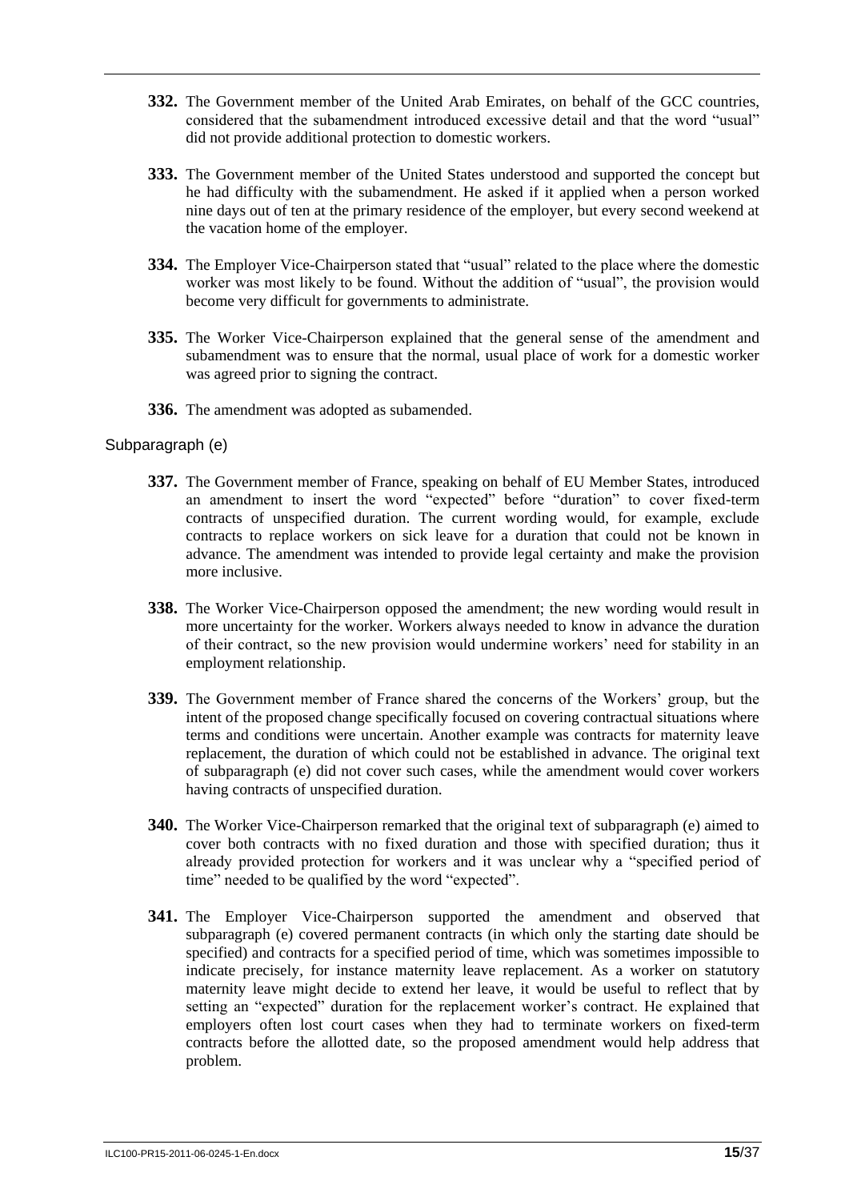**332.** The Government member of the United Arab Emirates, on behalf of the GCC countries, considered that the subamendment introduced excessive detail and that the word "usual" did not provide additional protection to domestic workers.

**333.** The Government member of the United States understood and supported the concept but he had difficulty with the subamendment. He asked if it applied when a person worked nine days out of ten at the primary residence of the employer, but every second weekend at the vacation home of the employer.

**334.** The Employer Vice-Chairperson stated that "usual" related to the place where the domestic worker was most likely to be found. Without the addition of "usual", the provision would become very difficult for governments to administrate.

**335.** The Worker Vice-Chairperson explained that the general sense of the amendment and subamendment was to ensure that the normal, usual place of work for a domestic worker was agreed prior to signing the contract.

**336.** The amendment was adopted as subamended.

### Subparagraph (e)

**337.** The Government member of France, speaking on behalf of EU Member States, introduced an amendment to insert the word "expected" before "duration" to cover fixed-term contracts of unspecified duration. The current wording would, for example, exclude contracts to replace workers on sick leave for a duration that could not be known in advance. The amendment was intended to provide legal certainty and make the provision more inclusive.

**338.** The Worker Vice-Chairperson opposed the amendment; the new wording would result in more uncertainty for the worker. Workers always needed to know in advance the duration of their contract, so the new provision would undermine workers' need for stability in an employment relationship.

**339.** The Government member of France shared the concerns of the Workers' group, but the intent of the proposed change specifically focused on covering contractual situations where terms and conditions were uncertain. Another example was contracts for maternity leave replacement, the duration of which could not be established in advance. The original text of subparagraph (e) did not cover such cases, while the amendment would cover workers having contracts of unspecified duration.

**340.** The Worker Vice-Chairperson remarked that the original text of subparagraph (e) aimed to cover both contracts with no fixed duration and those with specified duration; thus it already provided protection for workers and it was unclear why a "specified period of time" needed to be qualified by the word "expected".

**341.** The Employer Vice-Chairperson supported the amendment and observed that subparagraph (e) covered permanent contracts (in which only the starting date should be specified) and contracts for a specified period of time, which was sometimes impossible to indicate precisely, for instance maternity leave replacement. As a worker on statutory maternity leave might decide to extend her leave, it would be useful to reflect that by setting an "expected" duration for the replacement worker's contract. He explained that employers often lost court cases when they had to terminate workers on fixed-term contracts before the allotted date, so the proposed amendment would help address that problem.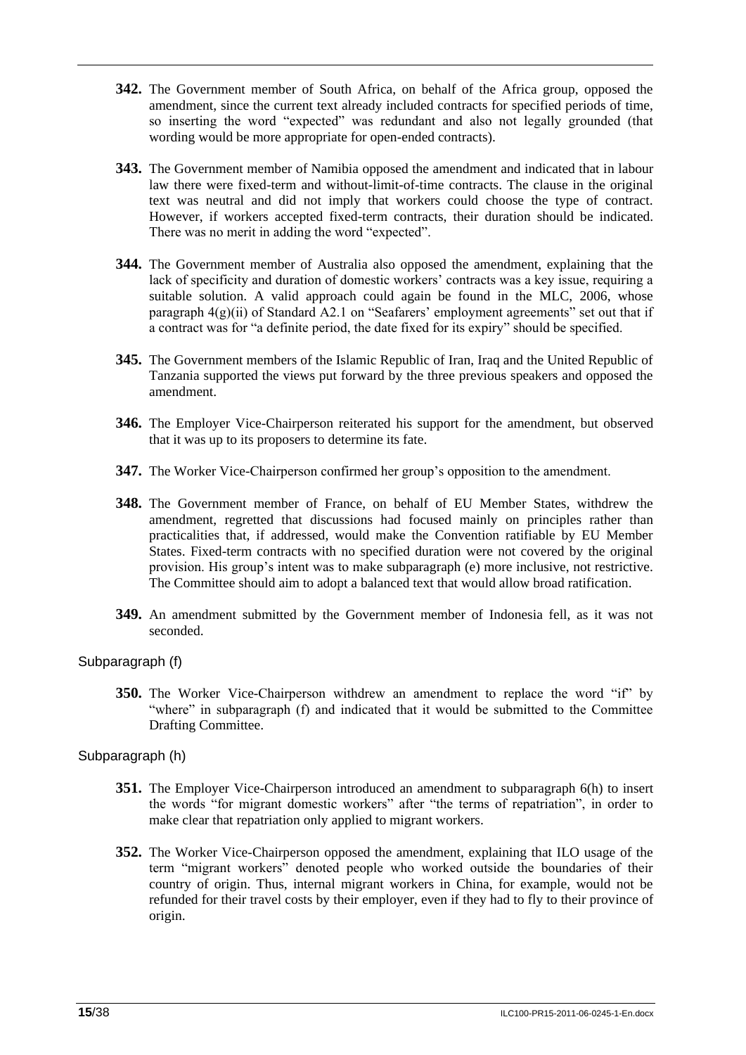**342.** The Government member of South Africa, on behalf of the Africa group, opposed the amendment, since the current text already included contracts for specified periods of time, so inserting the word "expected" was redundant and also not legally grounded (that wording would be more appropriate for open-ended contracts).

**343.** The Government member of Namibia opposed the amendment and indicated that in labour law there were fixed-term and without-limit-of-time contracts. The clause in the original text was neutral and did not imply that workers could choose the type of contract. However, if workers accepted fixed-term contracts, their duration should be indicated. There was no merit in adding the word "expected".

**344.** The Government member of Australia also opposed the amendment, explaining that the lack of specificity and duration of domestic workers' contracts was a key issue, requiring a suitable solution. A valid approach could again be found in the MLC, 2006, whose paragraph 4(g)(ii) of Standard A2.1 on "Seafarers' employment agreements" set out that if a contract was for "a definite period, the date fixed for its expiry" should be specified.

**345.** The Government members of the Islamic Republic of Iran, Iraq and the United Republic of Tanzania supported the views put forward by the three previous speakers and opposed the amendment.

**346.** The Employer Vice-Chairperson reiterated his support for the amendment, but observed that it was up to its proposers to determine its fate.

**347.** The Worker Vice-Chairperson confirmed her group's opposition to the amendment.

**348.** The Government member of France, on behalf of EU Member States, withdrew the amendment, regretted that discussions had focused mainly on principles rather than practicalities that, if addressed, would make the Convention ratifiable by EU Member States. Fixed-term contracts with no specified duration were not covered by the original provision. His group's intent was to make subparagraph (e) more inclusive, not restrictive. The Committee should aim to adopt a balanced text that would allow broad ratification.

**349.** An amendment submitted by the Government member of Indonesia fell, as it was not seconded.

Subparagraph (f)

**350.** The Worker Vice-Chairperson withdrew an amendment to replace the word "if" by "where" in subparagraph (f) and indicated that it would be submitted to the Committee Drafting Committee.

Subparagraph (h)

**351.** The Employer Vice-Chairperson introduced an amendment to subparagraph 6(h) to insert the words "for migrant domestic workers" after "the terms of repatriation", in order to make clear that repatriation only applied to migrant workers.

**352.** The Worker Vice-Chairperson opposed the amendment, explaining that ILO usage of the term "migrant workers" denoted people who worked outside the boundaries of their country of origin. Thus, internal migrant workers in China, for example, would not be refunded for their travel costs by their employer, even if they had to fly to their province of origin.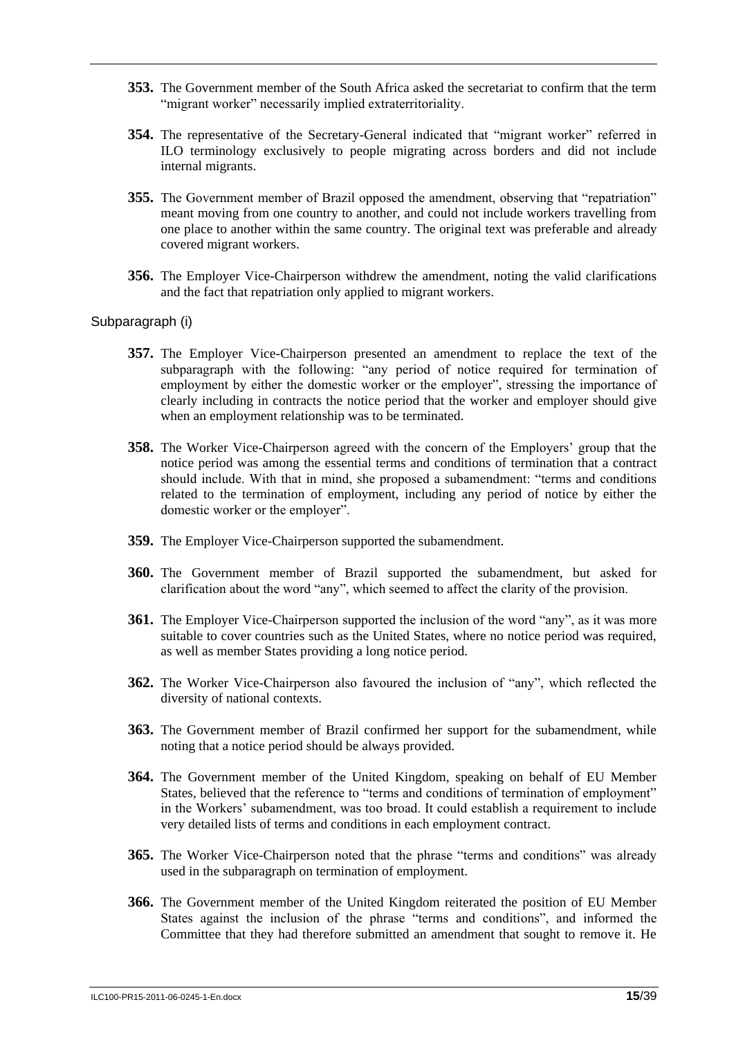**353.** The Government member of the South Africa asked the secretariat to confirm that the term "migrant worker" necessarily implied extraterritoriality.

**354.** The representative of the Secretary-General indicated that "migrant worker" referred in ILO terminology exclusively to people migrating across borders and did not include internal migrants.

**355.** The Government member of Brazil opposed the amendment, observing that "repatriation" meant moving from one country to another, and could not include workers travelling from one place to another within the same country. The original text was preferable and already covered migrant workers.

**356.** The Employer Vice-Chairperson withdrew the amendment, noting the valid clarifications and the fact that repatriation only applied to migrant workers.

Subparagraph (i)

**357.** The Employer Vice-Chairperson presented an amendment to replace the text of the subparagraph with the following: "any period of notice required for termination of employment by either the domestic worker or the employer", stressing the importance of clearly including in contracts the notice period that the worker and employer should give when an employment relationship was to be terminated.

**358.** The Worker Vice-Chairperson agreed with the concern of the Employers' group that the notice period was among the essential terms and conditions of termination that a contract should include. With that in mind, she proposed a subamendment: "terms and conditions related to the termination of employment, including any period of notice by either the domestic worker or the employer".

**359.** The Employer Vice-Chairperson supported the subamendment.

**360.** The Government member of Brazil supported the subamendment, but asked for clarification about the word "any", which seemed to affect the clarity of the provision.

**361.** The Employer Vice-Chairperson supported the inclusion of the word "any", as it was more suitable to cover countries such as the United States, where no notice period was required, as well as member States providing a long notice period.

**362.** The Worker Vice-Chairperson also favoured the inclusion of "any", which reflected the diversity of national contexts.

**363.** The Government member of Brazil confirmed her support for the subamendment, while noting that a notice period should be always provided.

**364.** The Government member of the United Kingdom, speaking on behalf of EU Member States, believed that the reference to "terms and conditions of termination of employment" in the Workers' subamendment, was too broad. It could establish a requirement to include very detailed lists of terms and conditions in each employment contract.

**365.** The Worker Vice-Chairperson noted that the phrase "terms and conditions" was already used in the subparagraph on termination of employment.

**366.** The Government member of the United Kingdom reiterated the position of EU Member States against the inclusion of the phrase "terms and conditions", and informed the Committee that they had therefore submitted an amendment that sought to remove it. He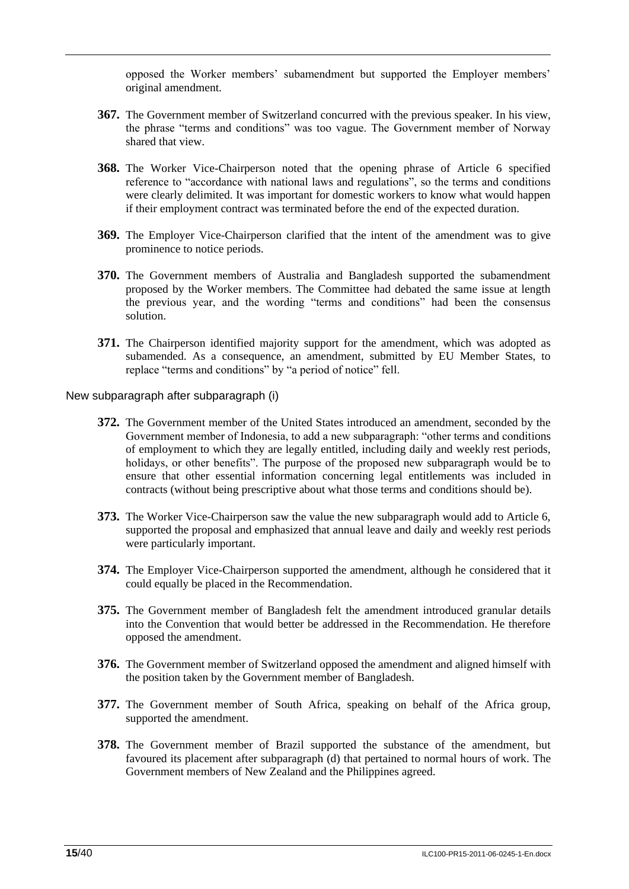opposed the Worker members' subamendment but supported the Employer members' original amendment.

**367.** The Government member of Switzerland concurred with the previous speaker. In his view, the phrase "terms and conditions" was too vague. The Government member of Norway shared that view.

**368.** The Worker Vice-Chairperson noted that the opening phrase of Article 6 specified reference to "accordance with national laws and regulations", so the terms and conditions were clearly delimited. It was important for domestic workers to know what would happen if their employment contract was terminated before the end of the expected duration.

**369.** The Employer Vice-Chairperson clarified that the intent of the amendment was to give prominence to notice periods.

**370.** The Government members of Australia and Bangladesh supported the subamendment proposed by the Worker members. The Committee had debated the same issue at length the previous year, and the wording "terms and conditions" had been the consensus solution.

**371.** The Chairperson identified majority support for the amendment, which was adopted as subamended. As a consequence, an amendment, submitted by EU Member States, to replace "terms and conditions" by "a period of notice" fell.

New subparagraph after subparagraph (i)

**372.** The Government member of the United States introduced an amendment, seconded by the Government member of Indonesia, to add a new subparagraph: "other terms and conditions of employment to which they are legally entitled, including daily and weekly rest periods, holidays, or other benefits". The purpose of the proposed new subparagraph would be to ensure that other essential information concerning legal entitlements was included in contracts (without being prescriptive about what those terms and conditions should be).

**373.** The Worker Vice-Chairperson saw the value the new subparagraph would add to Article 6, supported the proposal and emphasized that annual leave and daily and weekly rest periods were particularly important.

**374.** The Employer Vice-Chairperson supported the amendment, although he considered that it could equally be placed in the Recommendation.

**375.** The Government member of Bangladesh felt the amendment introduced granular details into the Convention that would better be addressed in the Recommendation. He therefore opposed the amendment.

**376.** The Government member of Switzerland opposed the amendment and aligned himself with the position taken by the Government member of Bangladesh.

**377.** The Government member of South Africa, speaking on behalf of the Africa group, supported the amendment.

**378.** The Government member of Brazil supported the substance of the amendment, but favoured its placement after subparagraph (d) that pertained to normal hours of work. The Government members of New Zealand and the Philippines agreed.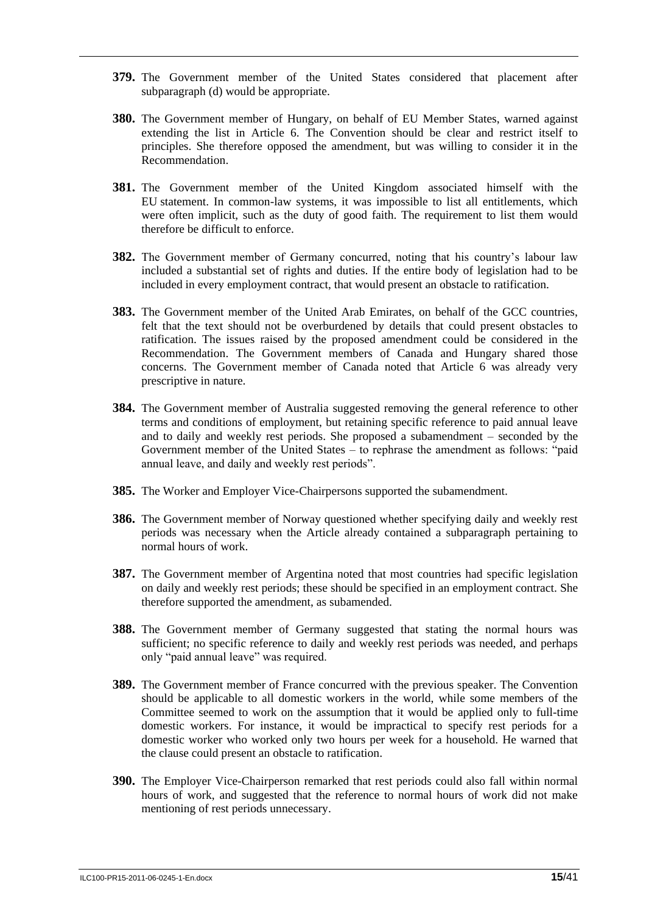**379.** The Government member of the United States considered that placement after subparagraph (d) would be appropriate.

**380.** The Government member of Hungary, on behalf of EU Member States, warned against extending the list in Article 6. The Convention should be clear and restrict itself to principles. She therefore opposed the amendment, but was willing to consider it in the Recommendation.

**381.** The Government member of the United Kingdom associated himself with the EU statement. In common-law systems, it was impossible to list all entitlements, which were often implicit, such as the duty of good faith. The requirement to list them would therefore be difficult to enforce.

**382.** The Government member of Germany concurred, noting that his country's labour law included a substantial set of rights and duties. If the entire body of legislation had to be included in every employment contract, that would present an obstacle to ratification.

**383.** The Government member of the United Arab Emirates, on behalf of the GCC countries, felt that the text should not be overburdened by details that could present obstacles to ratification. The issues raised by the proposed amendment could be considered in the Recommendation. The Government members of Canada and Hungary shared those concerns. The Government member of Canada noted that Article 6 was already very prescriptive in nature.

**384.** The Government member of Australia suggested removing the general reference to other terms and conditions of employment, but retaining specific reference to paid annual leave and to daily and weekly rest periods. She proposed a subamendment – seconded by the Government member of the United States – to rephrase the amendment as follows: "paid annual leave, and daily and weekly rest periods".

**385.** The Worker and Employer Vice-Chairpersons supported the subamendment.

**386.** The Government member of Norway questioned whether specifying daily and weekly rest periods was necessary when the Article already contained a subparagraph pertaining to normal hours of work.

**387.** The Government member of Argentina noted that most countries had specific legislation on daily and weekly rest periods; these should be specified in an employment contract. She therefore supported the amendment, as subamended.

**388.** The Government member of Germany suggested that stating the normal hours was sufficient; no specific reference to daily and weekly rest periods was needed, and perhaps only "paid annual leave" was required.

**389.** The Government member of France concurred with the previous speaker. The Convention should be applicable to all domestic workers in the world, while some members of the Committee seemed to work on the assumption that it would be applied only to full-time domestic workers. For instance, it would be impractical to specify rest periods for a domestic worker who worked only two hours per week for a household. He warned that the clause could present an obstacle to ratification.

**390.** The Employer Vice-Chairperson remarked that rest periods could also fall within normal hours of work, and suggested that the reference to normal hours of work did not make mentioning of rest periods unnecessary.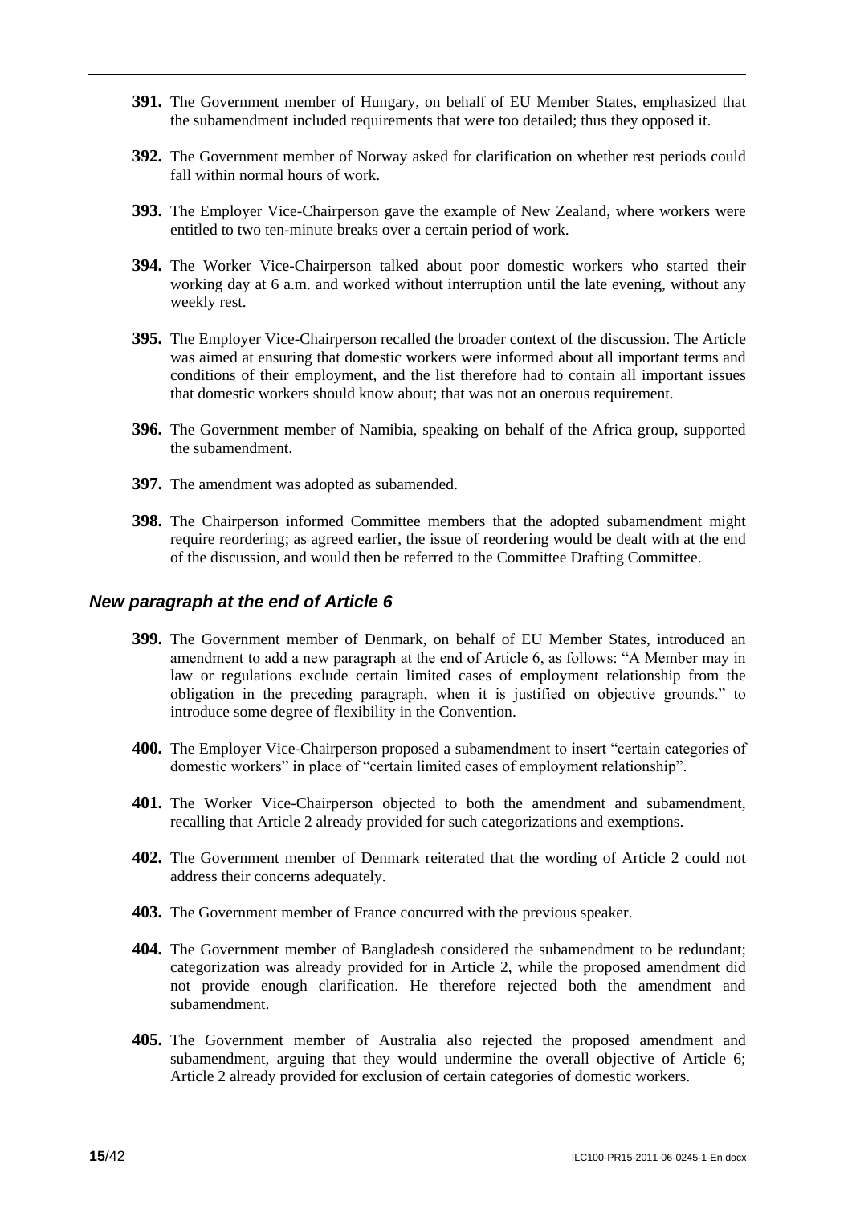**391.** The Government member of Hungary, on behalf of EU Member States, emphasized that the subamendment included requirements that were too detailed; thus they opposed it.

**392.** The Government member of Norway asked for clarification on whether rest periods could fall within normal hours of work.

**393.** The Employer Vice-Chairperson gave the example of New Zealand, where workers were entitled to two ten-minute breaks over a certain period of work.

**394.** The Worker Vice-Chairperson talked about poor domestic workers who started their working day at 6 a.m. and worked without interruption until the late evening, without any weekly rest.

**395.** The Employer Vice-Chairperson recalled the broader context of the discussion. The Article was aimed at ensuring that domestic workers were informed about all important terms and conditions of their employment, and the list therefore had to contain all important issues that domestic workers should know about; that was not an onerous requirement.

**396.** The Government member of Namibia, speaking on behalf of the Africa group, supported the subamendment.

**397.** The amendment was adopted as subamended.

**398.** The Chairperson informed Committee members that the adopted subamendment might require reordering; as agreed earlier, the issue of reordering would be dealt with at the end of the discussion, and would then be referred to the Committee Drafting Committee.

### *New paragraph at the end of Article 6*

**399.** The Government member of Denmark, on behalf of EU Member States, introduced an amendment to add a new paragraph at the end of Article 6, as follows: "A Member may in law or regulations exclude certain limited cases of employment relationship from the obligation in the preceding paragraph, when it is justified on objective grounds." to introduce some degree of flexibility in the Convention.

**400.** The Employer Vice-Chairperson proposed a subamendment to insert "certain categories of domestic workers" in place of "certain limited cases of employment relationship".

**401.** The Worker Vice-Chairperson objected to both the amendment and subamendment, recalling that Article 2 already provided for such categorizations and exemptions.

**402.** The Government member of Denmark reiterated that the wording of Article 2 could not address their concerns adequately.

**403.** The Government member of France concurred with the previous speaker.

**404.** The Government member of Bangladesh considered the subamendment to be redundant; categorization was already provided for in Article 2, while the proposed amendment did not provide enough clarification. He therefore rejected both the amendment and subamendment.

**405.** The Government member of Australia also rejected the proposed amendment and subamendment, arguing that they would undermine the overall objective of Article 6; Article 2 already provided for exclusion of certain categories of domestic workers.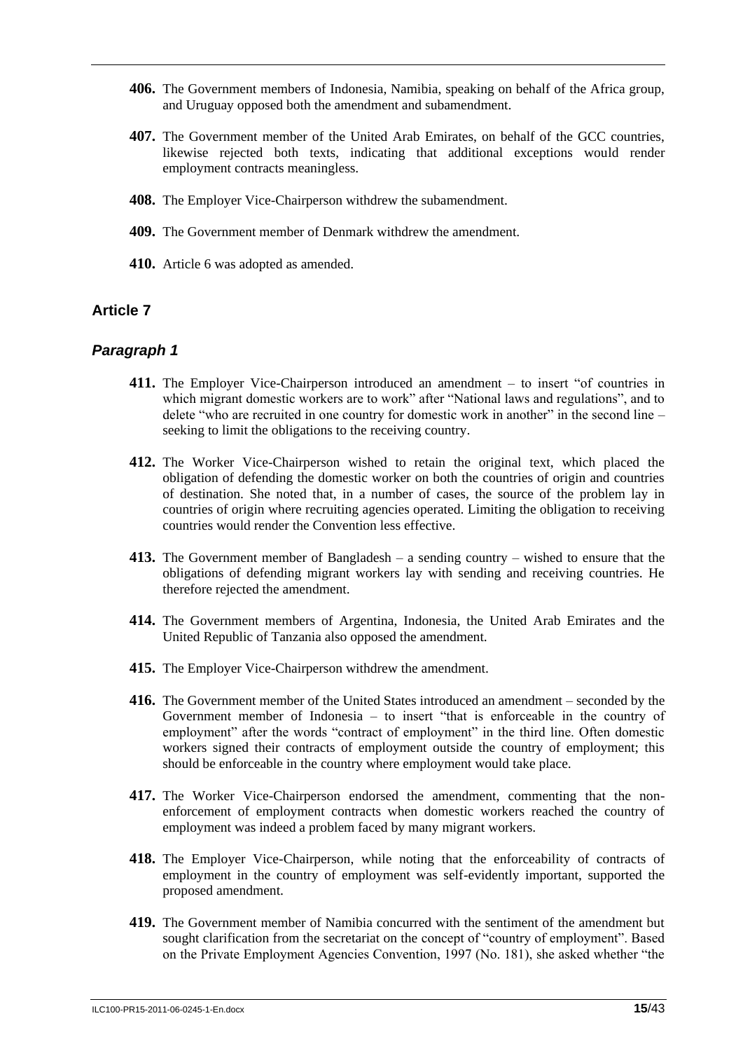**406.** The Government members of Indonesia, Namibia, speaking on behalf of the Africa group, and Uruguay opposed both the amendment and subamendment.

**407.** The Government member of the United Arab Emirates, on behalf of the GCC countries, likewise rejected both texts, indicating that additional exceptions would render employment contracts meaningless.

**408.** The Employer Vice-Chairperson withdrew the subamendment.

**409.** The Government member of Denmark withdrew the amendment.

**410.** Article 6 was adopted as amended.

## Article 7

### *Paragraph 1*

**411.** The Employer Vice-Chairperson introduced an amendment – to insert "of countries in which migrant domestic workers are to work" after "National laws and regulations", and to delete "who are recruited in one country for domestic work in another" in the second line – seeking to limit the obligations to the receiving country.

**412.** The Worker Vice-Chairperson wished to retain the original text, which placed the obligation of defending the domestic worker on both the countries of origin and countries of destination. She noted that, in a number of cases, the source of the problem lay in countries of origin where recruiting agencies operated. Limiting the obligation to receiving countries would render the Convention less effective.

**413.** The Government member of Bangladesh – a sending country – wished to ensure that the obligations of defending migrant workers lay with sending and receiving countries. He therefore rejected the amendment.

**414.** The Government members of Argentina, Indonesia, the United Arab Emirates and the United Republic of Tanzania also opposed the amendment.

**415.** The Employer Vice-Chairperson withdrew the amendment.

**416.** The Government member of the United States introduced an amendment – seconded by the Government member of Indonesia – to insert "that is enforceable in the country of employment" after the words "contract of employment" in the third line. Often domestic workers signed their contracts of employment outside the country of employment; this should be enforceable in the country where employment would take place.

**417.** The Worker Vice-Chairperson endorsed the amendment, commenting that the non-enforcement of employment contracts when domestic workers reached the country of employment was indeed a problem faced by many migrant workers.

**418.** The Employer Vice-Chairperson, while noting that the enforceability of contracts of employment in the country of employment was self-evidently important, supported the proposed amendment.

**419.** The Government member of Namibia concurred with the sentiment of the amendment but sought clarification from the secretariat on the concept of "country of employment". Based on the Private Employment Agencies Convention, 1997 (No. 181), she asked whether "the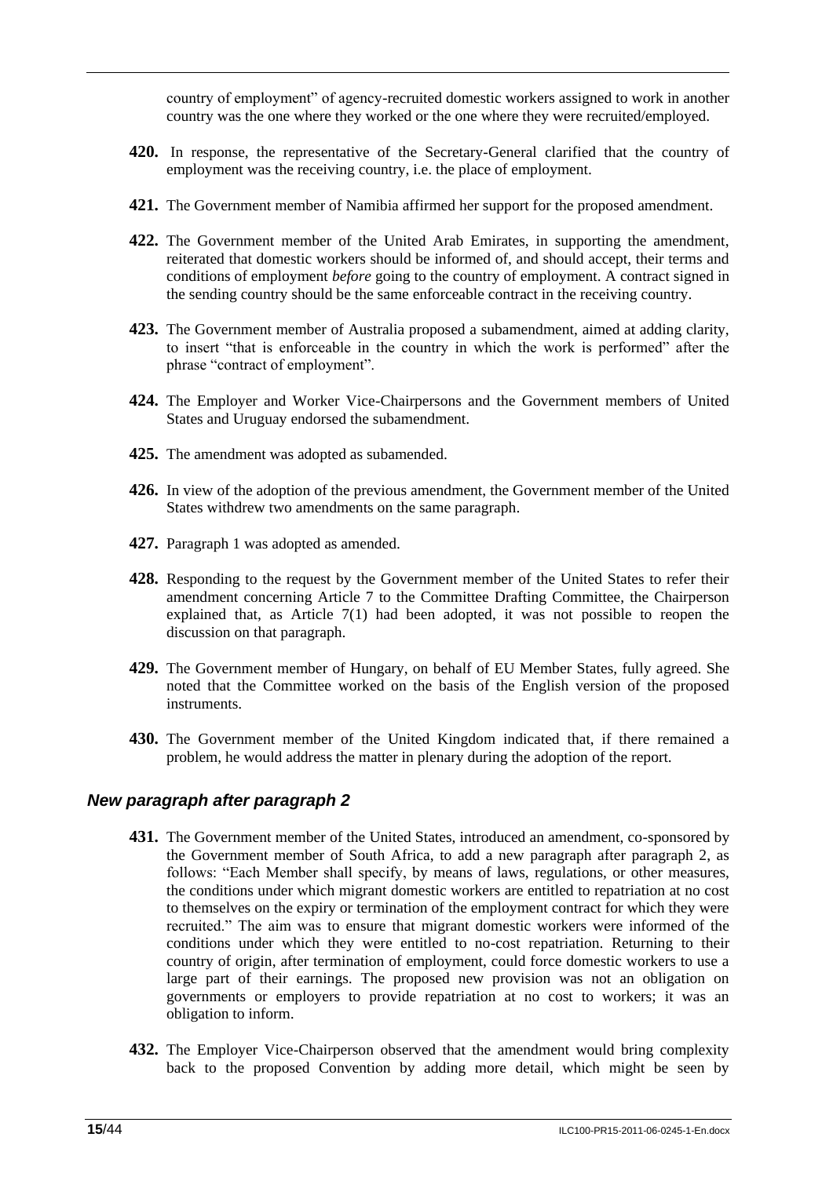country of employment" of agency-recruited domestic workers assigned to work in another country was the one where they worked or the one where they were recruited/employed.

**420.** In response, the representative of the Secretary-General clarified that the country of employment was the receiving country, i.e. the place of employment.

**421.** The Government member of Namibia affirmed her support for the proposed amendment.

**422.** The Government member of the United Arab Emirates, in supporting the amendment, reiterated that domestic workers should be informed of, and should accept, their terms and conditions of employment *before* going to the country of employment. A contract signed in the sending country should be the same enforceable contract in the receiving country.

**423.** The Government member of Australia proposed a subamendment, aimed at adding clarity, to insert "that is enforceable in the country in which the work is performed" after the phrase "contract of employment".

**424.** The Employer and Worker Vice-Chairpersons and the Government members of United States and Uruguay endorsed the subamendment.

**425.** The amendment was adopted as subamended.

**426.** In view of the adoption of the previous amendment, the Government member of the United States withdrew two amendments on the same paragraph.

**427.** Paragraph 1 was adopted as amended.

**428.** Responding to the request by the Government member of the United States to refer their amendment concerning Article 7 to the Committee Drafting Committee, the Chairperson explained that, as Article 7(1) had been adopted, it was not possible to reopen the discussion on that paragraph.

**429.** The Government member of Hungary, on behalf of EU Member States, fully agreed. She noted that the Committee worked on the basis of the English version of the proposed instruments.

**430.** The Government member of the United Kingdom indicated that, if there remained a problem, he would address the matter in plenary during the adoption of the report.

### *New paragraph after paragraph 2*

**431.** The Government member of the United States, introduced an amendment, co-sponsored by the Government member of South Africa, to add a new paragraph after paragraph 2, as follows: "Each Member shall specify, by means of laws, regulations, or other measures, the conditions under which migrant domestic workers are entitled to repatriation at no cost to themselves on the expiry or termination of the employment contract for which they were recruited." The aim was to ensure that migrant domestic workers were informed of the conditions under which they were entitled to no-cost repatriation. Returning to their country of origin, after termination of employment, could force domestic workers to use a large part of their earnings. The proposed new provision was not an obligation on governments or employers to provide repatriation at no cost to workers; it was an obligation to inform.

**432.** The Employer Vice-Chairperson observed that the amendment would bring complexity back to the proposed Convention by adding more detail, which might be seen by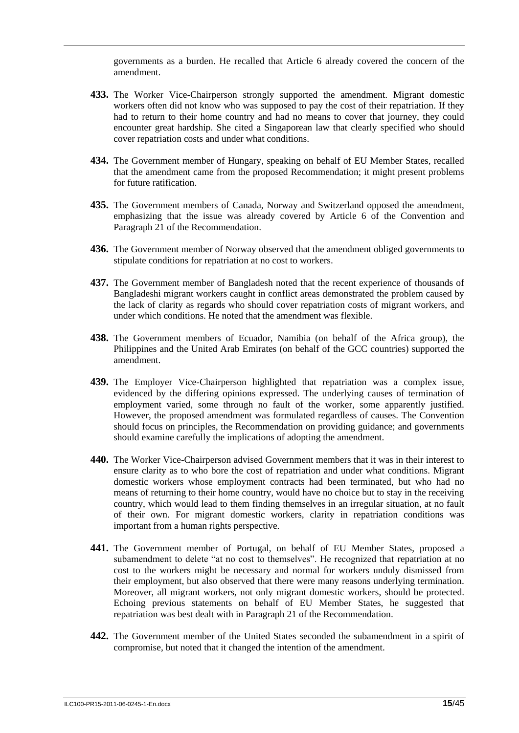governments as a burden. He recalled that Article 6 already covered the concern of the amendment.

**433.** The Worker Vice-Chairperson strongly supported the amendment. Migrant domestic workers often did not know who was supposed to pay the cost of their repatriation. If they had to return to their home country and had no means to cover that journey, they could encounter great hardship. She cited a Singaporean law that clearly specified who should cover repatriation costs and under what conditions.

**434.** The Government member of Hungary, speaking on behalf of EU Member States, recalled that the amendment came from the proposed Recommendation; it might present problems for future ratification.

**435.** The Government members of Canada, Norway and Switzerland opposed the amendment, emphasizing that the issue was already covered by Article 6 of the Convention and Paragraph 21 of the Recommendation.

**436.** The Government member of Norway observed that the amendment obliged governments to stipulate conditions for repatriation at no cost to workers.

**437.** The Government member of Bangladesh noted that the recent experience of thousands of Bangladeshi migrant workers caught in conflict areas demonstrated the problem caused by the lack of clarity as regards who should cover repatriation costs of migrant workers, and under which conditions. He noted that the amendment was flexible.

**438.** The Government members of Ecuador, Namibia (on behalf of the Africa group), the Philippines and the United Arab Emirates (on behalf of the GCC countries) supported the amendment.

**439.** The Employer Vice-Chairperson highlighted that repatriation was a complex issue, evidenced by the differing opinions expressed. The underlying causes of termination of employment varied, some through no fault of the worker, some apparently justified. However, the proposed amendment was formulated regardless of causes. The Convention should focus on principles, the Recommendation on providing guidance; and governments should examine carefully the implications of adopting the amendment.

**440.** The Worker Vice-Chairperson advised Government members that it was in their interest to ensure clarity as to who bore the cost of repatriation and under what conditions. Migrant domestic workers whose employment contracts had been terminated, but who had no means of returning to their home country, would have no choice but to stay in the receiving country, which would lead to them finding themselves in an irregular situation, at no fault of their own. For migrant domestic workers, clarity in repatriation conditions was important from a human rights perspective.

**441.** The Government member of Portugal, on behalf of EU Member States, proposed a subamendment to delete "at no cost to themselves". He recognized that repatriation at no cost to the workers might be necessary and normal for workers unduly dismissed from their employment, but also observed that there were many reasons underlying termination. Moreover, all migrant workers, not only migrant domestic workers, should be protected. Echoing previous statements on behalf of EU Member States, he suggested that repatriation was best dealt with in Paragraph 21 of the Recommendation.

**442.** The Government member of the United States seconded the subamendment in a spirit of compromise, but noted that it changed the intention of the amendment.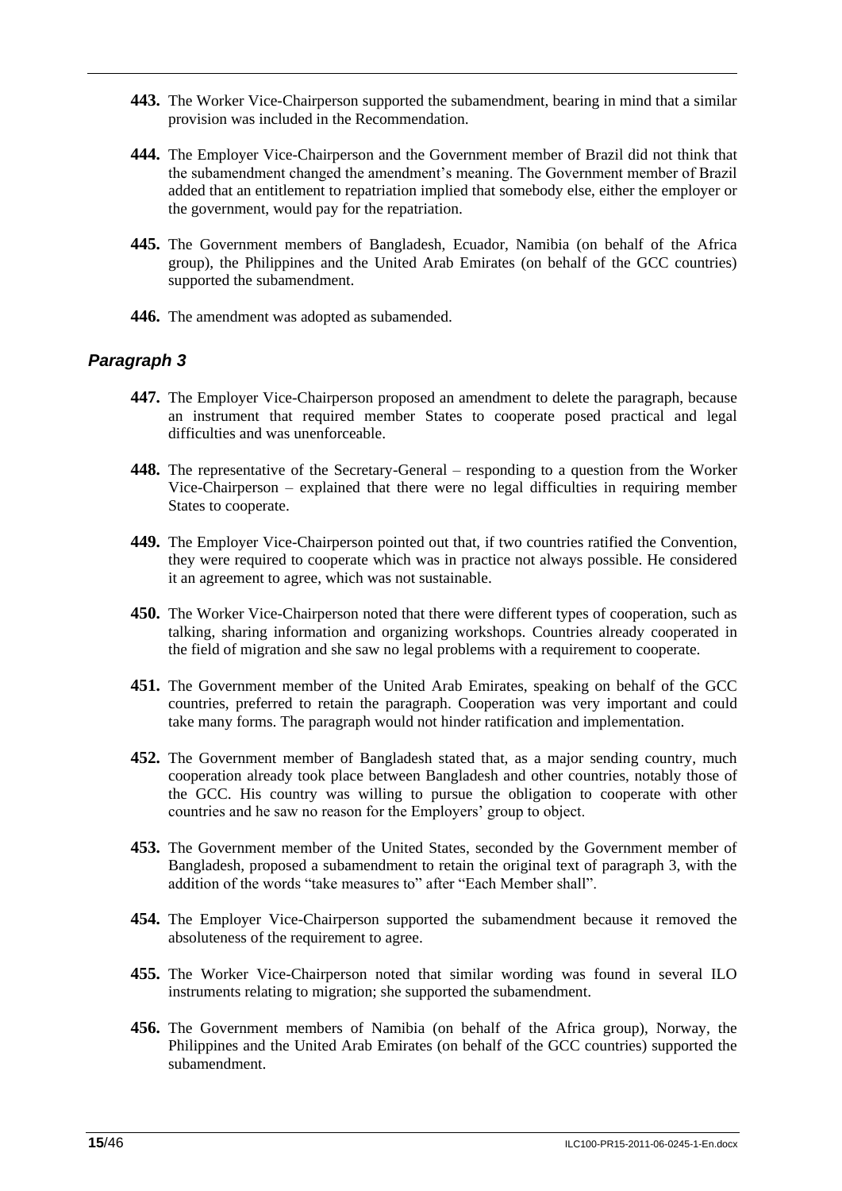**443.** The Worker Vice-Chairperson supported the subamendment, bearing in mind that a similar provision was included in the Recommendation.

**444.** The Employer Vice-Chairperson and the Government member of Brazil did not think that the subamendment changed the amendment's meaning. The Government member of Brazil added that an entitlement to repatriation implied that somebody else, either the employer or the government, would pay for the repatriation.

**445.** The Government members of Bangladesh, Ecuador, Namibia (on behalf of the Africa group), the Philippines and the United Arab Emirates (on behalf of the GCC countries) supported the subamendment.

**446.** The amendment was adopted as subamended.

### *Paragraph 3*

**447.** The Employer Vice-Chairperson proposed an amendment to delete the paragraph, because an instrument that required member States to cooperate posed practical and legal difficulties and was unenforceable.

**448.** The representative of the Secretary-General – responding to a question from the Worker Vice-Chairperson – explained that there were no legal difficulties in requiring member States to cooperate.

**449.** The Employer Vice-Chairperson pointed out that, if two countries ratified the Convention, they were required to cooperate which was in practice not always possible. He considered it an agreement to agree, which was not sustainable.

**450.** The Worker Vice-Chairperson noted that there were different types of cooperation, such as talking, sharing information and organizing workshops. Countries already cooperated in the field of migration and she saw no legal problems with a requirement to cooperate.

**451.** The Government member of the United Arab Emirates, speaking on behalf of the GCC countries, preferred to retain the paragraph. Cooperation was very important and could take many forms. The paragraph would not hinder ratification and implementation.

**452.** The Government member of Bangladesh stated that, as a major sending country, much cooperation already took place between Bangladesh and other countries, notably those of the GCC. His country was willing to pursue the obligation to cooperate with other countries and he saw no reason for the Employers' group to object.

**453.** The Government member of the United States, seconded by the Government member of Bangladesh, proposed a subamendment to retain the original text of paragraph 3, with the addition of the words "take measures to" after "Each Member shall".

**454.** The Employer Vice-Chairperson supported the subamendment because it removed the absoluteness of the requirement to agree.

**455.** The Worker Vice-Chairperson noted that similar wording was found in several ILO instruments relating to migration; she supported the subamendment.

**456.** The Government members of Namibia (on behalf of the Africa group), Norway, the Philippines and the United Arab Emirates (on behalf of the GCC countries) supported the subamendment.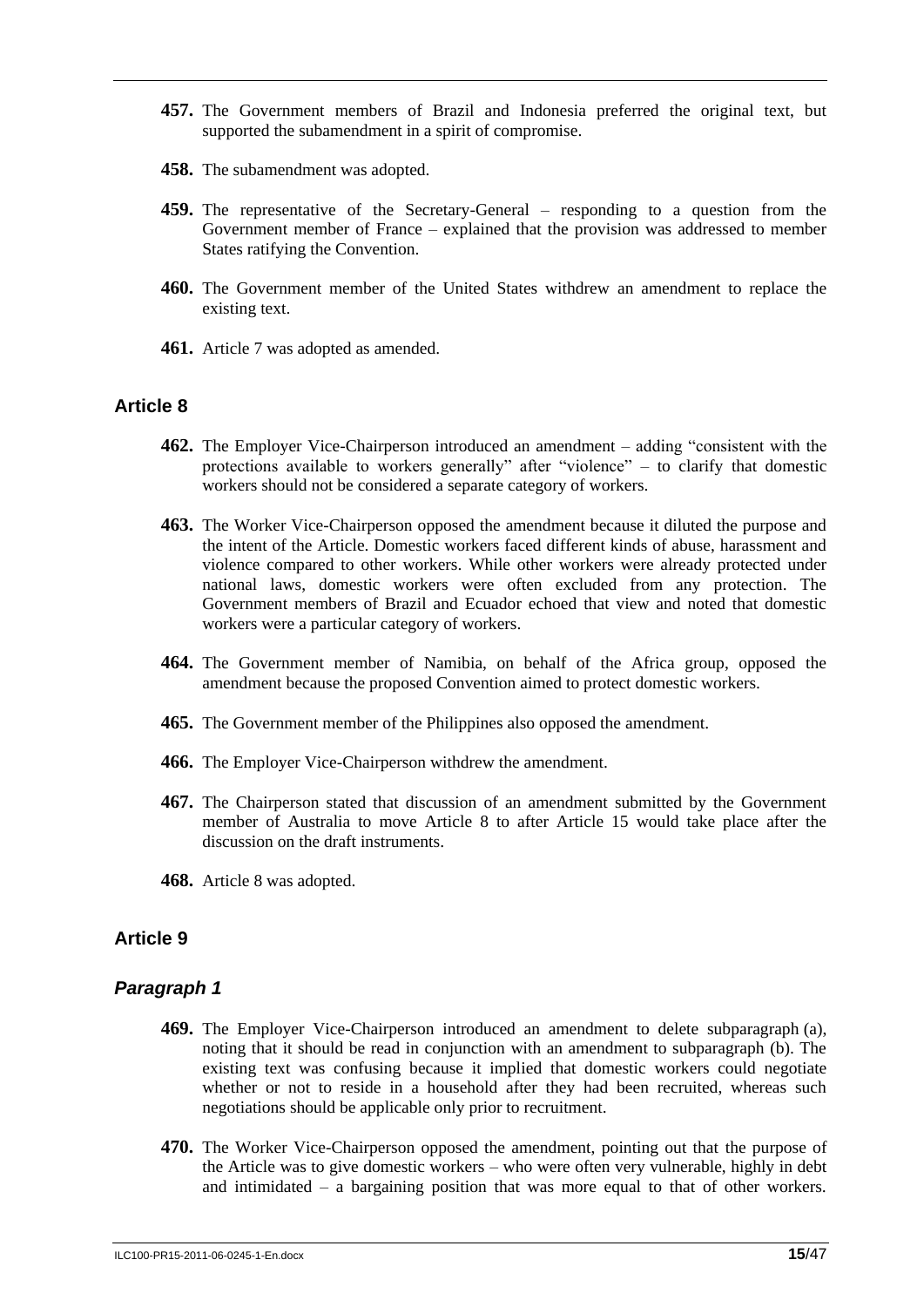**457.** The Government members of Brazil and Indonesia preferred the original text, but supported the subamendment in a spirit of compromise.

**458.** The subamendment was adopted.

**459.** The representative of the Secretary-General – responding to a question from the Government member of France – explained that the provision was addressed to member States ratifying the Convention.

**460.** The Government member of the United States withdrew an amendment to replace the existing text.

**461.** Article 7 was adopted as amended.

## Article 8

**462.** The Employer Vice-Chairperson introduced an amendment – adding "consistent with the protections available to workers generally" after "violence" – to clarify that domestic workers should not be considered a separate category of workers.

**463.** The Worker Vice-Chairperson opposed the amendment because it diluted the purpose and the intent of the Article. Domestic workers faced different kinds of abuse, harassment and violence compared to other workers. While other workers were already protected under national laws, domestic workers were often excluded from any protection. The Government members of Brazil and Ecuador echoed that view and noted that domestic workers were a particular category of workers.

**464.** The Government member of Namibia, on behalf of the Africa group, opposed the amendment because the proposed Convention aimed to protect domestic workers.

**465.** The Government member of the Philippines also opposed the amendment.

**466.** The Employer Vice-Chairperson withdrew the amendment.

**467.** The Chairperson stated that discussion of an amendment submitted by the Government member of Australia to move Article 8 to after Article 15 would take place after the discussion on the draft instruments.

**468.** Article 8 was adopted.

## Article 9

### *Paragraph 1*

**469.** The Employer Vice-Chairperson introduced an amendment to delete subparagraph (a), noting that it should be read in conjunction with an amendment to subparagraph (b). The existing text was confusing because it implied that domestic workers could negotiate whether or not to reside in a household after they had been recruited, whereas such negotiations should be applicable only prior to recruitment.

**470.** The Worker Vice-Chairperson opposed the amendment, pointing out that the purpose of the Article was to give domestic workers – who were often very vulnerable, highly in debt and intimidated – a bargaining position that was more equal to that of other workers.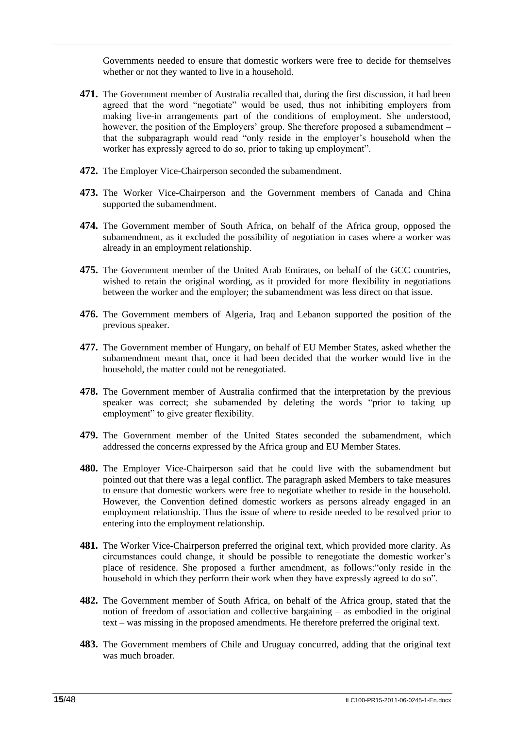Governments needed to ensure that domestic workers were free to decide for themselves whether or not they wanted to live in a household.

**471.** The Government member of Australia recalled that, during the first discussion, it had been agreed that the word "negotiate" would be used, thus not inhibiting employers from making live-in arrangements part of the conditions of employment. She understood, however, the position of the Employers' group. She therefore proposed a subamendment – that the subparagraph would read "only reside in the employer's household when the worker has expressly agreed to do so, prior to taking up employment".

**472.** The Employer Vice-Chairperson seconded the subamendment.

**473.** The Worker Vice-Chairperson and the Government members of Canada and China supported the subamendment.

**474.** The Government member of South Africa, on behalf of the Africa group, opposed the subamendment, as it excluded the possibility of negotiation in cases where a worker was already in an employment relationship.

**475.** The Government member of the United Arab Emirates, on behalf of the GCC countries, wished to retain the original wording, as it provided for more flexibility in negotiations between the worker and the employer; the subamendment was less direct on that issue.

**476.** The Government members of Algeria, Iraq and Lebanon supported the position of the previous speaker.

**477.** The Government member of Hungary, on behalf of EU Member States, asked whether the subamendment meant that, once it had been decided that the worker would live in the household, the matter could not be renegotiated.

**478.** The Government member of Australia confirmed that the interpretation by the previous speaker was correct; she subamended by deleting the words "prior to taking up employment" to give greater flexibility.

**479.** The Government member of the United States seconded the subamendment, which addressed the concerns expressed by the Africa group and EU Member States.

**480.** The Employer Vice-Chairperson said that he could live with the subamendment but pointed out that there was a legal conflict. The paragraph asked Members to take measures to ensure that domestic workers were free to negotiate whether to reside in the household. However, the Convention defined domestic workers as persons already engaged in an employment relationship. Thus the issue of where to reside needed to be resolved prior to entering into the employment relationship.

**481.** The Worker Vice-Chairperson preferred the original text, which provided more clarity. As circumstances could change, it should be possible to renegotiate the domestic worker's place of residence. She proposed a further amendment, as follows:"only reside in the household in which they perform their work when they have expressly agreed to do so".

**482.** The Government member of South Africa, on behalf of the Africa group, stated that the notion of freedom of association and collective bargaining – as embodied in the original text – was missing in the proposed amendments. He therefore preferred the original text.

**483.** The Government members of Chile and Uruguay concurred, adding that the original text was much broader.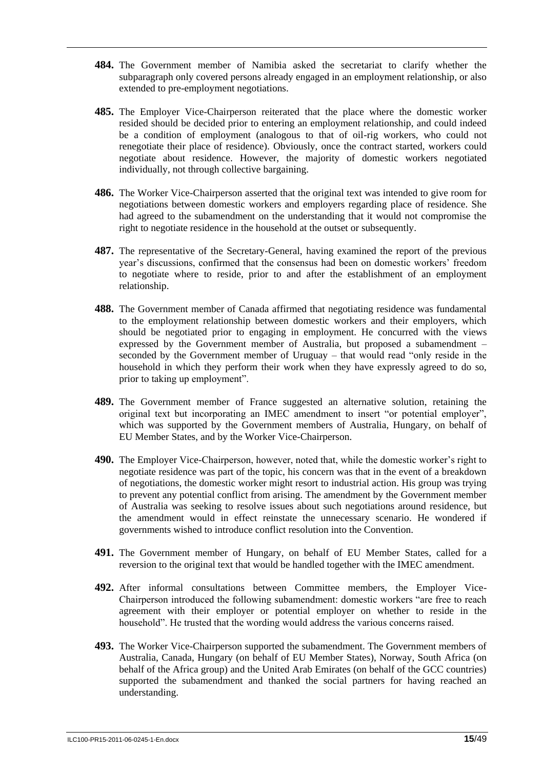**484.** The Government member of Namibia asked the secretariat to clarify whether the subparagraph only covered persons already engaged in an employment relationship, or also extended to pre-employment negotiations.

**485.** The Employer Vice-Chairperson reiterated that the place where the domestic worker resided should be decided prior to entering an employment relationship, and could indeed be a condition of employment (analogous to that of oil-rig workers, who could not renegotiate their place of residence). Obviously, once the contract started, workers could negotiate about residence. However, the majority of domestic workers negotiated individually, not through collective bargaining.

**486.** The Worker Vice-Chairperson asserted that the original text was intended to give room for negotiations between domestic workers and employers regarding place of residence. She had agreed to the subamendment on the understanding that it would not compromise the right to negotiate residence in the household at the outset or subsequently.

**487.** The representative of the Secretary-General, having examined the report of the previous year's discussions, confirmed that the consensus had been on domestic workers' freedom to negotiate where to reside, prior to and after the establishment of an employment relationship.

**488.** The Government member of Canada affirmed that negotiating residence was fundamental to the employment relationship between domestic workers and their employers, which should be negotiated prior to engaging in employment. He concurred with the views expressed by the Government member of Australia, but proposed a subamendment – seconded by the Government member of Uruguay – that would read "only reside in the household in which they perform their work when they have expressly agreed to do so, prior to taking up employment".

**489.** The Government member of France suggested an alternative solution, retaining the original text but incorporating an IMEC amendment to insert "or potential employer", which was supported by the Government members of Australia, Hungary, on behalf of EU Member States, and by the Worker Vice-Chairperson.

**490.** The Employer Vice-Chairperson, however, noted that, while the domestic worker's right to negotiate residence was part of the topic, his concern was that in the event of a breakdown of negotiations, the domestic worker might resort to industrial action. His group was trying to prevent any potential conflict from arising. The amendment by the Government member of Australia was seeking to resolve issues about such negotiations around residence, but the amendment would in effect reinstate the unnecessary scenario. He wondered if governments wished to introduce conflict resolution into the Convention.

**491.** The Government member of Hungary, on behalf of EU Member States, called for a reversion to the original text that would be handled together with the IMEC amendment.

**492.** After informal consultations between Committee members, the Employer Vice-Chairperson introduced the following subamendment: domestic workers "are free to reach agreement with their employer or potential employer on whether to reside in the household". He trusted that the wording would address the various concerns raised.

**493.** The Worker Vice-Chairperson supported the subamendment. The Government members of Australia, Canada, Hungary (on behalf of EU Member States), Norway, South Africa (on behalf of the Africa group) and the United Arab Emirates (on behalf of the GCC countries) supported the subamendment and thanked the social partners for having reached an understanding.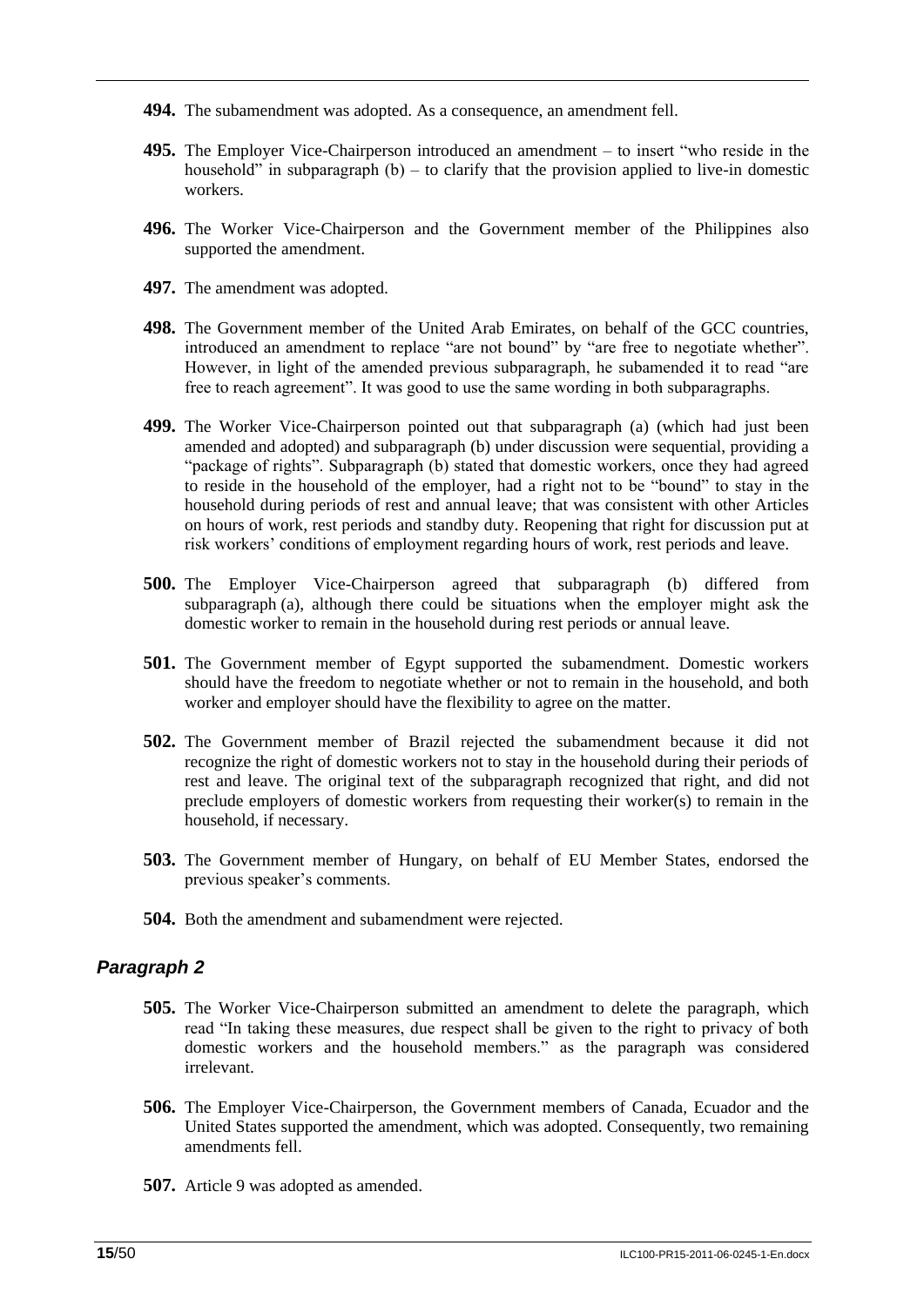**494.** The subamendment was adopted. As a consequence, an amendment fell.

**495.** The Employer Vice-Chairperson introduced an amendment – to insert "who reside in the household" in subparagraph (b) – to clarify that the provision applied to live-in domestic workers.

**496.** The Worker Vice-Chairperson and the Government member of the Philippines also supported the amendment.

**497.** The amendment was adopted.

**498.** The Government member of the United Arab Emirates, on behalf of the GCC countries, introduced an amendment to replace "are not bound" by "are free to negotiate whether". However, in light of the amended previous subparagraph, he subamended it to read "are free to reach agreement". It was good to use the same wording in both subparagraphs.

**499.** The Worker Vice-Chairperson pointed out that subparagraph (a) (which had just been amended and adopted) and subparagraph (b) under discussion were sequential, providing a "package of rights". Subparagraph (b) stated that domestic workers, once they had agreed to reside in the household of the employer, had a right not to be "bound" to stay in the household during periods of rest and annual leave; that was consistent with other Articles on hours of work, rest periods and standby duty. Reopening that right for discussion put at risk workers' conditions of employment regarding hours of work, rest periods and leave.

**500.** The Employer Vice-Chairperson agreed that subparagraph (b) differed from subparagraph (a), although there could be situations when the employer might ask the domestic worker to remain in the household during rest periods or annual leave.

**501.** The Government member of Egypt supported the subamendment. Domestic workers should have the freedom to negotiate whether or not to remain in the household, and both worker and employer should have the flexibility to agree on the matter.

**502.** The Government member of Brazil rejected the subamendment because it did not recognize the right of domestic workers not to stay in the household during their periods of rest and leave. The original text of the subparagraph recognized that right, and did not preclude employers of domestic workers from requesting their worker(s) to remain in the household, if necessary.

**503.** The Government member of Hungary, on behalf of EU Member States, endorsed the previous speaker's comments.

**504.** Both the amendment and subamendment were rejected.

### *Paragraph 2*

**505.** The Worker Vice-Chairperson submitted an amendment to delete the paragraph, which read "In taking these measures, due respect shall be given to the right to privacy of both domestic workers and the household members." as the paragraph was considered irrelevant.

**506.** The Employer Vice-Chairperson, the Government members of Canada, Ecuador and the United States supported the amendment, which was adopted. Consequently, two remaining amendments fell.

**507.** Article 9 was adopted as amended.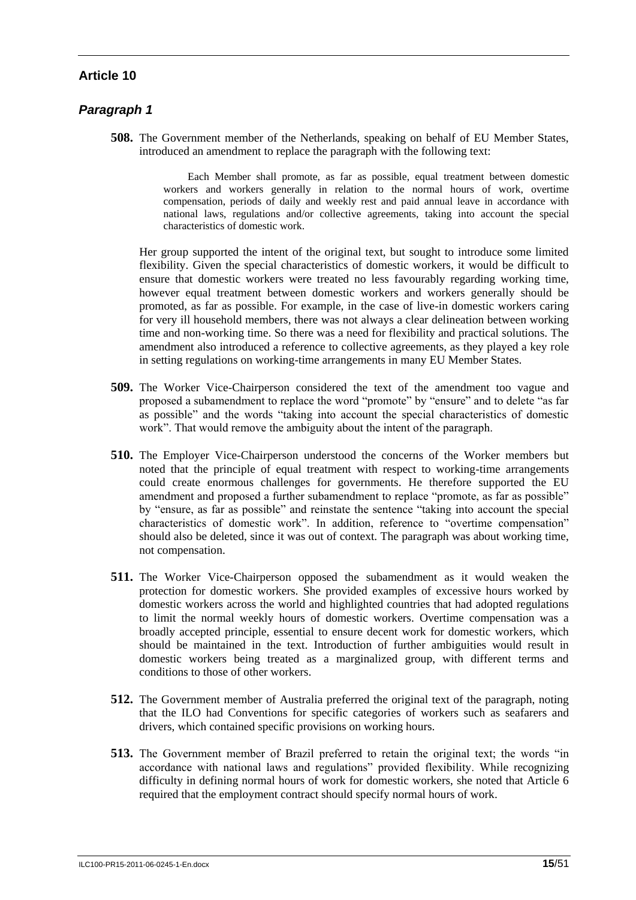## Article 10

### *Paragraph 1*

**508.** The Government member of the Netherlands, speaking on behalf of EU Member States, introduced an amendment to replace the paragraph with the following text:

> Each Member shall promote, as far as possible, equal treatment between domestic workers and workers generally in relation to the normal hours of work, overtime compensation, periods of daily and weekly rest and paid annual leave in accordance with national laws, regulations and/or collective agreements, taking into account the special characteristics of domestic work.

Her group supported the intent of the original text, but sought to introduce some limited flexibility. Given the special characteristics of domestic workers, it would be difficult to ensure that domestic workers were treated no less favourably regarding working time, however equal treatment between domestic workers and workers generally should be promoted, as far as possible. For example, in the case of live-in domestic workers caring for very ill household members, there was not always a clear delineation between working time and non-working time. So there was a need for flexibility and practical solutions. The amendment also introduced a reference to collective agreements, as they played a key role in setting regulations on working-time arrangements in many EU Member States.

**509.** The Worker Vice-Chairperson considered the text of the amendment too vague and proposed a subamendment to replace the word "promote" by "ensure" and to delete "as far as possible" and the words "taking into account the special characteristics of domestic work". That would remove the ambiguity about the intent of the paragraph.

**510.** The Employer Vice-Chairperson understood the concerns of the Worker members but noted that the principle of equal treatment with respect to working-time arrangements could create enormous challenges for governments. He therefore supported the EU amendment and proposed a further subamendment to replace "promote, as far as possible" by "ensure, as far as possible" and reinstate the sentence "taking into account the special characteristics of domestic work". In addition, reference to "overtime compensation" should also be deleted, since it was out of context. The paragraph was about working time, not compensation.

**511.** The Worker Vice-Chairperson opposed the subamendment as it would weaken the protection for domestic workers. She provided examples of excessive hours worked by domestic workers across the world and highlighted countries that had adopted regulations to limit the normal weekly hours of domestic workers. Overtime compensation was a broadly accepted principle, essential to ensure decent work for domestic workers, which should be maintained in the text. Introduction of further ambiguities would result in domestic workers being treated as a marginalized group, with different terms and conditions to those of other workers.

**512.** The Government member of Australia preferred the original text of the paragraph, noting that the ILO had Conventions for specific categories of workers such as seafarers and drivers, which contained specific provisions on working hours.

**513.** The Government member of Brazil preferred to retain the original text; the words "in accordance with national laws and regulations" provided flexibility. While recognizing difficulty in defining normal hours of work for domestic workers, she noted that Article 6 required that the employment contract should specify normal hours of work.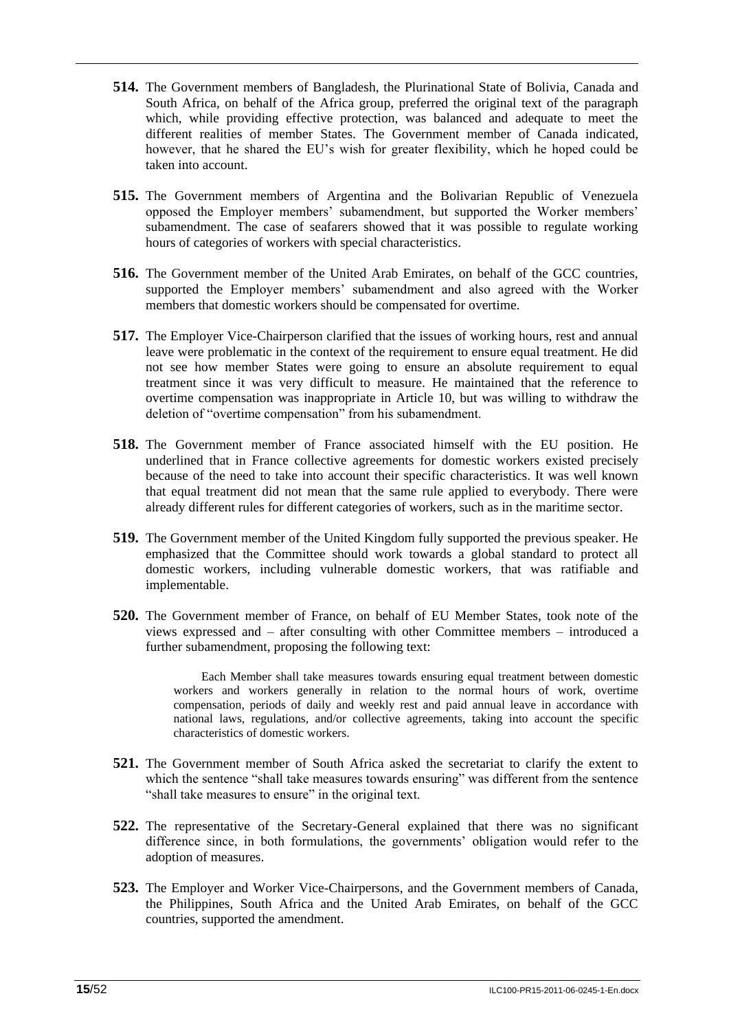**514.** The Government members of Bangladesh, the Plurinational State of Bolivia, Canada and South Africa, on behalf of the Africa group, preferred the original text of the paragraph which, while providing effective protection, was balanced and adequate to meet the different realities of member States. The Government member of Canada indicated, however, that he shared the EU's wish for greater flexibility, which he hoped could be taken into account.

**515.** The Government members of Argentina and the Bolivarian Republic of Venezuela opposed the Employer members' subamendment, but supported the Worker members' subamendment. The case of seafarers showed that it was possible to regulate working hours of categories of workers with special characteristics.

**516.** The Government member of the United Arab Emirates, on behalf of the GCC countries, supported the Employer members' subamendment and also agreed with the Worker members that domestic workers should be compensated for overtime.

**517.** The Employer Vice-Chairperson clarified that the issues of working hours, rest and annual leave were problematic in the context of the requirement to ensure equal treatment. He did not see how member States were going to ensure an absolute requirement to equal treatment since it was very difficult to measure. He maintained that the reference to overtime compensation was inappropriate in Article 10, but was willing to withdraw the deletion of "overtime compensation" from his subamendment.

**518.** The Government member of France associated himself with the EU position. He underlined that in France collective agreements for domestic workers existed precisely because of the need to take into account their specific characteristics. It was well known that equal treatment did not mean that the same rule applied to everybody. There were already different rules for different categories of workers, such as in the maritime sector.

**519.** The Government member of the United Kingdom fully supported the previous speaker. He emphasized that the Committee should work towards a global standard to protect all domestic workers, including vulnerable domestic workers, that was ratifiable and implementable.

**520.** The Government member of France, on behalf of EU Member States, took note of the views expressed and – after consulting with other Committee members – introduced a further subamendment, proposing the following text:

> Each Member shall take measures towards ensuring equal treatment between domestic workers and workers generally in relation to the normal hours of work, overtime compensation, periods of daily and weekly rest and paid annual leave in accordance with national laws, regulations, and/or collective agreements, taking into account the specific characteristics of domestic workers.

**521.** The Government member of South Africa asked the secretariat to clarify the extent to which the sentence "shall take measures towards ensuring" was different from the sentence "shall take measures to ensure" in the original text.

**522.** The representative of the Secretary-General explained that there was no significant difference since, in both formulations, the governments' obligation would refer to the adoption of measures.

**523.** The Employer and Worker Vice-Chairpersons, and the Government members of Canada, the Philippines, South Africa and the United Arab Emirates, on behalf of the GCC countries, supported the amendment.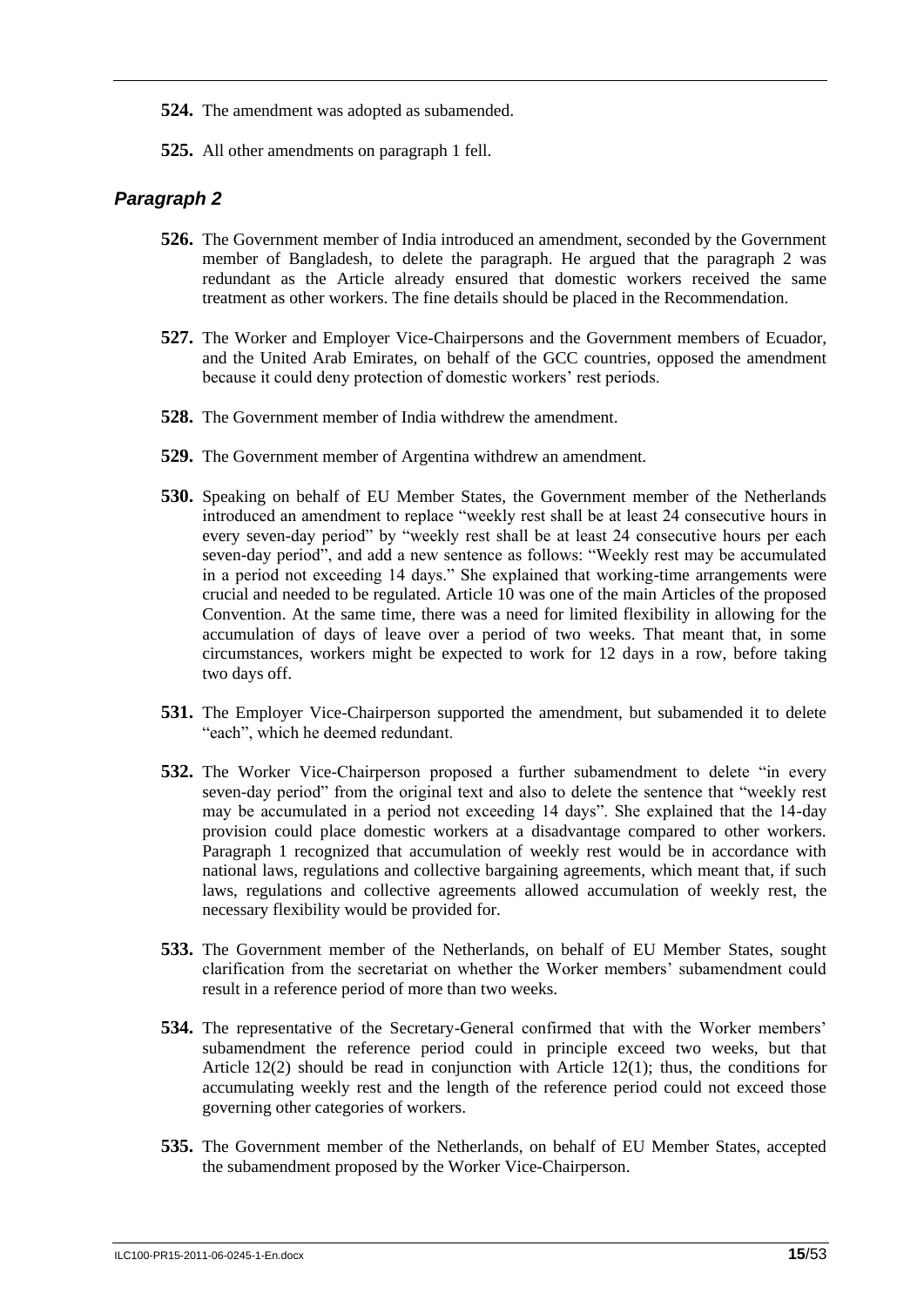**524.** The amendment was adopted as subamended.

**525.** All other amendments on paragraph 1 fell.

### *Paragraph 2*

**526.** The Government member of India introduced an amendment, seconded by the Government member of Bangladesh, to delete the paragraph. He argued that the paragraph 2 was redundant as the Article already ensured that domestic workers received the same treatment as other workers. The fine details should be placed in the Recommendation.

**527.** The Worker and Employer Vice-Chairpersons and the Government members of Ecuador, and the United Arab Emirates, on behalf of the GCC countries, opposed the amendment because it could deny protection of domestic workers' rest periods.

**528.** The Government member of India withdrew the amendment.

**529.** The Government member of Argentina withdrew an amendment.

**530.** Speaking on behalf of EU Member States, the Government member of the Netherlands introduced an amendment to replace "weekly rest shall be at least 24 consecutive hours in every seven-day period" by "weekly rest shall be at least 24 consecutive hours per each seven-day period", and add a new sentence as follows: "Weekly rest may be accumulated in a period not exceeding 14 days." She explained that working-time arrangements were crucial and needed to be regulated. Article 10 was one of the main Articles of the proposed Convention. At the same time, there was a need for limited flexibility in allowing for the accumulation of days of leave over a period of two weeks. That meant that, in some circumstances, workers might be expected to work for 12 days in a row, before taking two days off.

**531.** The Employer Vice-Chairperson supported the amendment, but subamended it to delete "each", which he deemed redundant.

**532.** The Worker Vice-Chairperson proposed a further subamendment to delete "in every seven-day period" from the original text and also to delete the sentence that "weekly rest may be accumulated in a period not exceeding 14 days". She explained that the 14-day provision could place domestic workers at a disadvantage compared to other workers. Paragraph 1 recognized that accumulation of weekly rest would be in accordance with national laws, regulations and collective bargaining agreements, which meant that, if such laws, regulations and collective agreements allowed accumulation of weekly rest, the necessary flexibility would be provided for.

**533.** The Government member of the Netherlands, on behalf of EU Member States, sought clarification from the secretariat on whether the Worker members' subamendment could result in a reference period of more than two weeks.

**534.** The representative of the Secretary-General confirmed that with the Worker members' subamendment the reference period could in principle exceed two weeks, but that Article 12(2) should be read in conjunction with Article 12(1); thus, the conditions for accumulating weekly rest and the length of the reference period could not exceed those governing other categories of workers.

**535.** The Government member of the Netherlands, on behalf of EU Member States, accepted the subamendment proposed by the Worker Vice-Chairperson.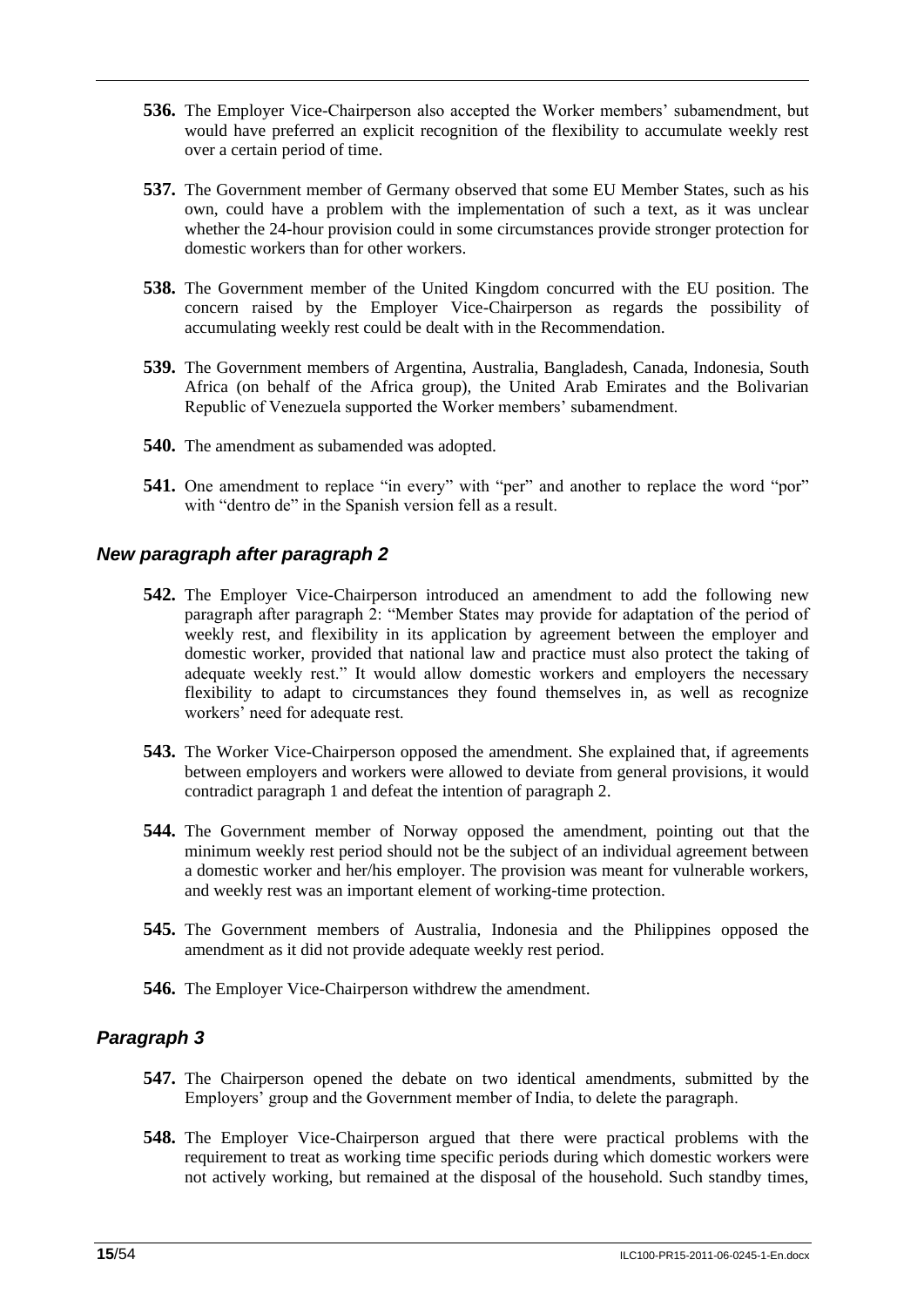**536.** The Employer Vice-Chairperson also accepted the Worker members' subamendment, but would have preferred an explicit recognition of the flexibility to accumulate weekly rest over a certain period of time.

**537.** The Government member of Germany observed that some EU Member States, such as his own, could have a problem with the implementation of such a text, as it was unclear whether the 24-hour provision could in some circumstances provide stronger protection for domestic workers than for other workers.

**538.** The Government member of the United Kingdom concurred with the EU position. The concern raised by the Employer Vice-Chairperson as regards the possibility of accumulating weekly rest could be dealt with in the Recommendation.

**539.** The Government members of Argentina, Australia, Bangladesh, Canada, Indonesia, South Africa (on behalf of the Africa group), the United Arab Emirates and the Bolivarian Republic of Venezuela supported the Worker members' subamendment.

**540.** The amendment as subamended was adopted.

**541.** One amendment to replace "in every" with "per" and another to replace the word "por" with "dentro de" in the Spanish version fell as a result.

### *New paragraph after paragraph 2*

**542.** The Employer Vice-Chairperson introduced an amendment to add the following new paragraph after paragraph 2: "Member States may provide for adaptation of the period of weekly rest, and flexibility in its application by agreement between the employer and domestic worker, provided that national law and practice must also protect the taking of adequate weekly rest." It would allow domestic workers and employers the necessary flexibility to adapt to circumstances they found themselves in, as well as recognize workers' need for adequate rest.

**543.** The Worker Vice-Chairperson opposed the amendment. She explained that, if agreements between employers and workers were allowed to deviate from general provisions, it would contradict paragraph 1 and defeat the intention of paragraph 2.

**544.** The Government member of Norway opposed the amendment, pointing out that the minimum weekly rest period should not be the subject of an individual agreement between a domestic worker and her/his employer. The provision was meant for vulnerable workers, and weekly rest was an important element of working-time protection.

**545.** The Government members of Australia, Indonesia and the Philippines opposed the amendment as it did not provide adequate weekly rest period.

**546.** The Employer Vice-Chairperson withdrew the amendment.

### *Paragraph 3*

**547.** The Chairperson opened the debate on two identical amendments, submitted by the Employers' group and the Government member of India, to delete the paragraph.

**548.** The Employer Vice-Chairperson argued that there were practical problems with the requirement to treat as working time specific periods during which domestic workers were not actively working, but remained at the disposal of the household. Such standby times,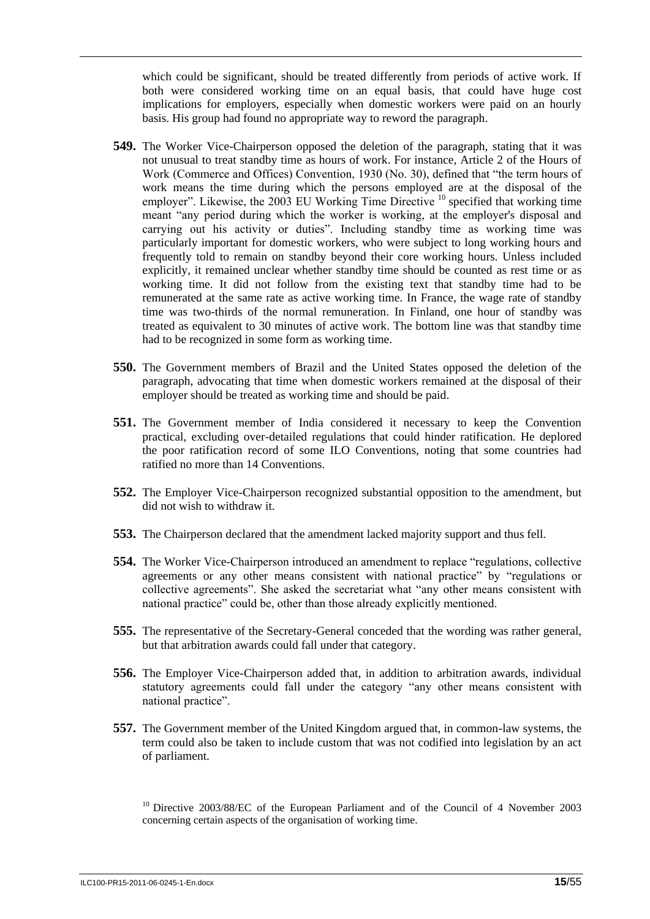which could be significant, should be treated differently from periods of active work. If both were considered working time on an equal basis, that could have huge cost implications for employers, especially when domestic workers were paid on an hourly basis. His group had found no appropriate way to reword the paragraph.

**549.** The Worker Vice-Chairperson opposed the deletion of the paragraph, stating that it was not unusual to treat standby time as hours of work. For instance, Article 2 of the Hours of Work (Commerce and Offices) Convention, 1930 (No. 30), defined that "the term hours of work means the time during which the persons employed are at the disposal of the employer". Likewise, the 2003 EU Working Time Directive [10] specified that working time meant "any period during which the worker is working, at the employer's disposal and carrying out his activity or duties". Including standby time as working time was particularly important for domestic workers, who were subject to long working hours and frequently told to remain on standby beyond their core working hours. Unless included explicitly, it remained unclear whether standby time should be counted as rest time or as working time. It did not follow from the existing text that standby time had to be remunerated at the same rate as active working time. In France, the wage rate of standby time was two-thirds of the normal remuneration. In Finland, one hour of standby was treated as equivalent to 30 minutes of active work. The bottom line was that standby time had to be recognized in some form as working time.

**550.** The Government members of Brazil and the United States opposed the deletion of the paragraph, advocating that time when domestic workers remained at the disposal of their employer should be treated as working time and should be paid.

**551.** The Government member of India considered it necessary to keep the Convention practical, excluding over-detailed regulations that could hinder ratification. He deplored the poor ratification record of some ILO Conventions, noting that some countries had ratified no more than 14 Conventions.

**552.** The Employer Vice-Chairperson recognized substantial opposition to the amendment, but did not wish to withdraw it.

**553.** The Chairperson declared that the amendment lacked majority support and thus fell.

**554.** The Worker Vice-Chairperson introduced an amendment to replace "regulations, collective agreements or any other means consistent with national practice" by "regulations or collective agreements". She asked the secretariat what "any other means consistent with national practice" could be, other than those already explicitly mentioned.

**555.** The representative of the Secretary-General conceded that the wording was rather general, but that arbitration awards could fall under that category.

**556.** The Employer Vice-Chairperson added that, in addition to arbitration awards, individual statutory agreements could fall under the category "any other means consistent with national practice".

**557.** The Government member of the United Kingdom argued that, in common-law systems, the term could also be taken to include custom that was not codified into legislation by an act of parliament.

[10] Directive 2003/88/EC of the European Parliament and of the Council of 4 November 2003 concerning certain aspects of the organisation of working time.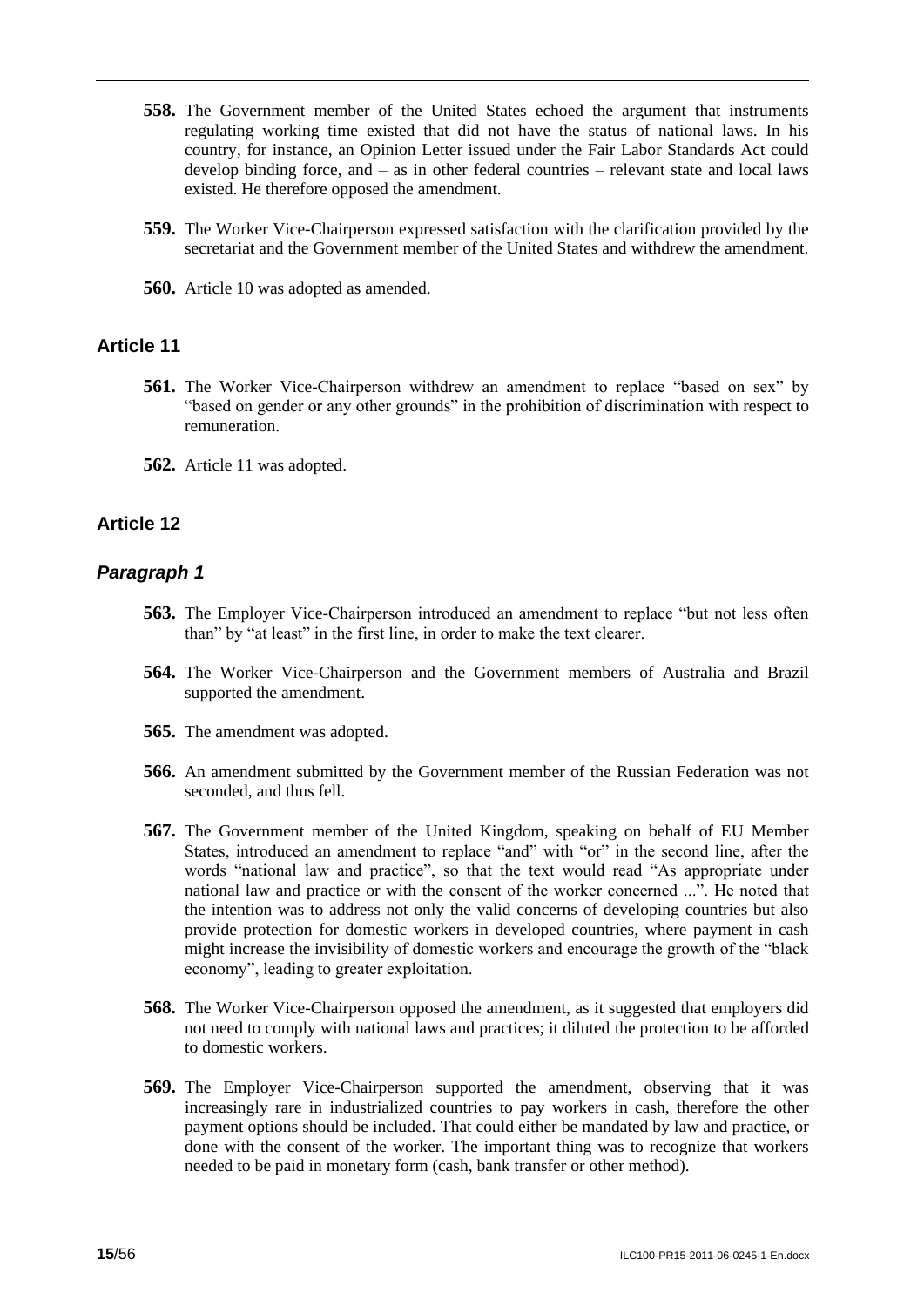**558.** The Government member of the United States echoed the argument that instruments regulating working time existed that did not have the status of national laws. In his country, for instance, an Opinion Letter issued under the Fair Labor Standards Act could develop binding force, and – as in other federal countries – relevant state and local laws existed. He therefore opposed the amendment.

**559.** The Worker Vice-Chairperson expressed satisfaction with the clarification provided by the secretariat and the Government member of the United States and withdrew the amendment.

**560.** Article 10 was adopted as amended.

## Article 11

**561.** The Worker Vice-Chairperson withdrew an amendment to replace "based on sex" by "based on gender or any other grounds" in the prohibition of discrimination with respect to remuneration.

**562.** Article 11 was adopted.

## Article 12

### *Paragraph 1*

**563.** The Employer Vice-Chairperson introduced an amendment to replace "but not less often than" by "at least" in the first line, in order to make the text clearer.

**564.** The Worker Vice-Chairperson and the Government members of Australia and Brazil supported the amendment.

**565.** The amendment was adopted.

**566.** An amendment submitted by the Government member of the Russian Federation was not seconded, and thus fell.

**567.** The Government member of the United Kingdom, speaking on behalf of EU Member States, introduced an amendment to replace "and" with "or" in the second line, after the words "national law and practice", so that the text would read "As appropriate under national law and practice or with the consent of the worker concerned ...". He noted that the intention was to address not only the valid concerns of developing countries but also provide protection for domestic workers in developed countries, where payment in cash might increase the invisibility of domestic workers and encourage the growth of the "black economy", leading to greater exploitation.

**568.** The Worker Vice-Chairperson opposed the amendment, as it suggested that employers did not need to comply with national laws and practices; it diluted the protection to be afforded to domestic workers.

**569.** The Employer Vice-Chairperson supported the amendment, observing that it was increasingly rare in industrialized countries to pay workers in cash, therefore the other payment options should be included. That could either be mandated by law and practice, or done with the consent of the worker. The important thing was to recognize that workers needed to be paid in monetary form (cash, bank transfer or other method).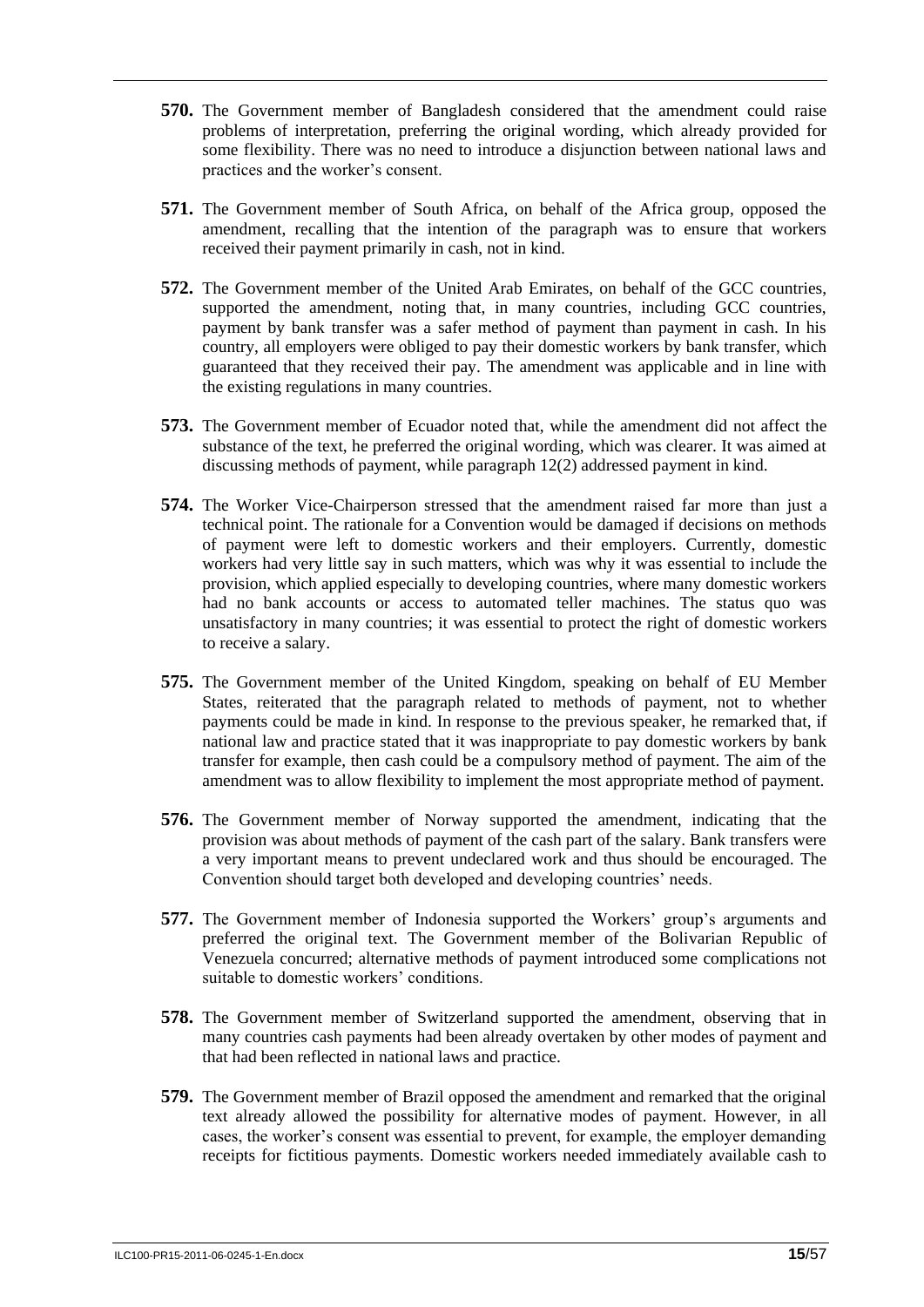**570.** The Government member of Bangladesh considered that the amendment could raise problems of interpretation, preferring the original wording, which already provided for some flexibility. There was no need to introduce a disjunction between national laws and practices and the worker's consent.

**571.** The Government member of South Africa, on behalf of the Africa group, opposed the amendment, recalling that the intention of the paragraph was to ensure that workers received their payment primarily in cash, not in kind.

**572.** The Government member of the United Arab Emirates, on behalf of the GCC countries, supported the amendment, noting that, in many countries, including GCC countries, payment by bank transfer was a safer method of payment than payment in cash. In his country, all employers were obliged to pay their domestic workers by bank transfer, which guaranteed that they received their pay. The amendment was applicable and in line with the existing regulations in many countries.

**573.** The Government member of Ecuador noted that, while the amendment did not affect the substance of the text, he preferred the original wording, which was clearer. It was aimed at discussing methods of payment, while paragraph 12(2) addressed payment in kind.

**574.** The Worker Vice-Chairperson stressed that the amendment raised far more than just a technical point. The rationale for a Convention would be damaged if decisions on methods of payment were left to domestic workers and their employers. Currently, domestic workers had very little say in such matters, which was why it was essential to include the provision, which applied especially to developing countries, where many domestic workers had no bank accounts or access to automated teller machines. The status quo was unsatisfactory in many countries; it was essential to protect the right of domestic workers to receive a salary.

**575.** The Government member of the United Kingdom, speaking on behalf of EU Member States, reiterated that the paragraph related to methods of payment, not to whether payments could be made in kind. In response to the previous speaker, he remarked that, if national law and practice stated that it was inappropriate to pay domestic workers by bank transfer for example, then cash could be a compulsory method of payment. The aim of the amendment was to allow flexibility to implement the most appropriate method of payment.

**576.** The Government member of Norway supported the amendment, indicating that the provision was about methods of payment of the cash part of the salary. Bank transfers were a very important means to prevent undeclared work and thus should be encouraged. The Convention should target both developed and developing countries' needs.

**577.** The Government member of Indonesia supported the Workers' group's arguments and preferred the original text. The Government member of the Bolivarian Republic of Venezuela concurred; alternative methods of payment introduced some complications not suitable to domestic workers' conditions.

**578.** The Government member of Switzerland supported the amendment, observing that in many countries cash payments had been already overtaken by other modes of payment and that had been reflected in national laws and practice.

**579.** The Government member of Brazil opposed the amendment and remarked that the original text already allowed the possibility for alternative modes of payment. However, in all cases, the worker's consent was essential to prevent, for example, the employer demanding receipts for fictitious payments. Domestic workers needed immediately available cash to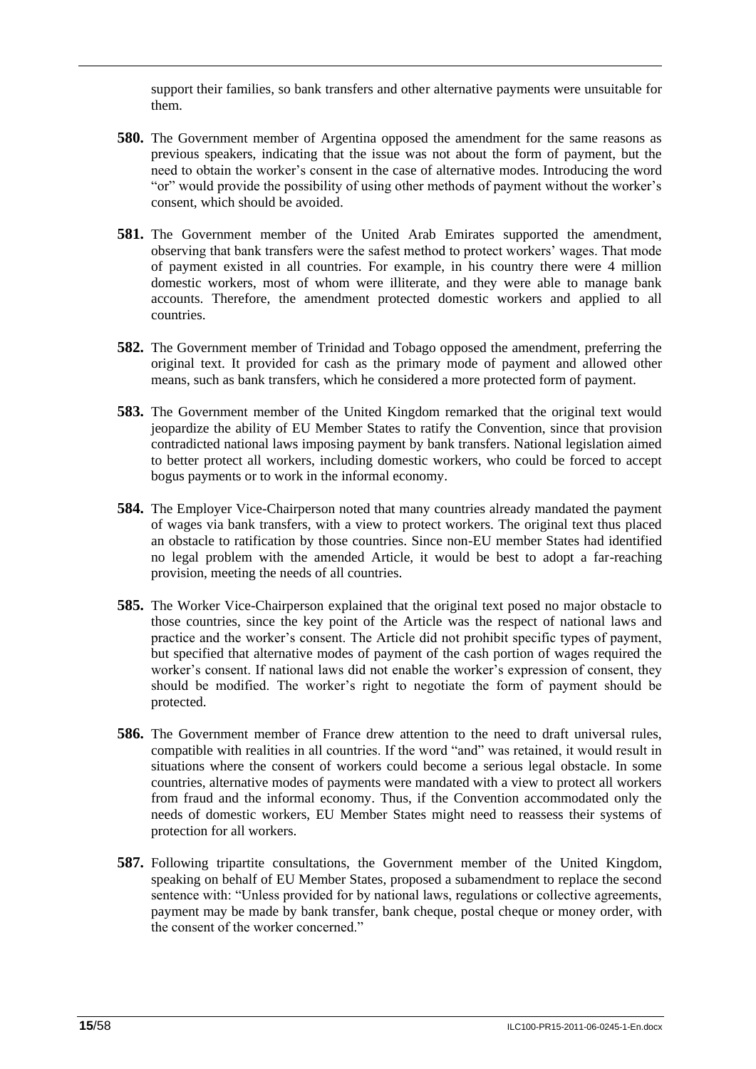support their families, so bank transfers and other alternative payments were unsuitable for them.

**580.** The Government member of Argentina opposed the amendment for the same reasons as previous speakers, indicating that the issue was not about the form of payment, but the need to obtain the worker's consent in the case of alternative modes. Introducing the word "or" would provide the possibility of using other methods of payment without the worker's consent, which should be avoided.

**581.** The Government member of the United Arab Emirates supported the amendment, observing that bank transfers were the safest method to protect workers' wages. That mode of payment existed in all countries. For example, in his country there were 4 million domestic workers, most of whom were illiterate, and they were able to manage bank accounts. Therefore, the amendment protected domestic workers and applied to all countries.

**582.** The Government member of Trinidad and Tobago opposed the amendment, preferring the original text. It provided for cash as the primary mode of payment and allowed other means, such as bank transfers, which he considered a more protected form of payment.

**583.** The Government member of the United Kingdom remarked that the original text would jeopardize the ability of EU Member States to ratify the Convention, since that provision contradicted national laws imposing payment by bank transfers. National legislation aimed to better protect all workers, including domestic workers, who could be forced to accept bogus payments or to work in the informal economy.

**584.** The Employer Vice-Chairperson noted that many countries already mandated the payment of wages via bank transfers, with a view to protect workers. The original text thus placed an obstacle to ratification by those countries. Since non-EU member States had identified no legal problem with the amended Article, it would be best to adopt a far-reaching provision, meeting the needs of all countries.

**585.** The Worker Vice-Chairperson explained that the original text posed no major obstacle to those countries, since the key point of the Article was the respect of national laws and practice and the worker's consent. The Article did not prohibit specific types of payment, but specified that alternative modes of payment of the cash portion of wages required the worker's consent. If national laws did not enable the worker's expression of consent, they should be modified. The worker's right to negotiate the form of payment should be protected.

**586.** The Government member of France drew attention to the need to draft universal rules, compatible with realities in all countries. If the word "and" was retained, it would result in situations where the consent of workers could become a serious legal obstacle. In some countries, alternative modes of payments were mandated with a view to protect all workers from fraud and the informal economy. Thus, if the Convention accommodated only the needs of domestic workers, EU Member States might need to reassess their systems of protection for all workers.

**587.** Following tripartite consultations, the Government member of the United Kingdom, speaking on behalf of EU Member States, proposed a subamendment to replace the second sentence with: "Unless provided for by national laws, regulations or collective agreements, payment may be made by bank transfer, bank cheque, postal cheque or money order, with the consent of the worker concerned."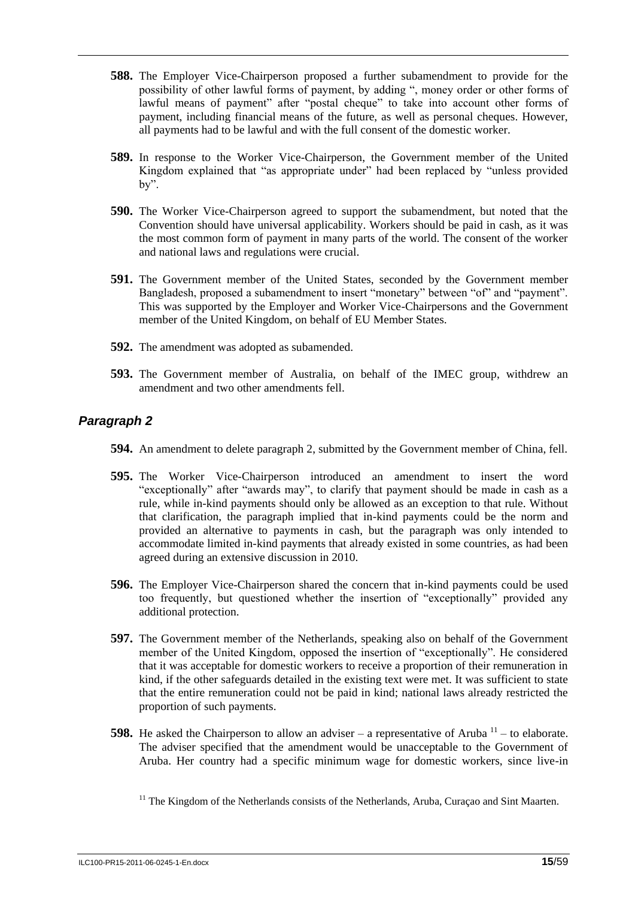**588.** The Employer Vice-Chairperson proposed a further subamendment to provide for the possibility of other lawful forms of payment, by adding ", money order or other forms of lawful means of payment" after "postal cheque" to take into account other forms of payment, including financial means of the future, as well as personal cheques. However, all payments had to be lawful and with the full consent of the domestic worker.

**589.** In response to the Worker Vice-Chairperson, the Government member of the United Kingdom explained that "as appropriate under" had been replaced by "unless provided by".

**590.** The Worker Vice-Chairperson agreed to support the subamendment, but noted that the Convention should have universal applicability. Workers should be paid in cash, as it was the most common form of payment in many parts of the world. The consent of the worker and national laws and regulations were crucial.

**591.** The Government member of the United States, seconded by the Government member Bangladesh, proposed a subamendment to insert "monetary" between "of" and "payment". This was supported by the Employer and Worker Vice-Chairpersons and the Government member of the United Kingdom, on behalf of EU Member States.

**592.** The amendment was adopted as subamended.

**593.** The Government member of Australia, on behalf of the IMEC group, withdrew an amendment and two other amendments fell.

### *Paragraph 2*

**594.** An amendment to delete paragraph 2, submitted by the Government member of China, fell.

**595.** The Worker Vice-Chairperson introduced an amendment to insert the word "exceptionally" after "awards may", to clarify that payment should be made in cash as a rule, while in-kind payments should only be allowed as an exception to that rule. Without that clarification, the paragraph implied that in-kind payments could be the norm and provided an alternative to payments in cash, but the paragraph was only intended to accommodate limited in-kind payments that already existed in some countries, as had been agreed during an extensive discussion in 2010.

**596.** The Employer Vice-Chairperson shared the concern that in-kind payments could be used too frequently, but questioned whether the insertion of "exceptionally" provided any additional protection.

**597.** The Government member of the Netherlands, speaking also on behalf of the Government member of the United Kingdom, opposed the insertion of "exceptionally". He considered that it was acceptable for domestic workers to receive a proportion of their remuneration in kind, if the other safeguards detailed in the existing text were met. It was sufficient to state that the entire remuneration could not be paid in kind; national laws already restricted the proportion of such payments.

**598.** He asked the Chairperson to allow an adviser – a representative of Aruba [11] – to elaborate. The adviser specified that the amendment would be unacceptable to the Government of Aruba. Her country had a specific minimum wage for domestic workers, since live-in

[11] The Kingdom of the Netherlands consists of the Netherlands, Aruba, Curaçao and Sint Maarten.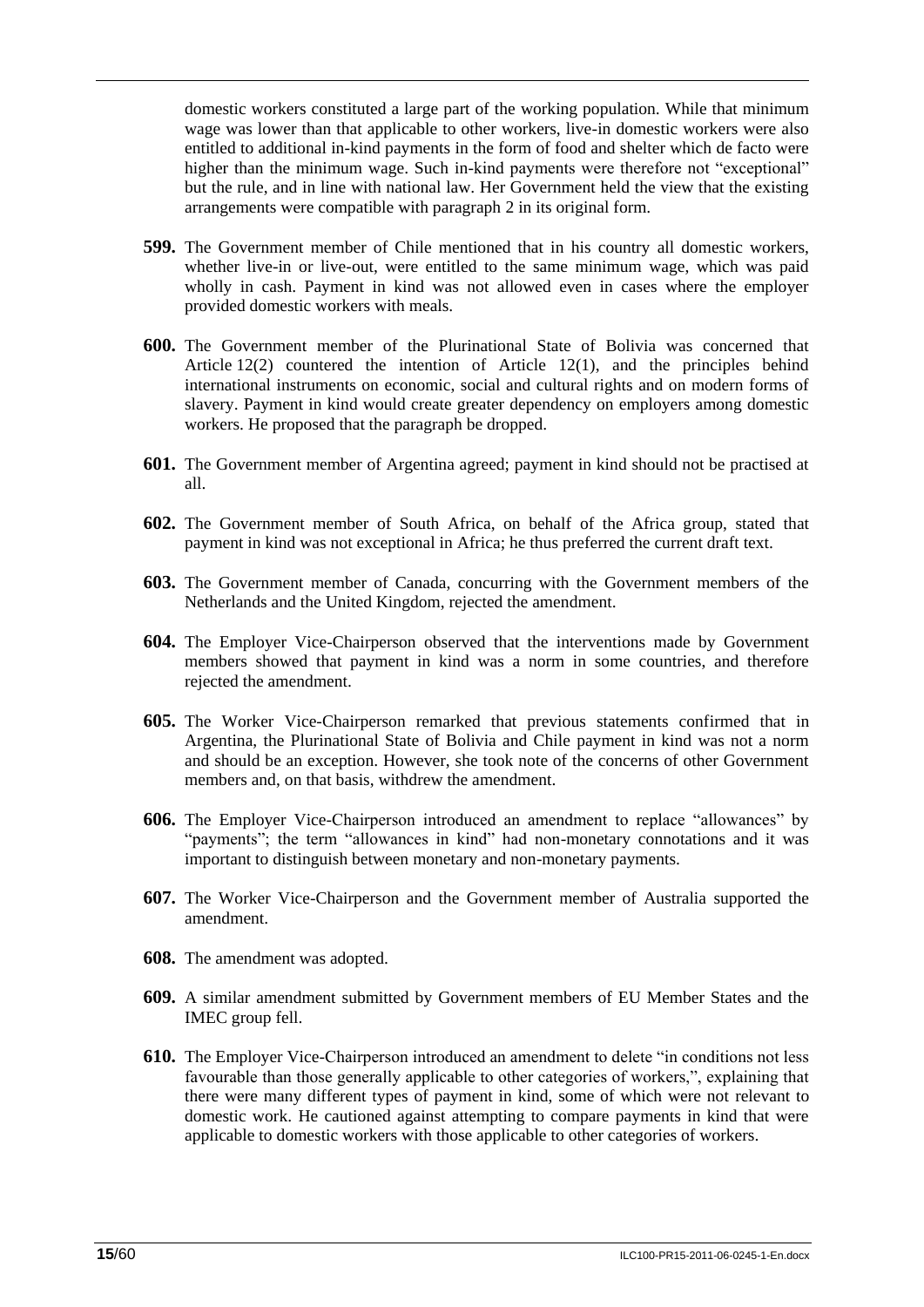domestic workers constituted a large part of the working population. While that minimum wage was lower than that applicable to other workers, live-in domestic workers were also entitled to additional in-kind payments in the form of food and shelter which de facto were higher than the minimum wage. Such in-kind payments were therefore not "exceptional" but the rule, and in line with national law. Her Government held the view that the existing arrangements were compatible with paragraph 2 in its original form.

**599.** The Government member of Chile mentioned that in his country all domestic workers, whether live-in or live-out, were entitled to the same minimum wage, which was paid wholly in cash. Payment in kind was not allowed even in cases where the employer provided domestic workers with meals.

**600.** The Government member of the Plurinational State of Bolivia was concerned that Article 12(2) countered the intention of Article 12(1), and the principles behind international instruments on economic, social and cultural rights and on modern forms of slavery. Payment in kind would create greater dependency on employers among domestic workers. He proposed that the paragraph be dropped.

**601.** The Government member of Argentina agreed; payment in kind should not be practised at all.

**602.** The Government member of South Africa, on behalf of the Africa group, stated that payment in kind was not exceptional in Africa; he thus preferred the current draft text.

**603.** The Government member of Canada, concurring with the Government members of the Netherlands and the United Kingdom, rejected the amendment.

**604.** The Employer Vice-Chairperson observed that the interventions made by Government members showed that payment in kind was a norm in some countries, and therefore rejected the amendment.

**605.** The Worker Vice-Chairperson remarked that previous statements confirmed that in Argentina, the Plurinational State of Bolivia and Chile payment in kind was not a norm and should be an exception. However, she took note of the concerns of other Government members and, on that basis, withdrew the amendment.

**606.** The Employer Vice-Chairperson introduced an amendment to replace "allowances" by "payments"; the term "allowances in kind" had non-monetary connotations and it was important to distinguish between monetary and non-monetary payments.

**607.** The Worker Vice-Chairperson and the Government member of Australia supported the amendment.

**608.** The amendment was adopted.

**609.** A similar amendment submitted by Government members of EU Member States and the IMEC group fell.

**610.** The Employer Vice-Chairperson introduced an amendment to delete "in conditions not less favourable than those generally applicable to other categories of workers,", explaining that there were many different types of payment in kind, some of which were not relevant to domestic work. He cautioned against attempting to compare payments in kind that were applicable to domestic workers with those applicable to other categories of workers.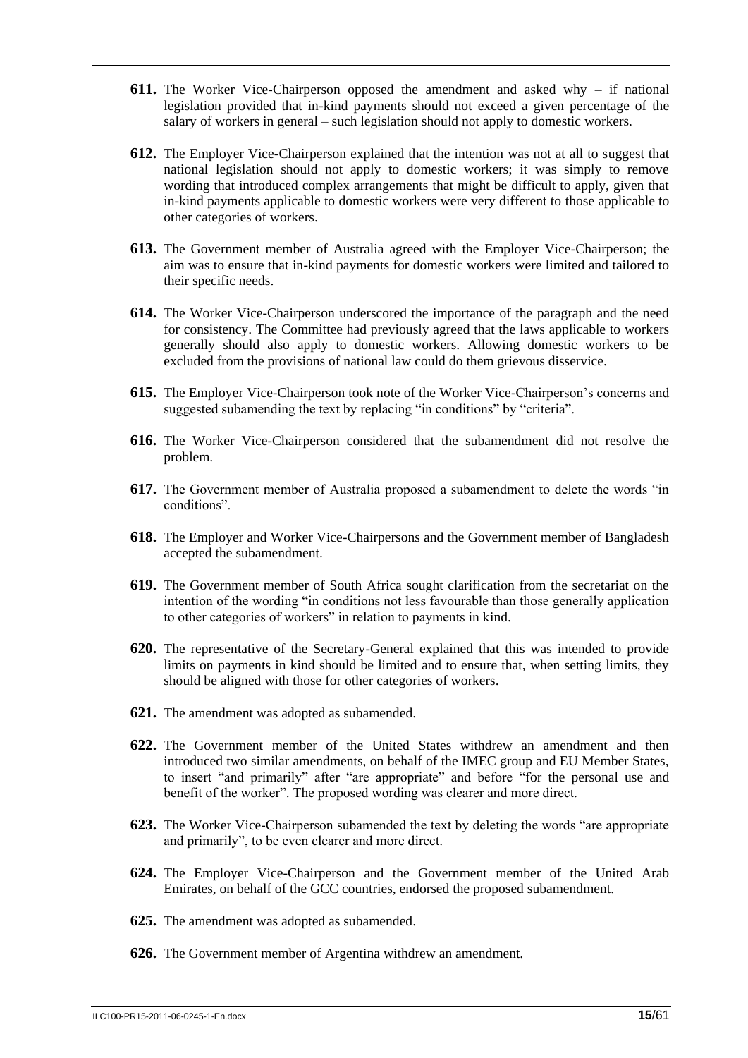**611.** The Worker Vice-Chairperson opposed the amendment and asked why – if national legislation provided that in-kind payments should not exceed a given percentage of the salary of workers in general – such legislation should not apply to domestic workers.

**612.** The Employer Vice-Chairperson explained that the intention was not at all to suggest that national legislation should not apply to domestic workers; it was simply to remove wording that introduced complex arrangements that might be difficult to apply, given that in-kind payments applicable to domestic workers were very different to those applicable to other categories of workers.

**613.** The Government member of Australia agreed with the Employer Vice-Chairperson; the aim was to ensure that in-kind payments for domestic workers were limited and tailored to their specific needs.

**614.** The Worker Vice-Chairperson underscored the importance of the paragraph and the need for consistency. The Committee had previously agreed that the laws applicable to workers generally should also apply to domestic workers. Allowing domestic workers to be excluded from the provisions of national law could do them grievous disservice.

**615.** The Employer Vice-Chairperson took note of the Worker Vice-Chairperson's concerns and suggested subamending the text by replacing "in conditions" by "criteria".

**616.** The Worker Vice-Chairperson considered that the subamendment did not resolve the problem.

**617.** The Government member of Australia proposed a subamendment to delete the words "in conditions".

**618.** The Employer and Worker Vice-Chairpersons and the Government member of Bangladesh accepted the subamendment.

**619.** The Government member of South Africa sought clarification from the secretariat on the intention of the wording "in conditions not less favourable than those generally application to other categories of workers" in relation to payments in kind.

**620.** The representative of the Secretary-General explained that this was intended to provide limits on payments in kind should be limited and to ensure that, when setting limits, they should be aligned with those for other categories of workers.

**621.** The amendment was adopted as subamended.

**622.** The Government member of the United States withdrew an amendment and then introduced two similar amendments, on behalf of the IMEC group and EU Member States, to insert "and primarily" after "are appropriate" and before "for the personal use and benefit of the worker". The proposed wording was clearer and more direct.

**623.** The Worker Vice-Chairperson subamended the text by deleting the words "are appropriate and primarily", to be even clearer and more direct.

**624.** The Employer Vice-Chairperson and the Government member of the United Arab Emirates, on behalf of the GCC countries, endorsed the proposed subamendment.

**625.** The amendment was adopted as subamended.

**626.** The Government member of Argentina withdrew an amendment.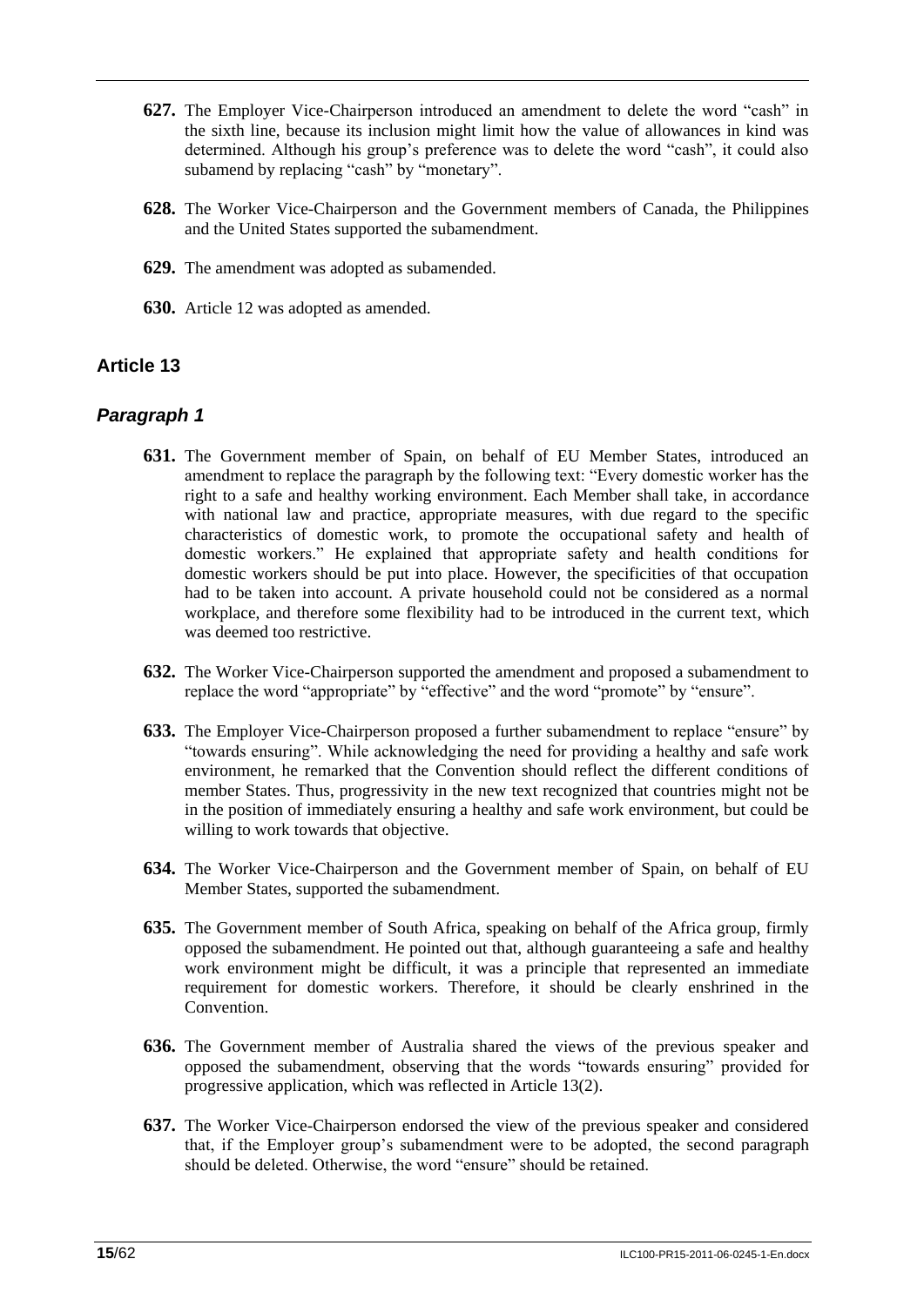**627.** The Employer Vice-Chairperson introduced an amendment to delete the word "cash" in the sixth line, because its inclusion might limit how the value of allowances in kind was determined. Although his group's preference was to delete the word "cash", it could also subamend by replacing "cash" by "monetary".

**628.** The Worker Vice-Chairperson and the Government members of Canada, the Philippines and the United States supported the subamendment.

**629.** The amendment was adopted as subamended.

**630.** Article 12 was adopted as amended.

## Article 13

### *Paragraph 1*

**631.** The Government member of Spain, on behalf of EU Member States, introduced an amendment to replace the paragraph by the following text: "Every domestic worker has the right to a safe and healthy working environment. Each Member shall take, in accordance with national law and practice, appropriate measures, with due regard to the specific characteristics of domestic work, to promote the occupational safety and health of domestic workers." He explained that appropriate safety and health conditions for domestic workers should be put into place. However, the specificities of that occupation had to be taken into account. A private household could not be considered as a normal workplace, and therefore some flexibility had to be introduced in the current text, which was deemed too restrictive.

**632.** The Worker Vice-Chairperson supported the amendment and proposed a subamendment to replace the word "appropriate" by "effective" and the word "promote" by "ensure".

**633.** The Employer Vice-Chairperson proposed a further subamendment to replace "ensure" by "towards ensuring". While acknowledging the need for providing a healthy and safe work environment, he remarked that the Convention should reflect the different conditions of member States. Thus, progressivity in the new text recognized that countries might not be in the position of immediately ensuring a healthy and safe work environment, but could be willing to work towards that objective.

**634.** The Worker Vice-Chairperson and the Government member of Spain, on behalf of EU Member States, supported the subamendment.

**635.** The Government member of South Africa, speaking on behalf of the Africa group, firmly opposed the subamendment. He pointed out that, although guaranteeing a safe and healthy work environment might be difficult, it was a principle that represented an immediate requirement for domestic workers. Therefore, it should be clearly enshrined in the Convention.

**636.** The Government member of Australia shared the views of the previous speaker and opposed the subamendment, observing that the words "towards ensuring" provided for progressive application, which was reflected in Article 13(2).

**637.** The Worker Vice-Chairperson endorsed the view of the previous speaker and considered that, if the Employer group's subamendment were to be adopted, the second paragraph should be deleted. Otherwise, the word "ensure" should be retained.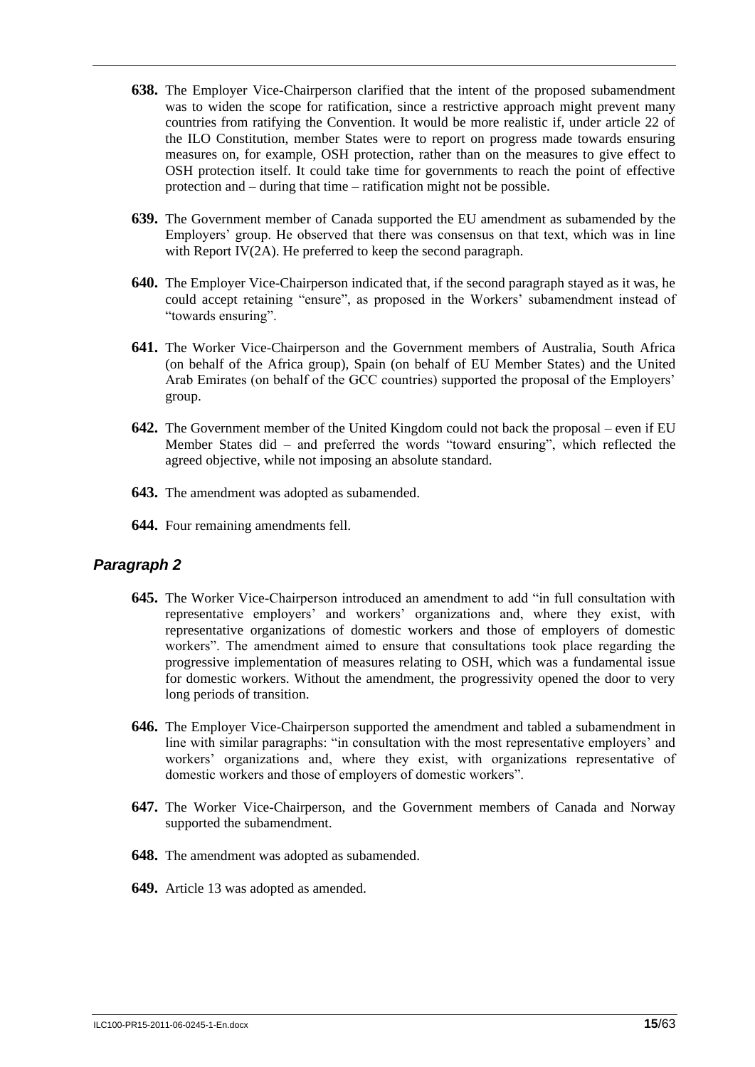**638.** The Employer Vice-Chairperson clarified that the intent of the proposed subamendment was to widen the scope for ratification, since a restrictive approach might prevent many countries from ratifying the Convention. It would be more realistic if, under article 22 of the ILO Constitution, member States were to report on progress made towards ensuring measures on, for example, OSH protection, rather than on the measures to give effect to OSH protection itself. It could take time for governments to reach the point of effective protection and – during that time – ratification might not be possible.

**639.** The Government member of Canada supported the EU amendment as subamended by the Employers' group. He observed that there was consensus on that text, which was in line with Report IV(2A). He preferred to keep the second paragraph.

**640.** The Employer Vice-Chairperson indicated that, if the second paragraph stayed as it was, he could accept retaining "ensure", as proposed in the Workers' subamendment instead of "towards ensuring".

**641.** The Worker Vice-Chairperson and the Government members of Australia, South Africa (on behalf of the Africa group), Spain (on behalf of EU Member States) and the United Arab Emirates (on behalf of the GCC countries) supported the proposal of the Employers' group.

**642.** The Government member of the United Kingdom could not back the proposal – even if EU Member States did – and preferred the words "toward ensuring", which reflected the agreed objective, while not imposing an absolute standard.

**643.** The amendment was adopted as subamended.

**644.** Four remaining amendments fell.

### *Paragraph 2*

**645.** The Worker Vice-Chairperson introduced an amendment to add "in full consultation with representative employers' and workers' organizations and, where they exist, with representative organizations of domestic workers and those of employers of domestic workers". The amendment aimed to ensure that consultations took place regarding the progressive implementation of measures relating to OSH, which was a fundamental issue for domestic workers. Without the amendment, the progressivity opened the door to very long periods of transition.

**646.** The Employer Vice-Chairperson supported the amendment and tabled a subamendment in line with similar paragraphs: "in consultation with the most representative employers' and workers' organizations and, where they exist, with organizations representative of domestic workers and those of employers of domestic workers".

**647.** The Worker Vice-Chairperson, and the Government members of Canada and Norway supported the subamendment.

**648.** The amendment was adopted as subamended.

**649.** Article 13 was adopted as amended.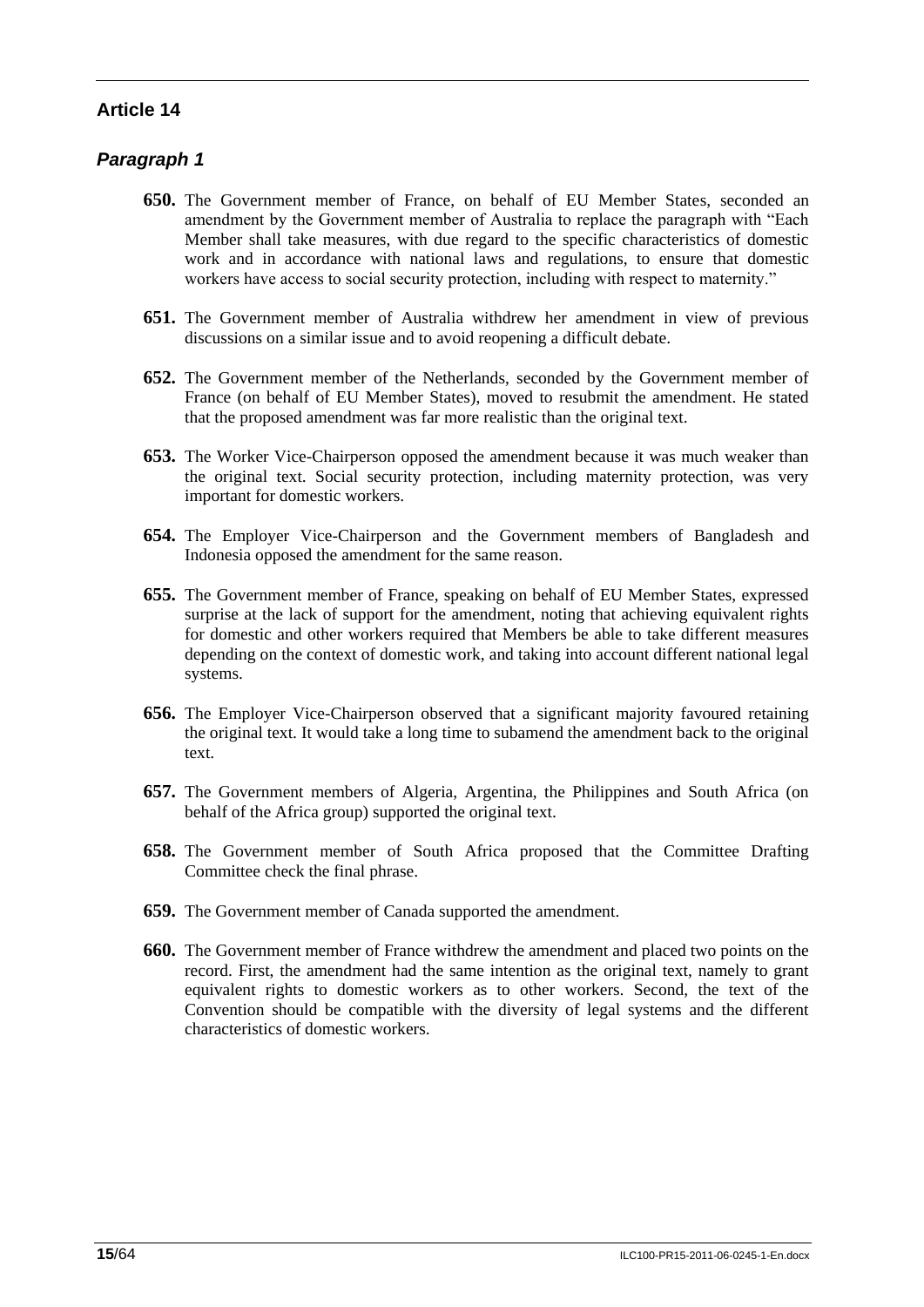## Article 14

### *Paragraph 1*

**650.** The Government member of France, on behalf of EU Member States, seconded an amendment by the Government member of Australia to replace the paragraph with "Each Member shall take measures, with due regard to the specific characteristics of domestic work and in accordance with national laws and regulations, to ensure that domestic workers have access to social security protection, including with respect to maternity."

**651.** The Government member of Australia withdrew her amendment in view of previous discussions on a similar issue and to avoid reopening a difficult debate.

**652.** The Government member of the Netherlands, seconded by the Government member of France (on behalf of EU Member States), moved to resubmit the amendment. He stated that the proposed amendment was far more realistic than the original text.

**653.** The Worker Vice-Chairperson opposed the amendment because it was much weaker than the original text. Social security protection, including maternity protection, was very important for domestic workers.

**654.** The Employer Vice-Chairperson and the Government members of Bangladesh and Indonesia opposed the amendment for the same reason.

**655.** The Government member of France, speaking on behalf of EU Member States, expressed surprise at the lack of support for the amendment, noting that achieving equivalent rights for domestic and other workers required that Members be able to take different measures depending on the context of domestic work, and taking into account different national legal systems.

**656.** The Employer Vice-Chairperson observed that a significant majority favoured retaining the original text. It would take a long time to subamend the amendment back to the original text.

**657.** The Government members of Algeria, Argentina, the Philippines and South Africa (on behalf of the Africa group) supported the original text.

**658.** The Government member of South Africa proposed that the Committee Drafting Committee check the final phrase.

**659.** The Government member of Canada supported the amendment.

**660.** The Government member of France withdrew the amendment and placed two points on the record. First, the amendment had the same intention as the original text, namely to grant equivalent rights to domestic workers as to other workers. Second, the text of the Convention should be compatible with the diversity of legal systems and the different characteristics of domestic workers.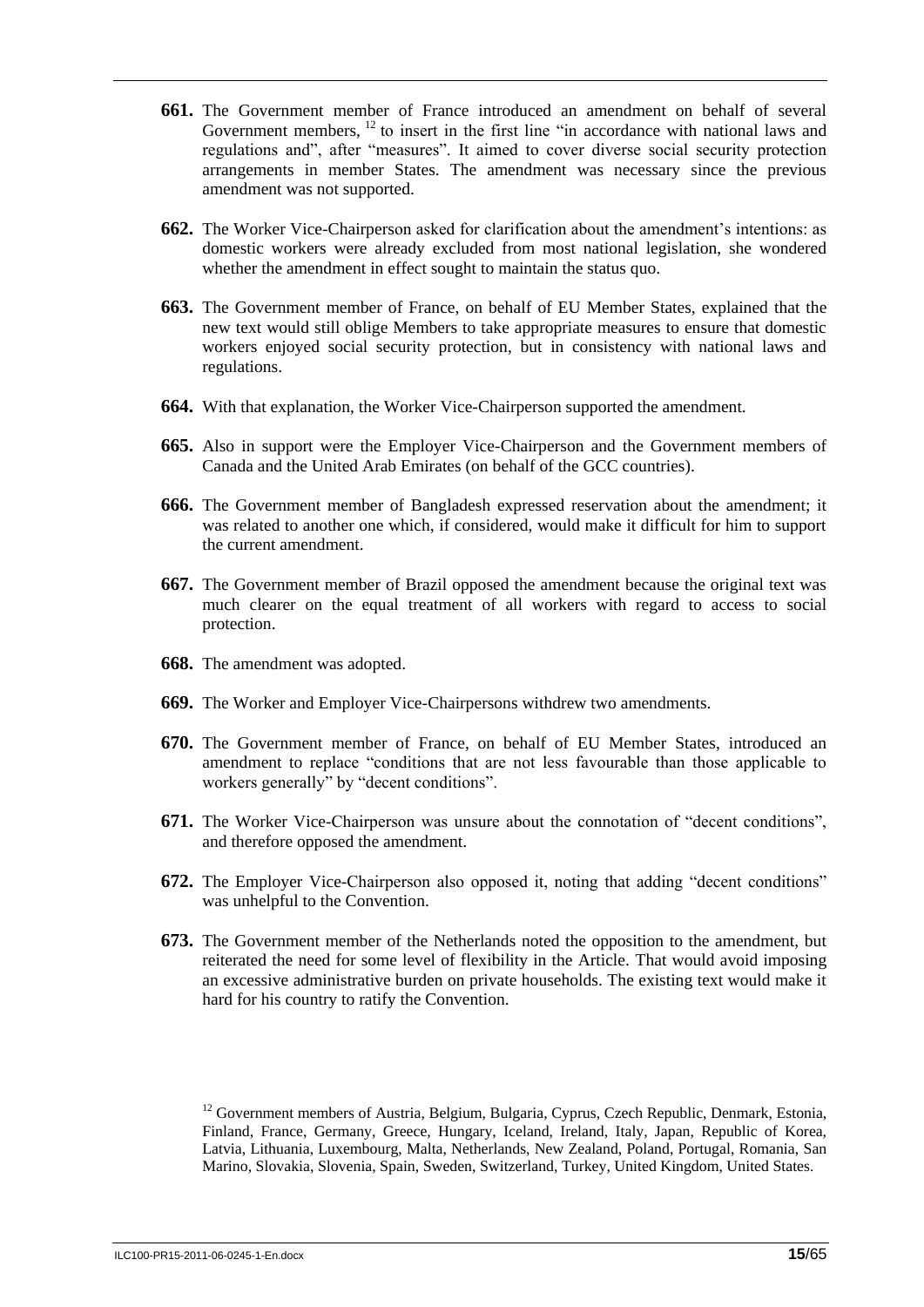**661.** The Government member of France introduced an amendment on behalf of several Government members, [12] to insert in the first line "in accordance with national laws and regulations and", after "measures". It aimed to cover diverse social security protection arrangements in member States. The amendment was necessary since the previous amendment was not supported.

**662.** The Worker Vice-Chairperson asked for clarification about the amendment's intentions: as domestic workers were already excluded from most national legislation, she wondered whether the amendment in effect sought to maintain the status quo.

**663.** The Government member of France, on behalf of EU Member States, explained that the new text would still oblige Members to take appropriate measures to ensure that domestic workers enjoyed social security protection, but in consistency with national laws and regulations.

**664.** With that explanation, the Worker Vice-Chairperson supported the amendment.

**665.** Also in support were the Employer Vice-Chairperson and the Government members of Canada and the United Arab Emirates (on behalf of the GCC countries).

**666.** The Government member of Bangladesh expressed reservation about the amendment; it was related to another one which, if considered, would make it difficult for him to support the current amendment.

**667.** The Government member of Brazil opposed the amendment because the original text was much clearer on the equal treatment of all workers with regard to access to social protection.

**668.** The amendment was adopted.

**669.** The Worker and Employer Vice-Chairpersons withdrew two amendments.

**670.** The Government member of France, on behalf of EU Member States, introduced an amendment to replace "conditions that are not less favourable than those applicable to workers generally" by "decent conditions".

**671.** The Worker Vice-Chairperson was unsure about the connotation of "decent conditions", and therefore opposed the amendment.

**672.** The Employer Vice-Chairperson also opposed it, noting that adding "decent conditions" was unhelpful to the Convention.

**673.** The Government member of the Netherlands noted the opposition to the amendment, but reiterated the need for some level of flexibility in the Article. That would avoid imposing an excessive administrative burden on private households. The existing text would make it hard for his country to ratify the Convention.

[12] Government members of Austria, Belgium, Bulgaria, Cyprus, Czech Republic, Denmark, Estonia, Finland, France, Germany, Greece, Hungary, Iceland, Ireland, Italy, Japan, Republic of Korea, Latvia, Lithuania, Luxembourg, Malta, Netherlands, New Zealand, Poland, Portugal, Romania, San Marino, Slovakia, Slovenia, Spain, Sweden, Switzerland, Turkey, United Kingdom, United States.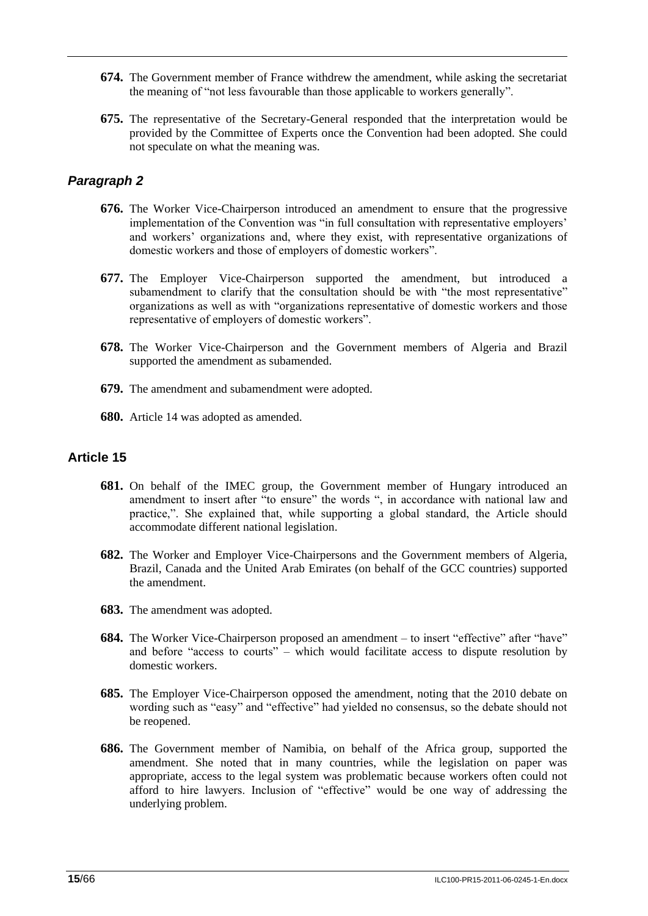**674.** The Government member of France withdrew the amendment, while asking the secretariat the meaning of "not less favourable than those applicable to workers generally".

**675.** The representative of the Secretary-General responded that the interpretation would be provided by the Committee of Experts once the Convention had been adopted. She could not speculate on what the meaning was.

### *Paragraph 2*

**676.** The Worker Vice-Chairperson introduced an amendment to ensure that the progressive implementation of the Convention was "in full consultation with representative employers' and workers' organizations and, where they exist, with representative organizations of domestic workers and those of employers of domestic workers".

**677.** The Employer Vice-Chairperson supported the amendment, but introduced a subamendment to clarify that the consultation should be with "the most representative" organizations as well as with "organizations representative of domestic workers and those representative of employers of domestic workers".

**678.** The Worker Vice-Chairperson and the Government members of Algeria and Brazil supported the amendment as subamended.

**679.** The amendment and subamendment were adopted.

**680.** Article 14 was adopted as amended.

## Article 15

**681.** On behalf of the IMEC group, the Government member of Hungary introduced an amendment to insert after "to ensure" the words ", in accordance with national law and practice,". She explained that, while supporting a global standard, the Article should accommodate different national legislation.

**682.** The Worker and Employer Vice-Chairpersons and the Government members of Algeria, Brazil, Canada and the United Arab Emirates (on behalf of the GCC countries) supported the amendment.

**683.** The amendment was adopted.

**684.** The Worker Vice-Chairperson proposed an amendment – to insert "effective" after "have" and before "access to courts" – which would facilitate access to dispute resolution by domestic workers.

**685.** The Employer Vice-Chairperson opposed the amendment, noting that the 2010 debate on wording such as "easy" and "effective" had yielded no consensus, so the debate should not be reopened.

**686.** The Government member of Namibia, on behalf of the Africa group, supported the amendment. She noted that in many countries, while the legislation on paper was appropriate, access to the legal system was problematic because workers often could not afford to hire lawyers. Inclusion of "effective" would be one way of addressing the underlying problem.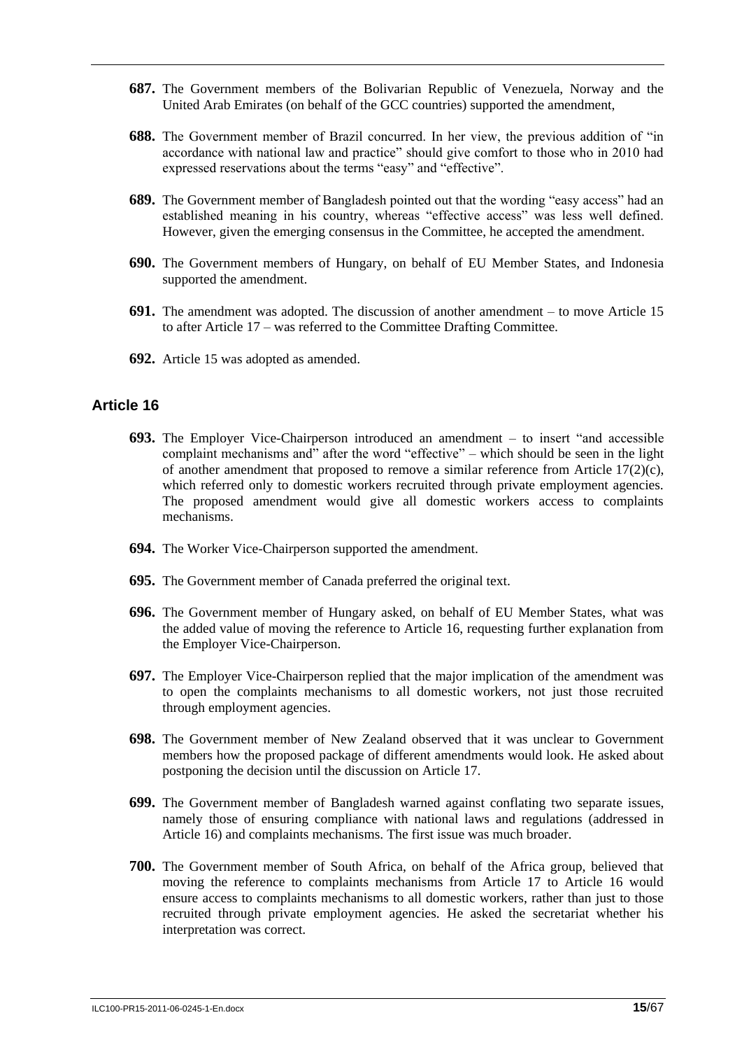**687.** The Government members of the Bolivarian Republic of Venezuela, Norway and the United Arab Emirates (on behalf of the GCC countries) supported the amendment,

**688.** The Government member of Brazil concurred. In her view, the previous addition of "in accordance with national law and practice" should give comfort to those who in 2010 had expressed reservations about the terms "easy" and "effective".

**689.** The Government member of Bangladesh pointed out that the wording "easy access" had an established meaning in his country, whereas "effective access" was less well defined. However, given the emerging consensus in the Committee, he accepted the amendment.

**690.** The Government members of Hungary, on behalf of EU Member States, and Indonesia supported the amendment.

**691.** The amendment was adopted. The discussion of another amendment – to move Article 15 to after Article 17 – was referred to the Committee Drafting Committee.

**692.** Article 15 was adopted as amended.

## Article 16

**693.** The Employer Vice-Chairperson introduced an amendment – to insert "and accessible complaint mechanisms and" after the word "effective" – which should be seen in the light of another amendment that proposed to remove a similar reference from Article 17(2)(c), which referred only to domestic workers recruited through private employment agencies. The proposed amendment would give all domestic workers access to complaints mechanisms.

**694.** The Worker Vice-Chairperson supported the amendment.

**695.** The Government member of Canada preferred the original text.

**696.** The Government member of Hungary asked, on behalf of EU Member States, what was the added value of moving the reference to Article 16, requesting further explanation from the Employer Vice-Chairperson.

**697.** The Employer Vice-Chairperson replied that the major implication of the amendment was to open the complaints mechanisms to all domestic workers, not just those recruited through employment agencies.

**698.** The Government member of New Zealand observed that it was unclear to Government members how the proposed package of different amendments would look. He asked about postponing the decision until the discussion on Article 17.

**699.** The Government member of Bangladesh warned against conflating two separate issues, namely those of ensuring compliance with national laws and regulations (addressed in Article 16) and complaints mechanisms. The first issue was much broader.

**700.** The Government member of South Africa, on behalf of the Africa group, believed that moving the reference to complaints mechanisms from Article 17 to Article 16 would ensure access to complaints mechanisms to all domestic workers, rather than just to those recruited through private employment agencies. He asked the secretariat whether his interpretation was correct.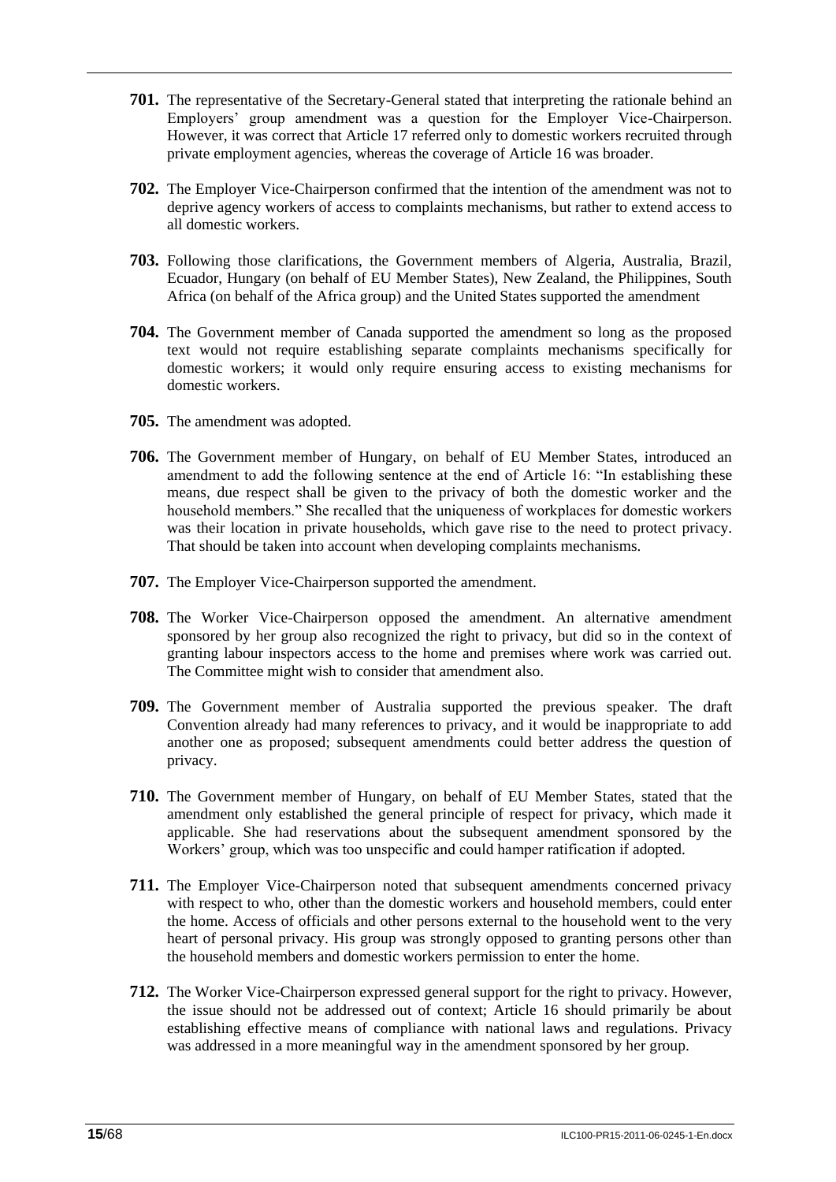**701.** The representative of the Secretary-General stated that interpreting the rationale behind an Employers' group amendment was a question for the Employer Vice-Chairperson. However, it was correct that Article 17 referred only to domestic workers recruited through private employment agencies, whereas the coverage of Article 16 was broader.

**702.** The Employer Vice-Chairperson confirmed that the intention of the amendment was not to deprive agency workers of access to complaints mechanisms, but rather to extend access to all domestic workers.

**703.** Following those clarifications, the Government members of Algeria, Australia, Brazil, Ecuador, Hungary (on behalf of EU Member States), New Zealand, the Philippines, South Africa (on behalf of the Africa group) and the United States supported the amendment

**704.** The Government member of Canada supported the amendment so long as the proposed text would not require establishing separate complaints mechanisms specifically for domestic workers; it would only require ensuring access to existing mechanisms for domestic workers.

**705.** The amendment was adopted.

**706.** The Government member of Hungary, on behalf of EU Member States, introduced an amendment to add the following sentence at the end of Article 16: "In establishing these means, due respect shall be given to the privacy of both the domestic worker and the household members." She recalled that the uniqueness of workplaces for domestic workers was their location in private households, which gave rise to the need to protect privacy. That should be taken into account when developing complaints mechanisms.

**707.** The Employer Vice-Chairperson supported the amendment.

**708.** The Worker Vice-Chairperson opposed the amendment. An alternative amendment sponsored by her group also recognized the right to privacy, but did so in the context of granting labour inspectors access to the home and premises where work was carried out. The Committee might wish to consider that amendment also.

**709.** The Government member of Australia supported the previous speaker. The draft Convention already had many references to privacy, and it would be inappropriate to add another one as proposed; subsequent amendments could better address the question of privacy.

**710.** The Government member of Hungary, on behalf of EU Member States, stated that the amendment only established the general principle of respect for privacy, which made it applicable. She had reservations about the subsequent amendment sponsored by the Workers' group, which was too unspecific and could hamper ratification if adopted.

**711.** The Employer Vice-Chairperson noted that subsequent amendments concerned privacy with respect to who, other than the domestic workers and household members, could enter the home. Access of officials and other persons external to the household went to the very heart of personal privacy. His group was strongly opposed to granting persons other than the household members and domestic workers permission to enter the home.

**712.** The Worker Vice-Chairperson expressed general support for the right to privacy. However, the issue should not be addressed out of context; Article 16 should primarily be about establishing effective means of compliance with national laws and regulations. Privacy was addressed in a more meaningful way in the amendment sponsored by her group.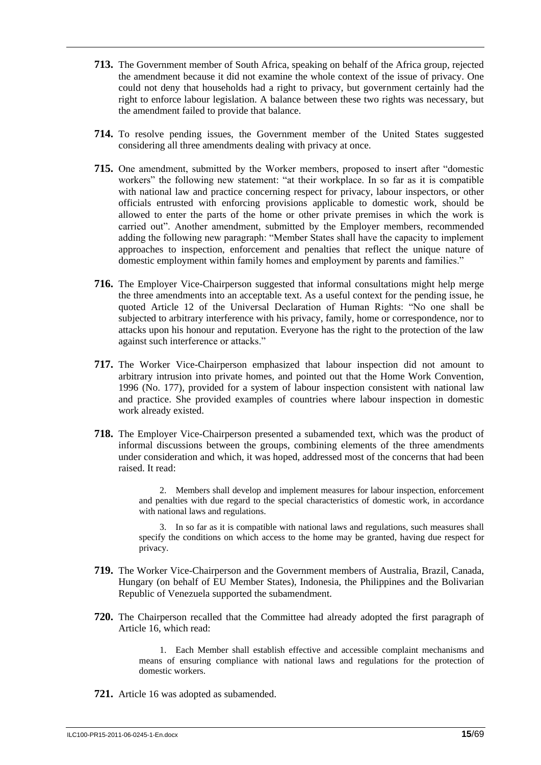**713.** The Government member of South Africa, speaking on behalf of the Africa group, rejected the amendment because it did not examine the whole context of the issue of privacy. One could not deny that households had a right to privacy, but government certainly had the right to enforce labour legislation. A balance between these two rights was necessary, but the amendment failed to provide that balance.

**714.** To resolve pending issues, the Government member of the United States suggested considering all three amendments dealing with privacy at once.

**715.** One amendment, submitted by the Worker members, proposed to insert after "domestic workers" the following new statement: "at their workplace. In so far as it is compatible with national law and practice concerning respect for privacy, labour inspectors, or other officials entrusted with enforcing provisions applicable to domestic work, should be allowed to enter the parts of the home or other private premises in which the work is carried out". Another amendment, submitted by the Employer members, recommended adding the following new paragraph: "Member States shall have the capacity to implement approaches to inspection, enforcement and penalties that reflect the unique nature of domestic employment within family homes and employment by parents and families."

**716.** The Employer Vice-Chairperson suggested that informal consultations might help merge the three amendments into an acceptable text. As a useful context for the pending issue, he quoted Article 12 of the Universal Declaration of Human Rights: "No one shall be subjected to arbitrary interference with his privacy, family, home or correspondence, nor to attacks upon his honour and reputation. Everyone has the right to the protection of the law against such interference or attacks."

**717.** The Worker Vice-Chairperson emphasized that labour inspection did not amount to arbitrary intrusion into private homes, and pointed out that the Home Work Convention, 1996 (No. 177), provided for a system of labour inspection consistent with national law and practice. She provided examples of countries where labour inspection in domestic work already existed.

**718.** The Employer Vice-Chairperson presented a subamended text, which was the product of informal discussions between the groups, combining elements of the three amendments under consideration and which, it was hoped, addressed most of the concerns that had been raised. It read:

> 2. Members shall develop and implement measures for labour inspection, enforcement and penalties with due regard to the special characteristics of domestic work, in accordance with national laws and regulations.
>
> 3. In so far as it is compatible with national laws and regulations, such measures shall specify the conditions on which access to the home may be granted, having due respect for privacy.

**719.** The Worker Vice-Chairperson and the Government members of Australia, Brazil, Canada, Hungary (on behalf of EU Member States), Indonesia, the Philippines and the Bolivarian Republic of Venezuela supported the subamendment.

**720.** The Chairperson recalled that the Committee had already adopted the first paragraph of Article 16, which read:

> 1. Each Member shall establish effective and accessible complaint mechanisms and means of ensuring compliance with national laws and regulations for the protection of domestic workers.

**721.** Article 16 was adopted as subamended.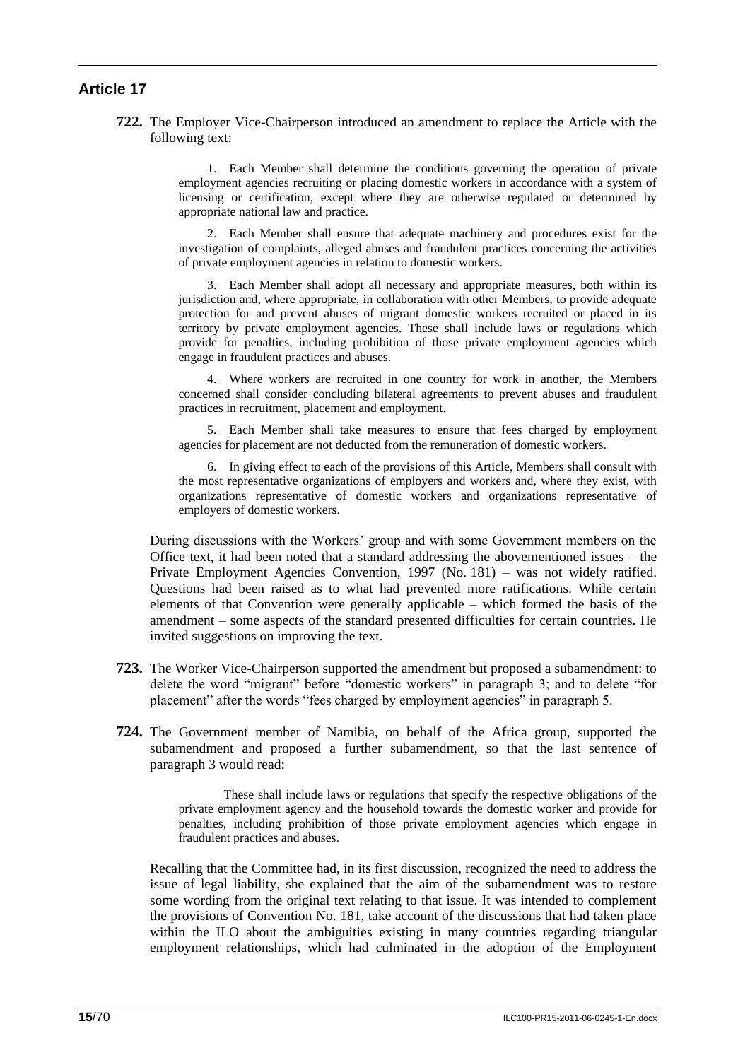## Article 17

**722.** The Employer Vice-Chairperson introduced an amendment to replace the Article with the following text:

> 1. Each Member shall determine the conditions governing the operation of private employment agencies recruiting or placing domestic workers in accordance with a system of licensing or certification, except where they are otherwise regulated or determined by appropriate national law and practice.
>
> 2. Each Member shall ensure that adequate machinery and procedures exist for the investigation of complaints, alleged abuses and fraudulent practices concerning the activities of private employment agencies in relation to domestic workers.
>
> 3. Each Member shall adopt all necessary and appropriate measures, both within its jurisdiction and, where appropriate, in collaboration with other Members, to provide adequate protection for and prevent abuses of migrant domestic workers recruited or placed in its territory by private employment agencies. These shall include laws or regulations which provide for penalties, including prohibition of those private employment agencies which engage in fraudulent practices and abuses.
>
> 4. Where workers are recruited in one country for work in another, the Members concerned shall consider concluding bilateral agreements to prevent abuses and fraudulent practices in recruitment, placement and employment.
>
> 5. Each Member shall take measures to ensure that fees charged by employment agencies for placement are not deducted from the remuneration of domestic workers.
>
> 6. In giving effect to each of the provisions of this Article, Members shall consult with the most representative organizations of employers and workers and, where they exist, with organizations representative of domestic workers and organizations representative of employers of domestic workers.

During discussions with the Workers' group and with some Government members on the Office text, it had been noted that a standard addressing the abovementioned issues – the Private Employment Agencies Convention, 1997 (No. 181) – was not widely ratified. Questions had been raised as to what had prevented more ratifications. While certain elements of that Convention were generally applicable – which formed the basis of the amendment – some aspects of the standard presented difficulties for certain countries. He invited suggestions on improving the text.

**723.** The Worker Vice-Chairperson supported the amendment but proposed a subamendment: to delete the word "migrant" before "domestic workers" in paragraph 3; and to delete "for placement" after the words "fees charged by employment agencies" in paragraph 5.

**724.** The Government member of Namibia, on behalf of the Africa group, supported the subamendment and proposed a further subamendment, so that the last sentence of paragraph 3 would read:

> These shall include laws or regulations that specify the respective obligations of the private employment agency and the household towards the domestic worker and provide for penalties, including prohibition of those private employment agencies which engage in fraudulent practices and abuses.

Recalling that the Committee had, in its first discussion, recognized the need to address the issue of legal liability, she explained that the aim of the subamendment was to restore some wording from the original text relating to that issue. It was intended to complement the provisions of Convention No. 181, take account of the discussions that had taken place within the ILO about the ambiguities existing in many countries regarding triangular employment relationships, which had culminated in the adoption of the Employment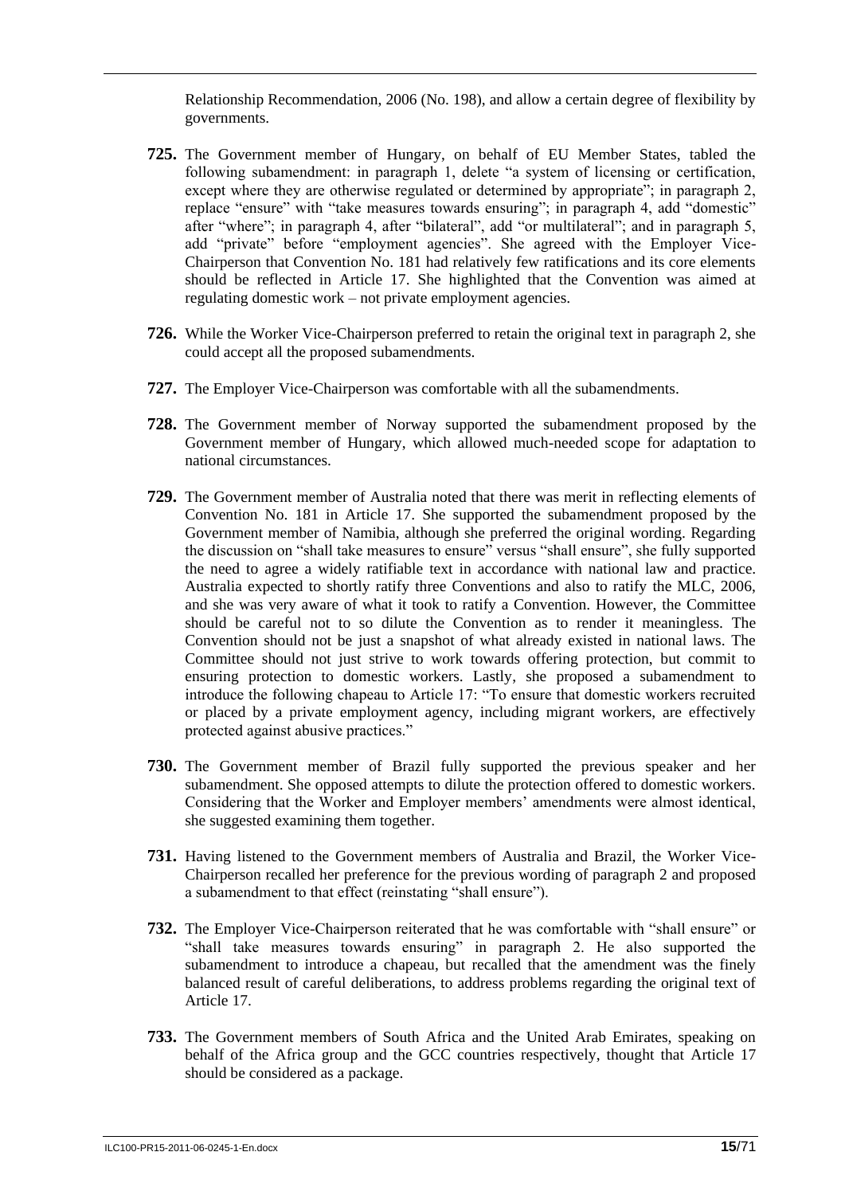Relationship Recommendation, 2006 (No. 198), and allow a certain degree of flexibility by governments.

**725.** The Government member of Hungary, on behalf of EU Member States, tabled the following subamendment: in paragraph 1, delete "a system of licensing or certification, except where they are otherwise regulated or determined by appropriate"; in paragraph 2, replace "ensure" with "take measures towards ensuring"; in paragraph 4, add "domestic" after "where"; in paragraph 4, after "bilateral", add "or multilateral"; and in paragraph 5, add "private" before "employment agencies". She agreed with the Employer Vice-Chairperson that Convention No. 181 had relatively few ratifications and its core elements should be reflected in Article 17. She highlighted that the Convention was aimed at regulating domestic work – not private employment agencies.

**726.** While the Worker Vice-Chairperson preferred to retain the original text in paragraph 2, she could accept all the proposed subamendments.

**727.** The Employer Vice-Chairperson was comfortable with all the subamendments.

**728.** The Government member of Norway supported the subamendment proposed by the Government member of Hungary, which allowed much-needed scope for adaptation to national circumstances.

**729.** The Government member of Australia noted that there was merit in reflecting elements of Convention No. 181 in Article 17. She supported the subamendment proposed by the Government member of Namibia, although she preferred the original wording. Regarding the discussion on "shall take measures to ensure" versus "shall ensure", she fully supported the need to agree a widely ratifiable text in accordance with national law and practice. Australia expected to shortly ratify three Conventions and also to ratify the MLC, 2006, and she was very aware of what it took to ratify a Convention. However, the Committee should be careful not to so dilute the Convention as to render it meaningless. The Convention should not be just a snapshot of what already existed in national laws. The Committee should not just strive to work towards offering protection, but commit to ensuring protection to domestic workers. Lastly, she proposed a subamendment to introduce the following chapeau to Article 17: "To ensure that domestic workers recruited or placed by a private employment agency, including migrant workers, are effectively protected against abusive practices."

**730.** The Government member of Brazil fully supported the previous speaker and her subamendment. She opposed attempts to dilute the protection offered to domestic workers. Considering that the Worker and Employer members' amendments were almost identical, she suggested examining them together.

**731.** Having listened to the Government members of Australia and Brazil, the Worker Vice-Chairperson recalled her preference for the previous wording of paragraph 2 and proposed a subamendment to that effect (reinstating "shall ensure").

**732.** The Employer Vice-Chairperson reiterated that he was comfortable with "shall ensure" or "shall take measures towards ensuring" in paragraph 2. He also supported the subamendment to introduce a chapeau, but recalled that the amendment was the finely balanced result of careful deliberations, to address problems regarding the original text of Article 17.

**733.** The Government members of South Africa and the United Arab Emirates, speaking on behalf of the Africa group and the GCC countries respectively, thought that Article 17 should be considered as a package.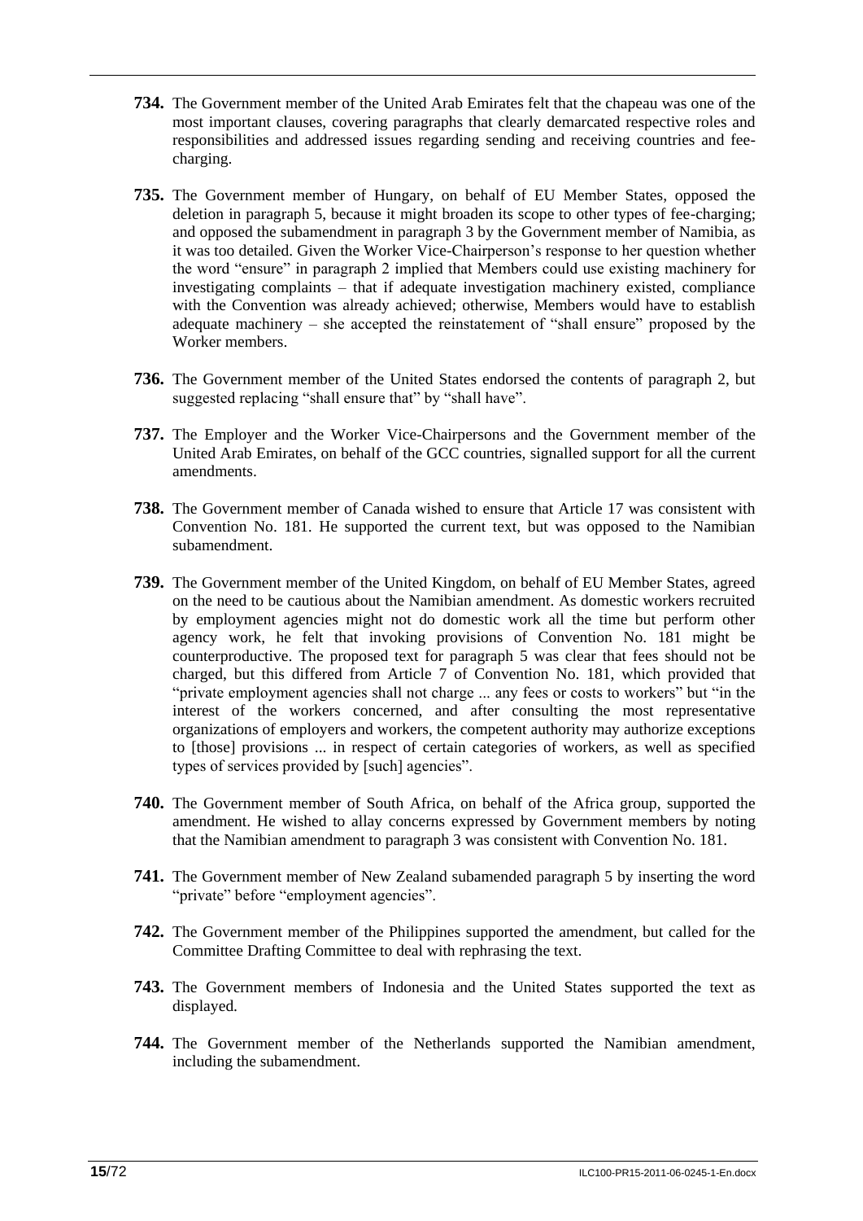**734.** The Government member of the United Arab Emirates felt that the chapeau was one of the most important clauses, covering paragraphs that clearly demarcated respective roles and responsibilities and addressed issues regarding sending and receiving countries and fee-charging.

**735.** The Government member of Hungary, on behalf of EU Member States, opposed the deletion in paragraph 5, because it might broaden its scope to other types of fee-charging; and opposed the subamendment in paragraph 3 by the Government member of Namibia, as it was too detailed. Given the Worker Vice-Chairperson's response to her question whether the word "ensure" in paragraph 2 implied that Members could use existing machinery for investigating complaints – that if adequate investigation machinery existed, compliance with the Convention was already achieved; otherwise, Members would have to establish adequate machinery – she accepted the reinstatement of "shall ensure" proposed by the Worker members.

**736.** The Government member of the United States endorsed the contents of paragraph 2, but suggested replacing "shall ensure that" by "shall have".

**737.** The Employer and the Worker Vice-Chairpersons and the Government member of the United Arab Emirates, on behalf of the GCC countries, signalled support for all the current amendments.

**738.** The Government member of Canada wished to ensure that Article 17 was consistent with Convention No. 181. He supported the current text, but was opposed to the Namibian subamendment.

**739.** The Government member of the United Kingdom, on behalf of EU Member States, agreed on the need to be cautious about the Namibian amendment. As domestic workers recruited by employment agencies might not do domestic work all the time but perform other agency work, he felt that invoking provisions of Convention No. 181 might be counterproductive. The proposed text for paragraph 5 was clear that fees should not be charged, but this differed from Article 7 of Convention No. 181, which provided that "private employment agencies shall not charge ... any fees or costs to workers" but "in the interest of the workers concerned, and after consulting the most representative organizations of employers and workers, the competent authority may authorize exceptions to [those] provisions ... in respect of certain categories of workers, as well as specified types of services provided by [such] agencies".

**740.** The Government member of South Africa, on behalf of the Africa group, supported the amendment. He wished to allay concerns expressed by Government members by noting that the Namibian amendment to paragraph 3 was consistent with Convention No. 181.

**741.** The Government member of New Zealand subamended paragraph 5 by inserting the word "private" before "employment agencies".

**742.** The Government member of the Philippines supported the amendment, but called for the Committee Drafting Committee to deal with rephrasing the text.

**743.** The Government members of Indonesia and the United States supported the text as displayed.

**744.** The Government member of the Netherlands supported the Namibian amendment, including the subamendment.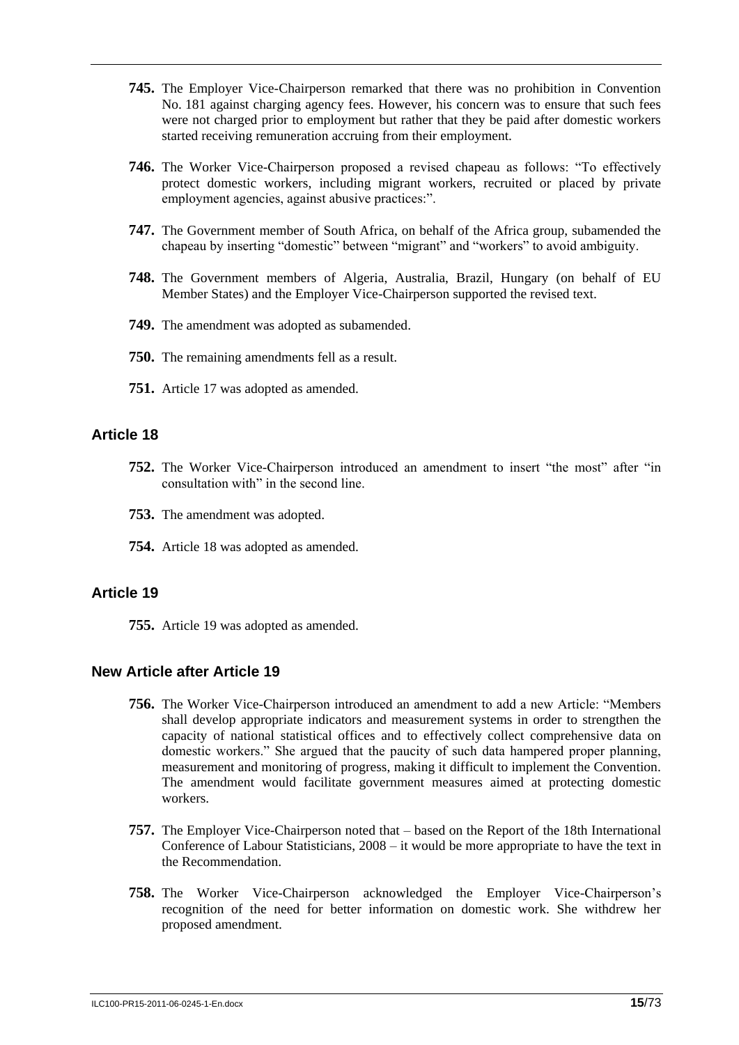**745.** The Employer Vice-Chairperson remarked that there was no prohibition in Convention No. 181 against charging agency fees. However, his concern was to ensure that such fees were not charged prior to employment but rather that they be paid after domestic workers started receiving remuneration accruing from their employment.

**746.** The Worker Vice-Chairperson proposed a revised chapeau as follows: "To effectively protect domestic workers, including migrant workers, recruited or placed by private employment agencies, against abusive practices:".

**747.** The Government member of South Africa, on behalf of the Africa group, subamended the chapeau by inserting "domestic" between "migrant" and "workers" to avoid ambiguity.

**748.** The Government members of Algeria, Australia, Brazil, Hungary (on behalf of EU Member States) and the Employer Vice-Chairperson supported the revised text.

**749.** The amendment was adopted as subamended.

**750.** The remaining amendments fell as a result.

**751.** Article 17 was adopted as amended.

### Article 18

**752.** The Worker Vice-Chairperson introduced an amendment to insert "the most" after "in consultation with" in the second line.

**753.** The amendment was adopted.

**754.** Article 18 was adopted as amended.

### Article 19

**755.** Article 19 was adopted as amended.

### New Article after Article 19

**756.** The Worker Vice-Chairperson introduced an amendment to add a new Article: "Members shall develop appropriate indicators and measurement systems in order to strengthen the capacity of national statistical offices and to effectively collect comprehensive data on domestic workers." She argued that the paucity of such data hampered proper planning, measurement and monitoring of progress, making it difficult to implement the Convention. The amendment would facilitate government measures aimed at protecting domestic workers.

**757.** The Employer Vice-Chairperson noted that – based on the Report of the 18th International Conference of Labour Statisticians, 2008 – it would be more appropriate to have the text in the Recommendation.

**758.** The Worker Vice-Chairperson acknowledged the Employer Vice-Chairperson's recognition of the need for better information on domestic work. She withdrew her proposed amendment.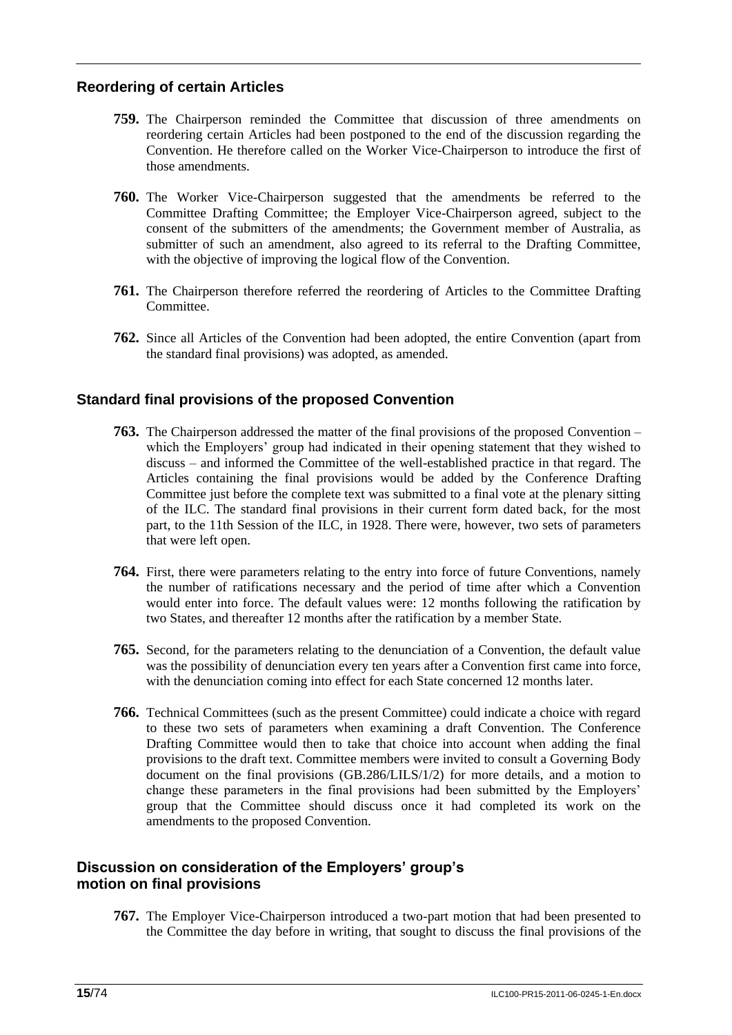## Reordering of certain Articles

**759.** The Chairperson reminded the Committee that discussion of three amendments on reordering certain Articles had been postponed to the end of the discussion regarding the Convention. He therefore called on the Worker Vice-Chairperson to introduce the first of those amendments.

**760.** The Worker Vice-Chairperson suggested that the amendments be referred to the Committee Drafting Committee; the Employer Vice-Chairperson agreed, subject to the consent of the submitters of the amendments; the Government member of Australia, as submitter of such an amendment, also agreed to its referral to the Drafting Committee, with the objective of improving the logical flow of the Convention.

**761.** The Chairperson therefore referred the reordering of Articles to the Committee Drafting Committee.

**762.** Since all Articles of the Convention had been adopted, the entire Convention (apart from the standard final provisions) was adopted, as amended.

## Standard final provisions of the proposed Convention

**763.** The Chairperson addressed the matter of the final provisions of the proposed Convention – which the Employers' group had indicated in their opening statement that they wished to discuss – and informed the Committee of the well-established practice in that regard. The Articles containing the final provisions would be added by the Conference Drafting Committee just before the complete text was submitted to a final vote at the plenary sitting of the ILC. The standard final provisions in their current form dated back, for the most part, to the 11th Session of the ILC, in 1928. There were, however, two sets of parameters that were left open.

**764.** First, there were parameters relating to the entry into force of future Conventions, namely the number of ratifications necessary and the period of time after which a Convention would enter into force. The default values were: 12 months following the ratification by two States, and thereafter 12 months after the ratification by a member State.

**765.** Second, for the parameters relating to the denunciation of a Convention, the default value was the possibility of denunciation every ten years after a Convention first came into force, with the denunciation coming into effect for each State concerned 12 months later.

**766.** Technical Committees (such as the present Committee) could indicate a choice with regard to these two sets of parameters when examining a draft Convention. The Conference Drafting Committee would then to take that choice into account when adding the final provisions to the draft text. Committee members were invited to consult a Governing Body document on the final provisions (GB.286/LILS/1/2) for more details, and a motion to change these parameters in the final provisions had been submitted by the Employers' group that the Committee should discuss once it had completed its work on the amendments to the proposed Convention.

## Discussion on consideration of the Employers' group's motion on final provisions

**767.** The Employer Vice-Chairperson introduced a two-part motion that had been presented to the Committee the day before in writing, that sought to discuss the final provisions of the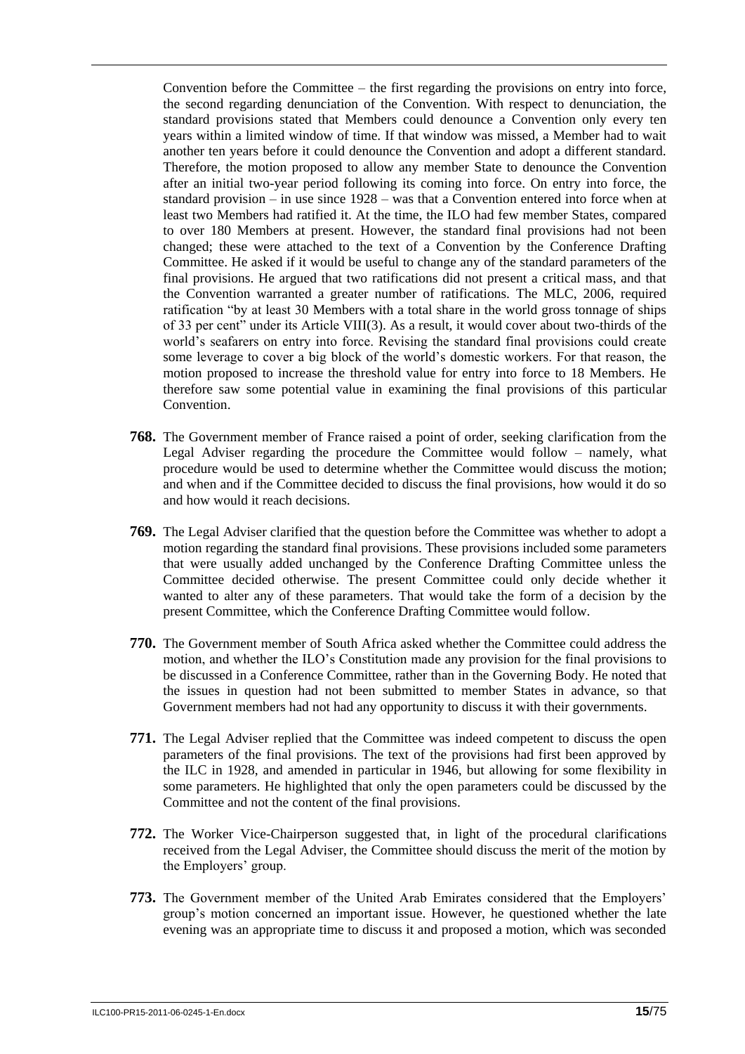Convention before the Committee – the first regarding the provisions on entry into force, the second regarding denunciation of the Convention. With respect to denunciation, the standard provisions stated that Members could denounce a Convention only every ten years within a limited window of time. If that window was missed, a Member had to wait another ten years before it could denounce the Convention and adopt a different standard. Therefore, the motion proposed to allow any member State to denounce the Convention after an initial two-year period following its coming into force. On entry into force, the standard provision – in use since 1928 – was that a Convention entered into force when at least two Members had ratified it. At the time, the ILO had few member States, compared to over 180 Members at present. However, the standard final provisions had not been changed; these were attached to the text of a Convention by the Conference Drafting Committee. He asked if it would be useful to change any of the standard parameters of the final provisions. He argued that two ratifications did not present a critical mass, and that the Convention warranted a greater number of ratifications. The MLC, 2006, required ratification "by at least 30 Members with a total share in the world gross tonnage of ships of 33 per cent" under its Article VIII(3). As a result, it would cover about two-thirds of the world's seafarers on entry into force. Revising the standard final provisions could create some leverage to cover a big block of the world's domestic workers. For that reason, the motion proposed to increase the threshold value for entry into force to 18 Members. He therefore saw some potential value in examining the final provisions of this particular Convention.

**768.** The Government member of France raised a point of order, seeking clarification from the Legal Adviser regarding the procedure the Committee would follow – namely, what procedure would be used to determine whether the Committee would discuss the motion; and when and if the Committee decided to discuss the final provisions, how would it do so and how would it reach decisions.

**769.** The Legal Adviser clarified that the question before the Committee was whether to adopt a motion regarding the standard final provisions. These provisions included some parameters that were usually added unchanged by the Conference Drafting Committee unless the Committee decided otherwise. The present Committee could only decide whether it wanted to alter any of these parameters. That would take the form of a decision by the present Committee, which the Conference Drafting Committee would follow.

**770.** The Government member of South Africa asked whether the Committee could address the motion, and whether the ILO's Constitution made any provision for the final provisions to be discussed in a Conference Committee, rather than in the Governing Body. He noted that the issues in question had not been submitted to member States in advance, so that Government members had not had any opportunity to discuss it with their governments.

**771.** The Legal Adviser replied that the Committee was indeed competent to discuss the open parameters of the final provisions. The text of the provisions had first been approved by the ILC in 1928, and amended in particular in 1946, but allowing for some flexibility in some parameters. He highlighted that only the open parameters could be discussed by the Committee and not the content of the final provisions.

**772.** The Worker Vice-Chairperson suggested that, in light of the procedural clarifications received from the Legal Adviser, the Committee should discuss the merit of the motion by the Employers' group.

**773.** The Government member of the United Arab Emirates considered that the Employers' group's motion concerned an important issue. However, he questioned whether the late evening was an appropriate time to discuss it and proposed a motion, which was seconded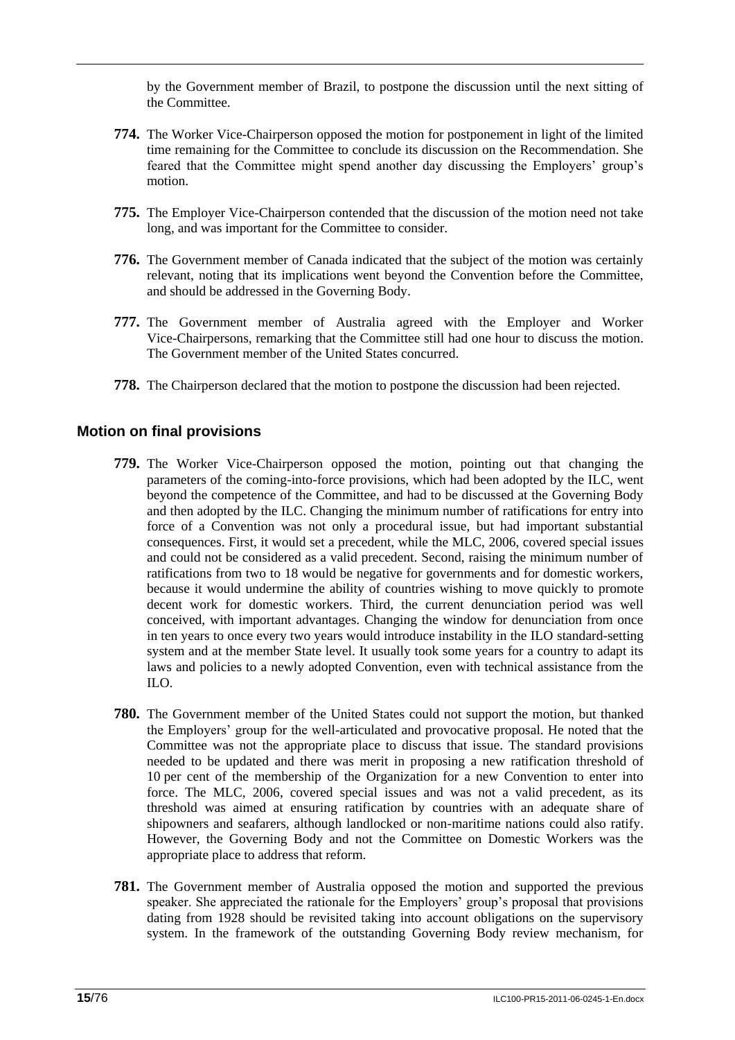by the Government member of Brazil, to postpone the discussion until the next sitting of the Committee.

**774.** The Worker Vice-Chairperson opposed the motion for postponement in light of the limited time remaining for the Committee to conclude its discussion on the Recommendation. She feared that the Committee might spend another day discussing the Employers' group's motion.

**775.** The Employer Vice-Chairperson contended that the discussion of the motion need not take long, and was important for the Committee to consider.

**776.** The Government member of Canada indicated that the subject of the motion was certainly relevant, noting that its implications went beyond the Convention before the Committee, and should be addressed in the Governing Body.

**777.** The Government member of Australia agreed with the Employer and Worker Vice-Chairpersons, remarking that the Committee still had one hour to discuss the motion. The Government member of the United States concurred.

**778.** The Chairperson declared that the motion to postpone the discussion had been rejected.

### Motion on final provisions

**779.** The Worker Vice-Chairperson opposed the motion, pointing out that changing the parameters of the coming-into-force provisions, which had been adopted by the ILC, went beyond the competence of the Committee, and had to be discussed at the Governing Body and then adopted by the ILC. Changing the minimum number of ratifications for entry into force of a Convention was not only a procedural issue, but had important substantial consequences. First, it would set a precedent, while the MLC, 2006, covered special issues and could not be considered as a valid precedent. Second, raising the minimum number of ratifications from two to 18 would be negative for governments and for domestic workers, because it would undermine the ability of countries wishing to move quickly to promote decent work for domestic workers. Third, the current denunciation period was well conceived, with important advantages. Changing the window for denunciation from once in ten years to once every two years would introduce instability in the ILO standard-setting system and at the member State level. It usually took some years for a country to adapt its laws and policies to a newly adopted Convention, even with technical assistance from the ILO.

**780.** The Government member of the United States could not support the motion, but thanked the Employers' group for the well-articulated and provocative proposal. He noted that the Committee was not the appropriate place to discuss that issue. The standard provisions needed to be updated and there was merit in proposing a new ratification threshold of 10 per cent of the membership of the Organization for a new Convention to enter into force. The MLC, 2006, covered special issues and was not a valid precedent, as its threshold was aimed at ensuring ratification by countries with an adequate share of shipowners and seafarers, although landlocked or non-maritime nations could also ratify. However, the Governing Body and not the Committee on Domestic Workers was the appropriate place to address that reform.

**781.** The Government member of Australia opposed the motion and supported the previous speaker. She appreciated the rationale for the Employers' group's proposal that provisions dating from 1928 should be revisited taking into account obligations on the supervisory system. In the framework of the outstanding Governing Body review mechanism, for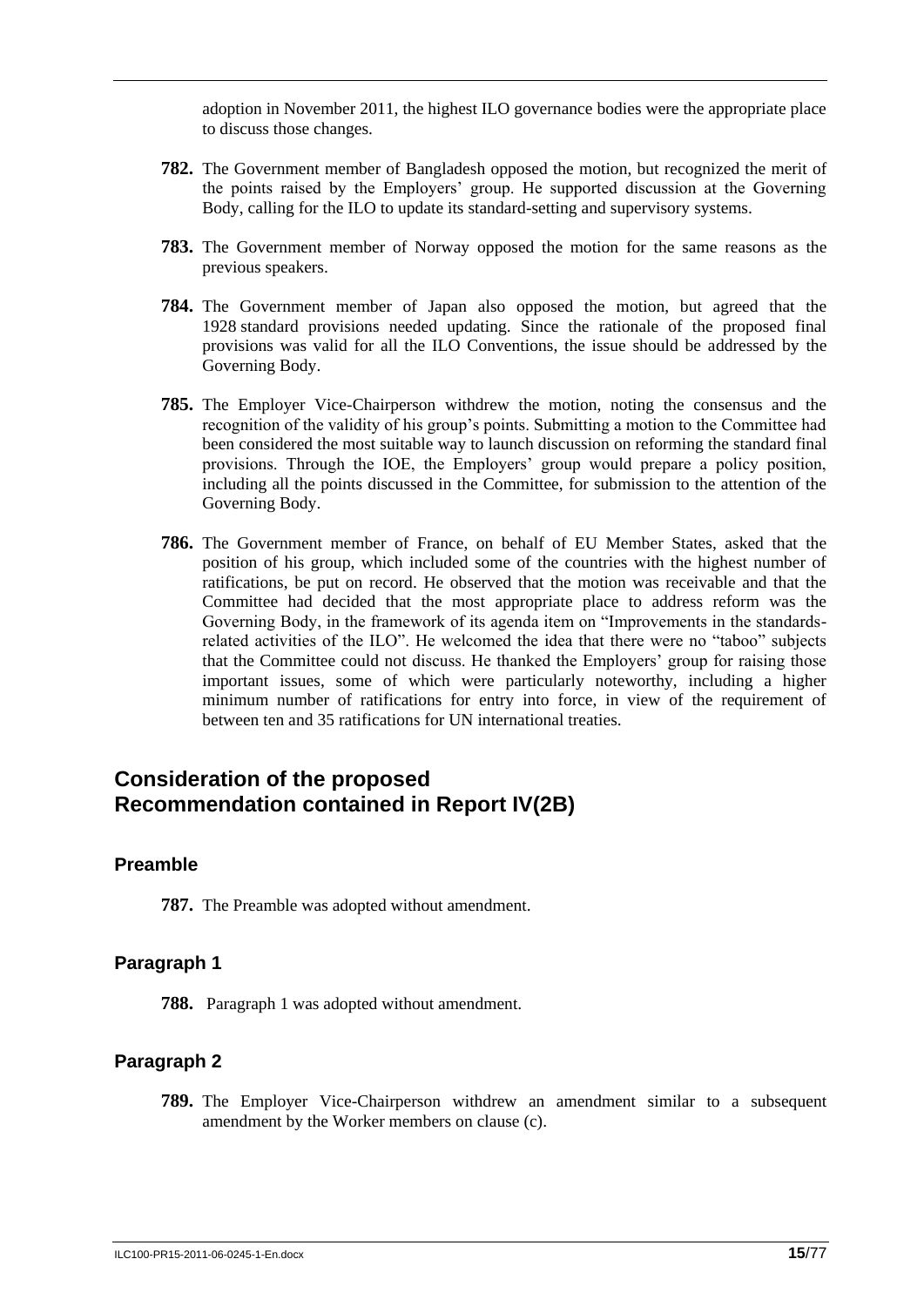adoption in November 2011, the highest ILO governance bodies were the appropriate place to discuss those changes.

**782.** The Government member of Bangladesh opposed the motion, but recognized the merit of the points raised by the Employers' group. He supported discussion at the Governing Body, calling for the ILO to update its standard-setting and supervisory systems.

**783.** The Government member of Norway opposed the motion for the same reasons as the previous speakers.

**784.** The Government member of Japan also opposed the motion, but agreed that the 1928 standard provisions needed updating. Since the rationale of the proposed final provisions was valid for all the ILO Conventions, the issue should be addressed by the Governing Body.

**785.** The Employer Vice-Chairperson withdrew the motion, noting the consensus and the recognition of the validity of his group's points. Submitting a motion to the Committee had been considered the most suitable way to launch discussion on reforming the standard final provisions. Through the IOE, the Employers' group would prepare a policy position, including all the points discussed in the Committee, for submission to the attention of the Governing Body.

**786.** The Government member of France, on behalf of EU Member States, asked that the position of his group, which included some of the countries with the highest number of ratifications, be put on record. He observed that the motion was receivable and that the Committee had decided that the most appropriate place to address reform was the Governing Body, in the framework of its agenda item on "Improvements in the standards-related activities of the ILO". He welcomed the idea that there were no "taboo" subjects that the Committee could not discuss. He thanked the Employers' group for raising those important issues, some of which were particularly noteworthy, including a higher minimum number of ratifications for entry into force, in view of the requirement of between ten and 35 ratifications for UN international treaties.

## Consideration of the proposed Recommendation contained in Report IV(2B)

### Preamble

**787.** The Preamble was adopted without amendment.

### Paragraph 1

**788.** Paragraph 1 was adopted without amendment.

### Paragraph 2

**789.** The Employer Vice-Chairperson withdrew an amendment similar to a subsequent amendment by the Worker members on clause (c).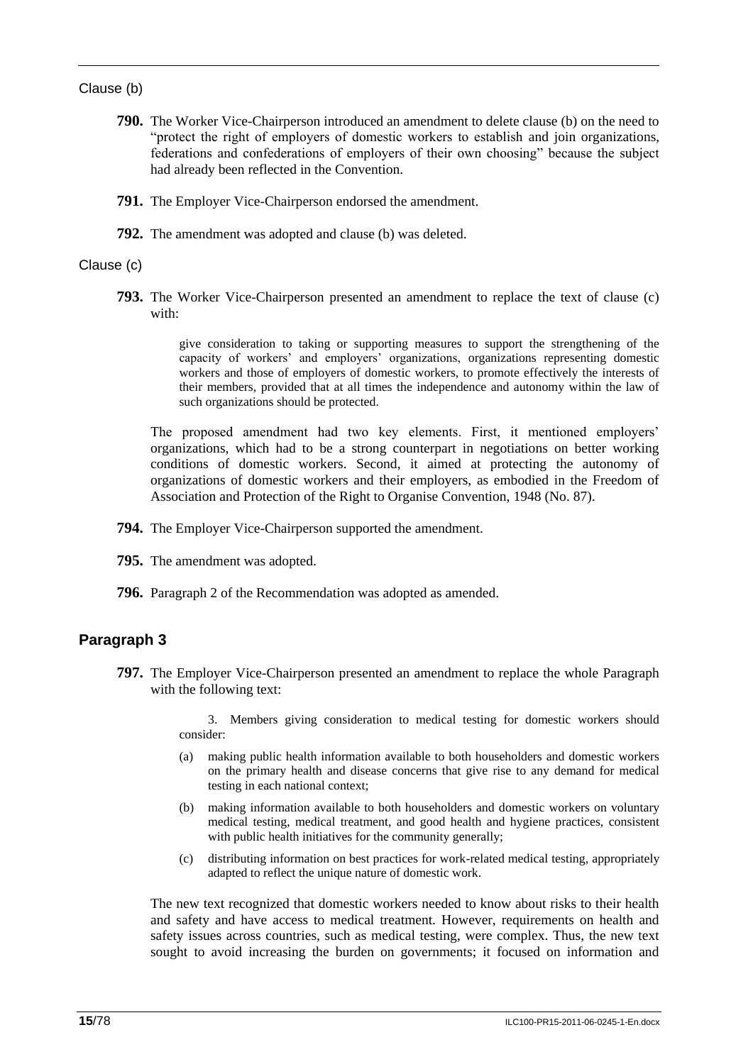Clause (b)

**790.** The Worker Vice-Chairperson introduced an amendment to delete clause (b) on the need to "protect the right of employers of domestic workers to establish and join organizations, federations and confederations of employers of their own choosing" because the subject had already been reflected in the Convention.

**791.** The Employer Vice-Chairperson endorsed the amendment.

**792.** The amendment was adopted and clause (b) was deleted.

Clause (c)

**793.** The Worker Vice-Chairperson presented an amendment to replace the text of clause (c) with:

> give consideration to taking or supporting measures to support the strengthening of the capacity of workers' and employers' organizations, organizations representing domestic workers and those of employers of domestic workers, to promote effectively the interests of their members, provided that at all times the independence and autonomy within the law of such organizations should be protected.

The proposed amendment had two key elements. First, it mentioned employers' organizations, which had to be a strong counterpart in negotiations on better working conditions of domestic workers. Second, it aimed at protecting the autonomy of organizations of domestic workers and their employers, as embodied in the Freedom of Association and Protection of the Right to Organise Convention, 1948 (No. 87).

**794.** The Employer Vice-Chairperson supported the amendment.

**795.** The amendment was adopted.

**796.** Paragraph 2 of the Recommendation was adopted as amended.

## Paragraph 3

**797.** The Employer Vice-Chairperson presented an amendment to replace the whole Paragraph with the following text:

> 3. Members giving consideration to medical testing for domestic workers should consider:
>
> (a) making public health information available to both householders and domestic workers on the primary health and disease concerns that give rise to any demand for medical testing in each national context;
>
> (b) making information available to both householders and domestic workers on voluntary medical testing, medical treatment, and good health and hygiene practices, consistent with public health initiatives for the community generally;
>
> (c) distributing information on best practices for work-related medical testing, appropriately adapted to reflect the unique nature of domestic work.

The new text recognized that domestic workers needed to know about risks to their health and safety and have access to medical treatment. However, requirements on health and safety issues across countries, such as medical testing, were complex. Thus, the new text sought to avoid increasing the burden on governments; it focused on information and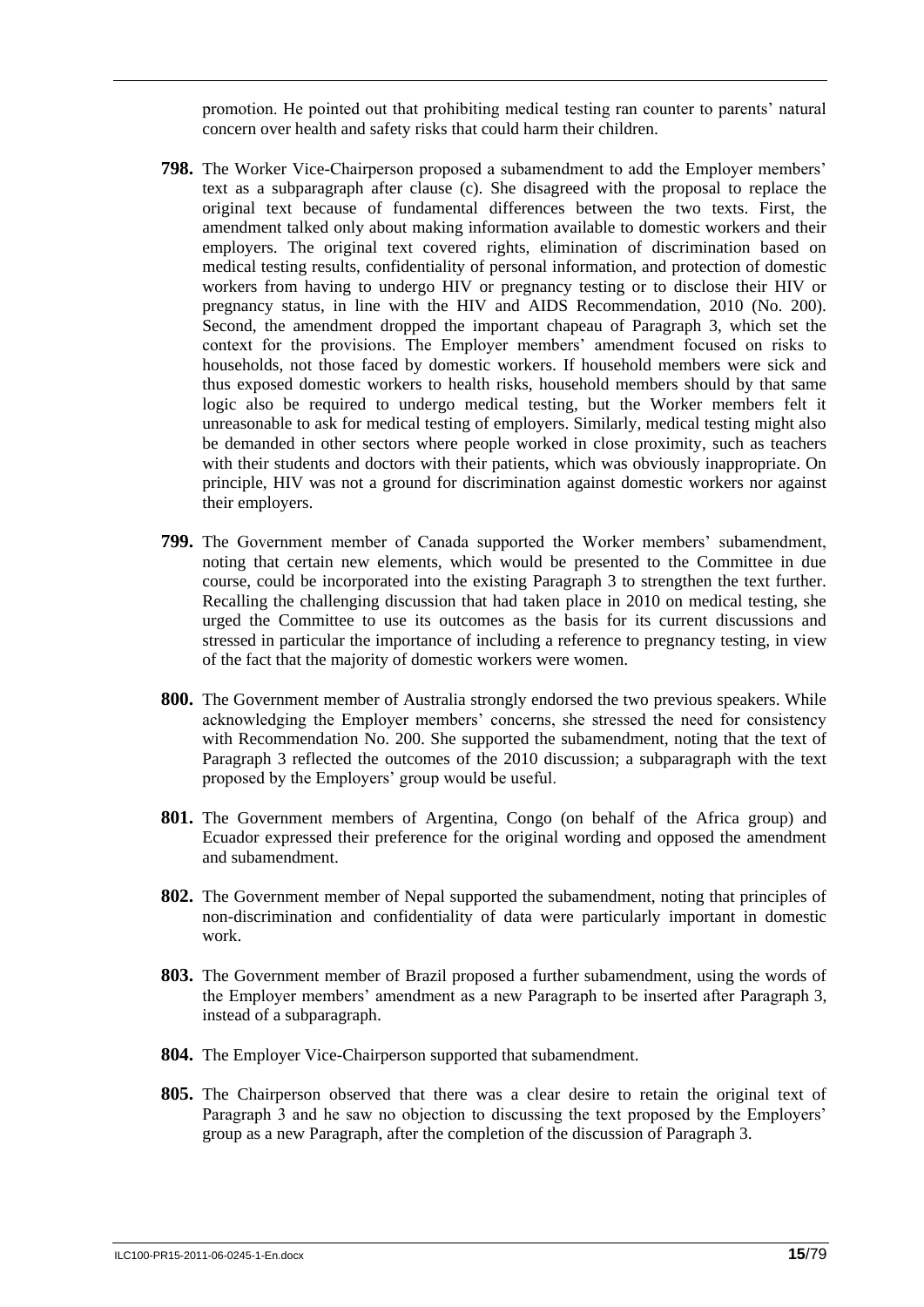promotion. He pointed out that prohibiting medical testing ran counter to parents' natural concern over health and safety risks that could harm their children.

**798.** The Worker Vice-Chairperson proposed a subamendment to add the Employer members' text as a subparagraph after clause (c). She disagreed with the proposal to replace the original text because of fundamental differences between the two texts. First, the amendment talked only about making information available to domestic workers and their employers. The original text covered rights, elimination of discrimination based on medical testing results, confidentiality of personal information, and protection of domestic workers from having to undergo HIV or pregnancy testing or to disclose their HIV or pregnancy status, in line with the HIV and AIDS Recommendation, 2010 (No. 200). Second, the amendment dropped the important chapeau of Paragraph 3, which set the context for the provisions. The Employer members' amendment focused on risks to households, not those faced by domestic workers. If household members were sick and thus exposed domestic workers to health risks, household members should by that same logic also be required to undergo medical testing, but the Worker members felt it unreasonable to ask for medical testing of employers. Similarly, medical testing might also be demanded in other sectors where people worked in close proximity, such as teachers with their students and doctors with their patients, which was obviously inappropriate. On principle, HIV was not a ground for discrimination against domestic workers nor against their employers.

**799.** The Government member of Canada supported the Worker members' subamendment, noting that certain new elements, which would be presented to the Committee in due course, could be incorporated into the existing Paragraph 3 to strengthen the text further. Recalling the challenging discussion that had taken place in 2010 on medical testing, she urged the Committee to use its outcomes as the basis for its current discussions and stressed in particular the importance of including a reference to pregnancy testing, in view of the fact that the majority of domestic workers were women.

**800.** The Government member of Australia strongly endorsed the two previous speakers. While acknowledging the Employer members' concerns, she stressed the need for consistency with Recommendation No. 200. She supported the subamendment, noting that the text of Paragraph 3 reflected the outcomes of the 2010 discussion; a subparagraph with the text proposed by the Employers' group would be useful.

**801.** The Government members of Argentina, Congo (on behalf of the Africa group) and Ecuador expressed their preference for the original wording and opposed the amendment and subamendment.

**802.** The Government member of Nepal supported the subamendment, noting that principles of non-discrimination and confidentiality of data were particularly important in domestic work.

**803.** The Government member of Brazil proposed a further subamendment, using the words of the Employer members' amendment as a new Paragraph to be inserted after Paragraph 3, instead of a subparagraph.

**804.** The Employer Vice-Chairperson supported that subamendment.

**805.** The Chairperson observed that there was a clear desire to retain the original text of Paragraph 3 and he saw no objection to discussing the text proposed by the Employers' group as a new Paragraph, after the completion of the discussion of Paragraph 3.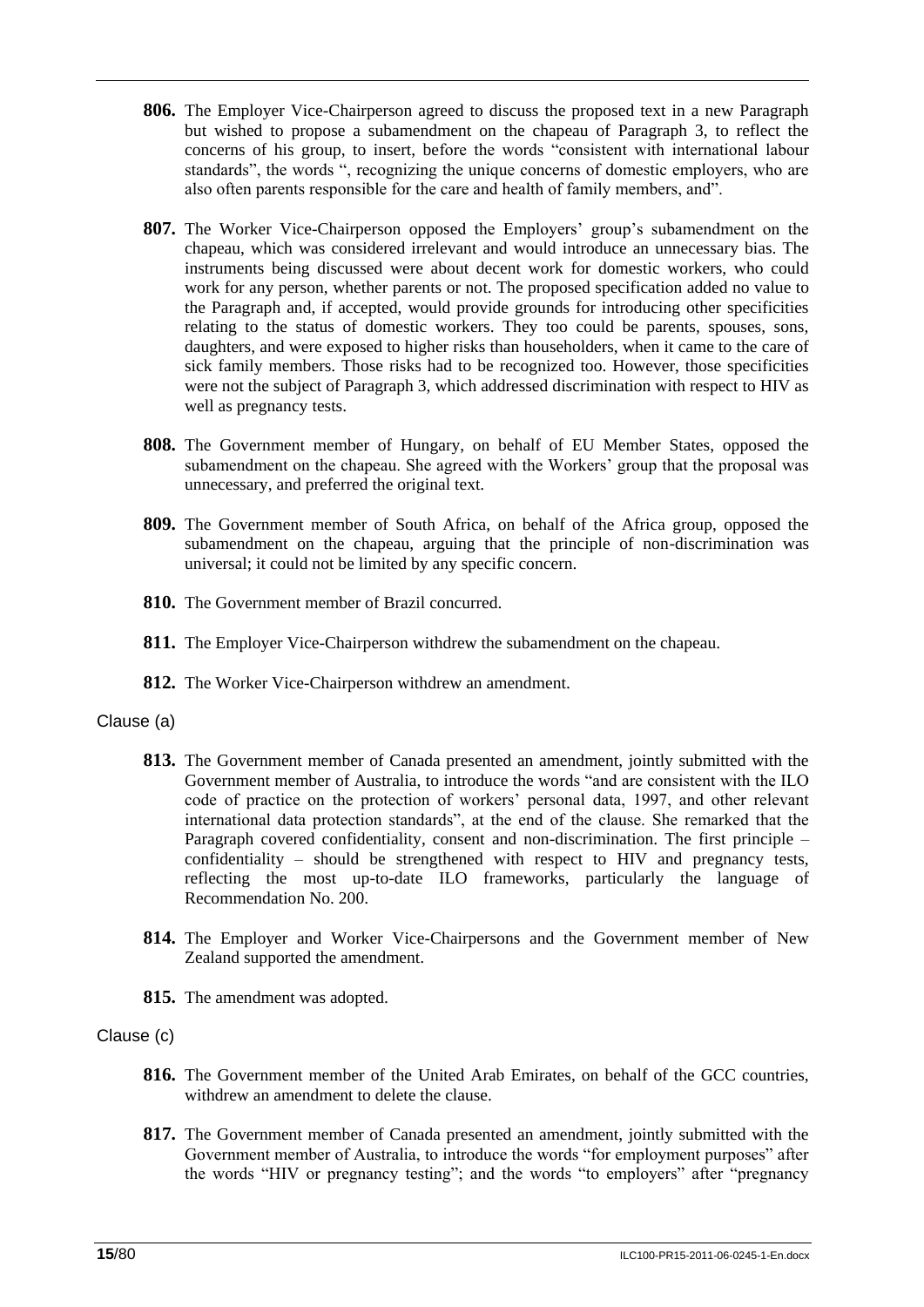**806.** The Employer Vice-Chairperson agreed to discuss the proposed text in a new Paragraph but wished to propose a subamendment on the chapeau of Paragraph 3, to reflect the concerns of his group, to insert, before the words "consistent with international labour standards", the words ", recognizing the unique concerns of domestic employers, who are also often parents responsible for the care and health of family members, and".

**807.** The Worker Vice-Chairperson opposed the Employers' group's subamendment on the chapeau, which was considered irrelevant and would introduce an unnecessary bias. The instruments being discussed were about decent work for domestic workers, who could work for any person, whether parents or not. The proposed specification added no value to the Paragraph and, if accepted, would provide grounds for introducing other specificities relating to the status of domestic workers. They too could be parents, spouses, sons, daughters, and were exposed to higher risks than householders, when it came to the care of sick family members. Those risks had to be recognized too. However, those specificities were not the subject of Paragraph 3, which addressed discrimination with respect to HIV as well as pregnancy tests.

**808.** The Government member of Hungary, on behalf of EU Member States, opposed the subamendment on the chapeau. She agreed with the Workers' group that the proposal was unnecessary, and preferred the original text.

**809.** The Government member of South Africa, on behalf of the Africa group, opposed the subamendment on the chapeau, arguing that the principle of non-discrimination was universal; it could not be limited by any specific concern.

**810.** The Government member of Brazil concurred.

**811.** The Employer Vice-Chairperson withdrew the subamendment on the chapeau.

**812.** The Worker Vice-Chairperson withdrew an amendment.

Clause (a)

**813.** The Government member of Canada presented an amendment, jointly submitted with the Government member of Australia, to introduce the words "and are consistent with the ILO code of practice on the protection of workers' personal data, 1997, and other relevant international data protection standards", at the end of the clause. She remarked that the Paragraph covered confidentiality, consent and non-discrimination. The first principle – confidentiality – should be strengthened with respect to HIV and pregnancy tests, reflecting the most up-to-date ILO frameworks, particularly the language of Recommendation No. 200.

**814.** The Employer and Worker Vice-Chairpersons and the Government member of New Zealand supported the amendment.

**815.** The amendment was adopted.

Clause (c)

**816.** The Government member of the United Arab Emirates, on behalf of the GCC countries, withdrew an amendment to delete the clause.

**817.** The Government member of Canada presented an amendment, jointly submitted with the Government member of Australia, to introduce the words "for employment purposes" after the words "HIV or pregnancy testing"; and the words "to employers" after "pregnancy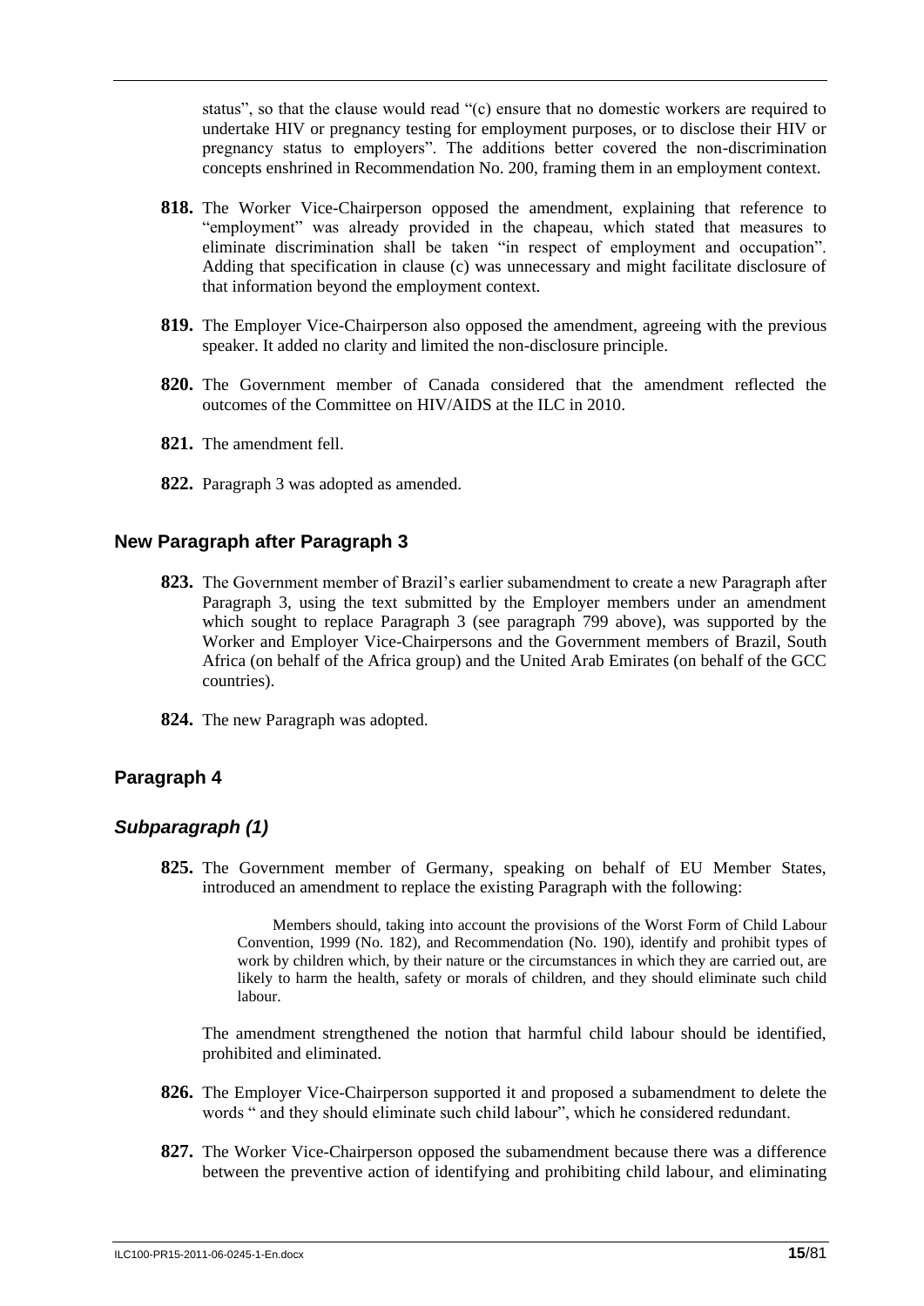status", so that the clause would read "(c) ensure that no domestic workers are required to undertake HIV or pregnancy testing for employment purposes, or to disclose their HIV or pregnancy status to employers". The additions better covered the non-discrimination concepts enshrined in Recommendation No. 200, framing them in an employment context.

**818.** The Worker Vice-Chairperson opposed the amendment, explaining that reference to "employment" was already provided in the chapeau, which stated that measures to eliminate discrimination shall be taken "in respect of employment and occupation". Adding that specification in clause (c) was unnecessary and might facilitate disclosure of that information beyond the employment context.

**819.** The Employer Vice-Chairperson also opposed the amendment, agreeing with the previous speaker. It added no clarity and limited the non-disclosure principle.

**820.** The Government member of Canada considered that the amendment reflected the outcomes of the Committee on HIV/AIDS at the ILC in 2010.

**821.** The amendment fell.

**822.** Paragraph 3 was adopted as amended.

## New Paragraph after Paragraph 3

**823.** The Government member of Brazil's earlier subamendment to create a new Paragraph after Paragraph 3, using the text submitted by the Employer members under an amendment which sought to replace Paragraph 3 (see paragraph 799 above), was supported by the Worker and Employer Vice-Chairpersons and the Government members of Brazil, South Africa (on behalf of the Africa group) and the United Arab Emirates (on behalf of the GCC countries).

**824.** The new Paragraph was adopted.

## Paragraph 4

### *Subparagraph (1)*

**825.** The Government member of Germany, speaking on behalf of EU Member States, introduced an amendment to replace the existing Paragraph with the following:

> Members should, taking into account the provisions of the Worst Form of Child Labour Convention, 1999 (No. 182), and Recommendation (No. 190), identify and prohibit types of work by children which, by their nature or the circumstances in which they are carried out, are likely to harm the health, safety or morals of children, and they should eliminate such child labour.

The amendment strengthened the notion that harmful child labour should be identified, prohibited and eliminated.

**826.** The Employer Vice-Chairperson supported it and proposed a subamendment to delete the words " and they should eliminate such child labour", which he considered redundant.

**827.** The Worker Vice-Chairperson opposed the subamendment because there was a difference between the preventive action of identifying and prohibiting child labour, and eliminating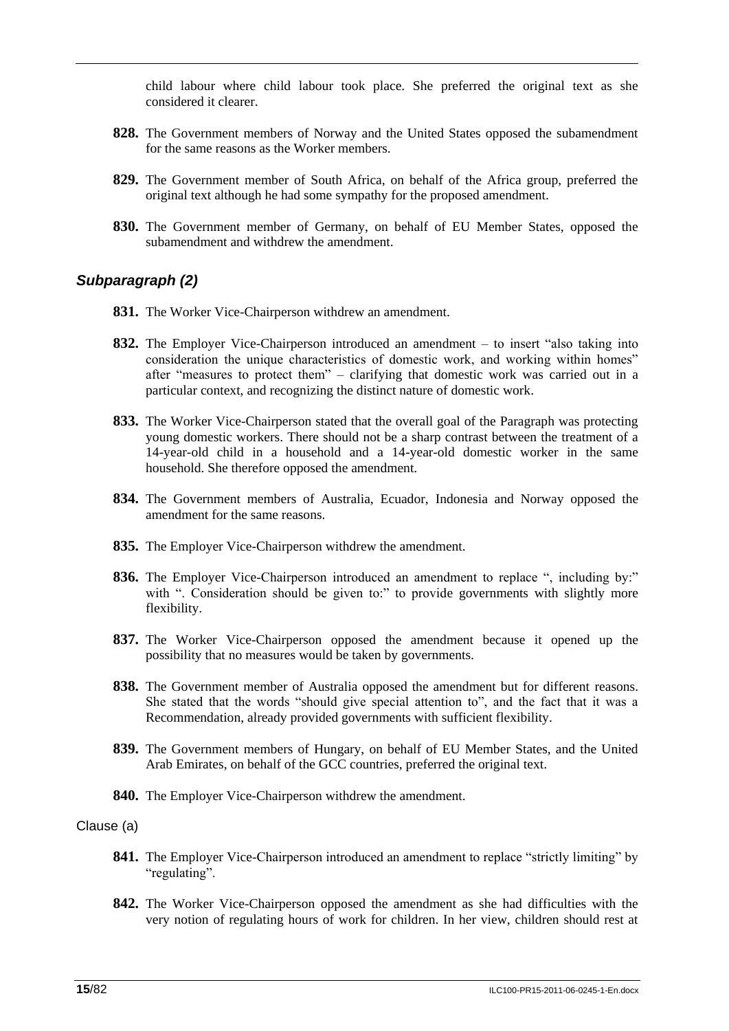child labour where child labour took place. She preferred the original text as she considered it clearer.

**828.** The Government members of Norway and the United States opposed the subamendment for the same reasons as the Worker members.

**829.** The Government member of South Africa, on behalf of the Africa group, preferred the original text although he had some sympathy for the proposed amendment.

**830.** The Government member of Germany, on behalf of EU Member States, opposed the subamendment and withdrew the amendment.

### *Subparagraph (2)*

**831.** The Worker Vice-Chairperson withdrew an amendment.

**832.** The Employer Vice-Chairperson introduced an amendment – to insert "also taking into consideration the unique characteristics of domestic work, and working within homes" after "measures to protect them" – clarifying that domestic work was carried out in a particular context, and recognizing the distinct nature of domestic work.

**833.** The Worker Vice-Chairperson stated that the overall goal of the Paragraph was protecting young domestic workers. There should not be a sharp contrast between the treatment of a 14-year-old child in a household and a 14-year-old domestic worker in the same household. She therefore opposed the amendment.

**834.** The Government members of Australia, Ecuador, Indonesia and Norway opposed the amendment for the same reasons.

**835.** The Employer Vice-Chairperson withdrew the amendment.

**836.** The Employer Vice-Chairperson introduced an amendment to replace ", including by:" with ". Consideration should be given to:" to provide governments with slightly more flexibility.

**837.** The Worker Vice-Chairperson opposed the amendment because it opened up the possibility that no measures would be taken by governments.

**838.** The Government member of Australia opposed the amendment but for different reasons. She stated that the words "should give special attention to", and the fact that it was a Recommendation, already provided governments with sufficient flexibility.

**839.** The Government members of Hungary, on behalf of EU Member States, and the United Arab Emirates, on behalf of the GCC countries, preferred the original text.

**840.** The Employer Vice-Chairperson withdrew the amendment.

Clause (a)

**841.** The Employer Vice-Chairperson introduced an amendment to replace "strictly limiting" by "regulating".

**842.** The Worker Vice-Chairperson opposed the amendment as she had difficulties with the very notion of regulating hours of work for children. In her view, children should rest at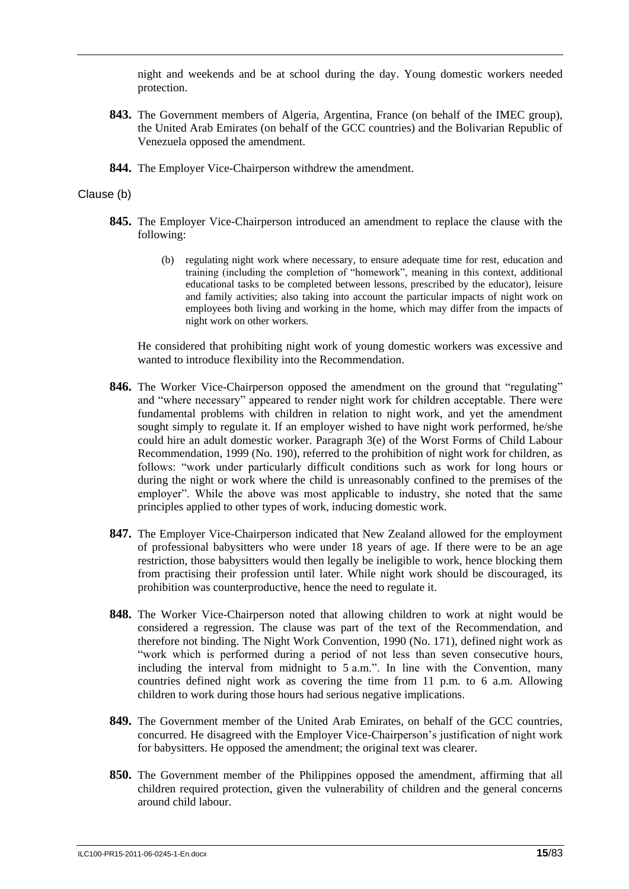night and weekends and be at school during the day. Young domestic workers needed protection.

**843.** The Government members of Algeria, Argentina, France (on behalf of the IMEC group), the United Arab Emirates (on behalf of the GCC countries) and the Bolivarian Republic of Venezuela opposed the amendment.

**844.** The Employer Vice-Chairperson withdrew the amendment.

Clause (b)

**845.** The Employer Vice-Chairperson introduced an amendment to replace the clause with the following:

> (b) regulating night work where necessary, to ensure adequate time for rest, education and training (including the completion of "homework", meaning in this context, additional educational tasks to be completed between lessons, prescribed by the educator), leisure and family activities; also taking into account the particular impacts of night work on employees both living and working in the home, which may differ from the impacts of night work on other workers.

He considered that prohibiting night work of young domestic workers was excessive and wanted to introduce flexibility into the Recommendation.

**846.** The Worker Vice-Chairperson opposed the amendment on the ground that "regulating" and "where necessary" appeared to render night work for children acceptable. There were fundamental problems with children in relation to night work, and yet the amendment sought simply to regulate it. If an employer wished to have night work performed, he/she could hire an adult domestic worker. Paragraph 3(e) of the Worst Forms of Child Labour Recommendation, 1999 (No. 190), referred to the prohibition of night work for children, as follows: "work under particularly difficult conditions such as work for long hours or during the night or work where the child is unreasonably confined to the premises of the employer". While the above was most applicable to industry, she noted that the same principles applied to other types of work, inducing domestic work.

**847.** The Employer Vice-Chairperson indicated that New Zealand allowed for the employment of professional babysitters who were under 18 years of age. If there were to be an age restriction, those babysitters would then legally be ineligible to work, hence blocking them from practising their profession until later. While night work should be discouraged, its prohibition was counterproductive, hence the need to regulate it.

**848.** The Worker Vice-Chairperson noted that allowing children to work at night would be considered a regression. The clause was part of the text of the Recommendation, and therefore not binding. The Night Work Convention, 1990 (No. 171), defined night work as "work which is performed during a period of not less than seven consecutive hours, including the interval from midnight to 5 a.m.". In line with the Convention, many countries defined night work as covering the time from 11 p.m. to 6 a.m. Allowing children to work during those hours had serious negative implications.

**849.** The Government member of the United Arab Emirates, on behalf of the GCC countries, concurred. He disagreed with the Employer Vice-Chairperson's justification of night work for babysitters. He opposed the amendment; the original text was clearer.

**850.** The Government member of the Philippines opposed the amendment, affirming that all children required protection, given the vulnerability of children and the general concerns around child labour.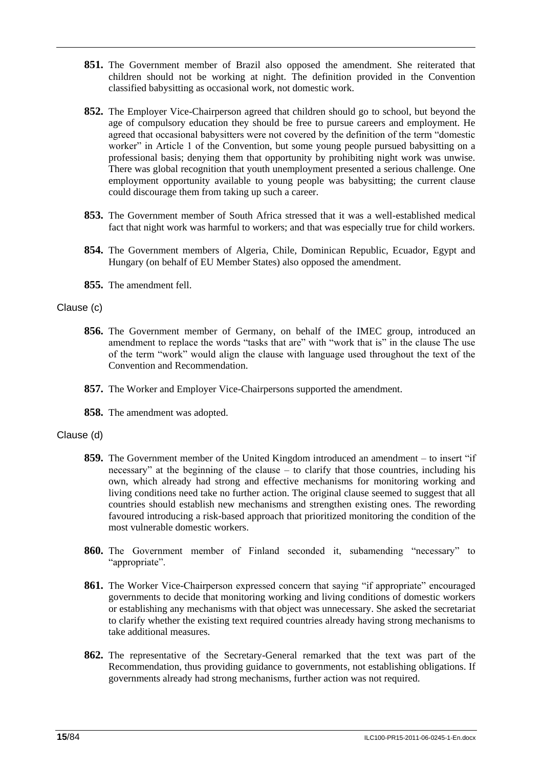**851.** The Government member of Brazil also opposed the amendment. She reiterated that children should not be working at night. The definition provided in the Convention classified babysitting as occasional work, not domestic work.

**852.** The Employer Vice-Chairperson agreed that children should go to school, but beyond the age of compulsory education they should be free to pursue careers and employment. He agreed that occasional babysitters were not covered by the definition of the term "domestic worker" in Article 1 of the Convention, but some young people pursued babysitting on a professional basis; denying them that opportunity by prohibiting night work was unwise. There was global recognition that youth unemployment presented a serious challenge. One employment opportunity available to young people was babysitting; the current clause could discourage them from taking up such a career.

**853.** The Government member of South Africa stressed that it was a well-established medical fact that night work was harmful to workers; and that was especially true for child workers.

**854.** The Government members of Algeria, Chile, Dominican Republic, Ecuador, Egypt and Hungary (on behalf of EU Member States) also opposed the amendment.

**855.** The amendment fell.

Clause (c)

**856.** The Government member of Germany, on behalf of the IMEC group, introduced an amendment to replace the words "tasks that are" with "work that is" in the clause The use of the term "work" would align the clause with language used throughout the text of the Convention and Recommendation.

**857.** The Worker and Employer Vice-Chairpersons supported the amendment.

**858.** The amendment was adopted.

Clause (d)

**859.** The Government member of the United Kingdom introduced an amendment – to insert "if necessary" at the beginning of the clause – to clarify that those countries, including his own, which already had strong and effective mechanisms for monitoring working and living conditions need take no further action. The original clause seemed to suggest that all countries should establish new mechanisms and strengthen existing ones. The rewording favoured introducing a risk-based approach that prioritized monitoring the condition of the most vulnerable domestic workers.

**860.** The Government member of Finland seconded it, subamending "necessary" to "appropriate".

**861.** The Worker Vice-Chairperson expressed concern that saying "if appropriate" encouraged governments to decide that monitoring working and living conditions of domestic workers or establishing any mechanisms with that object was unnecessary. She asked the secretariat to clarify whether the existing text required countries already having strong mechanisms to take additional measures.

**862.** The representative of the Secretary-General remarked that the text was part of the Recommendation, thus providing guidance to governments, not establishing obligations. If governments already had strong mechanisms, further action was not required.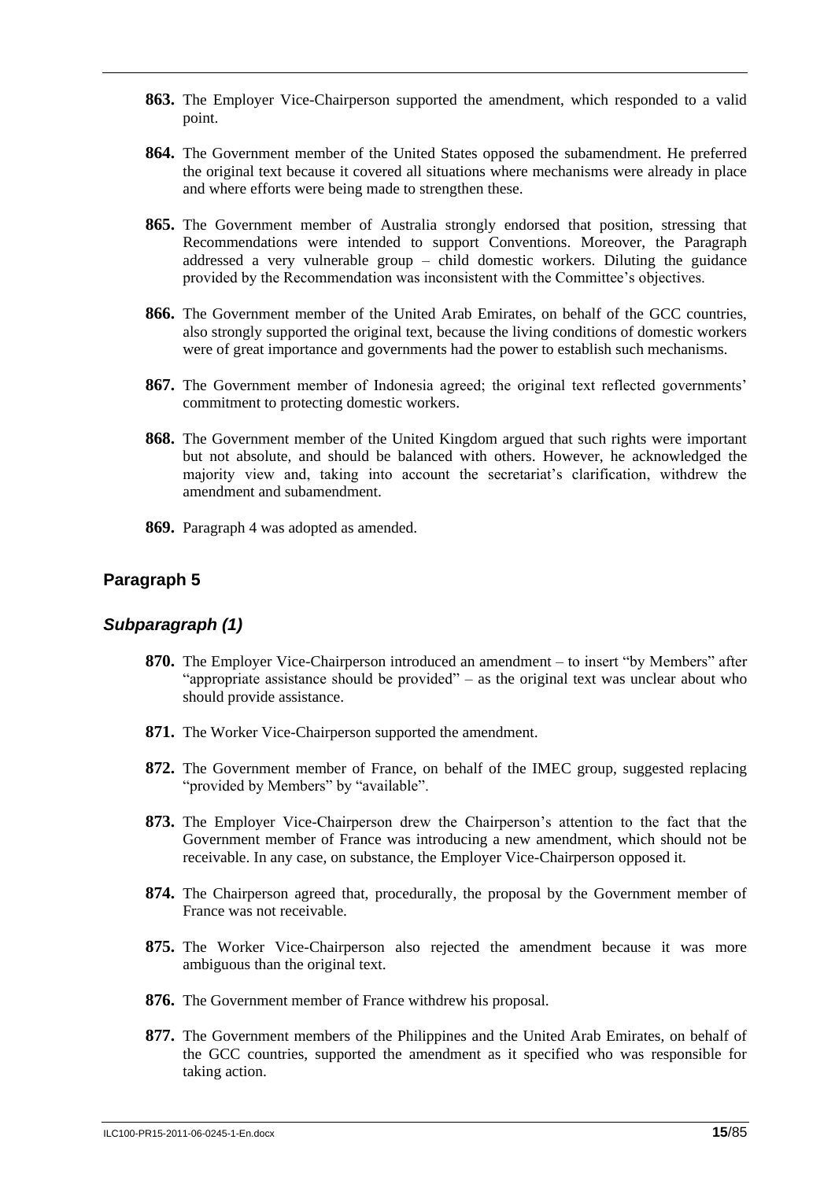**863.** The Employer Vice-Chairperson supported the amendment, which responded to a valid point.

**864.** The Government member of the United States opposed the subamendment. He preferred the original text because it covered all situations where mechanisms were already in place and where efforts were being made to strengthen these.

**865.** The Government member of Australia strongly endorsed that position, stressing that Recommendations were intended to support Conventions. Moreover, the Paragraph addressed a very vulnerable group – child domestic workers. Diluting the guidance provided by the Recommendation was inconsistent with the Committee's objectives.

**866.** The Government member of the United Arab Emirates, on behalf of the GCC countries, also strongly supported the original text, because the living conditions of domestic workers were of great importance and governments had the power to establish such mechanisms.

**867.** The Government member of Indonesia agreed; the original text reflected governments' commitment to protecting domestic workers.

**868.** The Government member of the United Kingdom argued that such rights were important but not absolute, and should be balanced with others. However, he acknowledged the majority view and, taking into account the secretariat's clarification, withdrew the amendment and subamendment.

**869.** Paragraph 4 was adopted as amended.

## Paragraph 5

### *Subparagraph (1)*

**870.** The Employer Vice-Chairperson introduced an amendment – to insert "by Members" after "appropriate assistance should be provided" – as the original text was unclear about who should provide assistance.

**871.** The Worker Vice-Chairperson supported the amendment.

**872.** The Government member of France, on behalf of the IMEC group, suggested replacing "provided by Members" by "available".

**873.** The Employer Vice-Chairperson drew the Chairperson's attention to the fact that the Government member of France was introducing a new amendment, which should not be receivable. In any case, on substance, the Employer Vice-Chairperson opposed it.

**874.** The Chairperson agreed that, procedurally, the proposal by the Government member of France was not receivable.

**875.** The Worker Vice-Chairperson also rejected the amendment because it was more ambiguous than the original text.

**876.** The Government member of France withdrew his proposal.

**877.** The Government members of the Philippines and the United Arab Emirates, on behalf of the GCC countries, supported the amendment as it specified who was responsible for taking action.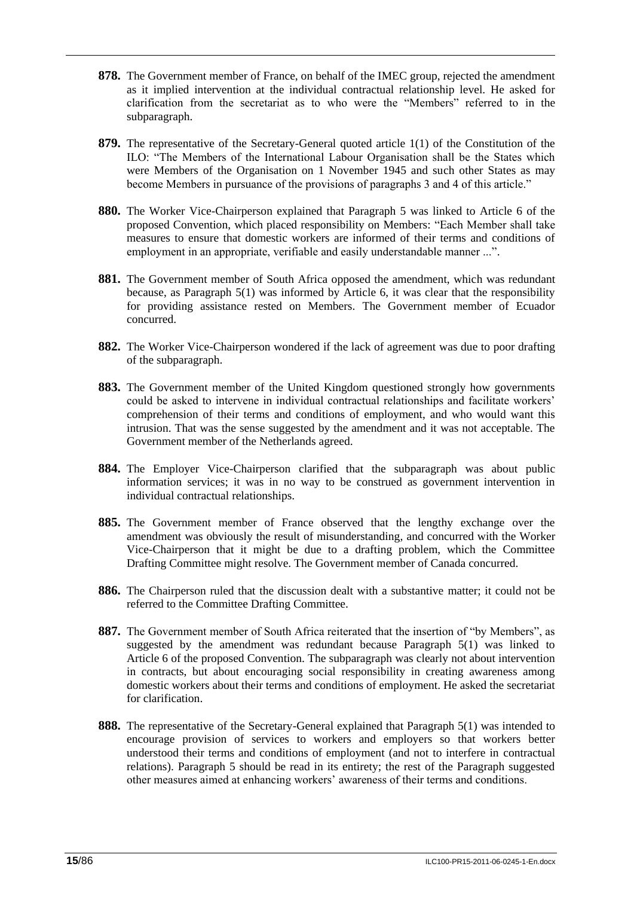**878.** The Government member of France, on behalf of the IMEC group, rejected the amendment as it implied intervention at the individual contractual relationship level. He asked for clarification from the secretariat as to who were the "Members" referred to in the subparagraph.

**879.** The representative of the Secretary-General quoted article 1(1) of the Constitution of the ILO: "The Members of the International Labour Organisation shall be the States which were Members of the Organisation on 1 November 1945 and such other States as may become Members in pursuance of the provisions of paragraphs 3 and 4 of this article."

**880.** The Worker Vice-Chairperson explained that Paragraph 5 was linked to Article 6 of the proposed Convention, which placed responsibility on Members: "Each Member shall take measures to ensure that domestic workers are informed of their terms and conditions of employment in an appropriate, verifiable and easily understandable manner ...".

**881.** The Government member of South Africa opposed the amendment, which was redundant because, as Paragraph 5(1) was informed by Article 6, it was clear that the responsibility for providing assistance rested on Members. The Government member of Ecuador concurred.

**882.** The Worker Vice-Chairperson wondered if the lack of agreement was due to poor drafting of the subparagraph.

**883.** The Government member of the United Kingdom questioned strongly how governments could be asked to intervene in individual contractual relationships and facilitate workers' comprehension of their terms and conditions of employment, and who would want this intrusion. That was the sense suggested by the amendment and it was not acceptable. The Government member of the Netherlands agreed.

**884.** The Employer Vice-Chairperson clarified that the subparagraph was about public information services; it was in no way to be construed as government intervention in individual contractual relationships.

**885.** The Government member of France observed that the lengthy exchange over the amendment was obviously the result of misunderstanding, and concurred with the Worker Vice-Chairperson that it might be due to a drafting problem, which the Committee Drafting Committee might resolve. The Government member of Canada concurred.

**886.** The Chairperson ruled that the discussion dealt with a substantive matter; it could not be referred to the Committee Drafting Committee.

**887.** The Government member of South Africa reiterated that the insertion of "by Members", as suggested by the amendment was redundant because Paragraph 5(1) was linked to Article 6 of the proposed Convention. The subparagraph was clearly not about intervention in contracts, but about encouraging social responsibility in creating awareness among domestic workers about their terms and conditions of employment. He asked the secretariat for clarification.

**888.** The representative of the Secretary-General explained that Paragraph 5(1) was intended to encourage provision of services to workers and employers so that workers better understood their terms and conditions of employment (and not to interfere in contractual relations). Paragraph 5 should be read in its entirety; the rest of the Paragraph suggested other measures aimed at enhancing workers' awareness of their terms and conditions.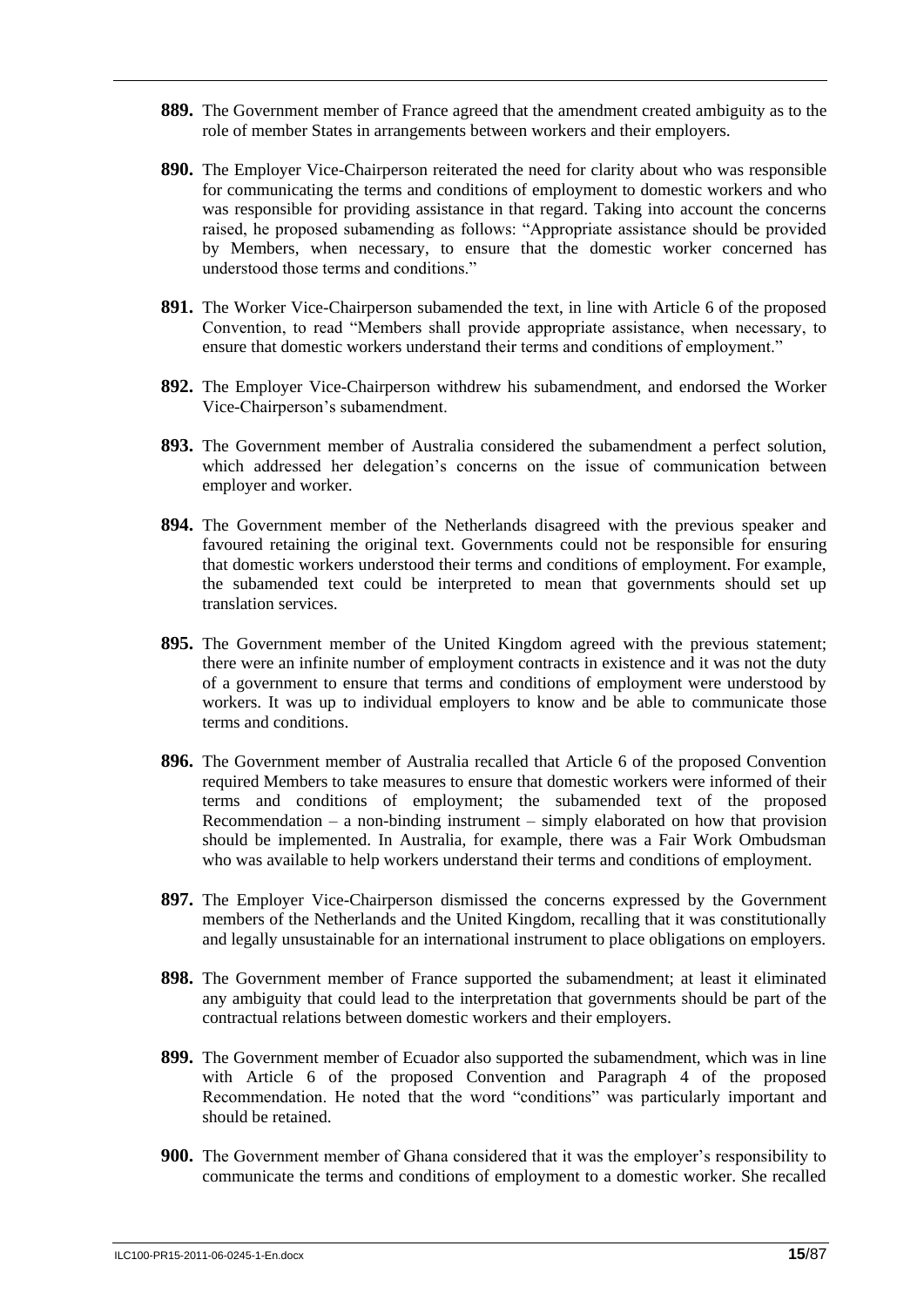**889.** The Government member of France agreed that the amendment created ambiguity as to the role of member States in arrangements between workers and their employers.

**890.** The Employer Vice-Chairperson reiterated the need for clarity about who was responsible for communicating the terms and conditions of employment to domestic workers and who was responsible for providing assistance in that regard. Taking into account the concerns raised, he proposed subamending as follows: "Appropriate assistance should be provided by Members, when necessary, to ensure that the domestic worker concerned has understood those terms and conditions."

**891.** The Worker Vice-Chairperson subamended the text, in line with Article 6 of the proposed Convention, to read "Members shall provide appropriate assistance, when necessary, to ensure that domestic workers understand their terms and conditions of employment."

**892.** The Employer Vice-Chairperson withdrew his subamendment, and endorsed the Worker Vice-Chairperson's subamendment.

**893.** The Government member of Australia considered the subamendment a perfect solution, which addressed her delegation's concerns on the issue of communication between employer and worker.

**894.** The Government member of the Netherlands disagreed with the previous speaker and favoured retaining the original text. Governments could not be responsible for ensuring that domestic workers understood their terms and conditions of employment. For example, the subamended text could be interpreted to mean that governments should set up translation services.

**895.** The Government member of the United Kingdom agreed with the previous statement; there were an infinite number of employment contracts in existence and it was not the duty of a government to ensure that terms and conditions of employment were understood by workers. It was up to individual employers to know and be able to communicate those terms and conditions.

**896.** The Government member of Australia recalled that Article 6 of the proposed Convention required Members to take measures to ensure that domestic workers were informed of their terms and conditions of employment; the subamended text of the proposed Recommendation – a non-binding instrument – simply elaborated on how that provision should be implemented. In Australia, for example, there was a Fair Work Ombudsman who was available to help workers understand their terms and conditions of employment.

**897.** The Employer Vice-Chairperson dismissed the concerns expressed by the Government members of the Netherlands and the United Kingdom, recalling that it was constitutionally and legally unsustainable for an international instrument to place obligations on employers.

**898.** The Government member of France supported the subamendment; at least it eliminated any ambiguity that could lead to the interpretation that governments should be part of the contractual relations between domestic workers and their employers.

**899.** The Government member of Ecuador also supported the subamendment, which was in line with Article 6 of the proposed Convention and Paragraph 4 of the proposed Recommendation. He noted that the word "conditions" was particularly important and should be retained.

**900.** The Government member of Ghana considered that it was the employer's responsibility to communicate the terms and conditions of employment to a domestic worker. She recalled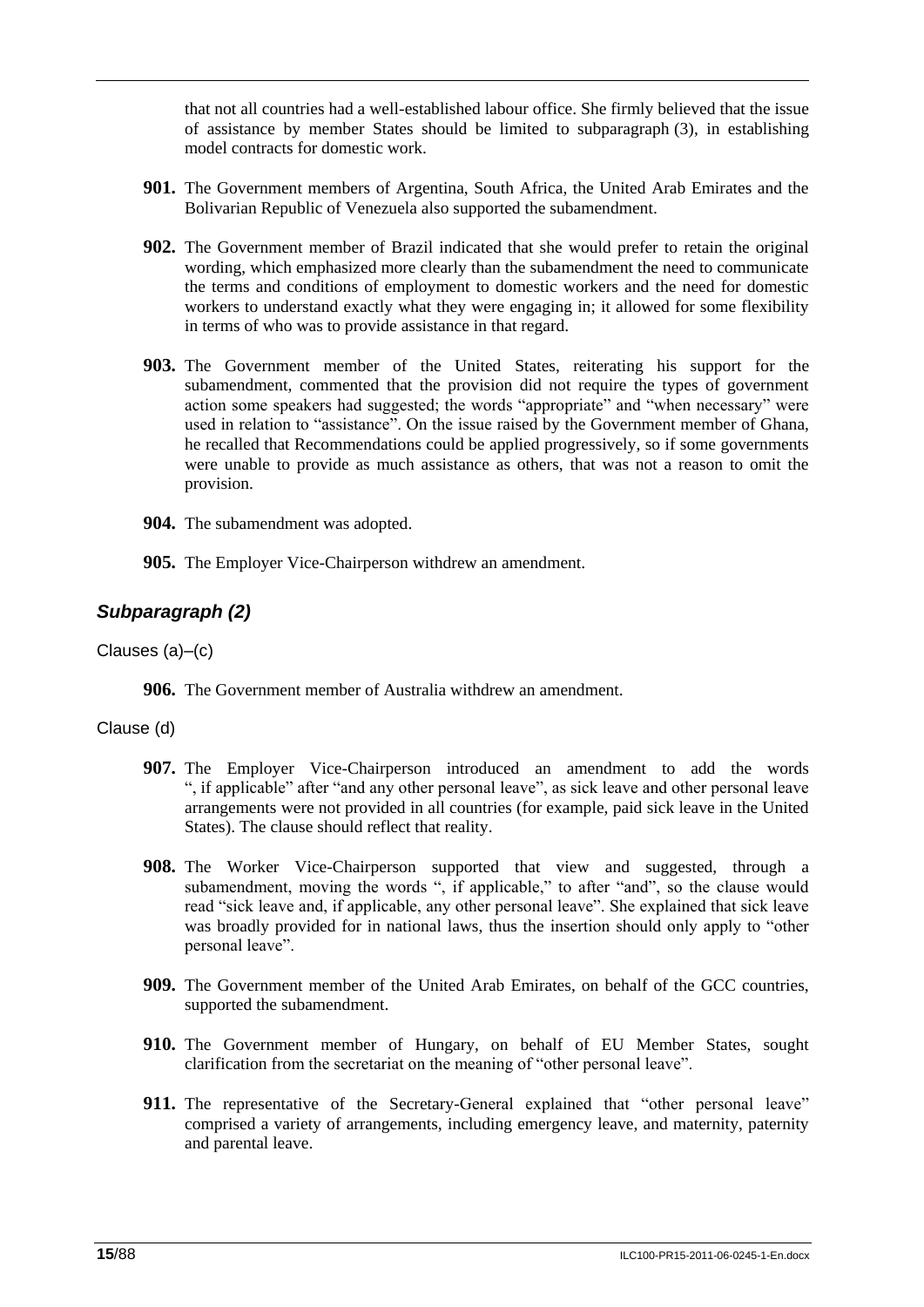that not all countries had a well-established labour office. She firmly believed that the issue of assistance by member States should be limited to subparagraph (3), in establishing model contracts for domestic work.

**901.** The Government members of Argentina, South Africa, the United Arab Emirates and the Bolivarian Republic of Venezuela also supported the subamendment.

**902.** The Government member of Brazil indicated that she would prefer to retain the original wording, which emphasized more clearly than the subamendment the need to communicate the terms and conditions of employment to domestic workers and the need for domestic workers to understand exactly what they were engaging in; it allowed for some flexibility in terms of who was to provide assistance in that regard.

**903.** The Government member of the United States, reiterating his support for the subamendment, commented that the provision did not require the types of government action some speakers had suggested; the words "appropriate" and "when necessary" were used in relation to "assistance". On the issue raised by the Government member of Ghana, he recalled that Recommendations could be applied progressively, so if some governments were unable to provide as much assistance as others, that was not a reason to omit the provision.

**904.** The subamendment was adopted.

**905.** The Employer Vice-Chairperson withdrew an amendment.

### *Subparagraph (2)*

Clauses (a)–(c)

**906.** The Government member of Australia withdrew an amendment.

Clause (d)

**907.** The Employer Vice-Chairperson introduced an amendment to add the words ", if applicable" after "and any other personal leave", as sick leave and other personal leave arrangements were not provided in all countries (for example, paid sick leave in the United States). The clause should reflect that reality.

**908.** The Worker Vice-Chairperson supported that view and suggested, through a subamendment, moving the words ", if applicable," to after "and", so the clause would read "sick leave and, if applicable, any other personal leave". She explained that sick leave was broadly provided for in national laws, thus the insertion should only apply to "other personal leave".

**909.** The Government member of the United Arab Emirates, on behalf of the GCC countries, supported the subamendment.

**910.** The Government member of Hungary, on behalf of EU Member States, sought clarification from the secretariat on the meaning of "other personal leave".

**911.** The representative of the Secretary-General explained that "other personal leave" comprised a variety of arrangements, including emergency leave, and maternity, paternity and parental leave.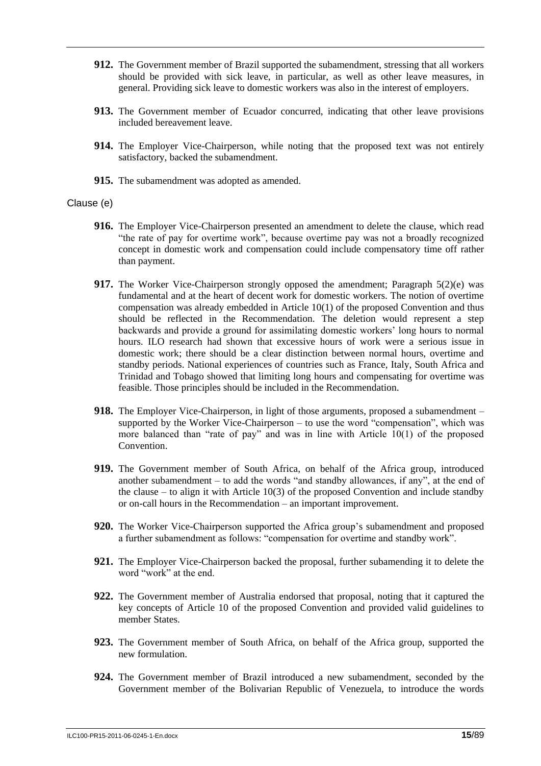**912.** The Government member of Brazil supported the subamendment, stressing that all workers should be provided with sick leave, in particular, as well as other leave measures, in general. Providing sick leave to domestic workers was also in the interest of employers.

**913.** The Government member of Ecuador concurred, indicating that other leave provisions included bereavement leave.

**914.** The Employer Vice-Chairperson, while noting that the proposed text was not entirely satisfactory, backed the subamendment.

**915.** The subamendment was adopted as amended.

Clause (e)

**916.** The Employer Vice-Chairperson presented an amendment to delete the clause, which read "the rate of pay for overtime work", because overtime pay was not a broadly recognized concept in domestic work and compensation could include compensatory time off rather than payment.

**917.** The Worker Vice-Chairperson strongly opposed the amendment; Paragraph 5(2)(e) was fundamental and at the heart of decent work for domestic workers. The notion of overtime compensation was already embedded in Article 10(1) of the proposed Convention and thus should be reflected in the Recommendation. The deletion would represent a step backwards and provide a ground for assimilating domestic workers' long hours to normal hours. ILO research had shown that excessive hours of work were a serious issue in domestic work; there should be a clear distinction between normal hours, overtime and standby periods. National experiences of countries such as France, Italy, South Africa and Trinidad and Tobago showed that limiting long hours and compensating for overtime was feasible. Those principles should be included in the Recommendation.

**918.** The Employer Vice-Chairperson, in light of those arguments, proposed a subamendment – supported by the Worker Vice-Chairperson – to use the word "compensation", which was more balanced than "rate of pay" and was in line with Article 10(1) of the proposed Convention.

**919.** The Government member of South Africa, on behalf of the Africa group, introduced another subamendment – to add the words "and standby allowances, if any", at the end of the clause – to align it with Article 10(3) of the proposed Convention and include standby or on-call hours in the Recommendation – an important improvement.

**920.** The Worker Vice-Chairperson supported the Africa group's subamendment and proposed a further subamendment as follows: "compensation for overtime and standby work".

**921.** The Employer Vice-Chairperson backed the proposal, further subamending it to delete the word "work" at the end.

**922.** The Government member of Australia endorsed that proposal, noting that it captured the key concepts of Article 10 of the proposed Convention and provided valid guidelines to member States.

**923.** The Government member of South Africa, on behalf of the Africa group, supported the new formulation.

**924.** The Government member of Brazil introduced a new subamendment, seconded by the Government member of the Bolivarian Republic of Venezuela, to introduce the words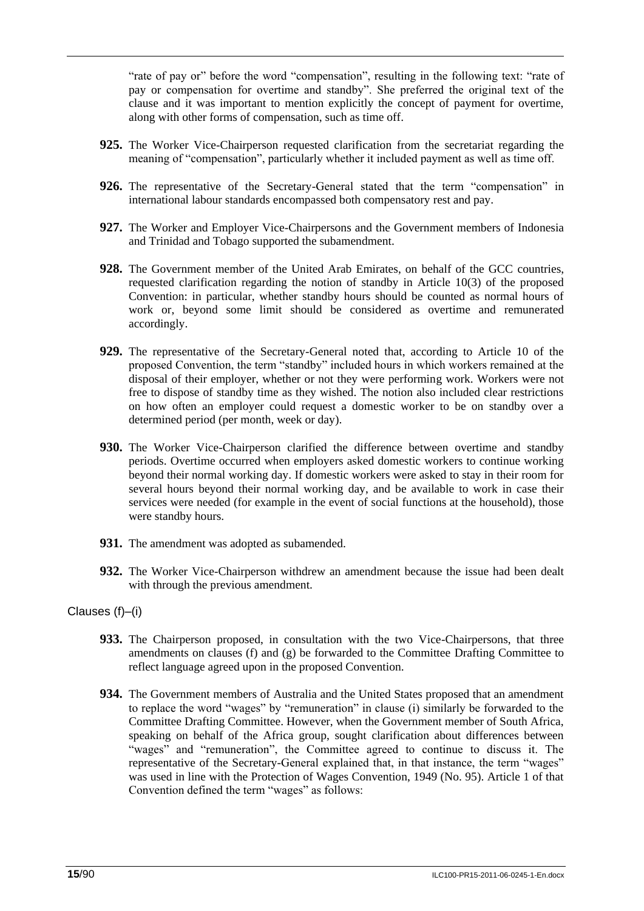"rate of pay or" before the word "compensation", resulting in the following text: "rate of pay or compensation for overtime and standby". She preferred the original text of the clause and it was important to mention explicitly the concept of payment for overtime, along with other forms of compensation, such as time off.

**925.** The Worker Vice-Chairperson requested clarification from the secretariat regarding the meaning of "compensation", particularly whether it included payment as well as time off.

**926.** The representative of the Secretary-General stated that the term "compensation" in international labour standards encompassed both compensatory rest and pay.

**927.** The Worker and Employer Vice-Chairpersons and the Government members of Indonesia and Trinidad and Tobago supported the subamendment.

**928.** The Government member of the United Arab Emirates, on behalf of the GCC countries, requested clarification regarding the notion of standby in Article 10(3) of the proposed Convention: in particular, whether standby hours should be counted as normal hours of work or, beyond some limit should be considered as overtime and remunerated accordingly.

**929.** The representative of the Secretary-General noted that, according to Article 10 of the proposed Convention, the term "standby" included hours in which workers remained at the disposal of their employer, whether or not they were performing work. Workers were not free to dispose of standby time as they wished. The notion also included clear restrictions on how often an employer could request a domestic worker to be on standby over a determined period (per month, week or day).

**930.** The Worker Vice-Chairperson clarified the difference between overtime and standby periods. Overtime occurred when employers asked domestic workers to continue working beyond their normal working day. If domestic workers were asked to stay in their room for several hours beyond their normal working day, and be available to work in case their services were needed (for example in the event of social functions at the household), those were standby hours.

**931.** The amendment was adopted as subamended.

**932.** The Worker Vice-Chairperson withdrew an amendment because the issue had been dealt with through the previous amendment.

Clauses (f)–(i)

**933.** The Chairperson proposed, in consultation with the two Vice-Chairpersons, that three amendments on clauses (f) and (g) be forwarded to the Committee Drafting Committee to reflect language agreed upon in the proposed Convention.

**934.** The Government members of Australia and the United States proposed that an amendment to replace the word "wages" by "remuneration" in clause (i) similarly be forwarded to the Committee Drafting Committee. However, when the Government member of South Africa, speaking on behalf of the Africa group, sought clarification about differences between "wages" and "remuneration", the Committee agreed to continue to discuss it. The representative of the Secretary-General explained that, in that instance, the term "wages" was used in line with the Protection of Wages Convention, 1949 (No. 95). Article 1 of that Convention defined the term "wages" as follows: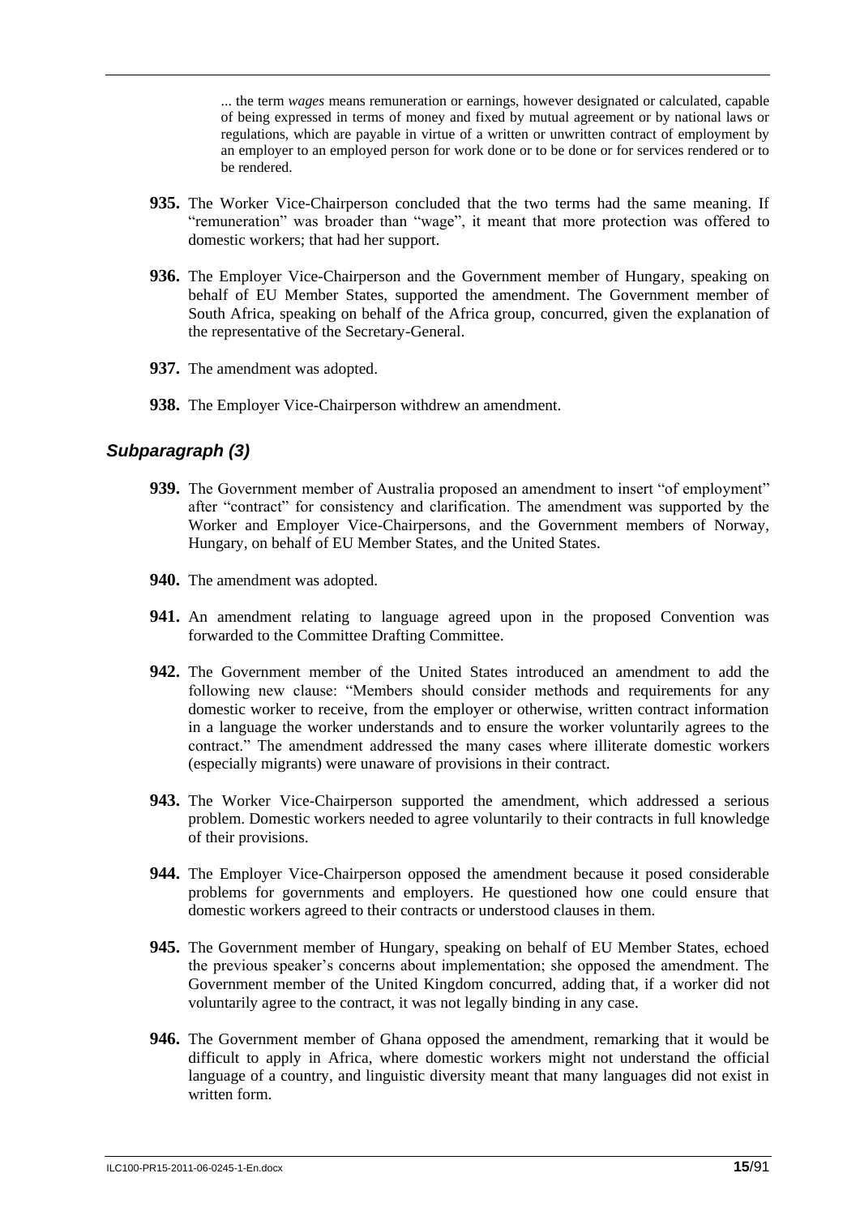... the term *wages* means remuneration or earnings, however designated or calculated, capable of being expressed in terms of money and fixed by mutual agreement or by national laws or regulations, which are payable in virtue of a written or unwritten contract of employment by an employer to an employed person for work done or to be done or for services rendered or to be rendered.

**935.** The Worker Vice-Chairperson concluded that the two terms had the same meaning. If "remuneration" was broader than "wage", it meant that more protection was offered to domestic workers; that had her support.

**936.** The Employer Vice-Chairperson and the Government member of Hungary, speaking on behalf of EU Member States, supported the amendment. The Government member of South Africa, speaking on behalf of the Africa group, concurred, given the explanation of the representative of the Secretary-General.

**937.** The amendment was adopted.

**938.** The Employer Vice-Chairperson withdrew an amendment.

### *Subparagraph (3)*

**939.** The Government member of Australia proposed an amendment to insert "of employment" after "contract" for consistency and clarification. The amendment was supported by the Worker and Employer Vice-Chairpersons, and the Government members of Norway, Hungary, on behalf of EU Member States, and the United States.

**940.** The amendment was adopted.

**941.** An amendment relating to language agreed upon in the proposed Convention was forwarded to the Committee Drafting Committee.

**942.** The Government member of the United States introduced an amendment to add the following new clause: "Members should consider methods and requirements for any domestic worker to receive, from the employer or otherwise, written contract information in a language the worker understands and to ensure the worker voluntarily agrees to the contract." The amendment addressed the many cases where illiterate domestic workers (especially migrants) were unaware of provisions in their contract.

**943.** The Worker Vice-Chairperson supported the amendment, which addressed a serious problem. Domestic workers needed to agree voluntarily to their contracts in full knowledge of their provisions.

**944.** The Employer Vice-Chairperson opposed the amendment because it posed considerable problems for governments and employers. He questioned how one could ensure that domestic workers agreed to their contracts or understood clauses in them.

**945.** The Government member of Hungary, speaking on behalf of EU Member States, echoed the previous speaker's concerns about implementation; she opposed the amendment. The Government member of the United Kingdom concurred, adding that, if a worker did not voluntarily agree to the contract, it was not legally binding in any case.

**946.** The Government member of Ghana opposed the amendment, remarking that it would be difficult to apply in Africa, where domestic workers might not understand the official language of a country, and linguistic diversity meant that many languages did not exist in written form.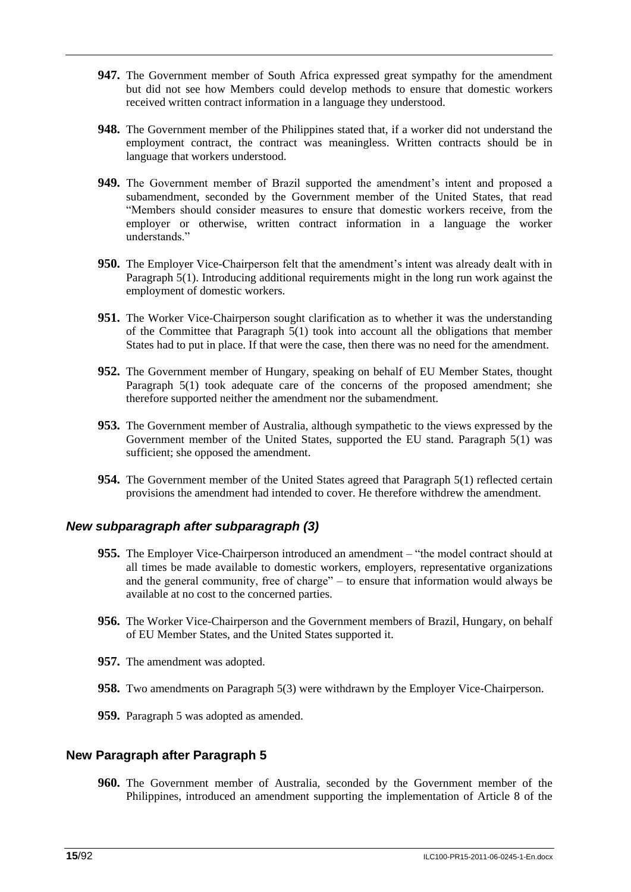**947.** The Government member of South Africa expressed great sympathy for the amendment but did not see how Members could develop methods to ensure that domestic workers received written contract information in a language they understood.

**948.** The Government member of the Philippines stated that, if a worker did not understand the employment contract, the contract was meaningless. Written contracts should be in language that workers understood.

**949.** The Government member of Brazil supported the amendment's intent and proposed a subamendment, seconded by the Government member of the United States, that read "Members should consider measures to ensure that domestic workers receive, from the employer or otherwise, written contract information in a language the worker understands."

**950.** The Employer Vice-Chairperson felt that the amendment's intent was already dealt with in Paragraph 5(1). Introducing additional requirements might in the long run work against the employment of domestic workers.

**951.** The Worker Vice-Chairperson sought clarification as to whether it was the understanding of the Committee that Paragraph 5(1) took into account all the obligations that member States had to put in place. If that were the case, then there was no need for the amendment.

**952.** The Government member of Hungary, speaking on behalf of EU Member States, thought Paragraph 5(1) took adequate care of the concerns of the proposed amendment; she therefore supported neither the amendment nor the subamendment.

**953.** The Government member of Australia, although sympathetic to the views expressed by the Government member of the United States, supported the EU stand. Paragraph 5(1) was sufficient; she opposed the amendment.

**954.** The Government member of the United States agreed that Paragraph 5(1) reflected certain provisions the amendment had intended to cover. He therefore withdrew the amendment.

### *New subparagraph after subparagraph (3)*

**955.** The Employer Vice-Chairperson introduced an amendment – "the model contract should at all times be made available to domestic workers, employers, representative organizations and the general community, free of charge" – to ensure that information would always be available at no cost to the concerned parties.

**956.** The Worker Vice-Chairperson and the Government members of Brazil, Hungary, on behalf of EU Member States, and the United States supported it.

**957.** The amendment was adopted.

**958.** Two amendments on Paragraph 5(3) were withdrawn by the Employer Vice-Chairperson.

**959.** Paragraph 5 was adopted as amended.

## New Paragraph after Paragraph 5

**960.** The Government member of Australia, seconded by the Government member of the Philippines, introduced an amendment supporting the implementation of Article 8 of the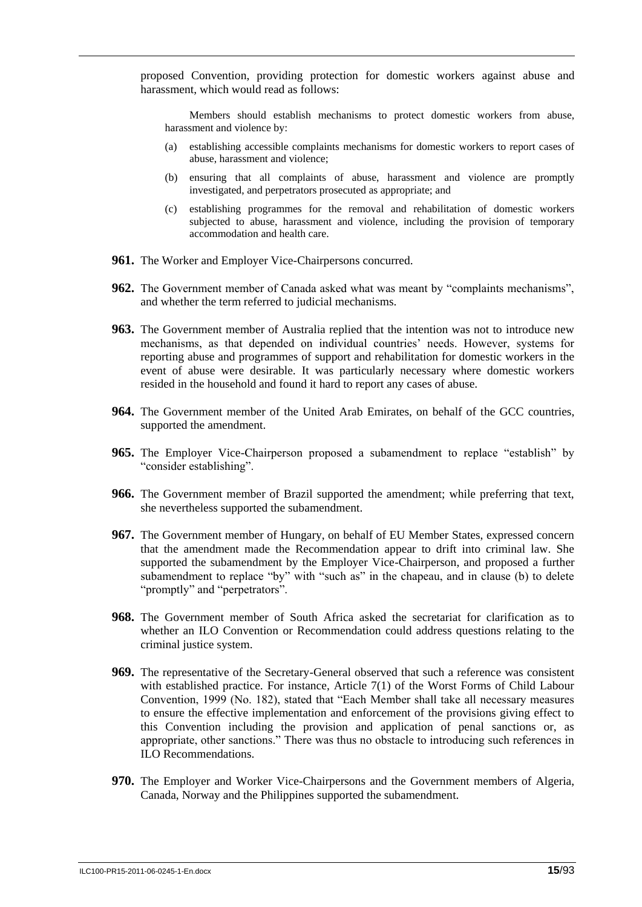proposed Convention, providing protection for domestic workers against abuse and harassment, which would read as follows:

> Members should establish mechanisms to protect domestic workers from abuse, harassment and violence by:
>
> (a) establishing accessible complaints mechanisms for domestic workers to report cases of abuse, harassment and violence;
>
> (b) ensuring that all complaints of abuse, harassment and violence are promptly investigated, and perpetrators prosecuted as appropriate; and
>
> (c) establishing programmes for the removal and rehabilitation of domestic workers subjected to abuse, harassment and violence, including the provision of temporary accommodation and health care.

**961.** The Worker and Employer Vice-Chairpersons concurred.

**962.** The Government member of Canada asked what was meant by "complaints mechanisms", and whether the term referred to judicial mechanisms.

**963.** The Government member of Australia replied that the intention was not to introduce new mechanisms, as that depended on individual countries' needs. However, systems for reporting abuse and programmes of support and rehabilitation for domestic workers in the event of abuse were desirable. It was particularly necessary where domestic workers resided in the household and found it hard to report any cases of abuse.

**964.** The Government member of the United Arab Emirates, on behalf of the GCC countries, supported the amendment.

**965.** The Employer Vice-Chairperson proposed a subamendment to replace "establish" by "consider establishing".

**966.** The Government member of Brazil supported the amendment; while preferring that text, she nevertheless supported the subamendment.

**967.** The Government member of Hungary, on behalf of EU Member States, expressed concern that the amendment made the Recommendation appear to drift into criminal law. She supported the subamendment by the Employer Vice-Chairperson, and proposed a further subamendment to replace "by" with "such as" in the chapeau, and in clause (b) to delete "promptly" and "perpetrators".

**968.** The Government member of South Africa asked the secretariat for clarification as to whether an ILO Convention or Recommendation could address questions relating to the criminal justice system.

**969.** The representative of the Secretary-General observed that such a reference was consistent with established practice. For instance, Article 7(1) of the Worst Forms of Child Labour Convention, 1999 (No. 182), stated that "Each Member shall take all necessary measures to ensure the effective implementation and enforcement of the provisions giving effect to this Convention including the provision and application of penal sanctions or, as appropriate, other sanctions." There was thus no obstacle to introducing such references in ILO Recommendations.

**970.** The Employer and Worker Vice-Chairpersons and the Government members of Algeria, Canada, Norway and the Philippines supported the subamendment.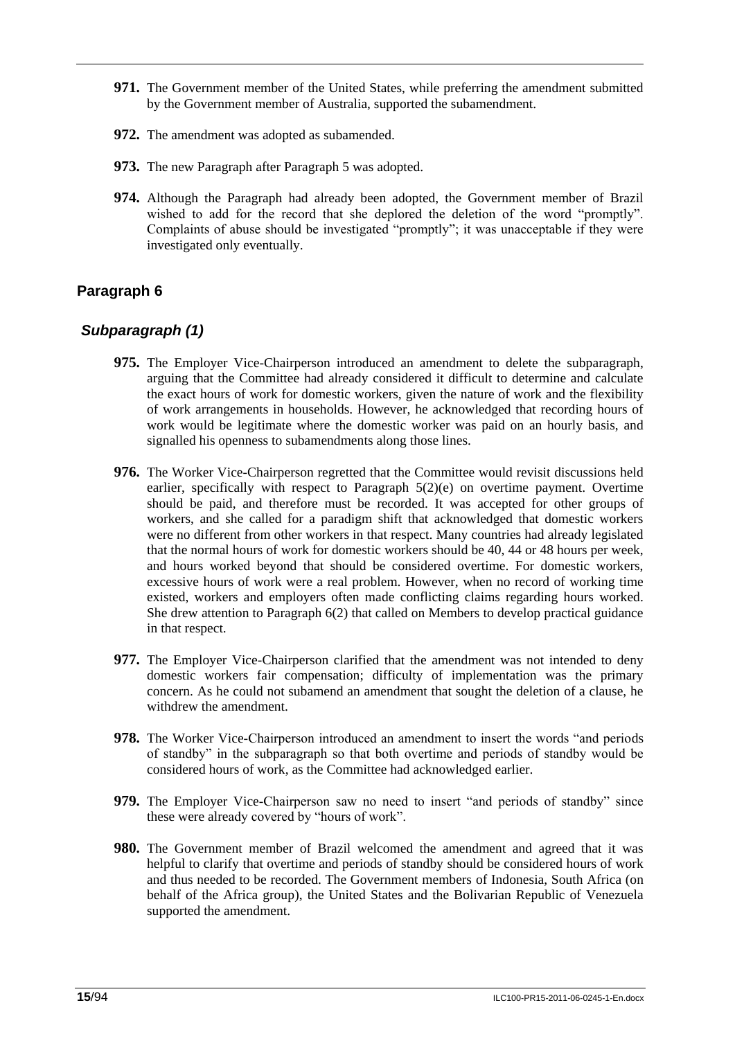**971.** The Government member of the United States, while preferring the amendment submitted by the Government member of Australia, supported the subamendment.

**972.** The amendment was adopted as subamended.

**973.** The new Paragraph after Paragraph 5 was adopted.

**974.** Although the Paragraph had already been adopted, the Government member of Brazil wished to add for the record that she deplored the deletion of the word "promptly". Complaints of abuse should be investigated "promptly"; it was unacceptable if they were investigated only eventually.

## Paragraph 6

### *Subparagraph (1)*

**975.** The Employer Vice-Chairperson introduced an amendment to delete the subparagraph, arguing that the Committee had already considered it difficult to determine and calculate the exact hours of work for domestic workers, given the nature of work and the flexibility of work arrangements in households. However, he acknowledged that recording hours of work would be legitimate where the domestic worker was paid on an hourly basis, and signalled his openness to subamendments along those lines.

**976.** The Worker Vice-Chairperson regretted that the Committee would revisit discussions held earlier, specifically with respect to Paragraph 5(2)(e) on overtime payment. Overtime should be paid, and therefore must be recorded. It was accepted for other groups of workers, and she called for a paradigm shift that acknowledged that domestic workers were no different from other workers in that respect. Many countries had already legislated that the normal hours of work for domestic workers should be 40, 44 or 48 hours per week, and hours worked beyond that should be considered overtime. For domestic workers, excessive hours of work were a real problem. However, when no record of working time existed, workers and employers often made conflicting claims regarding hours worked. She drew attention to Paragraph 6(2) that called on Members to develop practical guidance in that respect.

**977.** The Employer Vice-Chairperson clarified that the amendment was not intended to deny domestic workers fair compensation; difficulty of implementation was the primary concern. As he could not subamend an amendment that sought the deletion of a clause, he withdrew the amendment.

**978.** The Worker Vice-Chairperson introduced an amendment to insert the words "and periods of standby" in the subparagraph so that both overtime and periods of standby would be considered hours of work, as the Committee had acknowledged earlier.

**979.** The Employer Vice-Chairperson saw no need to insert "and periods of standby" since these were already covered by "hours of work".

**980.** The Government member of Brazil welcomed the amendment and agreed that it was helpful to clarify that overtime and periods of standby should be considered hours of work and thus needed to be recorded. The Government members of Indonesia, South Africa (on behalf of the Africa group), the United States and the Bolivarian Republic of Venezuela supported the amendment.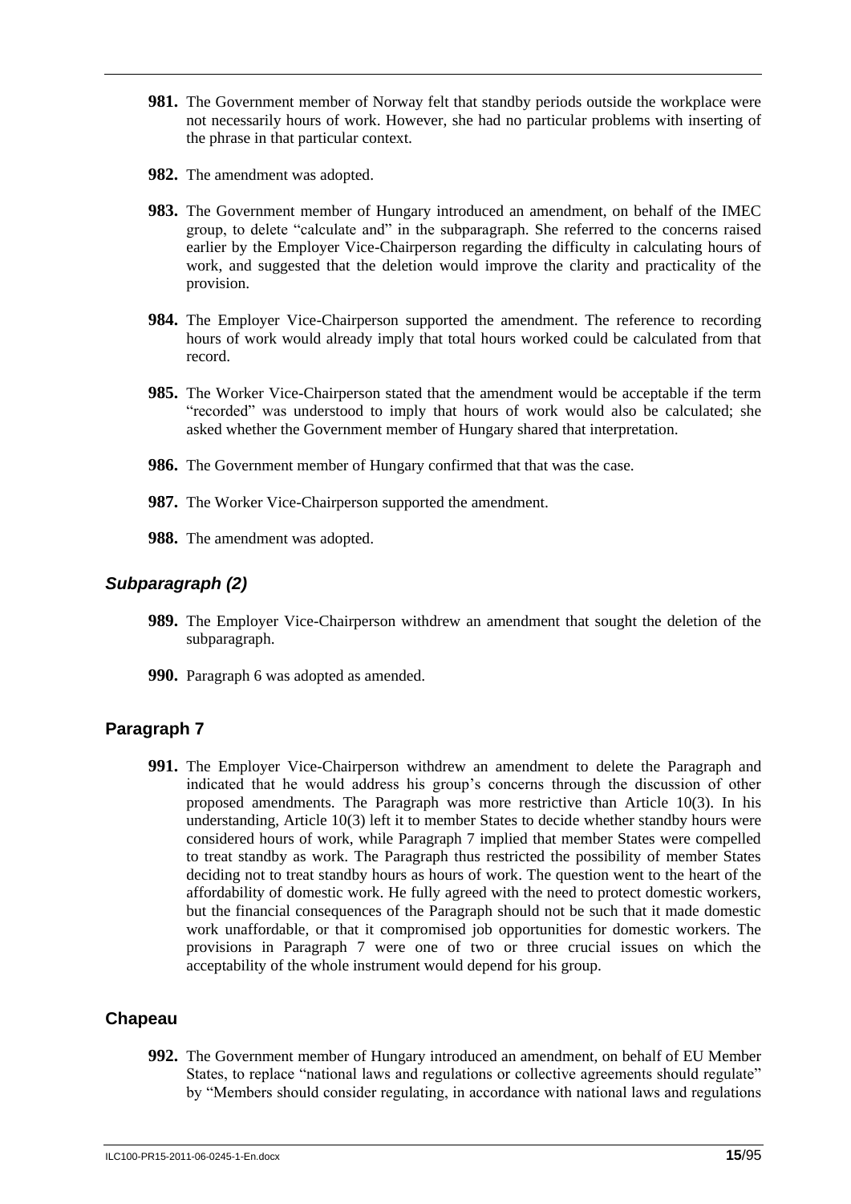**981.** The Government member of Norway felt that standby periods outside the workplace were not necessarily hours of work. However, she had no particular problems with inserting of the phrase in that particular context.

**982.** The amendment was adopted.

**983.** The Government member of Hungary introduced an amendment, on behalf of the IMEC group, to delete "calculate and" in the subparagraph. She referred to the concerns raised earlier by the Employer Vice-Chairperson regarding the difficulty in calculating hours of work, and suggested that the deletion would improve the clarity and practicality of the provision.

**984.** The Employer Vice-Chairperson supported the amendment. The reference to recording hours of work would already imply that total hours worked could be calculated from that record.

**985.** The Worker Vice-Chairperson stated that the amendment would be acceptable if the term "recorded" was understood to imply that hours of work would also be calculated; she asked whether the Government member of Hungary shared that interpretation.

**986.** The Government member of Hungary confirmed that that was the case.

**987.** The Worker Vice-Chairperson supported the amendment.

**988.** The amendment was adopted.

### *Subparagraph (2)*

**989.** The Employer Vice-Chairperson withdrew an amendment that sought the deletion of the subparagraph.

**990.** Paragraph 6 was adopted as amended.

## Paragraph 7

**991.** The Employer Vice-Chairperson withdrew an amendment to delete the Paragraph and indicated that he would address his group's concerns through the discussion of other proposed amendments. The Paragraph was more restrictive than Article 10(3). In his understanding, Article 10(3) left it to member States to decide whether standby hours were considered hours of work, while Paragraph 7 implied that member States were compelled to treat standby as work. The Paragraph thus restricted the possibility of member States deciding not to treat standby hours as hours of work. The question went to the heart of the affordability of domestic work. He fully agreed with the need to protect domestic workers, but the financial consequences of the Paragraph should not be such that it made domestic work unaffordable, or that it compromised job opportunities for domestic workers. The provisions in Paragraph 7 were one of two or three crucial issues on which the acceptability of the whole instrument would depend for his group.

## Chapeau

**992.** The Government member of Hungary introduced an amendment, on behalf of EU Member States, to replace "national laws and regulations or collective agreements should regulate" by "Members should consider regulating, in accordance with national laws and regulations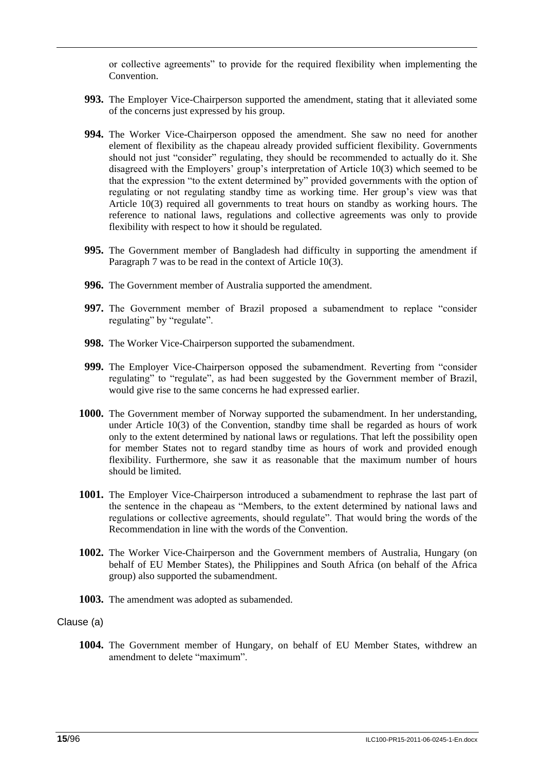or collective agreements" to provide for the required flexibility when implementing the Convention.

**993.** The Employer Vice-Chairperson supported the amendment, stating that it alleviated some of the concerns just expressed by his group.

**994.** The Worker Vice-Chairperson opposed the amendment. She saw no need for another element of flexibility as the chapeau already provided sufficient flexibility. Governments should not just "consider" regulating, they should be recommended to actually do it. She disagreed with the Employers' group's interpretation of Article 10(3) which seemed to be that the expression "to the extent determined by" provided governments with the option of regulating or not regulating standby time as working time. Her group's view was that Article 10(3) required all governments to treat hours on standby as working hours. The reference to national laws, regulations and collective agreements was only to provide flexibility with respect to how it should be regulated.

**995.** The Government member of Bangladesh had difficulty in supporting the amendment if Paragraph 7 was to be read in the context of Article 10(3).

**996.** The Government member of Australia supported the amendment.

**997.** The Government member of Brazil proposed a subamendment to replace "consider regulating" by "regulate".

**998.** The Worker Vice-Chairperson supported the subamendment.

**999.** The Employer Vice-Chairperson opposed the subamendment. Reverting from "consider regulating" to "regulate", as had been suggested by the Government member of Brazil, would give rise to the same concerns he had expressed earlier.

**1000.** The Government member of Norway supported the subamendment. In her understanding, under Article 10(3) of the Convention, standby time shall be regarded as hours of work only to the extent determined by national laws or regulations. That left the possibility open for member States not to regard standby time as hours of work and provided enough flexibility. Furthermore, she saw it as reasonable that the maximum number of hours should be limited.

**1001.** The Employer Vice-Chairperson introduced a subamendment to rephrase the last part of the sentence in the chapeau as "Members, to the extent determined by national laws and regulations or collective agreements, should regulate". That would bring the words of the Recommendation in line with the words of the Convention.

**1002.** The Worker Vice-Chairperson and the Government members of Australia, Hungary (on behalf of EU Member States), the Philippines and South Africa (on behalf of the Africa group) also supported the subamendment.

**1003.** The amendment was adopted as subamended.

Clause (a)

**1004.** The Government member of Hungary, on behalf of EU Member States, withdrew an amendment to delete "maximum".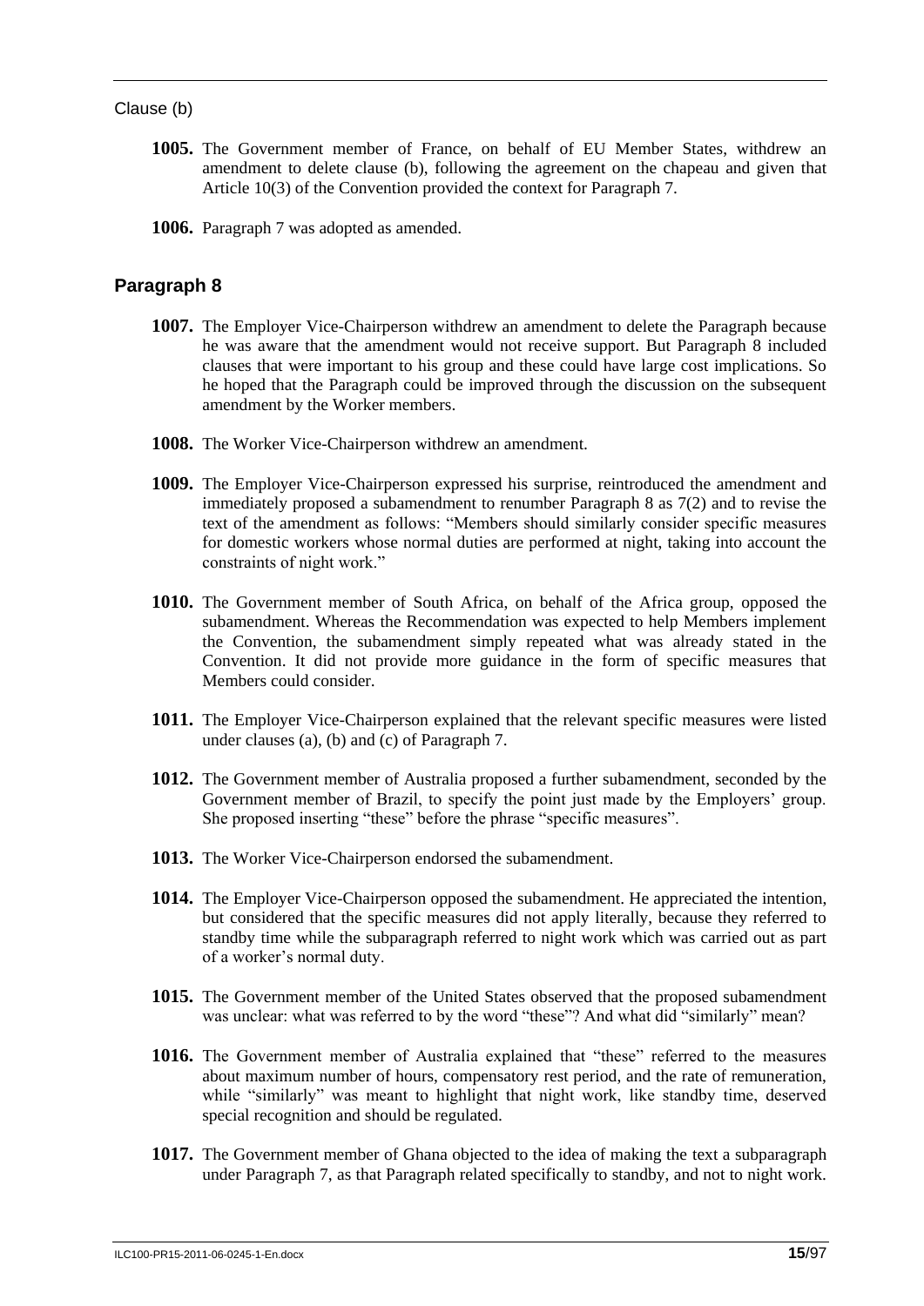Clause (b)

**1005.** The Government member of France, on behalf of EU Member States, withdrew an amendment to delete clause (b), following the agreement on the chapeau and given that Article 10(3) of the Convention provided the context for Paragraph 7.

**1006.** Paragraph 7 was adopted as amended.

## Paragraph 8

**1007.** The Employer Vice-Chairperson withdrew an amendment to delete the Paragraph because he was aware that the amendment would not receive support. But Paragraph 8 included clauses that were important to his group and these could have large cost implications. So he hoped that the Paragraph could be improved through the discussion on the subsequent amendment by the Worker members.

**1008.** The Worker Vice-Chairperson withdrew an amendment.

**1009.** The Employer Vice-Chairperson expressed his surprise, reintroduced the amendment and immediately proposed a subamendment to renumber Paragraph 8 as 7(2) and to revise the text of the amendment as follows: "Members should similarly consider specific measures for domestic workers whose normal duties are performed at night, taking into account the constraints of night work."

**1010.** The Government member of South Africa, on behalf of the Africa group, opposed the subamendment. Whereas the Recommendation was expected to help Members implement the Convention, the subamendment simply repeated what was already stated in the Convention. It did not provide more guidance in the form of specific measures that Members could consider.

**1011.** The Employer Vice-Chairperson explained that the relevant specific measures were listed under clauses (a), (b) and (c) of Paragraph 7.

**1012.** The Government member of Australia proposed a further subamendment, seconded by the Government member of Brazil, to specify the point just made by the Employers' group. She proposed inserting "these" before the phrase "specific measures".

**1013.** The Worker Vice-Chairperson endorsed the subamendment.

**1014.** The Employer Vice-Chairperson opposed the subamendment. He appreciated the intention, but considered that the specific measures did not apply literally, because they referred to standby time while the subparagraph referred to night work which was carried out as part of a worker's normal duty.

**1015.** The Government member of the United States observed that the proposed subamendment was unclear: what was referred to by the word "these"? And what did "similarly" mean?

**1016.** The Government member of Australia explained that "these" referred to the measures about maximum number of hours, compensatory rest period, and the rate of remuneration, while "similarly" was meant to highlight that night work, like standby time, deserved special recognition and should be regulated.

**1017.** The Government member of Ghana objected to the idea of making the text a subparagraph under Paragraph 7, as that Paragraph related specifically to standby, and not to night work.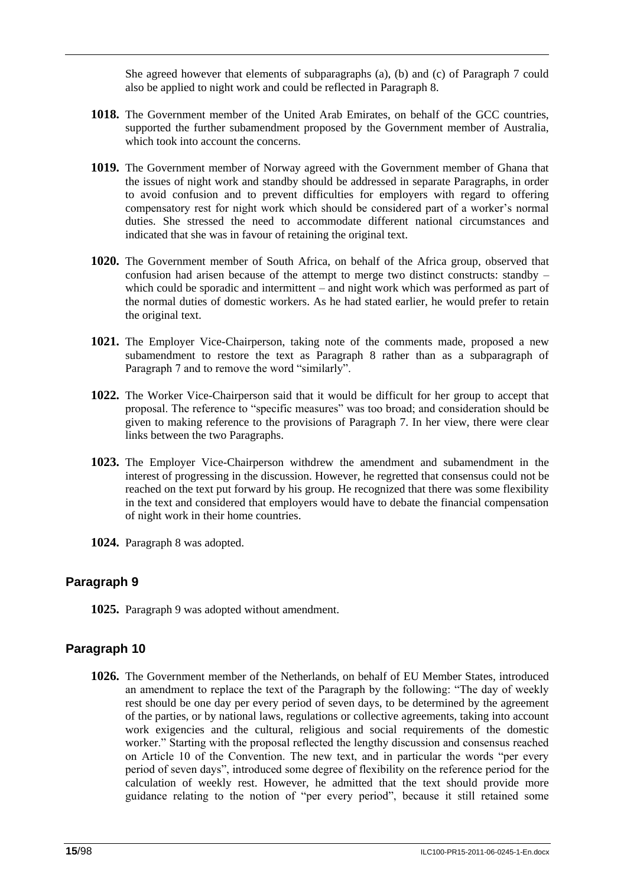She agreed however that elements of subparagraphs (a), (b) and (c) of Paragraph 7 could also be applied to night work and could be reflected in Paragraph 8.

**1018.** The Government member of the United Arab Emirates, on behalf of the GCC countries, supported the further subamendment proposed by the Government member of Australia, which took into account the concerns.

**1019.** The Government member of Norway agreed with the Government member of Ghana that the issues of night work and standby should be addressed in separate Paragraphs, in order to avoid confusion and to prevent difficulties for employers with regard to offering compensatory rest for night work which should be considered part of a worker's normal duties. She stressed the need to accommodate different national circumstances and indicated that she was in favour of retaining the original text.

**1020.** The Government member of South Africa, on behalf of the Africa group, observed that confusion had arisen because of the attempt to merge two distinct constructs: standby – which could be sporadic and intermittent – and night work which was performed as part of the normal duties of domestic workers. As he had stated earlier, he would prefer to retain the original text.

**1021.** The Employer Vice-Chairperson, taking note of the comments made, proposed a new subamendment to restore the text as Paragraph 8 rather than as a subparagraph of Paragraph 7 and to remove the word "similarly".

**1022.** The Worker Vice-Chairperson said that it would be difficult for her group to accept that proposal. The reference to "specific measures" was too broad; and consideration should be given to making reference to the provisions of Paragraph 7. In her view, there were clear links between the two Paragraphs.

**1023.** The Employer Vice-Chairperson withdrew the amendment and subamendment in the interest of progressing in the discussion. However, he regretted that consensus could not be reached on the text put forward by his group. He recognized that there was some flexibility in the text and considered that employers would have to debate the financial compensation of night work in their home countries.

**1024.** Paragraph 8 was adopted.

### Paragraph 9

**1025.** Paragraph 9 was adopted without amendment.

### Paragraph 10

**1026.** The Government member of the Netherlands, on behalf of EU Member States, introduced an amendment to replace the text of the Paragraph by the following: "The day of weekly rest should be one day per every period of seven days, to be determined by the agreement of the parties, or by national laws, regulations or collective agreements, taking into account work exigencies and the cultural, religious and social requirements of the domestic worker." Starting with the proposal reflected the lengthy discussion and consensus reached on Article 10 of the Convention. The new text, and in particular the words "per every period of seven days", introduced some degree of flexibility on the reference period for the calculation of weekly rest. However, he admitted that the text should provide more guidance relating to the notion of "per every period", because it still retained some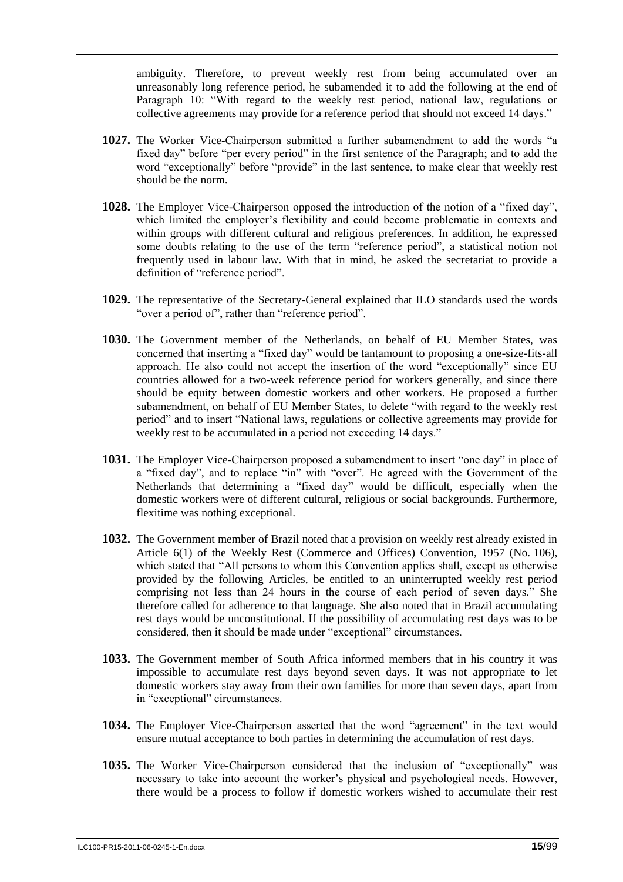ambiguity. Therefore, to prevent weekly rest from being accumulated over an unreasonably long reference period, he subamended it to add the following at the end of Paragraph 10: "With regard to the weekly rest period, national law, regulations or collective agreements may provide for a reference period that should not exceed 14 days."

**1027.** The Worker Vice-Chairperson submitted a further subamendment to add the words "a fixed day" before "per every period" in the first sentence of the Paragraph; and to add the word "exceptionally" before "provide" in the last sentence, to make clear that weekly rest should be the norm.

**1028.** The Employer Vice-Chairperson opposed the introduction of the notion of a "fixed day", which limited the employer's flexibility and could become problematic in contexts and within groups with different cultural and religious preferences. In addition, he expressed some doubts relating to the use of the term "reference period", a statistical notion not frequently used in labour law. With that in mind, he asked the secretariat to provide a definition of "reference period".

**1029.** The representative of the Secretary-General explained that ILO standards used the words "over a period of", rather than "reference period".

**1030.** The Government member of the Netherlands, on behalf of EU Member States, was concerned that inserting a "fixed day" would be tantamount to proposing a one-size-fits-all approach. He also could not accept the insertion of the word "exceptionally" since EU countries allowed for a two-week reference period for workers generally, and since there should be equity between domestic workers and other workers. He proposed a further subamendment, on behalf of EU Member States, to delete "with regard to the weekly rest period" and to insert "National laws, regulations or collective agreements may provide for weekly rest to be accumulated in a period not exceeding 14 days."

**1031.** The Employer Vice-Chairperson proposed a subamendment to insert "one day" in place of a "fixed day", and to replace "in" with "over". He agreed with the Government of the Netherlands that determining a "fixed day" would be difficult, especially when the domestic workers were of different cultural, religious or social backgrounds. Furthermore, flexitime was nothing exceptional.

**1032.** The Government member of Brazil noted that a provision on weekly rest already existed in Article 6(1) of the Weekly Rest (Commerce and Offices) Convention, 1957 (No. 106), which stated that "All persons to whom this Convention applies shall, except as otherwise provided by the following Articles, be entitled to an uninterrupted weekly rest period comprising not less than 24 hours in the course of each period of seven days." She therefore called for adherence to that language. She also noted that in Brazil accumulating rest days would be unconstitutional. If the possibility of accumulating rest days was to be considered, then it should be made under "exceptional" circumstances.

**1033.** The Government member of South Africa informed members that in his country it was impossible to accumulate rest days beyond seven days. It was not appropriate to let domestic workers stay away from their own families for more than seven days, apart from in "exceptional" circumstances.

**1034.** The Employer Vice-Chairperson asserted that the word "agreement" in the text would ensure mutual acceptance to both parties in determining the accumulation of rest days.

**1035.** The Worker Vice-Chairperson considered that the inclusion of "exceptionally" was necessary to take into account the worker's physical and psychological needs. However, there would be a process to follow if domestic workers wished to accumulate their rest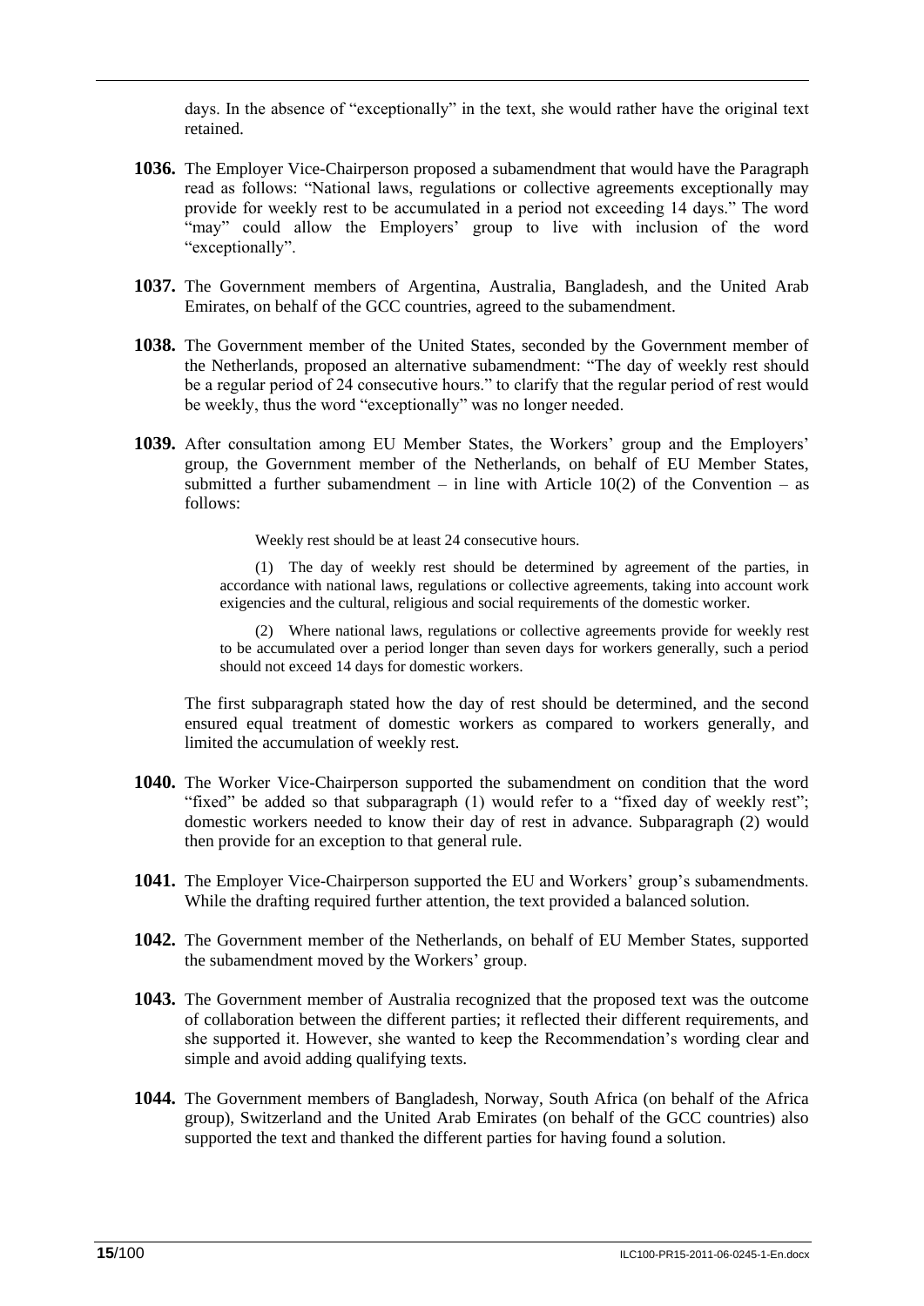days. In the absence of "exceptionally" in the text, she would rather have the original text retained.

**1036.** The Employer Vice-Chairperson proposed a subamendment that would have the Paragraph read as follows: "National laws, regulations or collective agreements exceptionally may provide for weekly rest to be accumulated in a period not exceeding 14 days." The word "may" could allow the Employers' group to live with inclusion of the word "exceptionally".

**1037.** The Government members of Argentina, Australia, Bangladesh, and the United Arab Emirates, on behalf of the GCC countries, agreed to the subamendment.

**1038.** The Government member of the United States, seconded by the Government member of the Netherlands, proposed an alternative subamendment: "The day of weekly rest should be a regular period of 24 consecutive hours." to clarify that the regular period of rest would be weekly, thus the word "exceptionally" was no longer needed.

**1039.** After consultation among EU Member States, the Workers' group and the Employers' group, the Government member of the Netherlands, on behalf of EU Member States, submitted a further subamendment – in line with Article 10(2) of the Convention – as follows:

> Weekly rest should be at least 24 consecutive hours.
>
> (1) The day of weekly rest should be determined by agreement of the parties, in accordance with national laws, regulations or collective agreements, taking into account work exigencies and the cultural, religious and social requirements of the domestic worker.
>
> (2) Where national laws, regulations or collective agreements provide for weekly rest to be accumulated over a period longer than seven days for workers generally, such a period should not exceed 14 days for domestic workers.

The first subparagraph stated how the day of rest should be determined, and the second ensured equal treatment of domestic workers as compared to workers generally, and limited the accumulation of weekly rest.

**1040.** The Worker Vice-Chairperson supported the subamendment on condition that the word "fixed" be added so that subparagraph (1) would refer to a "fixed day of weekly rest"; domestic workers needed to know their day of rest in advance. Subparagraph (2) would then provide for an exception to that general rule.

**1041.** The Employer Vice-Chairperson supported the EU and Workers' group's subamendments. While the drafting required further attention, the text provided a balanced solution.

**1042.** The Government member of the Netherlands, on behalf of EU Member States, supported the subamendment moved by the Workers' group.

**1043.** The Government member of Australia recognized that the proposed text was the outcome of collaboration between the different parties; it reflected their different requirements, and she supported it. However, she wanted to keep the Recommendation's wording clear and simple and avoid adding qualifying texts.

**1044.** The Government members of Bangladesh, Norway, South Africa (on behalf of the Africa group), Switzerland and the United Arab Emirates (on behalf of the GCC countries) also supported the text and thanked the different parties for having found a solution.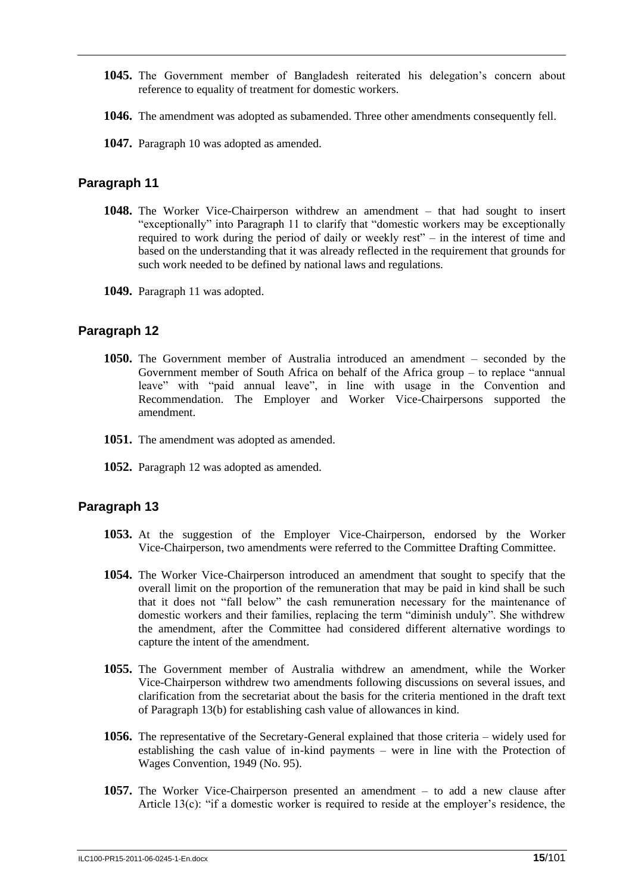**1045.** The Government member of Bangladesh reiterated his delegation's concern about reference to equality of treatment for domestic workers.

**1046.** The amendment was adopted as subamended. Three other amendments consequently fell.

**1047.** Paragraph 10 was adopted as amended.

## Paragraph 11

**1048.** The Worker Vice-Chairperson withdrew an amendment – that had sought to insert "exceptionally" into Paragraph 11 to clarify that "domestic workers may be exceptionally required to work during the period of daily or weekly rest" – in the interest of time and based on the understanding that it was already reflected in the requirement that grounds for such work needed to be defined by national laws and regulations.

**1049.** Paragraph 11 was adopted.

## Paragraph 12

**1050.** The Government member of Australia introduced an amendment – seconded by the Government member of South Africa on behalf of the Africa group – to replace "annual leave" with "paid annual leave", in line with usage in the Convention and Recommendation. The Employer and Worker Vice-Chairpersons supported the amendment.

**1051.** The amendment was adopted as amended.

**1052.** Paragraph 12 was adopted as amended.

## Paragraph 13

**1053.** At the suggestion of the Employer Vice-Chairperson, endorsed by the Worker Vice-Chairperson, two amendments were referred to the Committee Drafting Committee.

**1054.** The Worker Vice-Chairperson introduced an amendment that sought to specify that the overall limit on the proportion of the remuneration that may be paid in kind shall be such that it does not "fall below" the cash remuneration necessary for the maintenance of domestic workers and their families, replacing the term "diminish unduly". She withdrew the amendment, after the Committee had considered different alternative wordings to capture the intent of the amendment.

**1055.** The Government member of Australia withdrew an amendment, while the Worker Vice-Chairperson withdrew two amendments following discussions on several issues, and clarification from the secretariat about the basis for the criteria mentioned in the draft text of Paragraph 13(b) for establishing cash value of allowances in kind.

**1056.** The representative of the Secretary-General explained that those criteria – widely used for establishing the cash value of in-kind payments – were in line with the Protection of Wages Convention, 1949 (No. 95).

**1057.** The Worker Vice-Chairperson presented an amendment – to add a new clause after Article 13(c): "if a domestic worker is required to reside at the employer's residence, the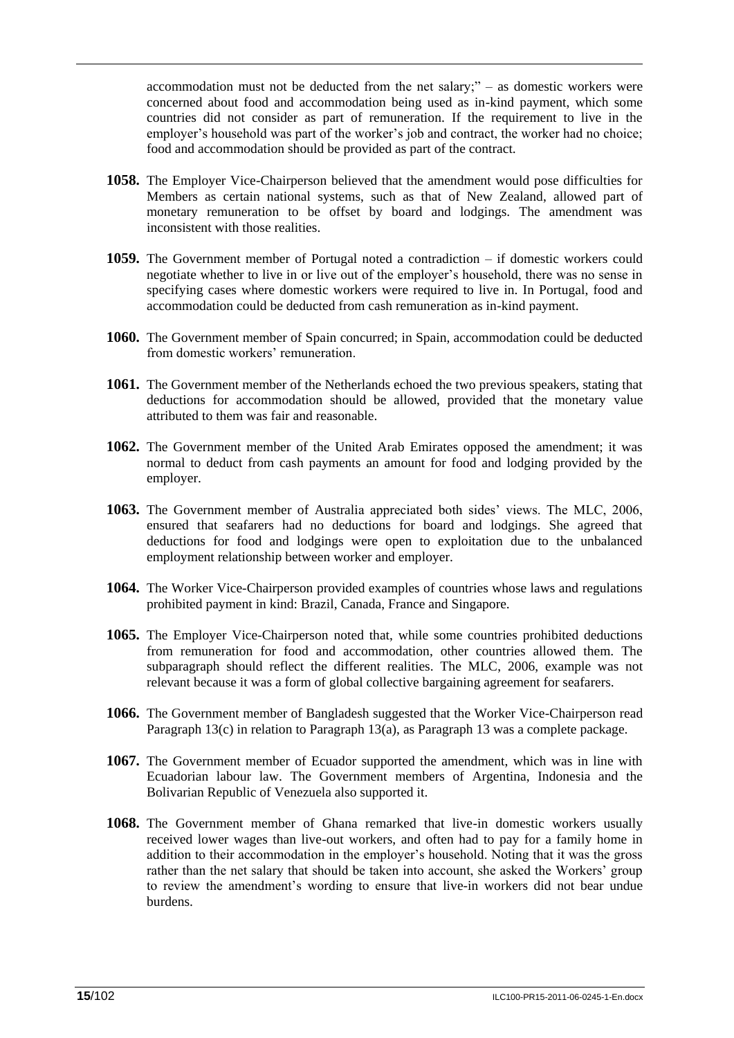accommodation must not be deducted from the net salary;" – as domestic workers were concerned about food and accommodation being used as in-kind payment, which some countries did not consider as part of remuneration. If the requirement to live in the employer's household was part of the worker's job and contract, the worker had no choice; food and accommodation should be provided as part of the contract.

**1058.** The Employer Vice-Chairperson believed that the amendment would pose difficulties for Members as certain national systems, such as that of New Zealand, allowed part of monetary remuneration to be offset by board and lodgings. The amendment was inconsistent with those realities.

**1059.** The Government member of Portugal noted a contradiction – if domestic workers could negotiate whether to live in or live out of the employer's household, there was no sense in specifying cases where domestic workers were required to live in. In Portugal, food and accommodation could be deducted from cash remuneration as in-kind payment.

**1060.** The Government member of Spain concurred; in Spain, accommodation could be deducted from domestic workers' remuneration.

**1061.** The Government member of the Netherlands echoed the two previous speakers, stating that deductions for accommodation should be allowed, provided that the monetary value attributed to them was fair and reasonable.

**1062.** The Government member of the United Arab Emirates opposed the amendment; it was normal to deduct from cash payments an amount for food and lodging provided by the employer.

**1063.** The Government member of Australia appreciated both sides' views. The MLC, 2006, ensured that seafarers had no deductions for board and lodgings. She agreed that deductions for food and lodgings were open to exploitation due to the unbalanced employment relationship between worker and employer.

**1064.** The Worker Vice-Chairperson provided examples of countries whose laws and regulations prohibited payment in kind: Brazil, Canada, France and Singapore.

**1065.** The Employer Vice-Chairperson noted that, while some countries prohibited deductions from remuneration for food and accommodation, other countries allowed them. The subparagraph should reflect the different realities. The MLC, 2006, example was not relevant because it was a form of global collective bargaining agreement for seafarers.

**1066.** The Government member of Bangladesh suggested that the Worker Vice-Chairperson read Paragraph 13(c) in relation to Paragraph 13(a), as Paragraph 13 was a complete package.

**1067.** The Government member of Ecuador supported the amendment, which was in line with Ecuadorian labour law. The Government members of Argentina, Indonesia and the Bolivarian Republic of Venezuela also supported it.

**1068.** The Government member of Ghana remarked that live-in domestic workers usually received lower wages than live-out workers, and often had to pay for a family home in addition to their accommodation in the employer's household. Noting that it was the gross rather than the net salary that should be taken into account, she asked the Workers' group to review the amendment's wording to ensure that live-in workers did not bear undue burdens.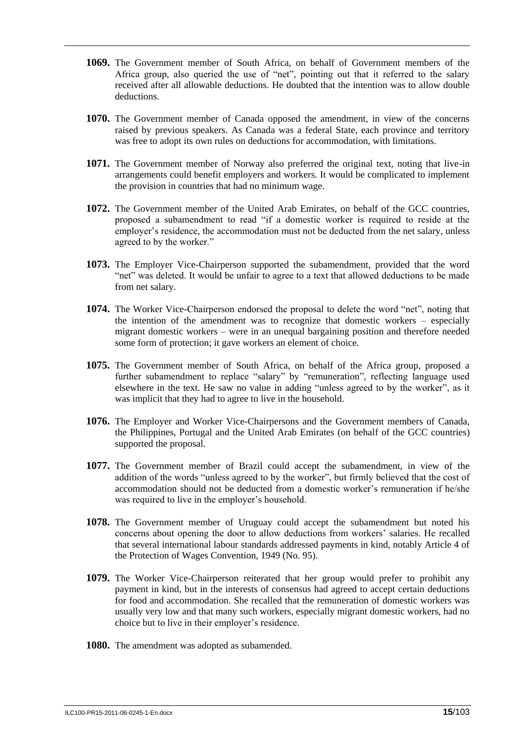**1069.** The Government member of South Africa, on behalf of Government members of the Africa group, also queried the use of "net", pointing out that it referred to the salary received after all allowable deductions. He doubted that the intention was to allow double deductions.

**1070.** The Government member of Canada opposed the amendment, in view of the concerns raised by previous speakers. As Canada was a federal State, each province and territory was free to adopt its own rules on deductions for accommodation, with limitations.

**1071.** The Government member of Norway also preferred the original text, noting that live-in arrangements could benefit employers and workers. It would be complicated to implement the provision in countries that had no minimum wage.

**1072.** The Government member of the United Arab Emirates, on behalf of the GCC countries, proposed a subamendment to read "if a domestic worker is required to reside at the employer's residence, the accommodation must not be deducted from the net salary, unless agreed to by the worker."

**1073.** The Employer Vice-Chairperson supported the subamendment, provided that the word "net" was deleted. It would be unfair to agree to a text that allowed deductions to be made from net salary.

**1074.** The Worker Vice-Chairperson endorsed the proposal to delete the word "net", noting that the intention of the amendment was to recognize that domestic workers – especially migrant domestic workers – were in an unequal bargaining position and therefore needed some form of protection; it gave workers an element of choice.

**1075.** The Government member of South Africa, on behalf of the Africa group, proposed a further subamendment to replace "salary" by "remuneration", reflecting language used elsewhere in the text. He saw no value in adding "unless agreed to by the worker", as it was implicit that they had to agree to live in the household.

**1076.** The Employer and Worker Vice-Chairpersons and the Government members of Canada, the Philippines, Portugal and the United Arab Emirates (on behalf of the GCC countries) supported the proposal.

**1077.** The Government member of Brazil could accept the subamendment, in view of the addition of the words "unless agreed to by the worker", but firmly believed that the cost of accommodation should not be deducted from a domestic worker's remuneration if he/she was required to live in the employer's household.

**1078.** The Government member of Uruguay could accept the subamendment but noted his concerns about opening the door to allow deductions from workers' salaries. He recalled that several international labour standards addressed payments in kind, notably Article 4 of the Protection of Wages Convention, 1949 (No. 95).

**1079.** The Worker Vice-Chairperson reiterated that her group would prefer to prohibit any payment in kind, but in the interests of consensus had agreed to accept certain deductions for food and accommodation. She recalled that the remuneration of domestic workers was usually very low and that many such workers, especially migrant domestic workers, had no choice but to live in their employer's residence.

**1080.** The amendment was adopted as subamended.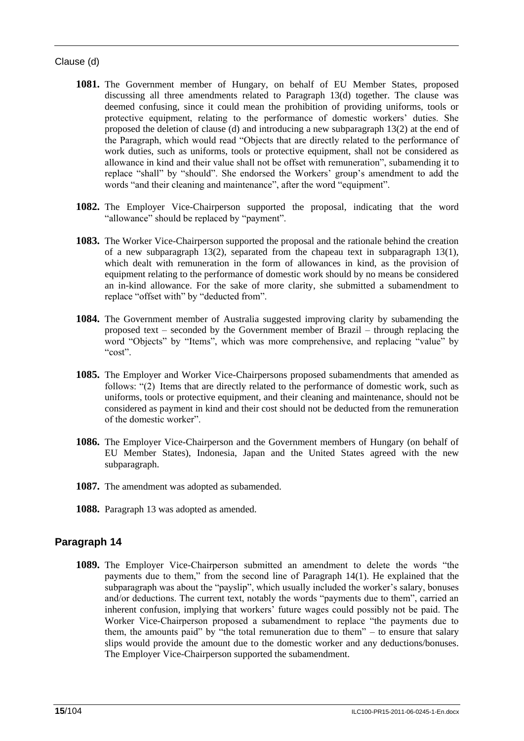Clause (d)

**1081.** The Government member of Hungary, on behalf of EU Member States, proposed discussing all three amendments related to Paragraph 13(d) together. The clause was deemed confusing, since it could mean the prohibition of providing uniforms, tools or protective equipment, relating to the performance of domestic workers' duties. She proposed the deletion of clause (d) and introducing a new subparagraph 13(2) at the end of the Paragraph, which would read "Objects that are directly related to the performance of work duties, such as uniforms, tools or protective equipment, shall not be considered as allowance in kind and their value shall not be offset with remuneration", subamending it to replace "shall" by "should". She endorsed the Workers' group's amendment to add the words "and their cleaning and maintenance", after the word "equipment".

**1082.** The Employer Vice-Chairperson supported the proposal, indicating that the word "allowance" should be replaced by "payment".

**1083.** The Worker Vice-Chairperson supported the proposal and the rationale behind the creation of a new subparagraph 13(2), separated from the chapeau text in subparagraph 13(1), which dealt with remuneration in the form of allowances in kind, as the provision of equipment relating to the performance of domestic work should by no means be considered an in-kind allowance. For the sake of more clarity, she submitted a subamendment to replace "offset with" by "deducted from".

**1084.** The Government member of Australia suggested improving clarity by subamending the proposed text – seconded by the Government member of Brazil – through replacing the word "Objects" by "Items", which was more comprehensive, and replacing "value" by "cost".

**1085.** The Employer and Worker Vice-Chairpersons proposed subamendments that amended as follows: "(2) Items that are directly related to the performance of domestic work, such as uniforms, tools or protective equipment, and their cleaning and maintenance, should not be considered as payment in kind and their cost should not be deducted from the remuneration of the domestic worker".

**1086.** The Employer Vice-Chairperson and the Government members of Hungary (on behalf of EU Member States), Indonesia, Japan and the United States agreed with the new subparagraph.

**1087.** The amendment was adopted as subamended.

**1088.** Paragraph 13 was adopted as amended.

## Paragraph 14

**1089.** The Employer Vice-Chairperson submitted an amendment to delete the words "the payments due to them," from the second line of Paragraph 14(1). He explained that the subparagraph was about the "payslip", which usually included the worker's salary, bonuses and/or deductions. The current text, notably the words "payments due to them", carried an inherent confusion, implying that workers' future wages could possibly not be paid. The Worker Vice-Chairperson proposed a subamendment to replace "the payments due to them, the amounts paid" by "the total remuneration due to them" – to ensure that salary slips would provide the amount due to the domestic worker and any deductions/bonuses. The Employer Vice-Chairperson supported the subamendment.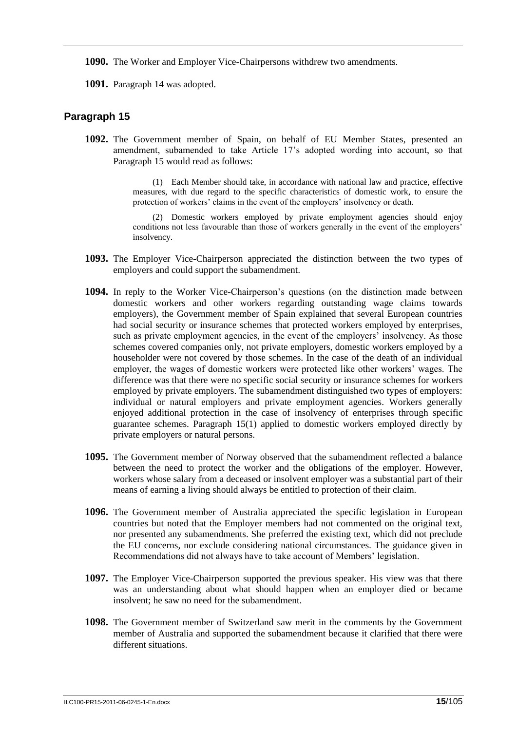**1090.** The Worker and Employer Vice-Chairpersons withdrew two amendments.

**1091.** Paragraph 14 was adopted.

## Paragraph 15

**1092.** The Government member of Spain, on behalf of EU Member States, presented an amendment, subamended to take Article 17's adopted wording into account, so that Paragraph 15 would read as follows:

> (1) Each Member should take, in accordance with national law and practice, effective measures, with due regard to the specific characteristics of domestic work, to ensure the protection of workers' claims in the event of the employers' insolvency or death.
>
> (2) Domestic workers employed by private employment agencies should enjoy conditions not less favourable than those of workers generally in the event of the employers' insolvency.

**1093.** The Employer Vice-Chairperson appreciated the distinction between the two types of employers and could support the subamendment.

**1094.** In reply to the Worker Vice-Chairperson's questions (on the distinction made between domestic workers and other workers regarding outstanding wage claims towards employers), the Government member of Spain explained that several European countries had social security or insurance schemes that protected workers employed by enterprises, such as private employment agencies, in the event of the employers' insolvency. As those schemes covered companies only, not private employers, domestic workers employed by a householder were not covered by those schemes. In the case of the death of an individual employer, the wages of domestic workers were protected like other workers' wages. The difference was that there were no specific social security or insurance schemes for workers employed by private employers. The subamendment distinguished two types of employers: individual or natural employers and private employment agencies. Workers generally enjoyed additional protection in the case of insolvency of enterprises through specific guarantee schemes. Paragraph 15(1) applied to domestic workers employed directly by private employers or natural persons.

**1095.** The Government member of Norway observed that the subamendment reflected a balance between the need to protect the worker and the obligations of the employer. However, workers whose salary from a deceased or insolvent employer was a substantial part of their means of earning a living should always be entitled to protection of their claim.

**1096.** The Government member of Australia appreciated the specific legislation in European countries but noted that the Employer members had not commented on the original text, nor presented any subamendments. She preferred the existing text, which did not preclude the EU concerns, nor exclude considering national circumstances. The guidance given in Recommendations did not always have to take account of Members' legislation.

**1097.** The Employer Vice-Chairperson supported the previous speaker. His view was that there was an understanding about what should happen when an employer died or became insolvent; he saw no need for the subamendment.

**1098.** The Government member of Switzerland saw merit in the comments by the Government member of Australia and supported the subamendment because it clarified that there were different situations.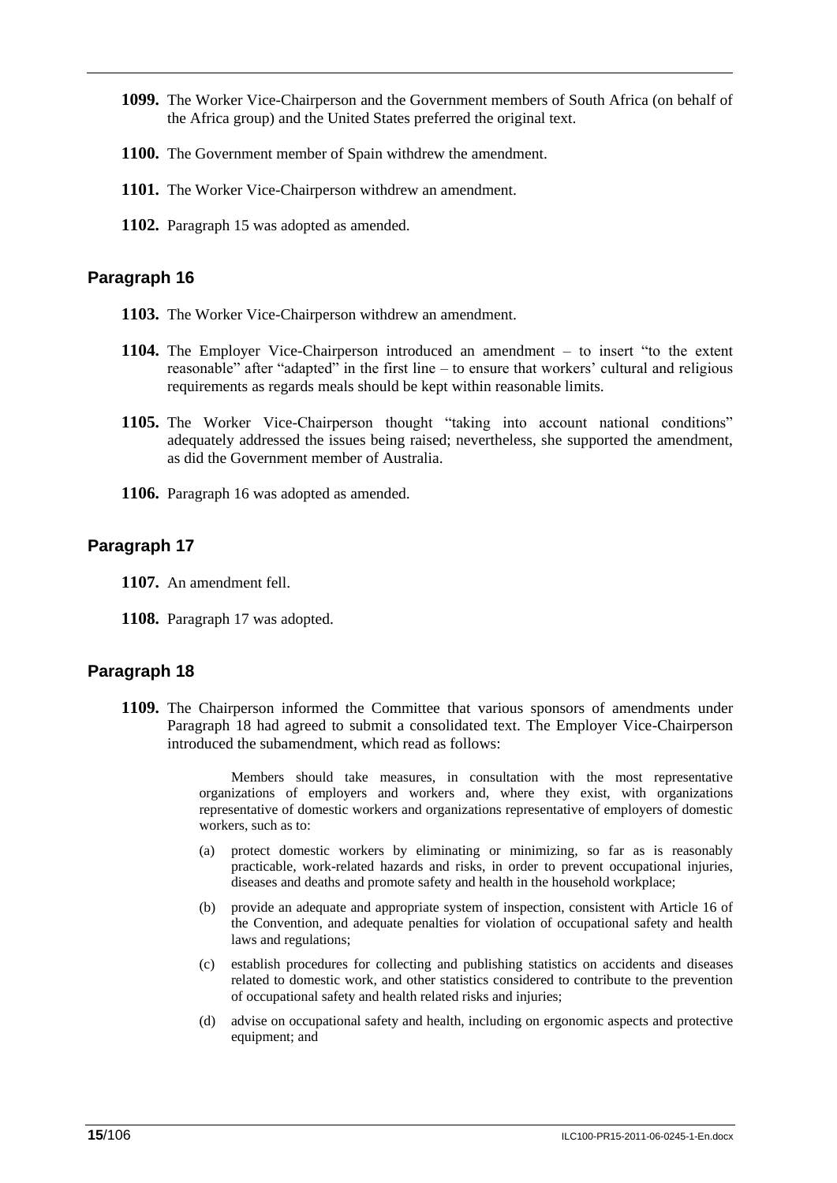**1099.** The Worker Vice-Chairperson and the Government members of South Africa (on behalf of the Africa group) and the United States preferred the original text.

**1100.** The Government member of Spain withdrew the amendment.

**1101.** The Worker Vice-Chairperson withdrew an amendment.

**1102.** Paragraph 15 was adopted as amended.

## Paragraph 16

**1103.** The Worker Vice-Chairperson withdrew an amendment.

**1104.** The Employer Vice-Chairperson introduced an amendment – to insert "to the extent reasonable" after "adapted" in the first line – to ensure that workers' cultural and religious requirements as regards meals should be kept within reasonable limits.

**1105.** The Worker Vice-Chairperson thought "taking into account national conditions" adequately addressed the issues being raised; nevertheless, she supported the amendment, as did the Government member of Australia.

**1106.** Paragraph 16 was adopted as amended.

## Paragraph 17

**1107.** An amendment fell.

**1108.** Paragraph 17 was adopted.

## Paragraph 18

**1109.** The Chairperson informed the Committee that various sponsors of amendments under Paragraph 18 had agreed to submit a consolidated text. The Employer Vice-Chairperson introduced the subamendment, which read as follows:

> Members should take measures, in consultation with the most representative organizations of employers and workers and, where they exist, with organizations representative of domestic workers and organizations representative of employers of domestic workers, such as to:
>
> (a) protect domestic workers by eliminating or minimizing, so far as is reasonably practicable, work-related hazards and risks, in order to prevent occupational injuries, diseases and deaths and promote safety and health in the household workplace;
>
> (b) provide an adequate and appropriate system of inspection, consistent with Article 16 of the Convention, and adequate penalties for violation of occupational safety and health laws and regulations;
>
> (c) establish procedures for collecting and publishing statistics on accidents and diseases related to domestic work, and other statistics considered to contribute to the prevention of occupational safety and health related risks and injuries;
>
> (d) advise on occupational safety and health, including on ergonomic aspects and protective equipment; and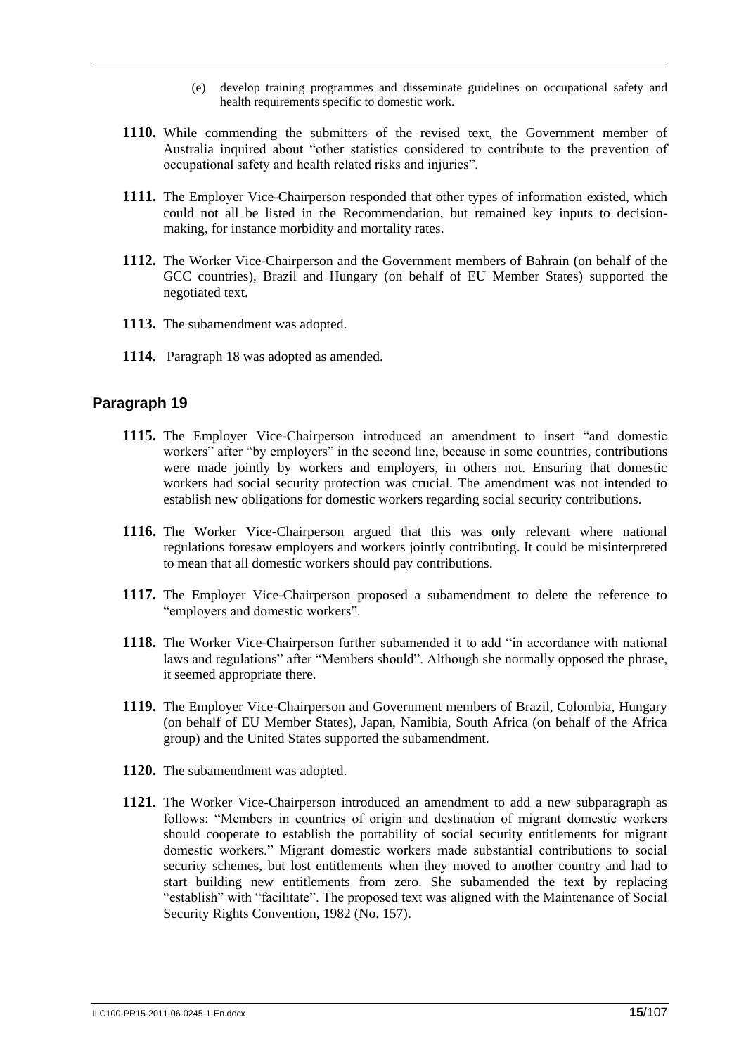(e) develop training programmes and disseminate guidelines on occupational safety and health requirements specific to domestic work.

**1110.** While commending the submitters of the revised text, the Government member of Australia inquired about "other statistics considered to contribute to the prevention of occupational safety and health related risks and injuries".

**1111.** The Employer Vice-Chairperson responded that other types of information existed, which could not all be listed in the Recommendation, but remained key inputs to decision-making, for instance morbidity and mortality rates.

**1112.** The Worker Vice-Chairperson and the Government members of Bahrain (on behalf of the GCC countries), Brazil and Hungary (on behalf of EU Member States) supported the negotiated text.

**1113.** The subamendment was adopted.

**1114.** Paragraph 18 was adopted as amended.

## Paragraph 19

**1115.** The Employer Vice-Chairperson introduced an amendment to insert "and domestic workers" after "by employers" in the second line, because in some countries, contributions were made jointly by workers and employers, in others not. Ensuring that domestic workers had social security protection was crucial. The amendment was not intended to establish new obligations for domestic workers regarding social security contributions.

**1116.** The Worker Vice-Chairperson argued that this was only relevant where national regulations foresaw employers and workers jointly contributing. It could be misinterpreted to mean that all domestic workers should pay contributions.

**1117.** The Employer Vice-Chairperson proposed a subamendment to delete the reference to "employers and domestic workers".

**1118.** The Worker Vice-Chairperson further subamended it to add "in accordance with national laws and regulations" after "Members should". Although she normally opposed the phrase, it seemed appropriate there.

**1119.** The Employer Vice-Chairperson and Government members of Brazil, Colombia, Hungary (on behalf of EU Member States), Japan, Namibia, South Africa (on behalf of the Africa group) and the United States supported the subamendment.

**1120.** The subamendment was adopted.

**1121.** The Worker Vice-Chairperson introduced an amendment to add a new subparagraph as follows: "Members in countries of origin and destination of migrant domestic workers should cooperate to establish the portability of social security entitlements for migrant domestic workers." Migrant domestic workers made substantial contributions to social security schemes, but lost entitlements when they moved to another country and had to start building new entitlements from zero. She subamended the text by replacing "establish" with "facilitate". The proposed text was aligned with the Maintenance of Social Security Rights Convention, 1982 (No. 157).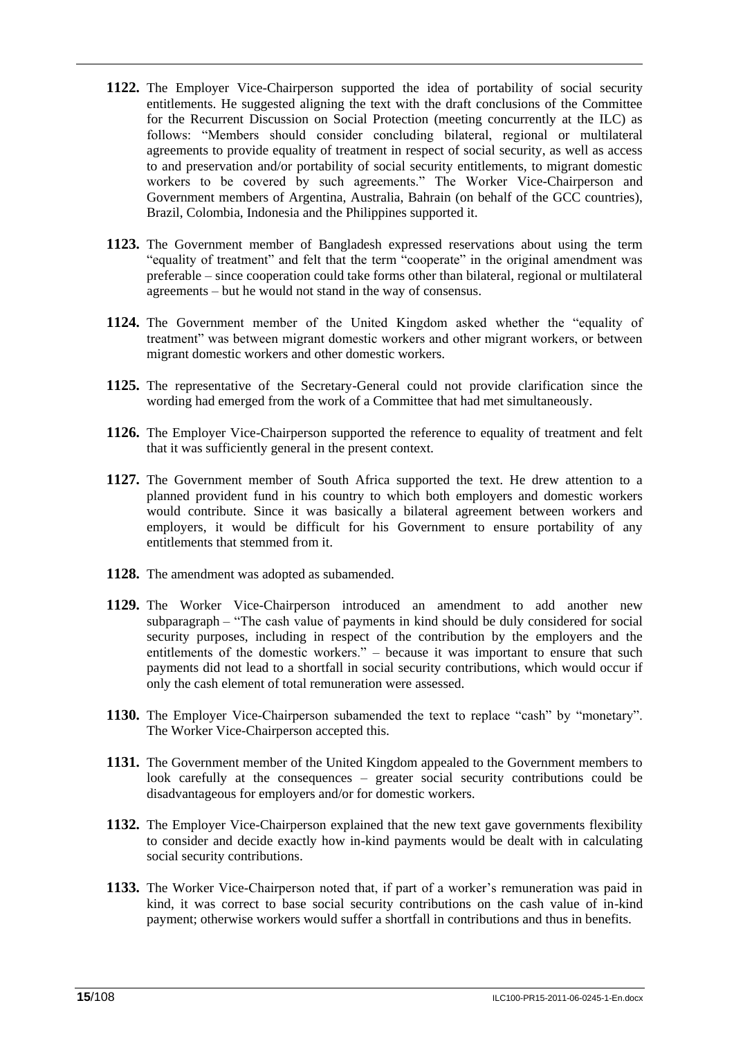**1122.** The Employer Vice-Chairperson supported the idea of portability of social security entitlements. He suggested aligning the text with the draft conclusions of the Committee for the Recurrent Discussion on Social Protection (meeting concurrently at the ILC) as follows: "Members should consider concluding bilateral, regional or multilateral agreements to provide equality of treatment in respect of social security, as well as access to and preservation and/or portability of social security entitlements, to migrant domestic workers to be covered by such agreements." The Worker Vice-Chairperson and Government members of Argentina, Australia, Bahrain (on behalf of the GCC countries), Brazil, Colombia, Indonesia and the Philippines supported it.

**1123.** The Government member of Bangladesh expressed reservations about using the term "equality of treatment" and felt that the term "cooperate" in the original amendment was preferable – since cooperation could take forms other than bilateral, regional or multilateral agreements – but he would not stand in the way of consensus.

**1124.** The Government member of the United Kingdom asked whether the "equality of treatment" was between migrant domestic workers and other migrant workers, or between migrant domestic workers and other domestic workers.

**1125.** The representative of the Secretary-General could not provide clarification since the wording had emerged from the work of a Committee that had met simultaneously.

**1126.** The Employer Vice-Chairperson supported the reference to equality of treatment and felt that it was sufficiently general in the present context.

**1127.** The Government member of South Africa supported the text. He drew attention to a planned provident fund in his country to which both employers and domestic workers would contribute. Since it was basically a bilateral agreement between workers and employers, it would be difficult for his Government to ensure portability of any entitlements that stemmed from it.

**1128.** The amendment was adopted as subamended.

**1129.** The Worker Vice-Chairperson introduced an amendment to add another new subparagraph – "The cash value of payments in kind should be duly considered for social security purposes, including in respect of the contribution by the employers and the entitlements of the domestic workers." – because it was important to ensure that such payments did not lead to a shortfall in social security contributions, which would occur if only the cash element of total remuneration were assessed.

**1130.** The Employer Vice-Chairperson subamended the text to replace "cash" by "monetary". The Worker Vice-Chairperson accepted this.

**1131.** The Government member of the United Kingdom appealed to the Government members to look carefully at the consequences – greater social security contributions could be disadvantageous for employers and/or for domestic workers.

**1132.** The Employer Vice-Chairperson explained that the new text gave governments flexibility to consider and decide exactly how in-kind payments would be dealt with in calculating social security contributions.

**1133.** The Worker Vice-Chairperson noted that, if part of a worker's remuneration was paid in kind, it was correct to base social security contributions on the cash value of in-kind payment; otherwise workers would suffer a shortfall in contributions and thus in benefits.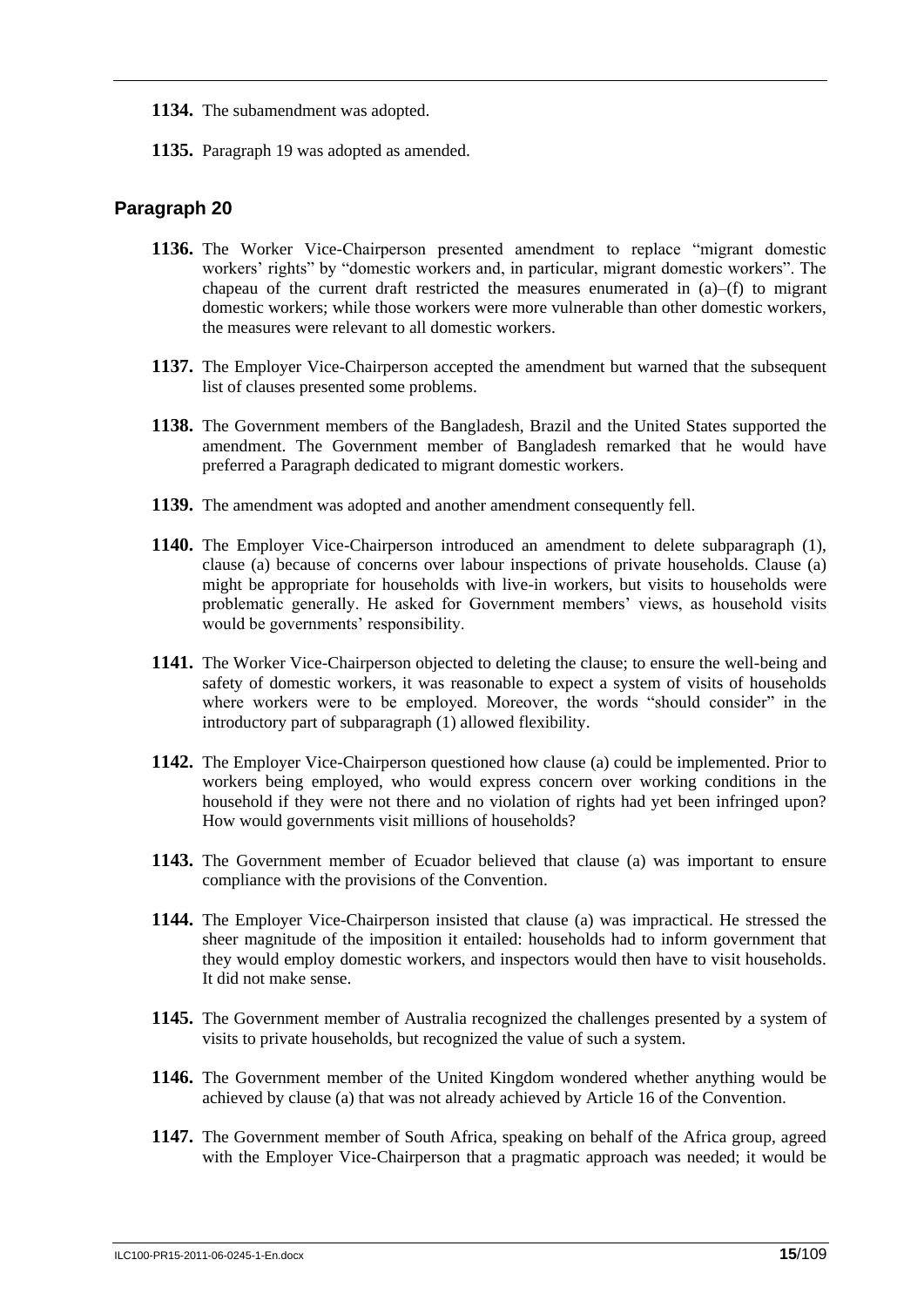**1134.** The subamendment was adopted.

**1135.** Paragraph 19 was adopted as amended.

### Paragraph 20

**1136.** The Worker Vice-Chairperson presented amendment to replace "migrant domestic workers' rights" by "domestic workers and, in particular, migrant domestic workers". The chapeau of the current draft restricted the measures enumerated in (a)–(f) to migrant domestic workers; while those workers were more vulnerable than other domestic workers, the measures were relevant to all domestic workers.

**1137.** The Employer Vice-Chairperson accepted the amendment but warned that the subsequent list of clauses presented some problems.

**1138.** The Government members of the Bangladesh, Brazil and the United States supported the amendment. The Government member of Bangladesh remarked that he would have preferred a Paragraph dedicated to migrant domestic workers.

**1139.** The amendment was adopted and another amendment consequently fell.

**1140.** The Employer Vice-Chairperson introduced an amendment to delete subparagraph (1), clause (a) because of concerns over labour inspections of private households. Clause (a) might be appropriate for households with live-in workers, but visits to households were problematic generally. He asked for Government members' views, as household visits would be governments' responsibility.

**1141.** The Worker Vice-Chairperson objected to deleting the clause; to ensure the well-being and safety of domestic workers, it was reasonable to expect a system of visits of households where workers were to be employed. Moreover, the words "should consider" in the introductory part of subparagraph (1) allowed flexibility.

**1142.** The Employer Vice-Chairperson questioned how clause (a) could be implemented. Prior to workers being employed, who would express concern over working conditions in the household if they were not there and no violation of rights had yet been infringed upon? How would governments visit millions of households?

**1143.** The Government member of Ecuador believed that clause (a) was important to ensure compliance with the provisions of the Convention.

**1144.** The Employer Vice-Chairperson insisted that clause (a) was impractical. He stressed the sheer magnitude of the imposition it entailed: households had to inform government that they would employ domestic workers, and inspectors would then have to visit households. It did not make sense.

**1145.** The Government member of Australia recognized the challenges presented by a system of visits to private households, but recognized the value of such a system.

**1146.** The Government member of the United Kingdom wondered whether anything would be achieved by clause (a) that was not already achieved by Article 16 of the Convention.

**1147.** The Government member of South Africa, speaking on behalf of the Africa group, agreed with the Employer Vice-Chairperson that a pragmatic approach was needed; it would be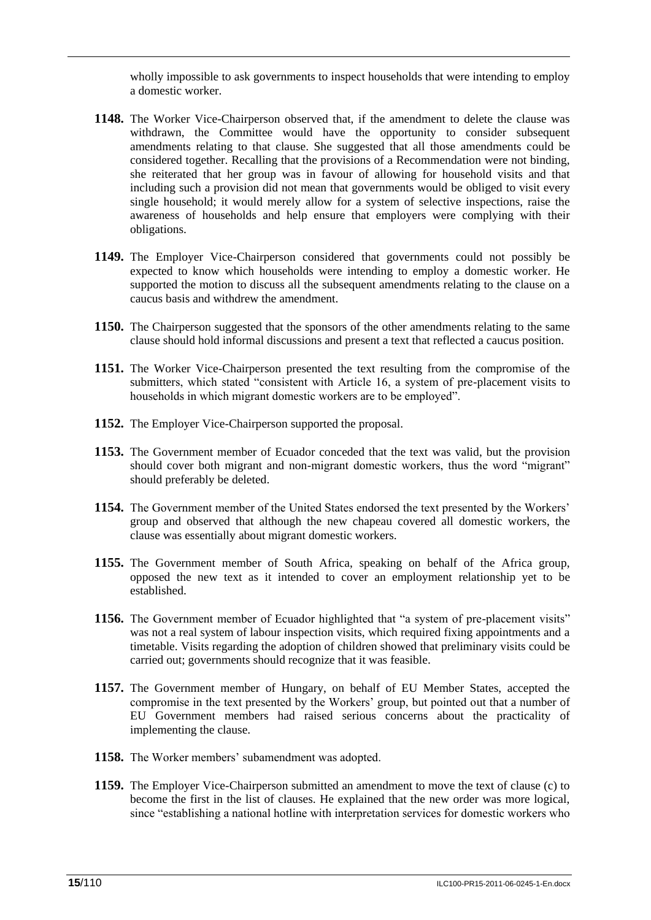wholly impossible to ask governments to inspect households that were intending to employ a domestic worker.

**1148.** The Worker Vice-Chairperson observed that, if the amendment to delete the clause was withdrawn, the Committee would have the opportunity to consider subsequent amendments relating to that clause. She suggested that all those amendments could be considered together. Recalling that the provisions of a Recommendation were not binding, she reiterated that her group was in favour of allowing for household visits and that including such a provision did not mean that governments would be obliged to visit every single household; it would merely allow for a system of selective inspections, raise the awareness of households and help ensure that employers were complying with their obligations.

**1149.** The Employer Vice-Chairperson considered that governments could not possibly be expected to know which households were intending to employ a domestic worker. He supported the motion to discuss all the subsequent amendments relating to the clause on a caucus basis and withdrew the amendment.

**1150.** The Chairperson suggested that the sponsors of the other amendments relating to the same clause should hold informal discussions and present a text that reflected a caucus position.

**1151.** The Worker Vice-Chairperson presented the text resulting from the compromise of the submitters, which stated "consistent with Article 16, a system of pre-placement visits to households in which migrant domestic workers are to be employed".

**1152.** The Employer Vice-Chairperson supported the proposal.

**1153.** The Government member of Ecuador conceded that the text was valid, but the provision should cover both migrant and non-migrant domestic workers, thus the word "migrant" should preferably be deleted.

**1154.** The Government member of the United States endorsed the text presented by the Workers' group and observed that although the new chapeau covered all domestic workers, the clause was essentially about migrant domestic workers.

**1155.** The Government member of South Africa, speaking on behalf of the Africa group, opposed the new text as it intended to cover an employment relationship yet to be established.

**1156.** The Government member of Ecuador highlighted that "a system of pre-placement visits" was not a real system of labour inspection visits, which required fixing appointments and a timetable. Visits regarding the adoption of children showed that preliminary visits could be carried out; governments should recognize that it was feasible.

**1157.** The Government member of Hungary, on behalf of EU Member States, accepted the compromise in the text presented by the Workers' group, but pointed out that a number of EU Government members had raised serious concerns about the practicality of implementing the clause.

**1158.** The Worker members' subamendment was adopted.

**1159.** The Employer Vice-Chairperson submitted an amendment to move the text of clause (c) to become the first in the list of clauses. He explained that the new order was more logical, since "establishing a national hotline with interpretation services for domestic workers who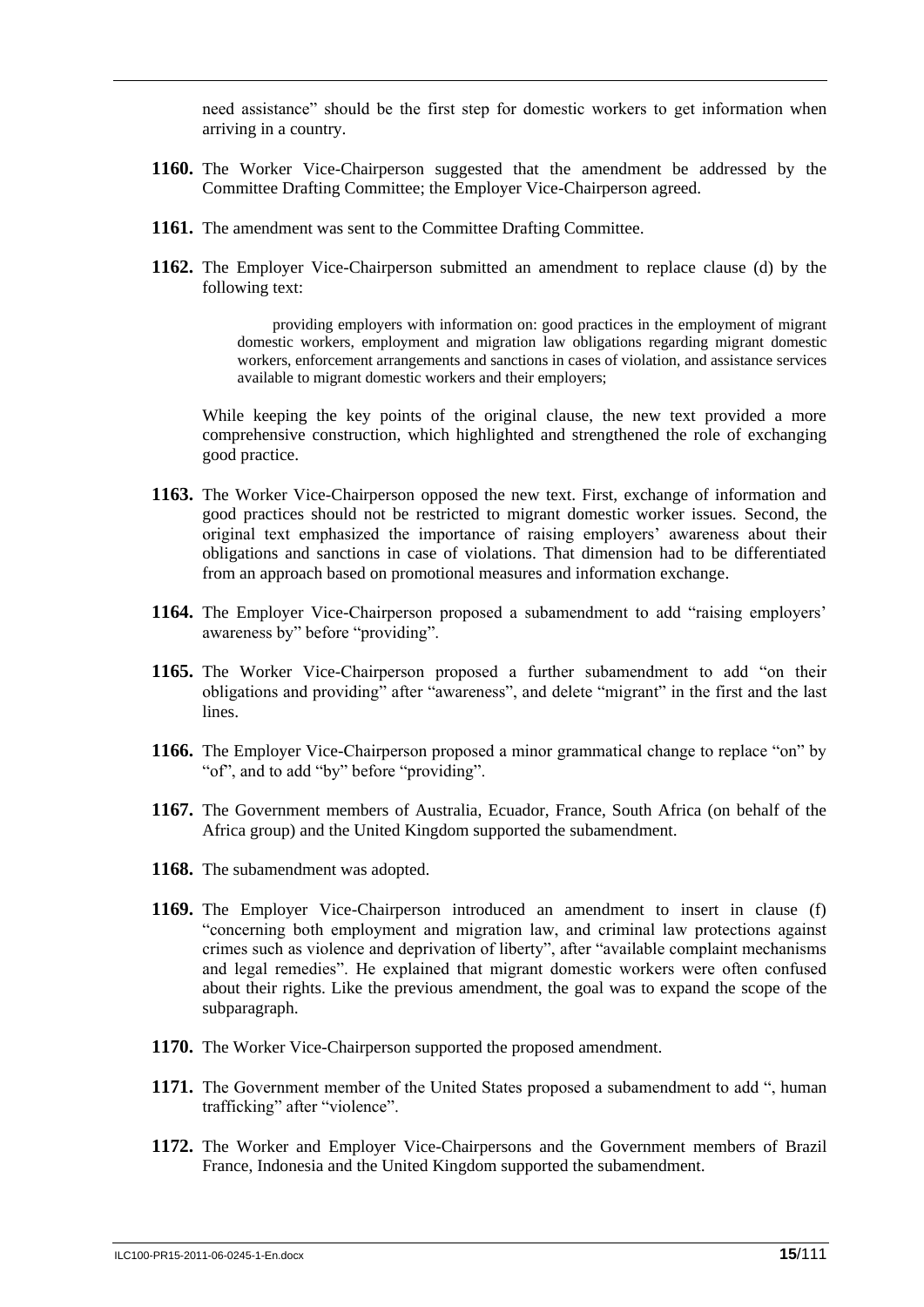need assistance" should be the first step for domestic workers to get information when arriving in a country.

**1160.** The Worker Vice-Chairperson suggested that the amendment be addressed by the Committee Drafting Committee; the Employer Vice-Chairperson agreed.

**1161.** The amendment was sent to the Committee Drafting Committee.

**1162.** The Employer Vice-Chairperson submitted an amendment to replace clause (d) by the following text:

> providing employers with information on: good practices in the employment of migrant domestic workers, employment and migration law obligations regarding migrant domestic workers, enforcement arrangements and sanctions in cases of violation, and assistance services available to migrant domestic workers and their employers;

While keeping the key points of the original clause, the new text provided a more comprehensive construction, which highlighted and strengthened the role of exchanging good practice.

**1163.** The Worker Vice-Chairperson opposed the new text. First, exchange of information and good practices should not be restricted to migrant domestic worker issues. Second, the original text emphasized the importance of raising employers' awareness about their obligations and sanctions in case of violations. That dimension had to be differentiated from an approach based on promotional measures and information exchange.

**1164.** The Employer Vice-Chairperson proposed a subamendment to add "raising employers' awareness by" before "providing".

**1165.** The Worker Vice-Chairperson proposed a further subamendment to add "on their obligations and providing" after "awareness", and delete "migrant" in the first and the last lines.

**1166.** The Employer Vice-Chairperson proposed a minor grammatical change to replace "on" by "of", and to add "by" before "providing".

**1167.** The Government members of Australia, Ecuador, France, South Africa (on behalf of the Africa group) and the United Kingdom supported the subamendment.

**1168.** The subamendment was adopted.

**1169.** The Employer Vice-Chairperson introduced an amendment to insert in clause (f) "concerning both employment and migration law, and criminal law protections against crimes such as violence and deprivation of liberty", after "available complaint mechanisms and legal remedies". He explained that migrant domestic workers were often confused about their rights. Like the previous amendment, the goal was to expand the scope of the subparagraph.

**1170.** The Worker Vice-Chairperson supported the proposed amendment.

**1171.** The Government member of the United States proposed a subamendment to add ", human trafficking" after "violence".

**1172.** The Worker and Employer Vice-Chairpersons and the Government members of Brazil France, Indonesia and the United Kingdom supported the subamendment.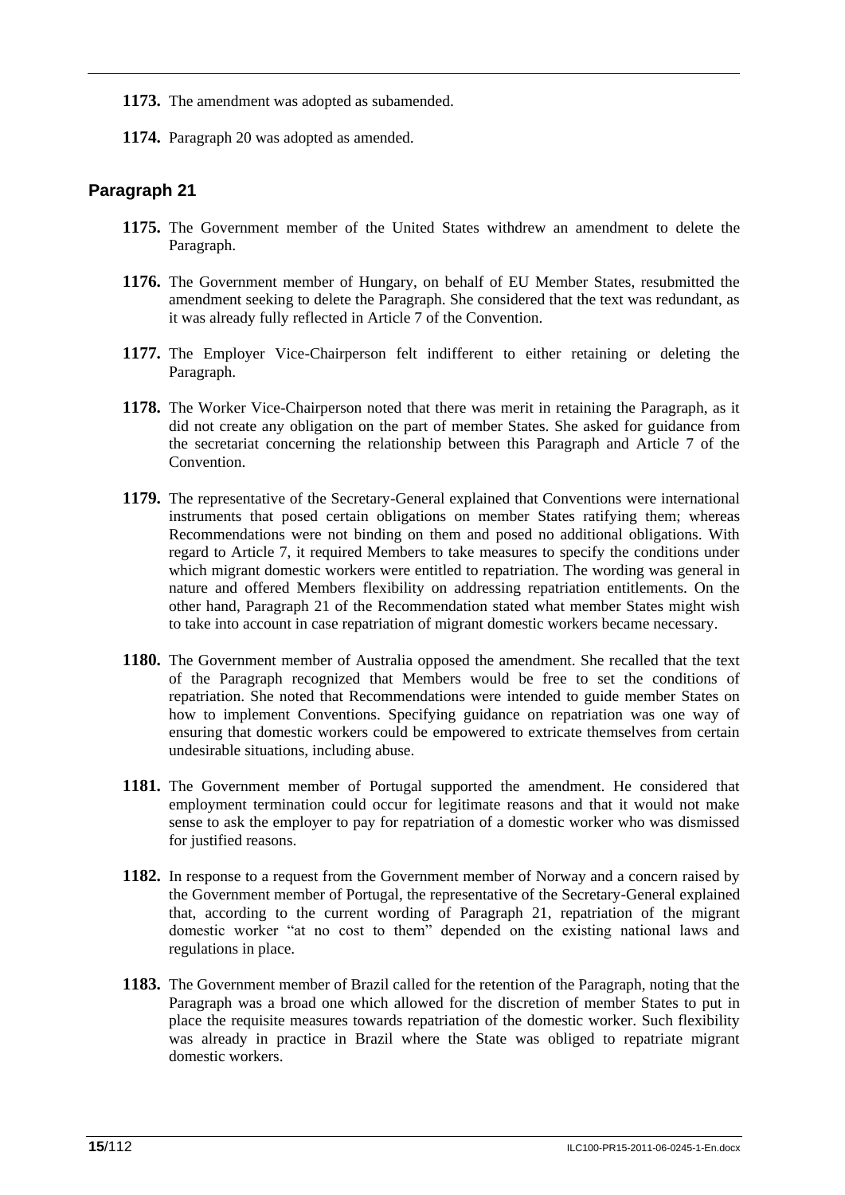**1173.** The amendment was adopted as subamended.

**1174.** Paragraph 20 was adopted as amended.

## Paragraph 21

**1175.** The Government member of the United States withdrew an amendment to delete the Paragraph.

**1176.** The Government member of Hungary, on behalf of EU Member States, resubmitted the amendment seeking to delete the Paragraph. She considered that the text was redundant, as it was already fully reflected in Article 7 of the Convention.

**1177.** The Employer Vice-Chairperson felt indifferent to either retaining or deleting the Paragraph.

**1178.** The Worker Vice-Chairperson noted that there was merit in retaining the Paragraph, as it did not create any obligation on the part of member States. She asked for guidance from the secretariat concerning the relationship between this Paragraph and Article 7 of the Convention.

**1179.** The representative of the Secretary-General explained that Conventions were international instruments that posed certain obligations on member States ratifying them; whereas Recommendations were not binding on them and posed no additional obligations. With regard to Article 7, it required Members to take measures to specify the conditions under which migrant domestic workers were entitled to repatriation. The wording was general in nature and offered Members flexibility on addressing repatriation entitlements. On the other hand, Paragraph 21 of the Recommendation stated what member States might wish to take into account in case repatriation of migrant domestic workers became necessary.

**1180.** The Government member of Australia opposed the amendment. She recalled that the text of the Paragraph recognized that Members would be free to set the conditions of repatriation. She noted that Recommendations were intended to guide member States on how to implement Conventions. Specifying guidance on repatriation was one way of ensuring that domestic workers could be empowered to extricate themselves from certain undesirable situations, including abuse.

**1181.** The Government member of Portugal supported the amendment. He considered that employment termination could occur for legitimate reasons and that it would not make sense to ask the employer to pay for repatriation of a domestic worker who was dismissed for justified reasons.

**1182.** In response to a request from the Government member of Norway and a concern raised by the Government member of Portugal, the representative of the Secretary-General explained that, according to the current wording of Paragraph 21, repatriation of the migrant domestic worker "at no cost to them" depended on the existing national laws and regulations in place.

**1183.** The Government member of Brazil called for the retention of the Paragraph, noting that the Paragraph was a broad one which allowed for the discretion of member States to put in place the requisite measures towards repatriation of the domestic worker. Such flexibility was already in practice in Brazil where the State was obliged to repatriate migrant domestic workers.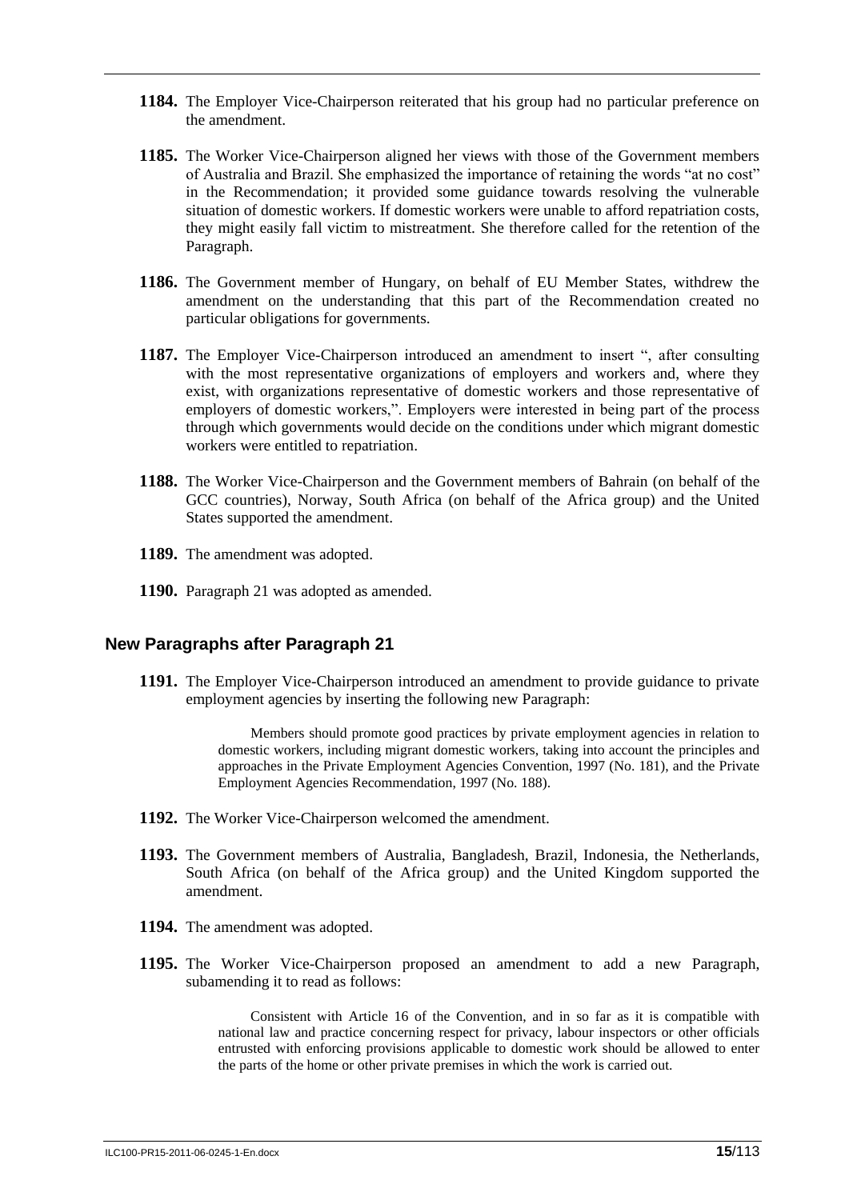**1184.** The Employer Vice-Chairperson reiterated that his group had no particular preference on the amendment.

**1185.** The Worker Vice-Chairperson aligned her views with those of the Government members of Australia and Brazil. She emphasized the importance of retaining the words "at no cost" in the Recommendation; it provided some guidance towards resolving the vulnerable situation of domestic workers. If domestic workers were unable to afford repatriation costs, they might easily fall victim to mistreatment. She therefore called for the retention of the Paragraph.

**1186.** The Government member of Hungary, on behalf of EU Member States, withdrew the amendment on the understanding that this part of the Recommendation created no particular obligations for governments.

**1187.** The Employer Vice-Chairperson introduced an amendment to insert ", after consulting with the most representative organizations of employers and workers and, where they exist, with organizations representative of domestic workers and those representative of employers of domestic workers,". Employers were interested in being part of the process through which governments would decide on the conditions under which migrant domestic workers were entitled to repatriation.

**1188.** The Worker Vice-Chairperson and the Government members of Bahrain (on behalf of the GCC countries), Norway, South Africa (on behalf of the Africa group) and the United States supported the amendment.

**1189.** The amendment was adopted.

**1190.** Paragraph 21 was adopted as amended.

## New Paragraphs after Paragraph 21

**1191.** The Employer Vice-Chairperson introduced an amendment to provide guidance to private employment agencies by inserting the following new Paragraph:

> Members should promote good practices by private employment agencies in relation to domestic workers, including migrant domestic workers, taking into account the principles and approaches in the Private Employment Agencies Convention, 1997 (No. 181), and the Private Employment Agencies Recommendation, 1997 (No. 188).

**1192.** The Worker Vice-Chairperson welcomed the amendment.

**1193.** The Government members of Australia, Bangladesh, Brazil, Indonesia, the Netherlands, South Africa (on behalf of the Africa group) and the United Kingdom supported the amendment.

**1194.** The amendment was adopted.

**1195.** The Worker Vice-Chairperson proposed an amendment to add a new Paragraph, subamending it to read as follows:

> Consistent with Article 16 of the Convention, and in so far as it is compatible with national law and practice concerning respect for privacy, labour inspectors or other officials entrusted with enforcing provisions applicable to domestic work should be allowed to enter the parts of the home or other private premises in which the work is carried out.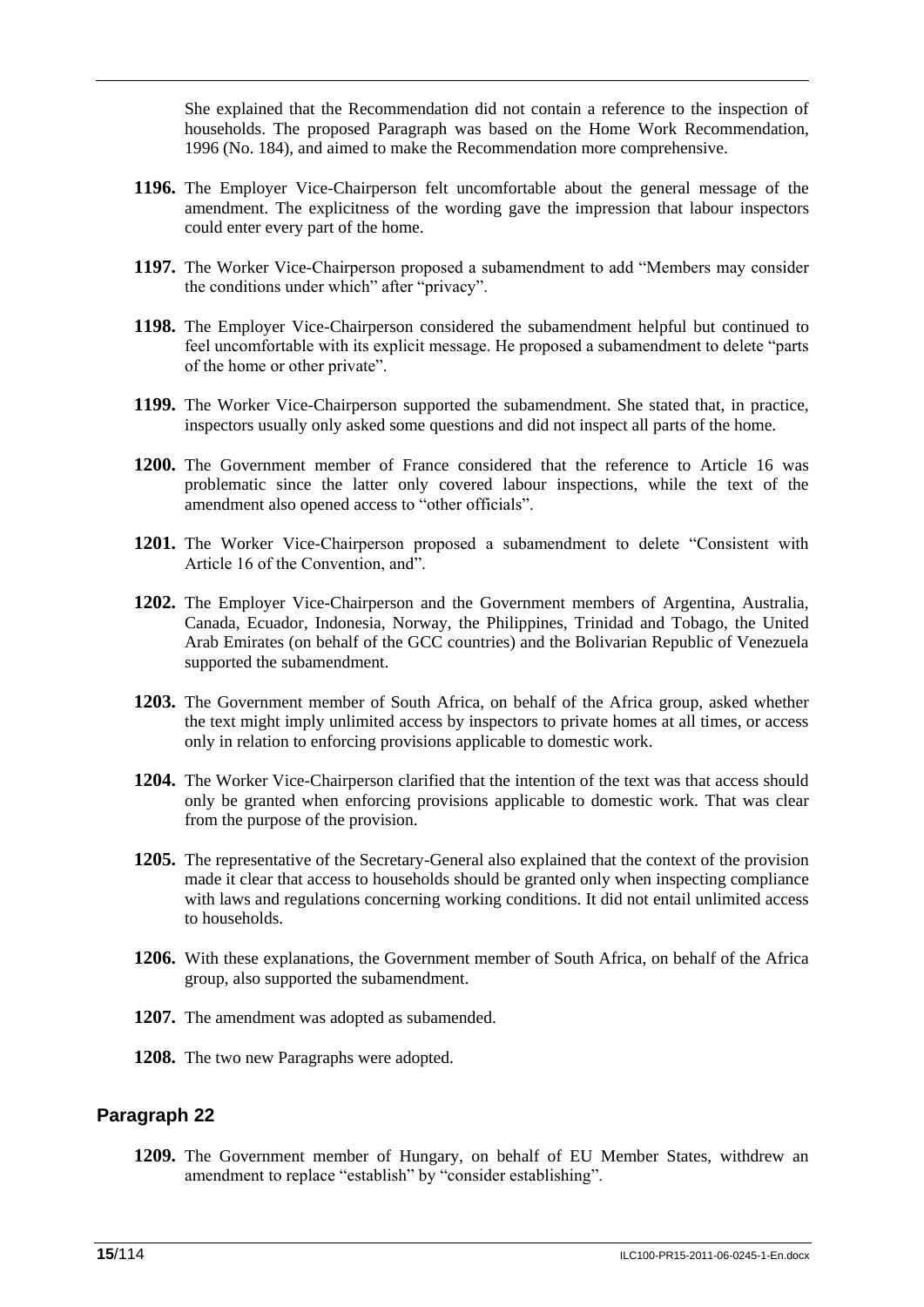She explained that the Recommendation did not contain a reference to the inspection of households. The proposed Paragraph was based on the Home Work Recommendation, 1996 (No. 184), and aimed to make the Recommendation more comprehensive.

**1196.** The Employer Vice-Chairperson felt uncomfortable about the general message of the amendment. The explicitness of the wording gave the impression that labour inspectors could enter every part of the home.

**1197.** The Worker Vice-Chairperson proposed a subamendment to add "Members may consider the conditions under which" after "privacy".

**1198.** The Employer Vice-Chairperson considered the subamendment helpful but continued to feel uncomfortable with its explicit message. He proposed a subamendment to delete "parts of the home or other private".

**1199.** The Worker Vice-Chairperson supported the subamendment. She stated that, in practice, inspectors usually only asked some questions and did not inspect all parts of the home.

**1200.** The Government member of France considered that the reference to Article 16 was problematic since the latter only covered labour inspections, while the text of the amendment also opened access to "other officials".

**1201.** The Worker Vice-Chairperson proposed a subamendment to delete "Consistent with Article 16 of the Convention, and".

**1202.** The Employer Vice-Chairperson and the Government members of Argentina, Australia, Canada, Ecuador, Indonesia, Norway, the Philippines, Trinidad and Tobago, the United Arab Emirates (on behalf of the GCC countries) and the Bolivarian Republic of Venezuela supported the subamendment.

**1203.** The Government member of South Africa, on behalf of the Africa group, asked whether the text might imply unlimited access by inspectors to private homes at all times, or access only in relation to enforcing provisions applicable to domestic work.

**1204.** The Worker Vice-Chairperson clarified that the intention of the text was that access should only be granted when enforcing provisions applicable to domestic work. That was clear from the purpose of the provision.

**1205.** The representative of the Secretary-General also explained that the context of the provision made it clear that access to households should be granted only when inspecting compliance with laws and regulations concerning working conditions. It did not entail unlimited access to households.

**1206.** With these explanations, the Government member of South Africa, on behalf of the Africa group, also supported the subamendment.

**1207.** The amendment was adopted as subamended.

**1208.** The two new Paragraphs were adopted.

## Paragraph 22

**1209.** The Government member of Hungary, on behalf of EU Member States, withdrew an amendment to replace "establish" by "consider establishing".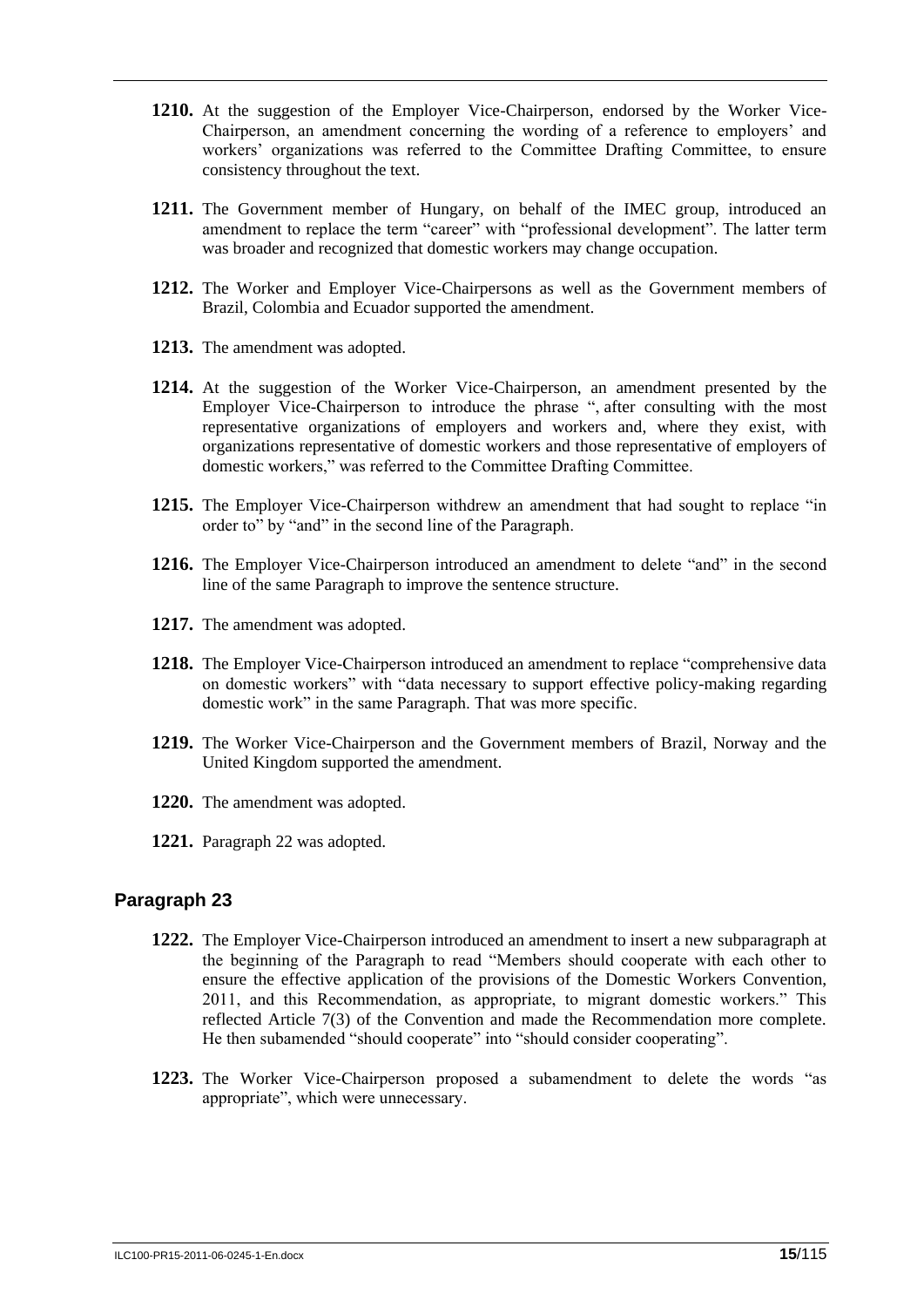**1210.** At the suggestion of the Employer Vice-Chairperson, endorsed by the Worker Vice-Chairperson, an amendment concerning the wording of a reference to employers' and workers' organizations was referred to the Committee Drafting Committee, to ensure consistency throughout the text.

**1211.** The Government member of Hungary, on behalf of the IMEC group, introduced an amendment to replace the term "career" with "professional development". The latter term was broader and recognized that domestic workers may change occupation.

**1212.** The Worker and Employer Vice-Chairpersons as well as the Government members of Brazil, Colombia and Ecuador supported the amendment.

**1213.** The amendment was adopted.

**1214.** At the suggestion of the Worker Vice-Chairperson, an amendment presented by the Employer Vice-Chairperson to introduce the phrase ", after consulting with the most representative organizations of employers and workers and, where they exist, with organizations representative of domestic workers and those representative of employers of domestic workers," was referred to the Committee Drafting Committee.

**1215.** The Employer Vice-Chairperson withdrew an amendment that had sought to replace "in order to" by "and" in the second line of the Paragraph.

**1216.** The Employer Vice-Chairperson introduced an amendment to delete "and" in the second line of the same Paragraph to improve the sentence structure.

**1217.** The amendment was adopted.

**1218.** The Employer Vice-Chairperson introduced an amendment to replace "comprehensive data on domestic workers" with "data necessary to support effective policy-making regarding domestic work" in the same Paragraph. That was more specific.

**1219.** The Worker Vice-Chairperson and the Government members of Brazil, Norway and the United Kingdom supported the amendment.

**1220.** The amendment was adopted.

**1221.** Paragraph 22 was adopted.

## Paragraph 23

**1222.** The Employer Vice-Chairperson introduced an amendment to insert a new subparagraph at the beginning of the Paragraph to read "Members should cooperate with each other to ensure the effective application of the provisions of the Domestic Workers Convention, 2011, and this Recommendation, as appropriate, to migrant domestic workers." This reflected Article 7(3) of the Convention and made the Recommendation more complete. He then subamended "should cooperate" into "should consider cooperating".

**1223.** The Worker Vice-Chairperson proposed a subamendment to delete the words "as appropriate", which were unnecessary.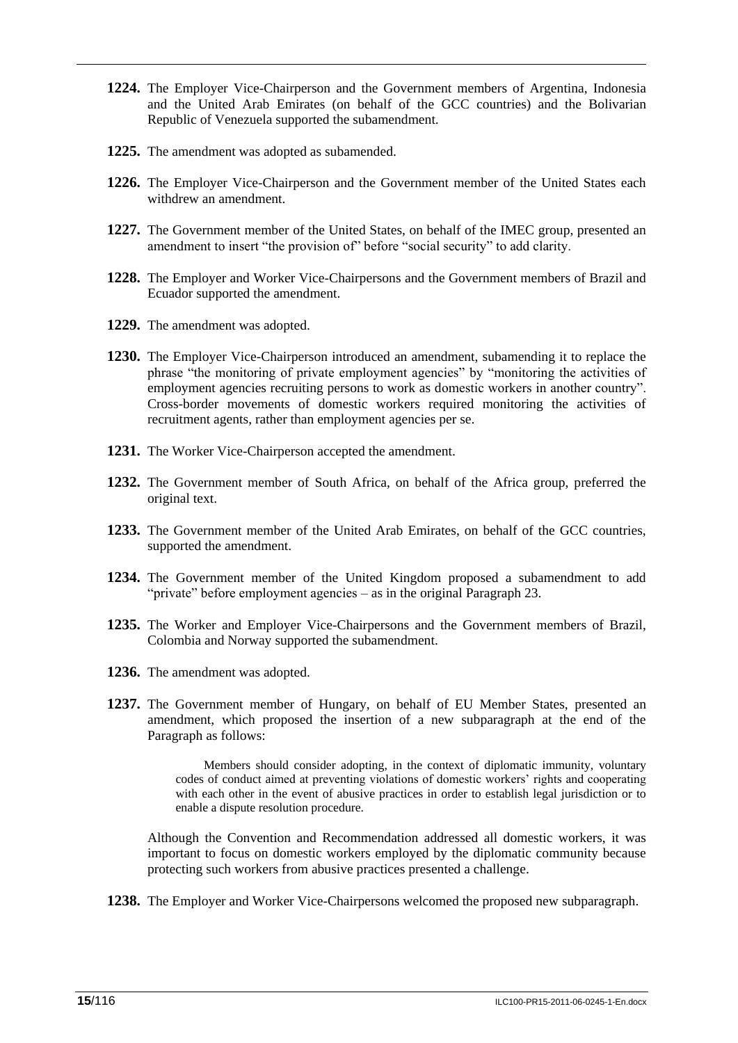**1224.** The Employer Vice-Chairperson and the Government members of Argentina, Indonesia and the United Arab Emirates (on behalf of the GCC countries) and the Bolivarian Republic of Venezuela supported the subamendment.

**1225.** The amendment was adopted as subamended.

**1226.** The Employer Vice-Chairperson and the Government member of the United States each withdrew an amendment.

**1227.** The Government member of the United States, on behalf of the IMEC group, presented an amendment to insert "the provision of" before "social security" to add clarity.

**1228.** The Employer and Worker Vice-Chairpersons and the Government members of Brazil and Ecuador supported the amendment.

**1229.** The amendment was adopted.

**1230.** The Employer Vice-Chairperson introduced an amendment, subamending it to replace the phrase "the monitoring of private employment agencies" by "monitoring the activities of employment agencies recruiting persons to work as domestic workers in another country". Cross-border movements of domestic workers required monitoring the activities of recruitment agents, rather than employment agencies per se.

**1231.** The Worker Vice-Chairperson accepted the amendment.

**1232.** The Government member of South Africa, on behalf of the Africa group, preferred the original text.

**1233.** The Government member of the United Arab Emirates, on behalf of the GCC countries, supported the amendment.

**1234.** The Government member of the United Kingdom proposed a subamendment to add "private" before employment agencies – as in the original Paragraph 23.

**1235.** The Worker and Employer Vice-Chairpersons and the Government members of Brazil, Colombia and Norway supported the subamendment.

**1236.** The amendment was adopted.

**1237.** The Government member of Hungary, on behalf of EU Member States, presented an amendment, which proposed the insertion of a new subparagraph at the end of the Paragraph as follows:

> Members should consider adopting, in the context of diplomatic immunity, voluntary codes of conduct aimed at preventing violations of domestic workers' rights and cooperating with each other in the event of abusive practices in order to establish legal jurisdiction or to enable a dispute resolution procedure.

Although the Convention and Recommendation addressed all domestic workers, it was important to focus on domestic workers employed by the diplomatic community because protecting such workers from abusive practices presented a challenge.

**1238.** The Employer and Worker Vice-Chairpersons welcomed the proposed new subparagraph.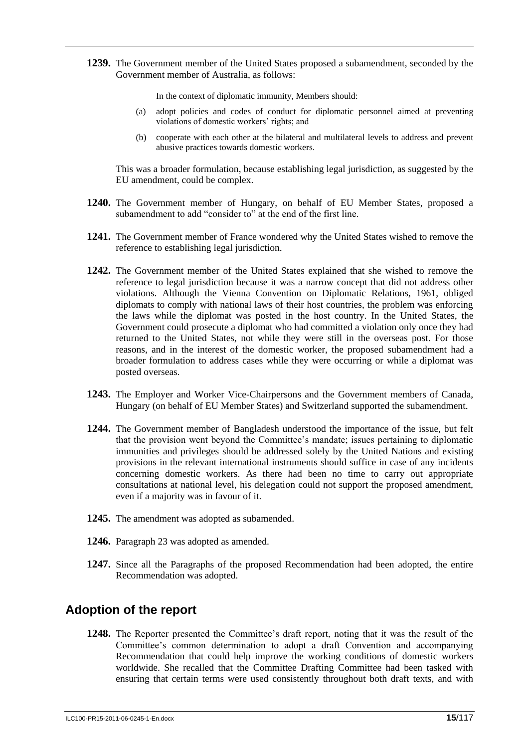**1239.** The Government member of the United States proposed a subamendment, seconded by the Government member of Australia, as follows:

> In the context of diplomatic immunity, Members should:
>
> (a) adopt policies and codes of conduct for diplomatic personnel aimed at preventing violations of domestic workers' rights; and
>
> (b) cooperate with each other at the bilateral and multilateral levels to address and prevent abusive practices towards domestic workers.

This was a broader formulation, because establishing legal jurisdiction, as suggested by the EU amendment, could be complex.

**1240.** The Government member of Hungary, on behalf of EU Member States, proposed a subamendment to add "consider to" at the end of the first line.

**1241.** The Government member of France wondered why the United States wished to remove the reference to establishing legal jurisdiction.

**1242.** The Government member of the United States explained that she wished to remove the reference to legal jurisdiction because it was a narrow concept that did not address other violations. Although the Vienna Convention on Diplomatic Relations, 1961, obliged diplomats to comply with national laws of their host countries, the problem was enforcing the laws while the diplomat was posted in the host country. In the United States, the Government could prosecute a diplomat who had committed a violation only once they had returned to the United States, not while they were still in the overseas post. For those reasons, and in the interest of the domestic worker, the proposed subamendment had a broader formulation to address cases while they were occurring or while a diplomat was posted overseas.

**1243.** The Employer and Worker Vice-Chairpersons and the Government members of Canada, Hungary (on behalf of EU Member States) and Switzerland supported the subamendment.

**1244.** The Government member of Bangladesh understood the importance of the issue, but felt that the provision went beyond the Committee's mandate; issues pertaining to diplomatic immunities and privileges should be addressed solely by the United Nations and existing provisions in the relevant international instruments should suffice in case of any incidents concerning domestic workers. As there had been no time to carry out appropriate consultations at national level, his delegation could not support the proposed amendment, even if a majority was in favour of it.

**1245.** The amendment was adopted as subamended.

**1246.** Paragraph 23 was adopted as amended.

**1247.** Since all the Paragraphs of the proposed Recommendation had been adopted, the entire Recommendation was adopted.

## Adoption of the report

**1248.** The Reporter presented the Committee's draft report, noting that it was the result of the Committee's common determination to adopt a draft Convention and accompanying Recommendation that could help improve the working conditions of domestic workers worldwide. She recalled that the Committee Drafting Committee had been tasked with ensuring that certain terms were used consistently throughout both draft texts, and with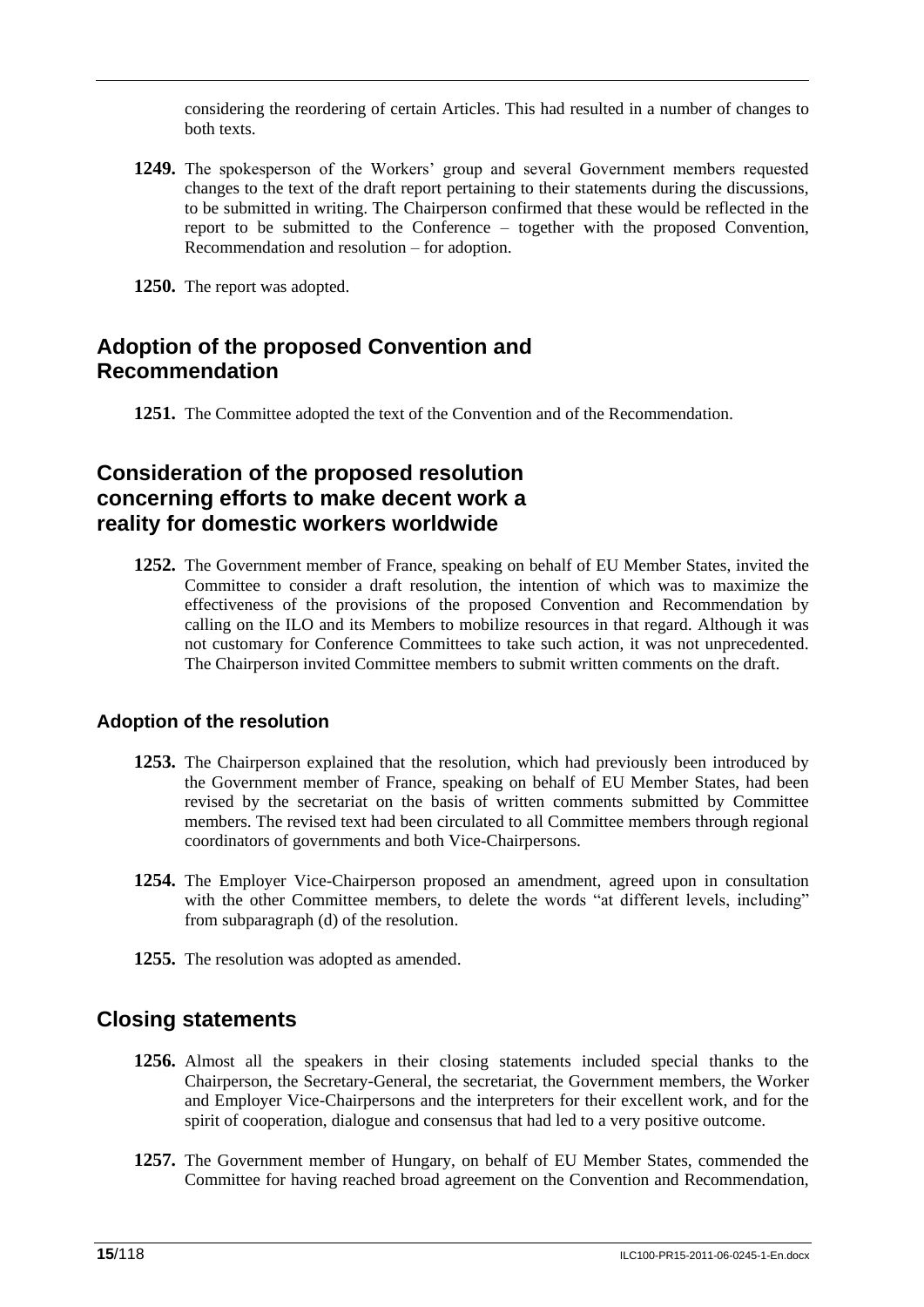considering the reordering of certain Articles. This had resulted in a number of changes to both texts.

**1249.** The spokesperson of the Workers' group and several Government members requested changes to the text of the draft report pertaining to their statements during the discussions, to be submitted in writing. The Chairperson confirmed that these would be reflected in the report to be submitted to the Conference – together with the proposed Convention, Recommendation and resolution – for adoption.

**1250.** The report was adopted.

## Adoption of the proposed Convention and Recommendation

**1251.** The Committee adopted the text of the Convention and of the Recommendation.

## Consideration of the proposed resolution concerning efforts to make decent work a reality for domestic workers worldwide

**1252.** The Government member of France, speaking on behalf of EU Member States, invited the Committee to consider a draft resolution, the intention of which was to maximize the effectiveness of the provisions of the proposed Convention and Recommendation by calling on the ILO and its Members to mobilize resources in that regard. Although it was not customary for Conference Committees to take such action, it was not unprecedented. The Chairperson invited Committee members to submit written comments on the draft.

### Adoption of the resolution

**1253.** The Chairperson explained that the resolution, which had previously been introduced by the Government member of France, speaking on behalf of EU Member States, had been revised by the secretariat on the basis of written comments submitted by Committee members. The revised text had been circulated to all Committee members through regional coordinators of governments and both Vice-Chairpersons.

**1254.** The Employer Vice-Chairperson proposed an amendment, agreed upon in consultation with the other Committee members, to delete the words "at different levels, including" from subparagraph (d) of the resolution.

**1255.** The resolution was adopted as amended.

## Closing statements

**1256.** Almost all the speakers in their closing statements included special thanks to the Chairperson, the Secretary-General, the secretariat, the Government members, the Worker and Employer Vice-Chairpersons and the interpreters for their excellent work, and for the spirit of cooperation, dialogue and consensus that had led to a very positive outcome.

**1257.** The Government member of Hungary, on behalf of EU Member States, commended the Committee for having reached broad agreement on the Convention and Recommendation,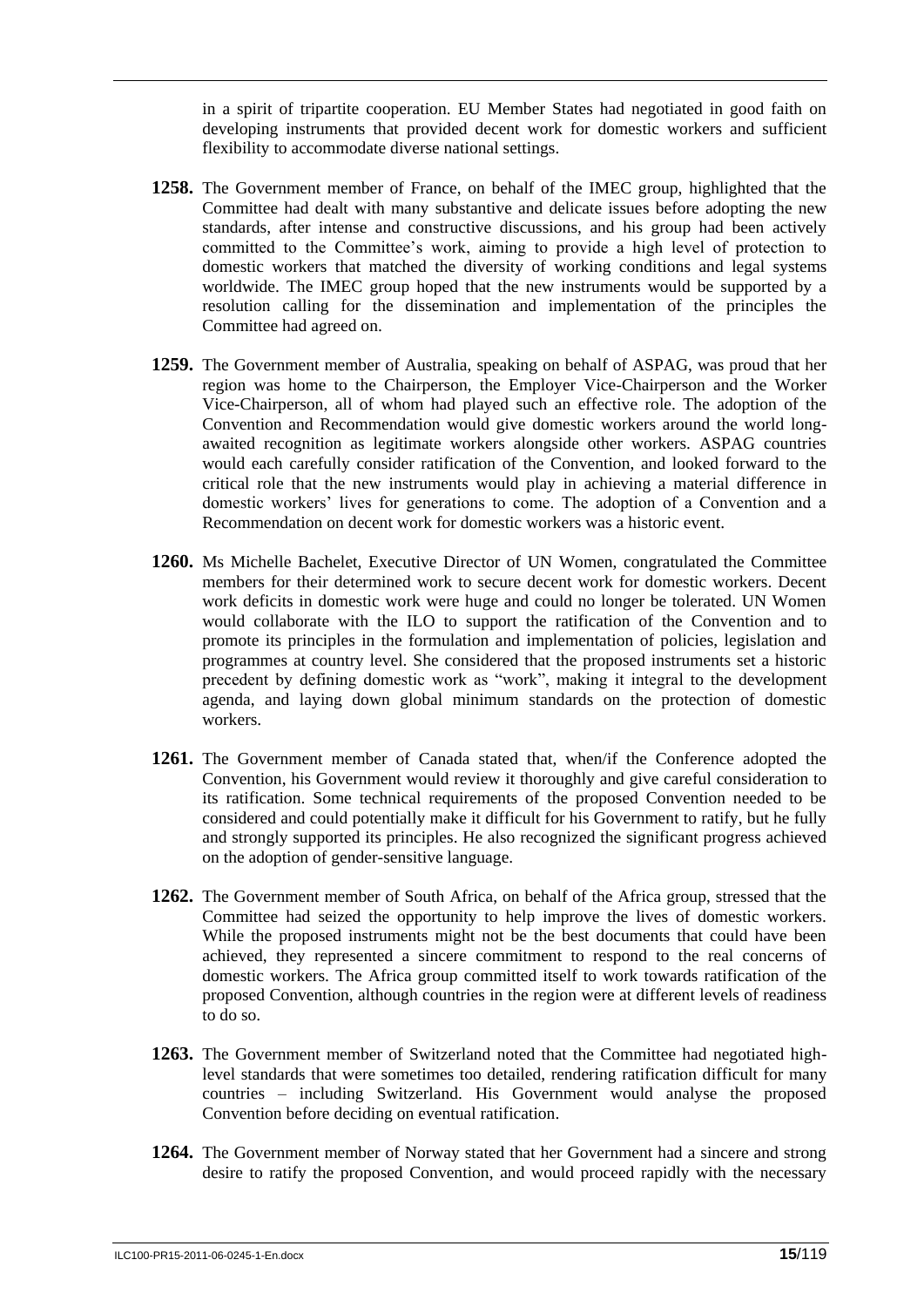in a spirit of tripartite cooperation. EU Member States had negotiated in good faith on developing instruments that provided decent work for domestic workers and sufficient flexibility to accommodate diverse national settings.

**1258.** The Government member of France, on behalf of the IMEC group, highlighted that the Committee had dealt with many substantive and delicate issues before adopting the new standards, after intense and constructive discussions, and his group had been actively committed to the Committee's work, aiming to provide a high level of protection to domestic workers that matched the diversity of working conditions and legal systems worldwide. The IMEC group hoped that the new instruments would be supported by a resolution calling for the dissemination and implementation of the principles the Committee had agreed on.

**1259.** The Government member of Australia, speaking on behalf of ASPAG, was proud that her region was home to the Chairperson, the Employer Vice-Chairperson and the Worker Vice-Chairperson, all of whom had played such an effective role. The adoption of the Convention and Recommendation would give domestic workers around the world long-awaited recognition as legitimate workers alongside other workers. ASPAG countries would each carefully consider ratification of the Convention, and looked forward to the critical role that the new instruments would play in achieving a material difference in domestic workers' lives for generations to come. The adoption of a Convention and a Recommendation on decent work for domestic workers was a historic event.

**1260.** Ms Michelle Bachelet, Executive Director of UN Women, congratulated the Committee members for their determined work to secure decent work for domestic workers. Decent work deficits in domestic work were huge and could no longer be tolerated. UN Women would collaborate with the ILO to support the ratification of the Convention and to promote its principles in the formulation and implementation of policies, legislation and programmes at country level. She considered that the proposed instruments set a historic precedent by defining domestic work as "work", making it integral to the development agenda, and laying down global minimum standards on the protection of domestic workers.

**1261.** The Government member of Canada stated that, when/if the Conference adopted the Convention, his Government would review it thoroughly and give careful consideration to its ratification. Some technical requirements of the proposed Convention needed to be considered and could potentially make it difficult for his Government to ratify, but he fully and strongly supported its principles. He also recognized the significant progress achieved on the adoption of gender-sensitive language.

**1262.** The Government member of South Africa, on behalf of the Africa group, stressed that the Committee had seized the opportunity to help improve the lives of domestic workers. While the proposed instruments might not be the best documents that could have been achieved, they represented a sincere commitment to respond to the real concerns of domestic workers. The Africa group committed itself to work towards ratification of the proposed Convention, although countries in the region were at different levels of readiness to do so.

**1263.** The Government member of Switzerland noted that the Committee had negotiated high-level standards that were sometimes too detailed, rendering ratification difficult for many countries – including Switzerland. His Government would analyse the proposed Convention before deciding on eventual ratification.

**1264.** The Government member of Norway stated that her Government had a sincere and strong desire to ratify the proposed Convention, and would proceed rapidly with the necessary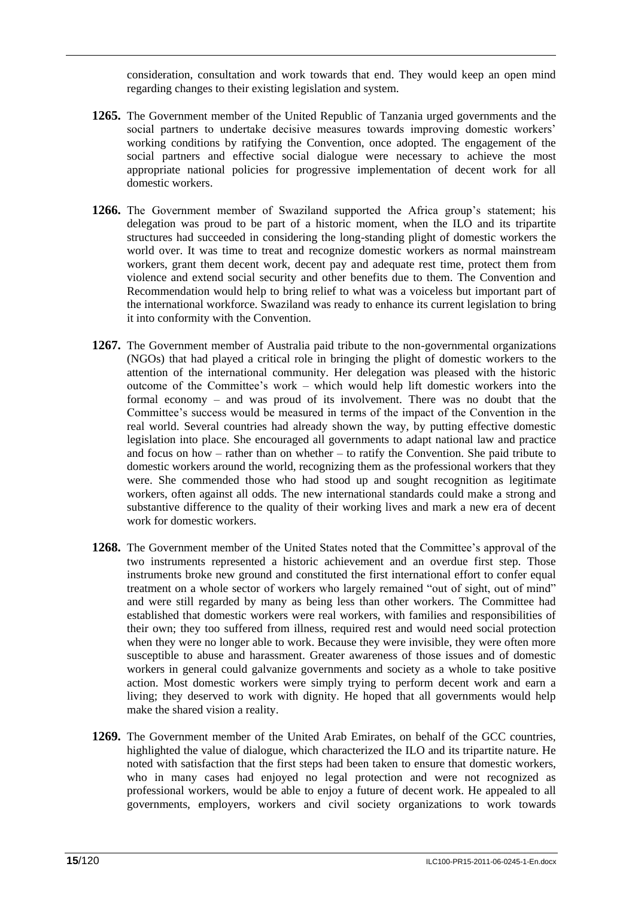consideration, consultation and work towards that end. They would keep an open mind regarding changes to their existing legislation and system.

**1265.** The Government member of the United Republic of Tanzania urged governments and the social partners to undertake decisive measures towards improving domestic workers' working conditions by ratifying the Convention, once adopted. The engagement of the social partners and effective social dialogue were necessary to achieve the most appropriate national policies for progressive implementation of decent work for all domestic workers.

**1266.** The Government member of Swaziland supported the Africa group's statement; his delegation was proud to be part of a historic moment, when the ILO and its tripartite structures had succeeded in considering the long-standing plight of domestic workers the world over. It was time to treat and recognize domestic workers as normal mainstream workers, grant them decent work, decent pay and adequate rest time, protect them from violence and extend social security and other benefits due to them. The Convention and Recommendation would help to bring relief to what was a voiceless but important part of the international workforce. Swaziland was ready to enhance its current legislation to bring it into conformity with the Convention.

**1267.** The Government member of Australia paid tribute to the non-governmental organizations (NGOs) that had played a critical role in bringing the plight of domestic workers to the attention of the international community. Her delegation was pleased with the historic outcome of the Committee's work – which would help lift domestic workers into the formal economy – and was proud of its involvement. There was no doubt that the Committee's success would be measured in terms of the impact of the Convention in the real world. Several countries had already shown the way, by putting effective domestic legislation into place. She encouraged all governments to adapt national law and practice and focus on how – rather than on whether – to ratify the Convention. She paid tribute to domestic workers around the world, recognizing them as the professional workers that they were. She commended those who had stood up and sought recognition as legitimate workers, often against all odds. The new international standards could make a strong and substantive difference to the quality of their working lives and mark a new era of decent work for domestic workers.

**1268.** The Government member of the United States noted that the Committee's approval of the two instruments represented a historic achievement and an overdue first step. Those instruments broke new ground and constituted the first international effort to confer equal treatment on a whole sector of workers who largely remained "out of sight, out of mind" and were still regarded by many as being less than other workers. The Committee had established that domestic workers were real workers, with families and responsibilities of their own; they too suffered from illness, required rest and would need social protection when they were no longer able to work. Because they were invisible, they were often more susceptible to abuse and harassment. Greater awareness of those issues and of domestic workers in general could galvanize governments and society as a whole to take positive action. Most domestic workers were simply trying to perform decent work and earn a living; they deserved to work with dignity. He hoped that all governments would help make the shared vision a reality.

**1269.** The Government member of the United Arab Emirates, on behalf of the GCC countries, highlighted the value of dialogue, which characterized the ILO and its tripartite nature. He noted with satisfaction that the first steps had been taken to ensure that domestic workers, who in many cases had enjoyed no legal protection and were not recognized as professional workers, would be able to enjoy a future of decent work. He appealed to all governments, employers, workers and civil society organizations to work towards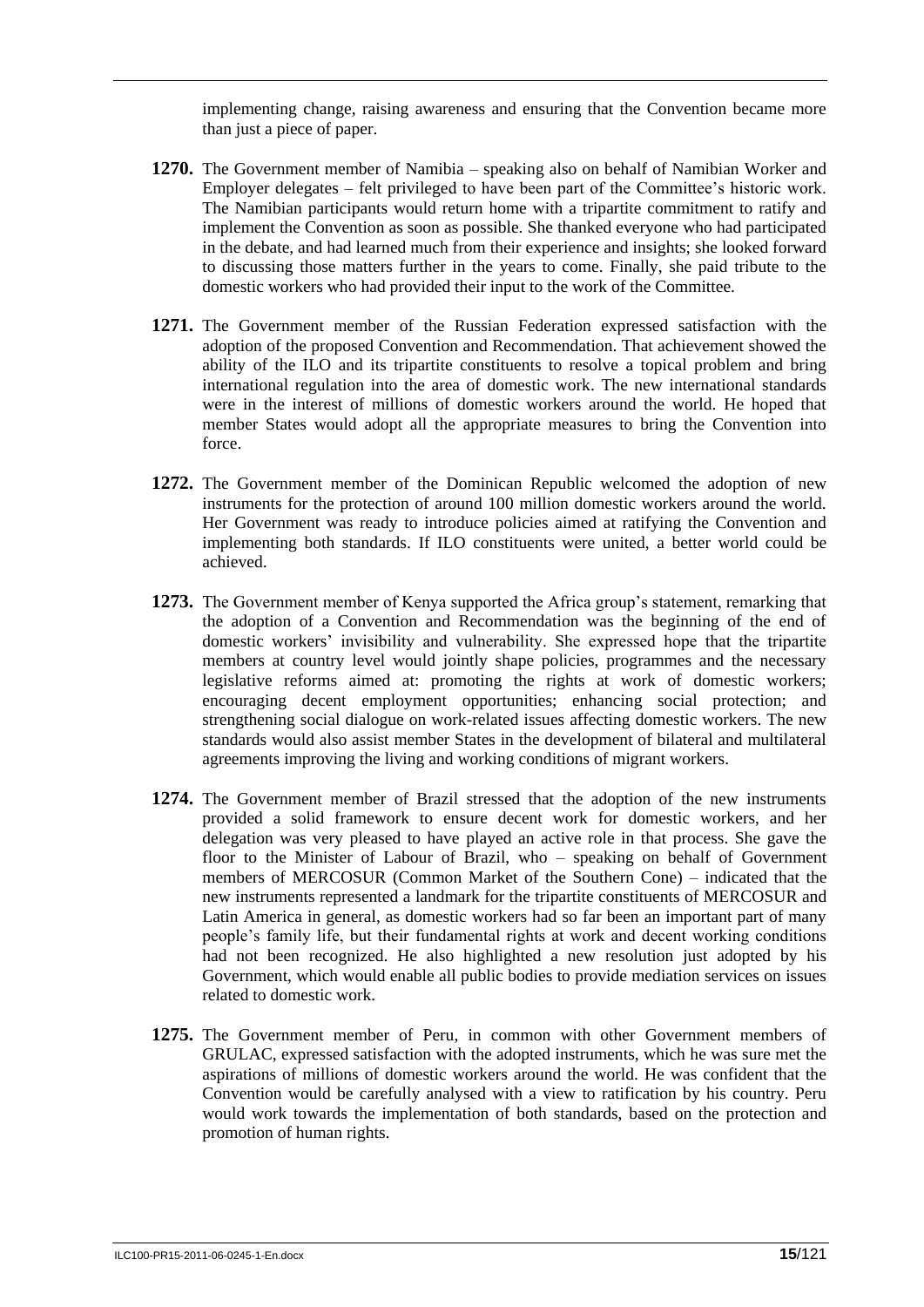implementing change, raising awareness and ensuring that the Convention became more than just a piece of paper.

**1270.** The Government member of Namibia – speaking also on behalf of Namibian Worker and Employer delegates – felt privileged to have been part of the Committee's historic work. The Namibian participants would return home with a tripartite commitment to ratify and implement the Convention as soon as possible. She thanked everyone who had participated in the debate, and had learned much from their experience and insights; she looked forward to discussing those matters further in the years to come. Finally, she paid tribute to the domestic workers who had provided their input to the work of the Committee.

**1271.** The Government member of the Russian Federation expressed satisfaction with the adoption of the proposed Convention and Recommendation. That achievement showed the ability of the ILO and its tripartite constituents to resolve a topical problem and bring international regulation into the area of domestic work. The new international standards were in the interest of millions of domestic workers around the world. He hoped that member States would adopt all the appropriate measures to bring the Convention into force.

**1272.** The Government member of the Dominican Republic welcomed the adoption of new instruments for the protection of around 100 million domestic workers around the world. Her Government was ready to introduce policies aimed at ratifying the Convention and implementing both standards. If ILO constituents were united, a better world could be achieved.

**1273.** The Government member of Kenya supported the Africa group's statement, remarking that the adoption of a Convention and Recommendation was the beginning of the end of domestic workers' invisibility and vulnerability. She expressed hope that the tripartite members at country level would jointly shape policies, programmes and the necessary legislative reforms aimed at: promoting the rights at work of domestic workers; encouraging decent employment opportunities; enhancing social protection; and strengthening social dialogue on work-related issues affecting domestic workers. The new standards would also assist member States in the development of bilateral and multilateral agreements improving the living and working conditions of migrant workers.

**1274.** The Government member of Brazil stressed that the adoption of the new instruments provided a solid framework to ensure decent work for domestic workers, and her delegation was very pleased to have played an active role in that process. She gave the floor to the Minister of Labour of Brazil, who – speaking on behalf of Government members of MERCOSUR (Common Market of the Southern Cone) – indicated that the new instruments represented a landmark for the tripartite constituents of MERCOSUR and Latin America in general, as domestic workers had so far been an important part of many people's family life, but their fundamental rights at work and decent working conditions had not been recognized. He also highlighted a new resolution just adopted by his Government, which would enable all public bodies to provide mediation services on issues related to domestic work.

**1275.** The Government member of Peru, in common with other Government members of GRULAC, expressed satisfaction with the adopted instruments, which he was sure met the aspirations of millions of domestic workers around the world. He was confident that the Convention would be carefully analysed with a view to ratification by his country. Peru would work towards the implementation of both standards, based on the protection and promotion of human rights.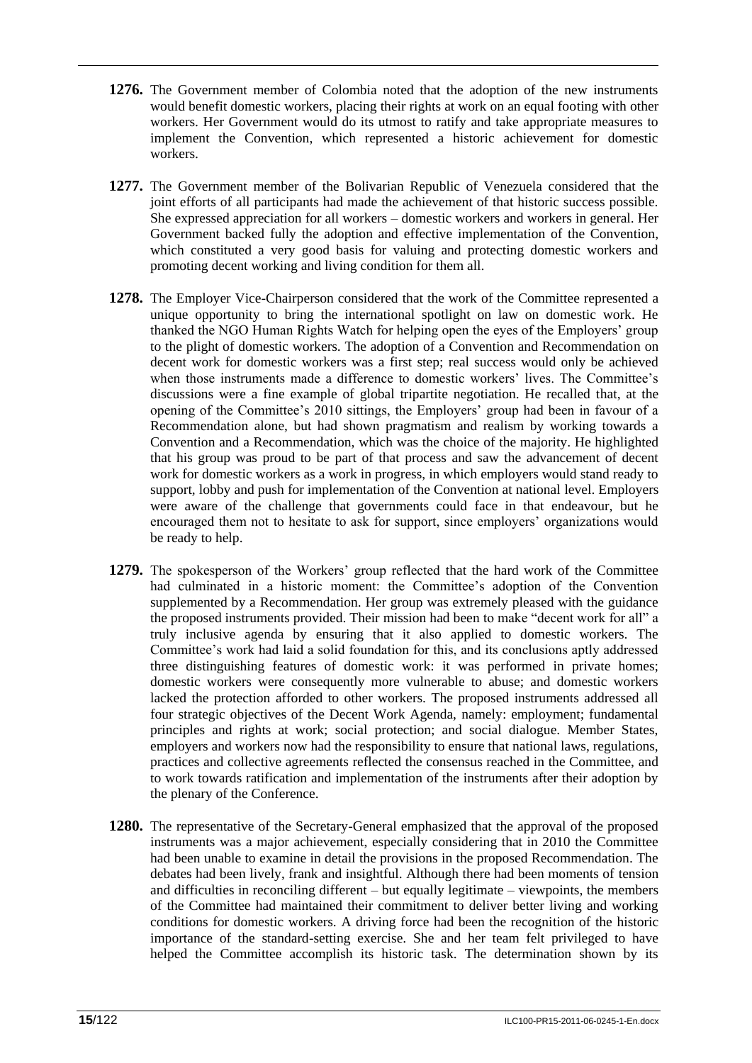**1276.** The Government member of Colombia noted that the adoption of the new instruments would benefit domestic workers, placing their rights at work on an equal footing with other workers. Her Government would do its utmost to ratify and take appropriate measures to implement the Convention, which represented a historic achievement for domestic workers.

**1277.** The Government member of the Bolivarian Republic of Venezuela considered that the joint efforts of all participants had made the achievement of that historic success possible. She expressed appreciation for all workers – domestic workers and workers in general. Her Government backed fully the adoption and effective implementation of the Convention, which constituted a very good basis for valuing and protecting domestic workers and promoting decent working and living condition for them all.

**1278.** The Employer Vice-Chairperson considered that the work of the Committee represented a unique opportunity to bring the international spotlight on law on domestic work. He thanked the NGO Human Rights Watch for helping open the eyes of the Employers' group to the plight of domestic workers. The adoption of a Convention and Recommendation on decent work for domestic workers was a first step; real success would only be achieved when those instruments made a difference to domestic workers' lives. The Committee's discussions were a fine example of global tripartite negotiation. He recalled that, at the opening of the Committee's 2010 sittings, the Employers' group had been in favour of a Recommendation alone, but had shown pragmatism and realism by working towards a Convention and a Recommendation, which was the choice of the majority. He highlighted that his group was proud to be part of that process and saw the advancement of decent work for domestic workers as a work in progress, in which employers would stand ready to support, lobby and push for implementation of the Convention at national level. Employers were aware of the challenge that governments could face in that endeavour, but he encouraged them not to hesitate to ask for support, since employers' organizations would be ready to help.

**1279.** The spokesperson of the Workers' group reflected that the hard work of the Committee had culminated in a historic moment: the Committee's adoption of the Convention supplemented by a Recommendation. Her group was extremely pleased with the guidance the proposed instruments provided. Their mission had been to make "decent work for all" a truly inclusive agenda by ensuring that it also applied to domestic workers. The Committee's work had laid a solid foundation for this, and its conclusions aptly addressed three distinguishing features of domestic work: it was performed in private homes; domestic workers were consequently more vulnerable to abuse; and domestic workers lacked the protection afforded to other workers. The proposed instruments addressed all four strategic objectives of the Decent Work Agenda, namely: employment; fundamental principles and rights at work; social protection; and social dialogue. Member States, employers and workers now had the responsibility to ensure that national laws, regulations, practices and collective agreements reflected the consensus reached in the Committee, and to work towards ratification and implementation of the instruments after their adoption by the plenary of the Conference.

**1280.** The representative of the Secretary-General emphasized that the approval of the proposed instruments was a major achievement, especially considering that in 2010 the Committee had been unable to examine in detail the provisions in the proposed Recommendation. The debates had been lively, frank and insightful. Although there had been moments of tension and difficulties in reconciling different – but equally legitimate – viewpoints, the members of the Committee had maintained their commitment to deliver better living and working conditions for domestic workers. A driving force had been the recognition of the historic importance of the standard-setting exercise. She and her team felt privileged to have helped the Committee accomplish its historic task. The determination shown by its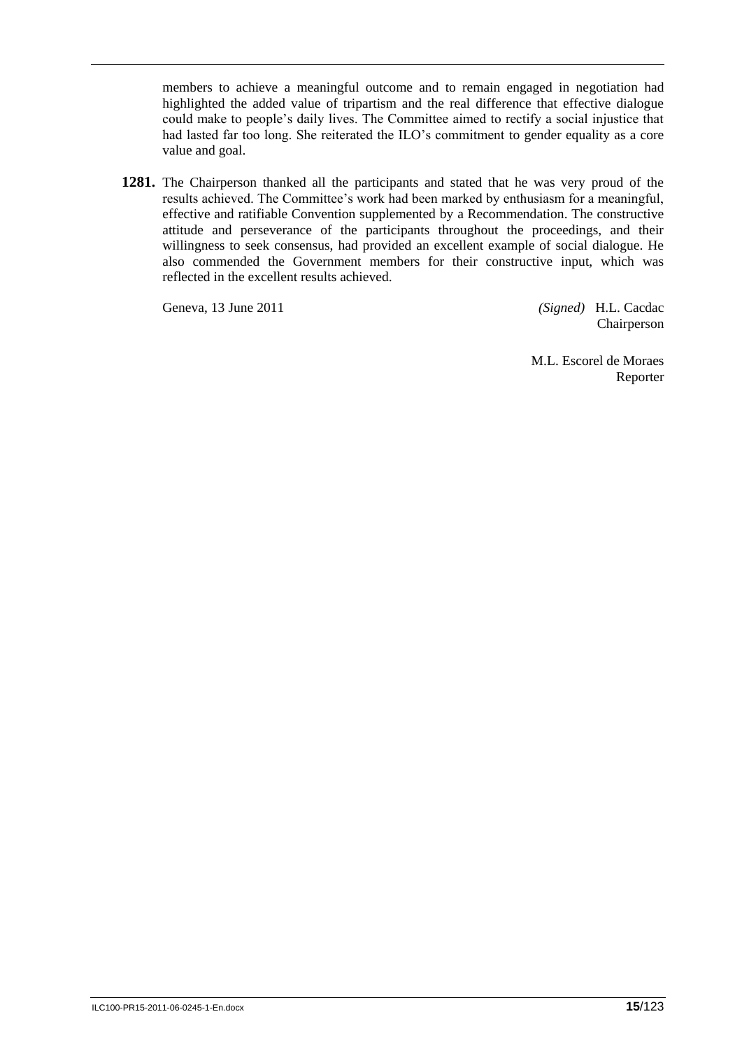members to achieve a meaningful outcome and to remain engaged in negotiation had highlighted the added value of tripartism and the real difference that effective dialogue could make to people's daily lives. The Committee aimed to rectify a social injustice that had lasted far too long. She reiterated the ILO's commitment to gender equality as a core value and goal.

**1281.** The Chairperson thanked all the participants and stated that he was very proud of the results achieved. The Committee's work had been marked by enthusiasm for a meaningful, effective and ratifiable Convention supplemented by a Recommendation. The constructive attitude and perseverance of the participants throughout the proceedings, and their willingness to seek consensus, had provided an excellent example of social dialogue. He also commended the Government members for their constructive input, which was reflected in the excellent results achieved.

Geneva, 13 June 2011

*(Signed)* H.L. Cacdac
Chairperson

M.L. Escorel de Moraes
Reporter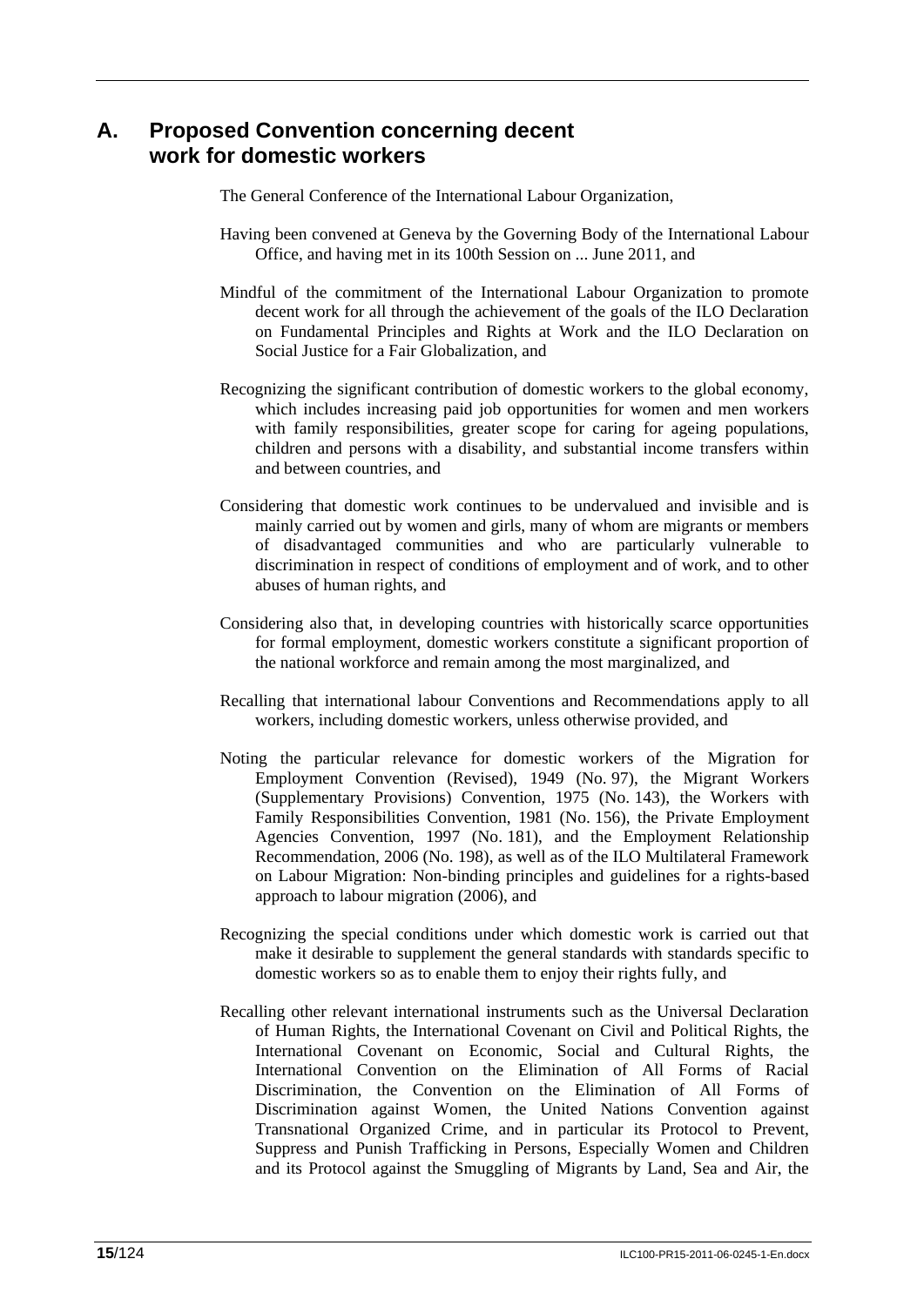## A. Proposed Convention concerning decent work for domestic workers

The General Conference of the International Labour Organization,

Having been convened at Geneva by the Governing Body of the International Labour Office, and having met in its 100th Session on ... June 2011, and

Mindful of the commitment of the International Labour Organization to promote decent work for all through the achievement of the goals of the ILO Declaration on Fundamental Principles and Rights at Work and the ILO Declaration on Social Justice for a Fair Globalization, and

Recognizing the significant contribution of domestic workers to the global economy, which includes increasing paid job opportunities for women and men workers with family responsibilities, greater scope for caring for ageing populations, children and persons with a disability, and substantial income transfers within and between countries, and

Considering that domestic work continues to be undervalued and invisible and is mainly carried out by women and girls, many of whom are migrants or members of disadvantaged communities and who are particularly vulnerable to discrimination in respect of conditions of employment and of work, and to other abuses of human rights, and

Considering also that, in developing countries with historically scarce opportunities for formal employment, domestic workers constitute a significant proportion of the national workforce and remain among the most marginalized, and

Recalling that international labour Conventions and Recommendations apply to all workers, including domestic workers, unless otherwise provided, and

Noting the particular relevance for domestic workers of the Migration for Employment Convention (Revised), 1949 (No. 97), the Migrant Workers (Supplementary Provisions) Convention, 1975 (No. 143), the Workers with Family Responsibilities Convention, 1981 (No. 156), the Private Employment Agencies Convention, 1997 (No. 181), and the Employment Relationship Recommendation, 2006 (No. 198), as well as of the ILO Multilateral Framework on Labour Migration: Non-binding principles and guidelines for a rights-based approach to labour migration (2006), and

Recognizing the special conditions under which domestic work is carried out that make it desirable to supplement the general standards with standards specific to domestic workers so as to enable them to enjoy their rights fully, and

Recalling other relevant international instruments such as the Universal Declaration of Human Rights, the International Covenant on Civil and Political Rights, the International Covenant on Economic, Social and Cultural Rights, the International Convention on the Elimination of All Forms of Racial Discrimination, the Convention on the Elimination of All Forms of Discrimination against Women, the United Nations Convention against Transnational Organized Crime, and in particular its Protocol to Prevent, Suppress and Punish Trafficking in Persons, Especially Women and Children and its Protocol against the Smuggling of Migrants by Land, Sea and Air, the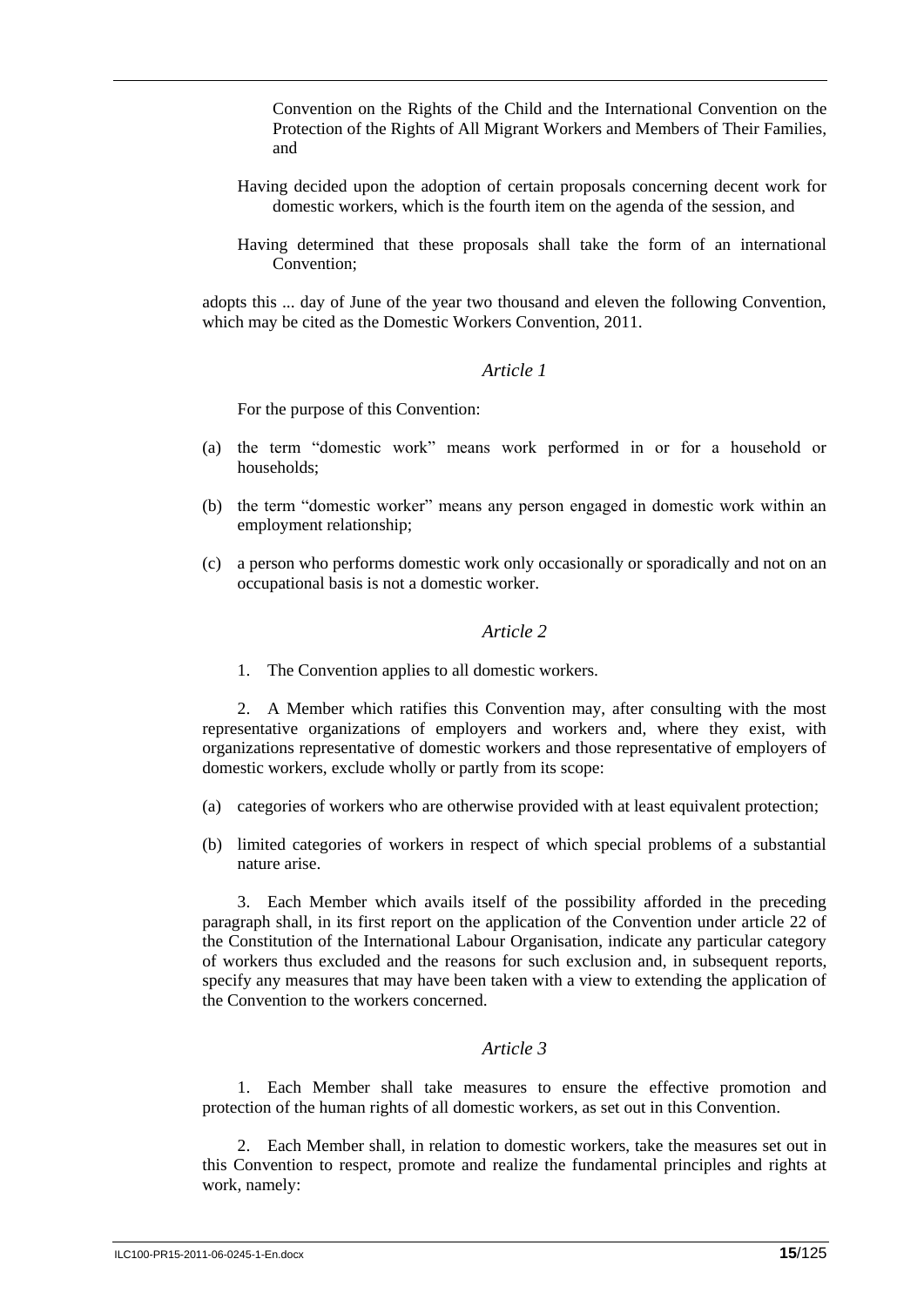Convention on the Rights of the Child and the International Convention on the Protection of the Rights of All Migrant Workers and Members of Their Families, and

Having decided upon the adoption of certain proposals concerning decent work for domestic workers, which is the fourth item on the agenda of the session, and

Having determined that these proposals shall take the form of an international Convention;

adopts this ... day of June of the year two thousand and eleven the following Convention, which may be cited as the Domestic Workers Convention, 2011.

*Article 1*

For the purpose of this Convention:

(a) the term "domestic work" means work performed in or for a household or households;

(b) the term "domestic worker" means any person engaged in domestic work within an employment relationship;

(c) a person who performs domestic work only occasionally or sporadically and not on an occupational basis is not a domestic worker.

*Article 2*

1. The Convention applies to all domestic workers.

2. A Member which ratifies this Convention may, after consulting with the most representative organizations of employers and workers and, where they exist, with organizations representative of domestic workers and those representative of employers of domestic workers, exclude wholly or partly from its scope:

(a) categories of workers who are otherwise provided with at least equivalent protection;

(b) limited categories of workers in respect of which special problems of a substantial nature arise.

3. Each Member which avails itself of the possibility afforded in the preceding paragraph shall, in its first report on the application of the Convention under article 22 of the Constitution of the International Labour Organisation, indicate any particular category of workers thus excluded and the reasons for such exclusion and, in subsequent reports, specify any measures that may have been taken with a view to extending the application of the Convention to the workers concerned.

*Article 3*

1. Each Member shall take measures to ensure the effective promotion and protection of the human rights of all domestic workers, as set out in this Convention.

2. Each Member shall, in relation to domestic workers, take the measures set out in this Convention to respect, promote and realize the fundamental principles and rights at work, namely: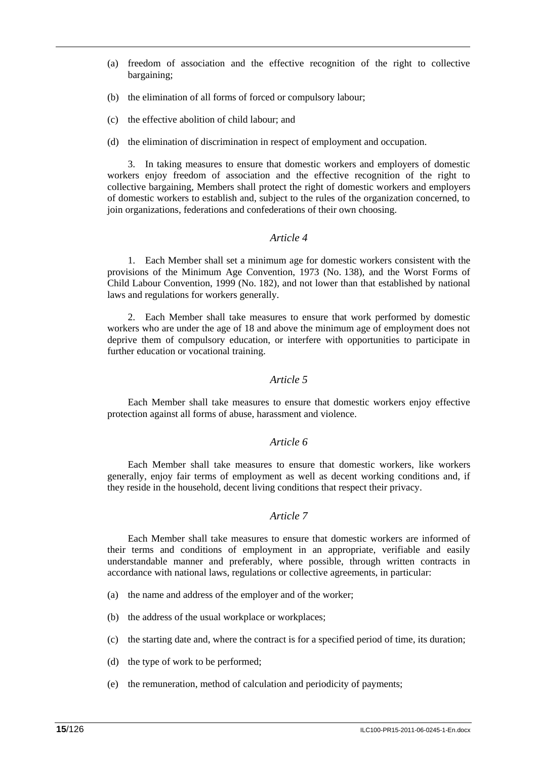(a) freedom of association and the effective recognition of the right to collective bargaining;

(b) the elimination of all forms of forced or compulsory labour;

(c) the effective abolition of child labour; and

(d) the elimination of discrimination in respect of employment and occupation.

3. In taking measures to ensure that domestic workers and employers of domestic workers enjoy freedom of association and the effective recognition of the right to collective bargaining, Members shall protect the right of domestic workers and employers of domestic workers to establish and, subject to the rules of the organization concerned, to join organizations, federations and confederations of their own choosing.

*Article 4*

1. Each Member shall set a minimum age for domestic workers consistent with the provisions of the Minimum Age Convention, 1973 (No. 138), and the Worst Forms of Child Labour Convention, 1999 (No. 182), and not lower than that established by national laws and regulations for workers generally.

2. Each Member shall take measures to ensure that work performed by domestic workers who are under the age of 18 and above the minimum age of employment does not deprive them of compulsory education, or interfere with opportunities to participate in further education or vocational training.

*Article 5*

Each Member shall take measures to ensure that domestic workers enjoy effective protection against all forms of abuse, harassment and violence.

*Article 6*

Each Member shall take measures to ensure that domestic workers, like workers generally, enjoy fair terms of employment as well as decent working conditions and, if they reside in the household, decent living conditions that respect their privacy.

*Article 7*

Each Member shall take measures to ensure that domestic workers are informed of their terms and conditions of employment in an appropriate, verifiable and easily understandable manner and preferably, where possible, through written contracts in accordance with national laws, regulations or collective agreements, in particular:

(a) the name and address of the employer and of the worker;

(b) the address of the usual workplace or workplaces;

(c) the starting date and, where the contract is for a specified period of time, its duration;

(d) the type of work to be performed;

(e) the remuneration, method of calculation and periodicity of payments;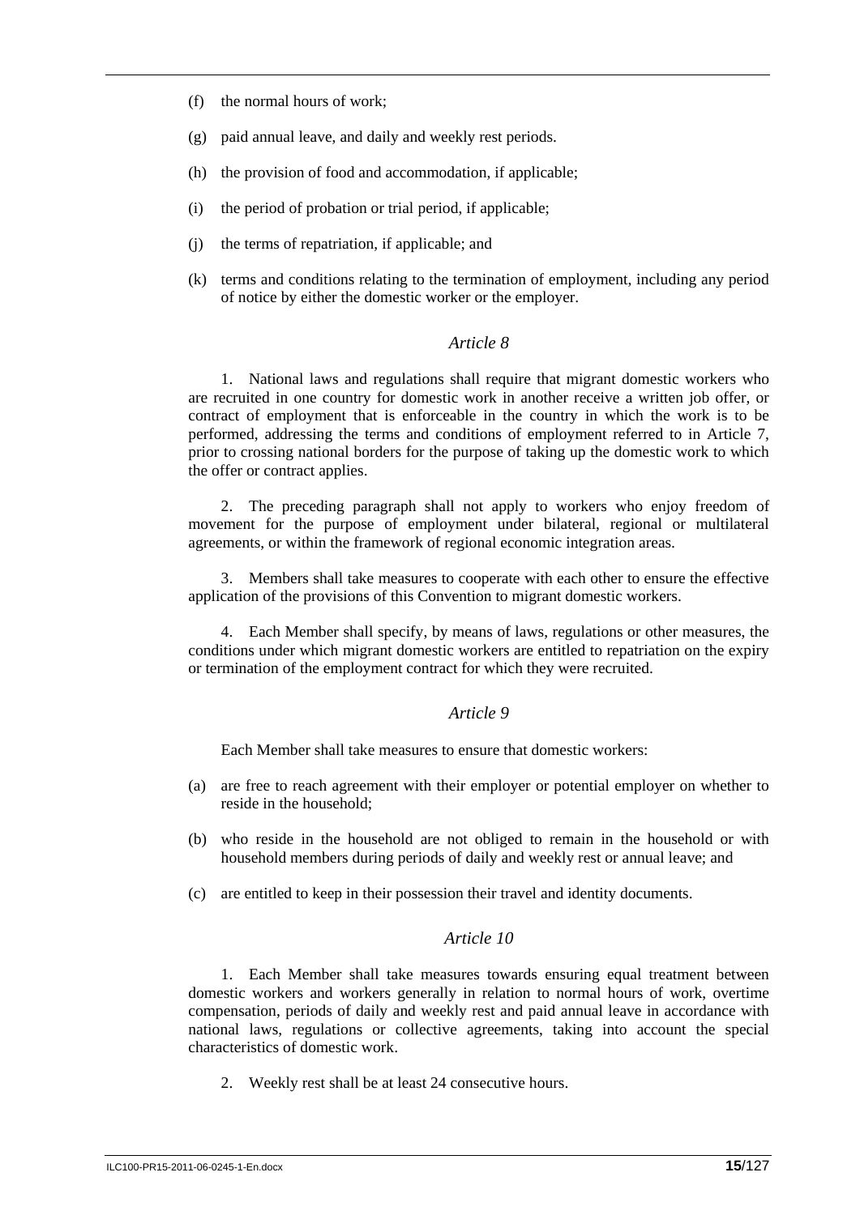(f) the normal hours of work;

(g) paid annual leave, and daily and weekly rest periods.

(h) the provision of food and accommodation, if applicable;

(i) the period of probation or trial period, if applicable;

(j) the terms of repatriation, if applicable; and

(k) terms and conditions relating to the termination of employment, including any period of notice by either the domestic worker or the employer.

*Article 8*

1. National laws and regulations shall require that migrant domestic workers who are recruited in one country for domestic work in another receive a written job offer, or contract of employment that is enforceable in the country in which the work is to be performed, addressing the terms and conditions of employment referred to in Article 7, prior to crossing national borders for the purpose of taking up the domestic work to which the offer or contract applies.

2. The preceding paragraph shall not apply to workers who enjoy freedom of movement for the purpose of employment under bilateral, regional or multilateral agreements, or within the framework of regional economic integration areas.

3. Members shall take measures to cooperate with each other to ensure the effective application of the provisions of this Convention to migrant domestic workers.

4. Each Member shall specify, by means of laws, regulations or other measures, the conditions under which migrant domestic workers are entitled to repatriation on the expiry or termination of the employment contract for which they were recruited.

*Article 9*

Each Member shall take measures to ensure that domestic workers:

(a) are free to reach agreement with their employer or potential employer on whether to reside in the household;

(b) who reside in the household are not obliged to remain in the household or with household members during periods of daily and weekly rest or annual leave; and

(c) are entitled to keep in their possession their travel and identity documents.

*Article 10*

1. Each Member shall take measures towards ensuring equal treatment between domestic workers and workers generally in relation to normal hours of work, overtime compensation, periods of daily and weekly rest and paid annual leave in accordance with national laws, regulations or collective agreements, taking into account the special characteristics of domestic work.

2. Weekly rest shall be at least 24 consecutive hours.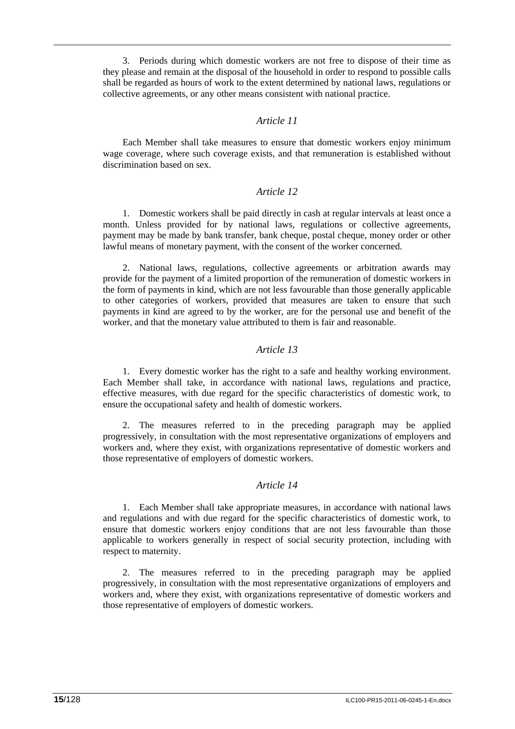3. Periods during which domestic workers are not free to dispose of their time as they please and remain at the disposal of the household in order to respond to possible calls shall be regarded as hours of work to the extent determined by national laws, regulations or collective agreements, or any other means consistent with national practice.

### *Article 11*

Each Member shall take measures to ensure that domestic workers enjoy minimum wage coverage, where such coverage exists, and that remuneration is established without discrimination based on sex.

### *Article 12*

1. Domestic workers shall be paid directly in cash at regular intervals at least once a month. Unless provided for by national laws, regulations or collective agreements, payment may be made by bank transfer, bank cheque, postal cheque, money order or other lawful means of monetary payment, with the consent of the worker concerned.

2. National laws, regulations, collective agreements or arbitration awards may provide for the payment of a limited proportion of the remuneration of domestic workers in the form of payments in kind, which are not less favourable than those generally applicable to other categories of workers, provided that measures are taken to ensure that such payments in kind are agreed to by the worker, are for the personal use and benefit of the worker, and that the monetary value attributed to them is fair and reasonable.

### *Article 13*

1. Every domestic worker has the right to a safe and healthy working environment. Each Member shall take, in accordance with national laws, regulations and practice, effective measures, with due regard for the specific characteristics of domestic work, to ensure the occupational safety and health of domestic workers.

2. The measures referred to in the preceding paragraph may be applied progressively, in consultation with the most representative organizations of employers and workers and, where they exist, with organizations representative of domestic workers and those representative of employers of domestic workers.

### *Article 14*

1. Each Member shall take appropriate measures, in accordance with national laws and regulations and with due regard for the specific characteristics of domestic work, to ensure that domestic workers enjoy conditions that are not less favourable than those applicable to workers generally in respect of social security protection, including with respect to maternity.

2. The measures referred to in the preceding paragraph may be applied progressively, in consultation with the most representative organizations of employers and workers and, where they exist, with organizations representative of domestic workers and those representative of employers of domestic workers.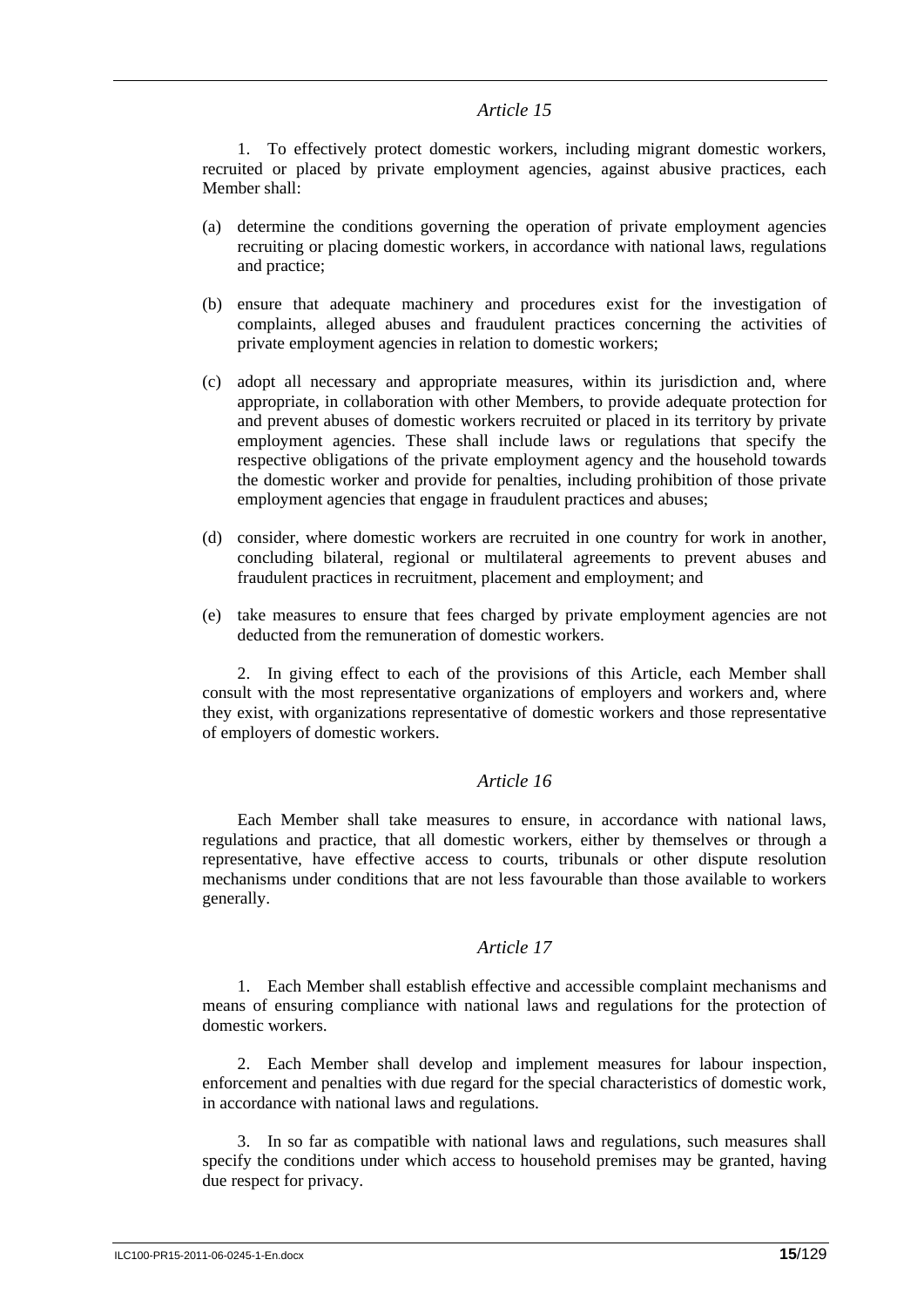*Article 15*

1. To effectively protect domestic workers, including migrant domestic workers, recruited or placed by private employment agencies, against abusive practices, each Member shall:

(a) determine the conditions governing the operation of private employment agencies recruiting or placing domestic workers, in accordance with national laws, regulations and practice;

(b) ensure that adequate machinery and procedures exist for the investigation of complaints, alleged abuses and fraudulent practices concerning the activities of private employment agencies in relation to domestic workers;

(c) adopt all necessary and appropriate measures, within its jurisdiction and, where appropriate, in collaboration with other Members, to provide adequate protection for and prevent abuses of domestic workers recruited or placed in its territory by private employment agencies. These shall include laws or regulations that specify the respective obligations of the private employment agency and the household towards the domestic worker and provide for penalties, including prohibition of those private employment agencies that engage in fraudulent practices and abuses;

(d) consider, where domestic workers are recruited in one country for work in another, concluding bilateral, regional or multilateral agreements to prevent abuses and fraudulent practices in recruitment, placement and employment; and

(e) take measures to ensure that fees charged by private employment agencies are not deducted from the remuneration of domestic workers.

2. In giving effect to each of the provisions of this Article, each Member shall consult with the most representative organizations of employers and workers and, where they exist, with organizations representative of domestic workers and those representative of employers of domestic workers.

*Article 16*

Each Member shall take measures to ensure, in accordance with national laws, regulations and practice, that all domestic workers, either by themselves or through a representative, have effective access to courts, tribunals or other dispute resolution mechanisms under conditions that are not less favourable than those available to workers generally.

*Article 17*

1. Each Member shall establish effective and accessible complaint mechanisms and means of ensuring compliance with national laws and regulations for the protection of domestic workers.

2. Each Member shall develop and implement measures for labour inspection, enforcement and penalties with due regard for the special characteristics of domestic work, in accordance with national laws and regulations.

3. In so far as compatible with national laws and regulations, such measures shall specify the conditions under which access to household premises may be granted, having due respect for privacy.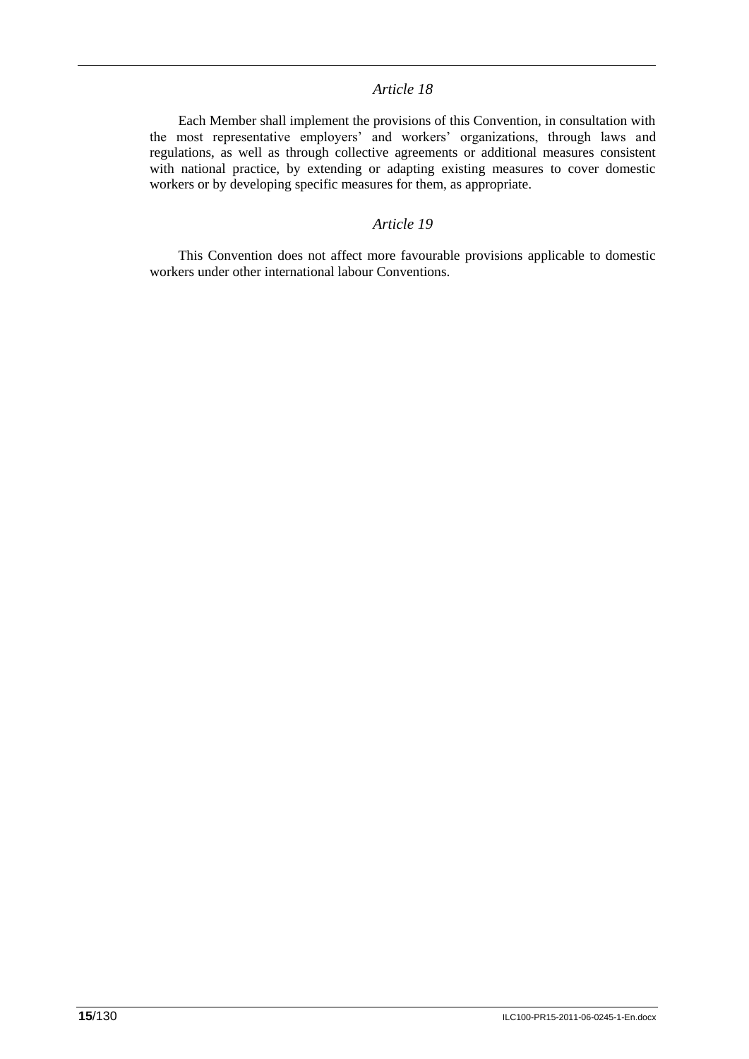*Article 18*

Each Member shall implement the provisions of this Convention, in consultation with the most representative employers' and workers' organizations, through laws and regulations, as well as through collective agreements or additional measures consistent with national practice, by extending or adapting existing measures to cover domestic workers or by developing specific measures for them, as appropriate.

*Article 19*

This Convention does not affect more favourable provisions applicable to domestic workers under other international labour Conventions.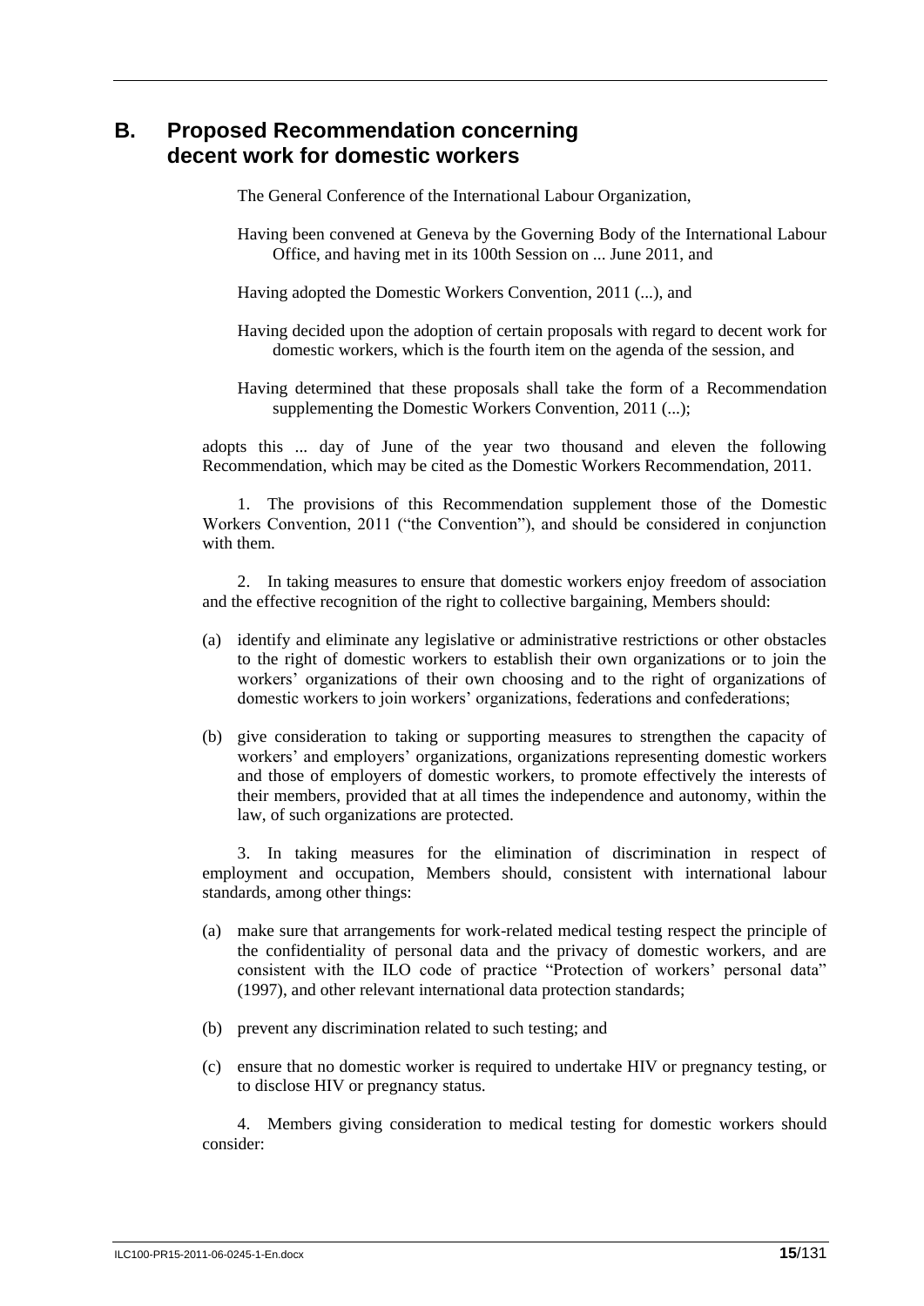## B. Proposed Recommendation concerning decent work for domestic workers

The General Conference of the International Labour Organization,

Having been convened at Geneva by the Governing Body of the International Labour Office, and having met in its 100th Session on ... June 2011, and

Having adopted the Domestic Workers Convention, 2011 (...), and

Having decided upon the adoption of certain proposals with regard to decent work for domestic workers, which is the fourth item on the agenda of the session, and

Having determined that these proposals shall take the form of a Recommendation supplementing the Domestic Workers Convention, 2011 (...);

adopts this ... day of June of the year two thousand and eleven the following Recommendation, which may be cited as the Domestic Workers Recommendation, 2011.

1. The provisions of this Recommendation supplement those of the Domestic Workers Convention, 2011 ("the Convention"), and should be considered in conjunction with them.

2. In taking measures to ensure that domestic workers enjoy freedom of association and the effective recognition of the right to collective bargaining, Members should:

(a) identify and eliminate any legislative or administrative restrictions or other obstacles to the right of domestic workers to establish their own organizations or to join the workers' organizations of their own choosing and to the right of organizations of domestic workers to join workers' organizations, federations and confederations;

(b) give consideration to taking or supporting measures to strengthen the capacity of workers' and employers' organizations, organizations representing domestic workers and those of employers of domestic workers, to promote effectively the interests of their members, provided that at all times the independence and autonomy, within the law, of such organizations are protected.

3. In taking measures for the elimination of discrimination in respect of employment and occupation, Members should, consistent with international labour standards, among other things:

(a) make sure that arrangements for work-related medical testing respect the principle of the confidentiality of personal data and the privacy of domestic workers, and are consistent with the ILO code of practice "Protection of workers' personal data" (1997), and other relevant international data protection standards;

(b) prevent any discrimination related to such testing; and

(c) ensure that no domestic worker is required to undertake HIV or pregnancy testing, or to disclose HIV or pregnancy status.

4. Members giving consideration to medical testing for domestic workers should consider: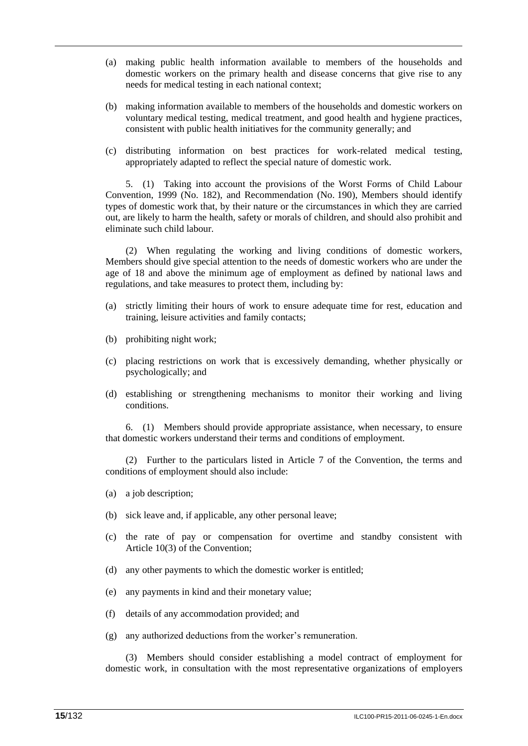(a) making public health information available to members of the households and domestic workers on the primary health and disease concerns that give rise to any needs for medical testing in each national context;

(b) making information available to members of the households and domestic workers on voluntary medical testing, medical treatment, and good health and hygiene practices, consistent with public health initiatives for the community generally; and

(c) distributing information on best practices for work-related medical testing, appropriately adapted to reflect the special nature of domestic work.

5. (1) Taking into account the provisions of the Worst Forms of Child Labour Convention, 1999 (No. 182), and Recommendation (No. 190), Members should identify types of domestic work that, by their nature or the circumstances in which they are carried out, are likely to harm the health, safety or morals of children, and should also prohibit and eliminate such child labour.

(2) When regulating the working and living conditions of domestic workers, Members should give special attention to the needs of domestic workers who are under the age of 18 and above the minimum age of employment as defined by national laws and regulations, and take measures to protect them, including by:

(a) strictly limiting their hours of work to ensure adequate time for rest, education and training, leisure activities and family contacts;

(b) prohibiting night work;

(c) placing restrictions on work that is excessively demanding, whether physically or psychologically; and

(d) establishing or strengthening mechanisms to monitor their working and living conditions.

6. (1) Members should provide appropriate assistance, when necessary, to ensure that domestic workers understand their terms and conditions of employment.

(2) Further to the particulars listed in Article 7 of the Convention, the terms and conditions of employment should also include:

(a) a job description;

(b) sick leave and, if applicable, any other personal leave;

(c) the rate of pay or compensation for overtime and standby consistent with Article 10(3) of the Convention;

(d) any other payments to which the domestic worker is entitled;

(e) any payments in kind and their monetary value;

(f) details of any accommodation provided; and

(g) any authorized deductions from the worker's remuneration.

(3) Members should consider establishing a model contract of employment for domestic work, in consultation with the most representative organizations of employers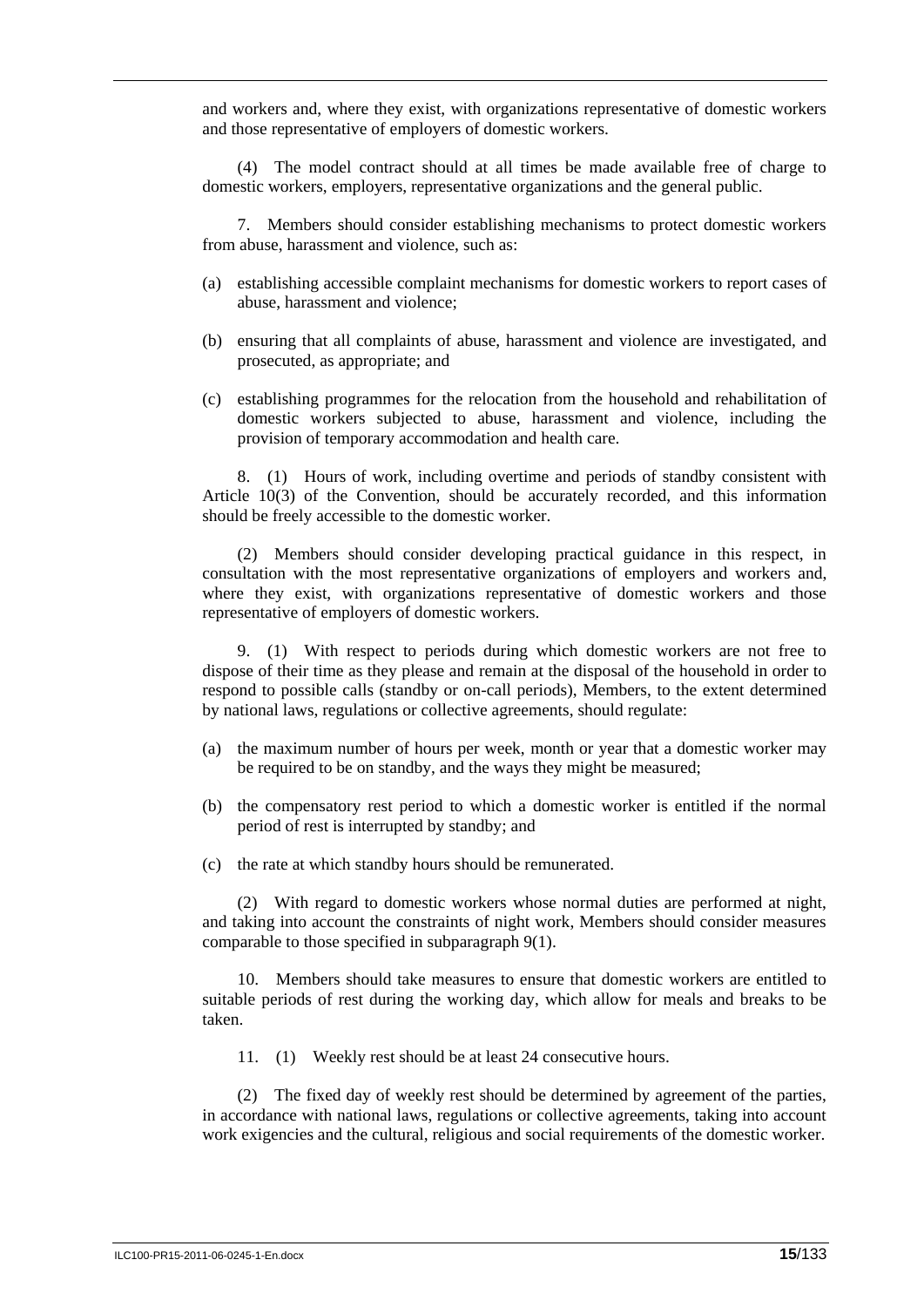and workers and, where they exist, with organizations representative of domestic workers and those representative of employers of domestic workers.

(4) The model contract should at all times be made available free of charge to domestic workers, employers, representative organizations and the general public.

7. Members should consider establishing mechanisms to protect domestic workers from abuse, harassment and violence, such as:

(a) establishing accessible complaint mechanisms for domestic workers to report cases of abuse, harassment and violence;

(b) ensuring that all complaints of abuse, harassment and violence are investigated, and prosecuted, as appropriate; and

(c) establishing programmes for the relocation from the household and rehabilitation of domestic workers subjected to abuse, harassment and violence, including the provision of temporary accommodation and health care.

8. (1) Hours of work, including overtime and periods of standby consistent with Article 10(3) of the Convention, should be accurately recorded, and this information should be freely accessible to the domestic worker.

(2) Members should consider developing practical guidance in this respect, in consultation with the most representative organizations of employers and workers and, where they exist, with organizations representative of domestic workers and those representative of employers of domestic workers.

9. (1) With respect to periods during which domestic workers are not free to dispose of their time as they please and remain at the disposal of the household in order to respond to possible calls (standby or on-call periods), Members, to the extent determined by national laws, regulations or collective agreements, should regulate:

(a) the maximum number of hours per week, month or year that a domestic worker may be required to be on standby, and the ways they might be measured;

(b) the compensatory rest period to which a domestic worker is entitled if the normal period of rest is interrupted by standby; and

(c) the rate at which standby hours should be remunerated.

(2) With regard to domestic workers whose normal duties are performed at night, and taking into account the constraints of night work, Members should consider measures comparable to those specified in subparagraph 9(1).

10. Members should take measures to ensure that domestic workers are entitled to suitable periods of rest during the working day, which allow for meals and breaks to be taken.

11. (1) Weekly rest should be at least 24 consecutive hours.

(2) The fixed day of weekly rest should be determined by agreement of the parties, in accordance with national laws, regulations or collective agreements, taking into account work exigencies and the cultural, religious and social requirements of the domestic worker.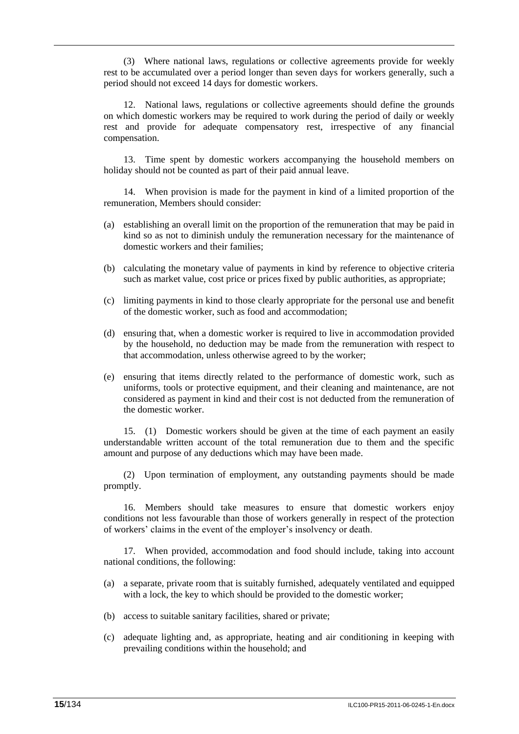(3) Where national laws, regulations or collective agreements provide for weekly rest to be accumulated over a period longer than seven days for workers generally, such a period should not exceed 14 days for domestic workers.

12. National laws, regulations or collective agreements should define the grounds on which domestic workers may be required to work during the period of daily or weekly rest and provide for adequate compensatory rest, irrespective of any financial compensation.

13. Time spent by domestic workers accompanying the household members on holiday should not be counted as part of their paid annual leave.

14. When provision is made for the payment in kind of a limited proportion of the remuneration, Members should consider:

(a) establishing an overall limit on the proportion of the remuneration that may be paid in kind so as not to diminish unduly the remuneration necessary for the maintenance of domestic workers and their families;

(b) calculating the monetary value of payments in kind by reference to objective criteria such as market value, cost price or prices fixed by public authorities, as appropriate;

(c) limiting payments in kind to those clearly appropriate for the personal use and benefit of the domestic worker, such as food and accommodation;

(d) ensuring that, when a domestic worker is required to live in accommodation provided by the household, no deduction may be made from the remuneration with respect to that accommodation, unless otherwise agreed to by the worker;

(e) ensuring that items directly related to the performance of domestic work, such as uniforms, tools or protective equipment, and their cleaning and maintenance, are not considered as payment in kind and their cost is not deducted from the remuneration of the domestic worker.

15. (1) Domestic workers should be given at the time of each payment an easily understandable written account of the total remuneration due to them and the specific amount and purpose of any deductions which may have been made.

(2) Upon termination of employment, any outstanding payments should be made promptly.

16. Members should take measures to ensure that domestic workers enjoy conditions not less favourable than those of workers generally in respect of the protection of workers' claims in the event of the employer's insolvency or death.

17. When provided, accommodation and food should include, taking into account national conditions, the following:

(a) a separate, private room that is suitably furnished, adequately ventilated and equipped with a lock, the key to which should be provided to the domestic worker;

(b) access to suitable sanitary facilities, shared or private;

(c) adequate lighting and, as appropriate, heating and air conditioning in keeping with prevailing conditions within the household; and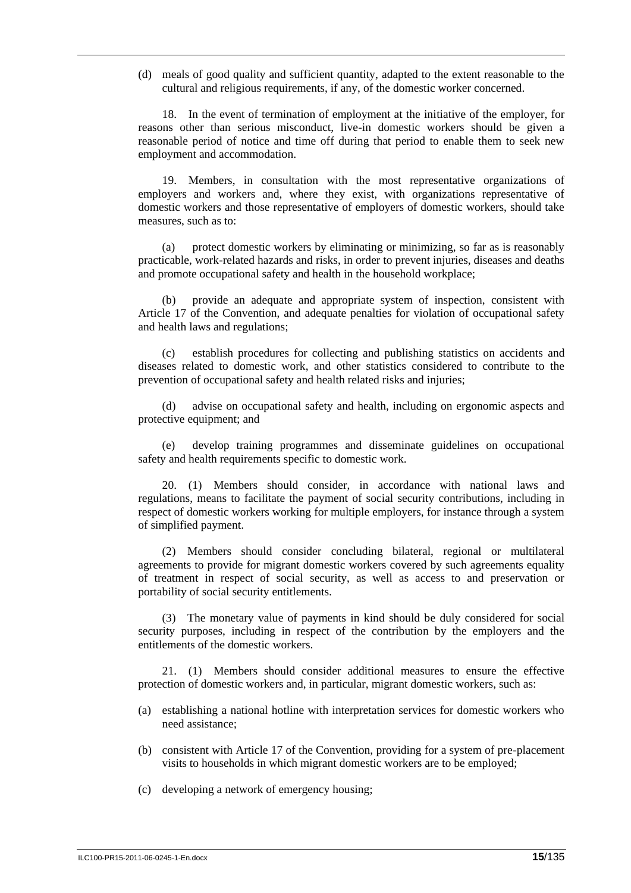(d) meals of good quality and sufficient quantity, adapted to the extent reasonable to the cultural and religious requirements, if any, of the domestic worker concerned.

18. In the event of termination of employment at the initiative of the employer, for reasons other than serious misconduct, live-in domestic workers should be given a reasonable period of notice and time off during that period to enable them to seek new employment and accommodation.

19. Members, in consultation with the most representative organizations of employers and workers and, where they exist, with organizations representative of domestic workers and those representative of employers of domestic workers, should take measures, such as to:

(a) protect domestic workers by eliminating or minimizing, so far as is reasonably practicable, work-related hazards and risks, in order to prevent injuries, diseases and deaths and promote occupational safety and health in the household workplace;

(b) provide an adequate and appropriate system of inspection, consistent with Article 17 of the Convention, and adequate penalties for violation of occupational safety and health laws and regulations;

(c) establish procedures for collecting and publishing statistics on accidents and diseases related to domestic work, and other statistics considered to contribute to the prevention of occupational safety and health related risks and injuries;

(d) advise on occupational safety and health, including on ergonomic aspects and protective equipment; and

(e) develop training programmes and disseminate guidelines on occupational safety and health requirements specific to domestic work.

20. (1) Members should consider, in accordance with national laws and regulations, means to facilitate the payment of social security contributions, including in respect of domestic workers working for multiple employers, for instance through a system of simplified payment.

(2) Members should consider concluding bilateral, regional or multilateral agreements to provide for migrant domestic workers covered by such agreements equality of treatment in respect of social security, as well as access to and preservation or portability of social security entitlements.

(3) The monetary value of payments in kind should be duly considered for social security purposes, including in respect of the contribution by the employers and the entitlements of the domestic workers.

21. (1) Members should consider additional measures to ensure the effective protection of domestic workers and, in particular, migrant domestic workers, such as:

(a) establishing a national hotline with interpretation services for domestic workers who need assistance;

(b) consistent with Article 17 of the Convention, providing for a system of pre-placement visits to households in which migrant domestic workers are to be employed;

(c) developing a network of emergency housing;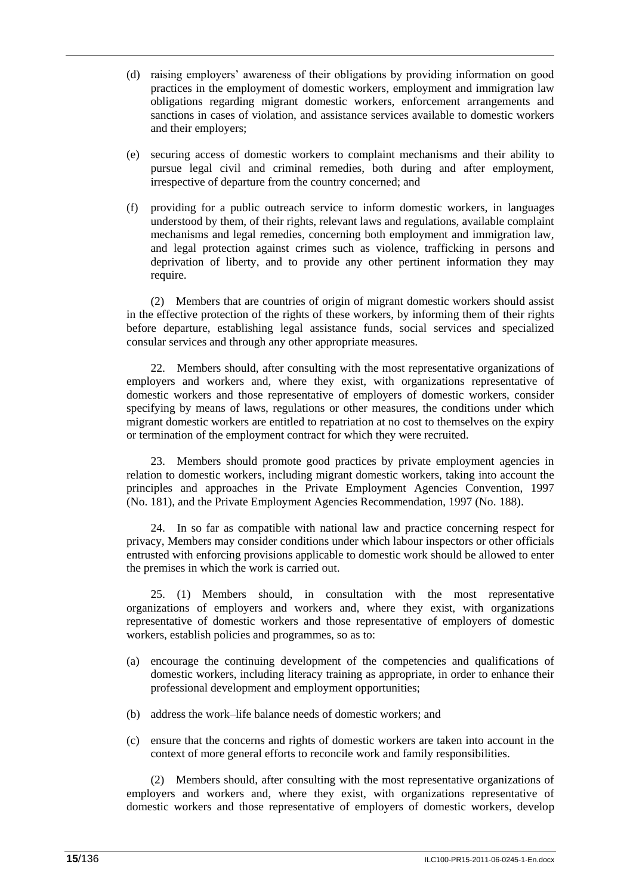(d) raising employers' awareness of their obligations by providing information on good practices in the employment of domestic workers, employment and immigration law obligations regarding migrant domestic workers, enforcement arrangements and sanctions in cases of violation, and assistance services available to domestic workers and their employers;

(e) securing access of domestic workers to complaint mechanisms and their ability to pursue legal civil and criminal remedies, both during and after employment, irrespective of departure from the country concerned; and

(f) providing for a public outreach service to inform domestic workers, in languages understood by them, of their rights, relevant laws and regulations, available complaint mechanisms and legal remedies, concerning both employment and immigration law, and legal protection against crimes such as violence, trafficking in persons and deprivation of liberty, and to provide any other pertinent information they may require.

(2) Members that are countries of origin of migrant domestic workers should assist in the effective protection of the rights of these workers, by informing them of their rights before departure, establishing legal assistance funds, social services and specialized consular services and through any other appropriate measures.

22. Members should, after consulting with the most representative organizations of employers and workers and, where they exist, with organizations representative of domestic workers and those representative of employers of domestic workers, consider specifying by means of laws, regulations or other measures, the conditions under which migrant domestic workers are entitled to repatriation at no cost to themselves on the expiry or termination of the employment contract for which they were recruited.

23. Members should promote good practices by private employment agencies in relation to domestic workers, including migrant domestic workers, taking into account the principles and approaches in the Private Employment Agencies Convention, 1997 (No. 181), and the Private Employment Agencies Recommendation, 1997 (No. 188).

24. In so far as compatible with national law and practice concerning respect for privacy, Members may consider conditions under which labour inspectors or other officials entrusted with enforcing provisions applicable to domestic work should be allowed to enter the premises in which the work is carried out.

25. (1) Members should, in consultation with the most representative organizations of employers and workers and, where they exist, with organizations representative of domestic workers and those representative of employers of domestic workers, establish policies and programmes, so as to:

(a) encourage the continuing development of the competencies and qualifications of domestic workers, including literacy training as appropriate, in order to enhance their professional development and employment opportunities;

(b) address the work–life balance needs of domestic workers; and

(c) ensure that the concerns and rights of domestic workers are taken into account in the context of more general efforts to reconcile work and family responsibilities.

(2) Members should, after consulting with the most representative organizations of employers and workers and, where they exist, with organizations representative of domestic workers and those representative of employers of domestic workers, develop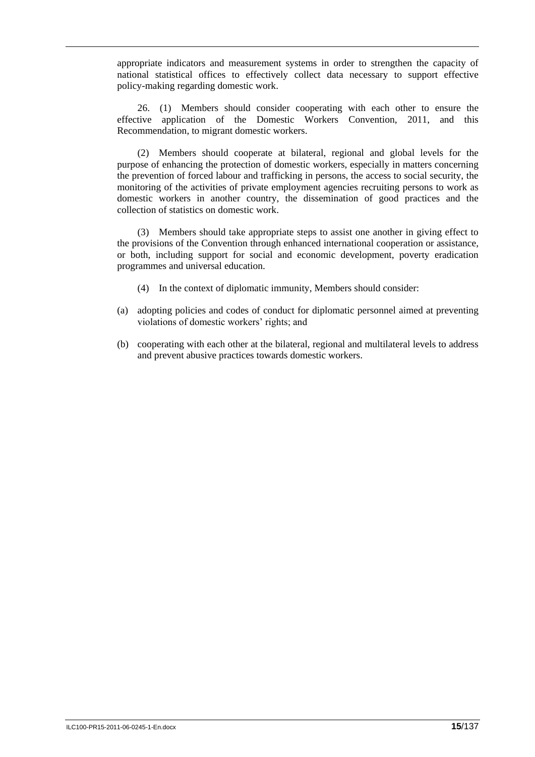appropriate indicators and measurement systems in order to strengthen the capacity of national statistical offices to effectively collect data necessary to support effective policy-making regarding domestic work.

26. (1) Members should consider cooperating with each other to ensure the effective application of the Domestic Workers Convention, 2011, and this Recommendation, to migrant domestic workers.

(2) Members should cooperate at bilateral, regional and global levels for the purpose of enhancing the protection of domestic workers, especially in matters concerning the prevention of forced labour and trafficking in persons, the access to social security, the monitoring of the activities of private employment agencies recruiting persons to work as domestic workers in another country, the dissemination of good practices and the collection of statistics on domestic work.

(3) Members should take appropriate steps to assist one another in giving effect to the provisions of the Convention through enhanced international cooperation or assistance, or both, including support for social and economic development, poverty eradication programmes and universal education.

(4) In the context of diplomatic immunity, Members should consider:

(a) adopting policies and codes of conduct for diplomatic personnel aimed at preventing violations of domestic workers' rights; and

(b) cooperating with each other at the bilateral, regional and multilateral levels to address and prevent abusive practices towards domestic workers.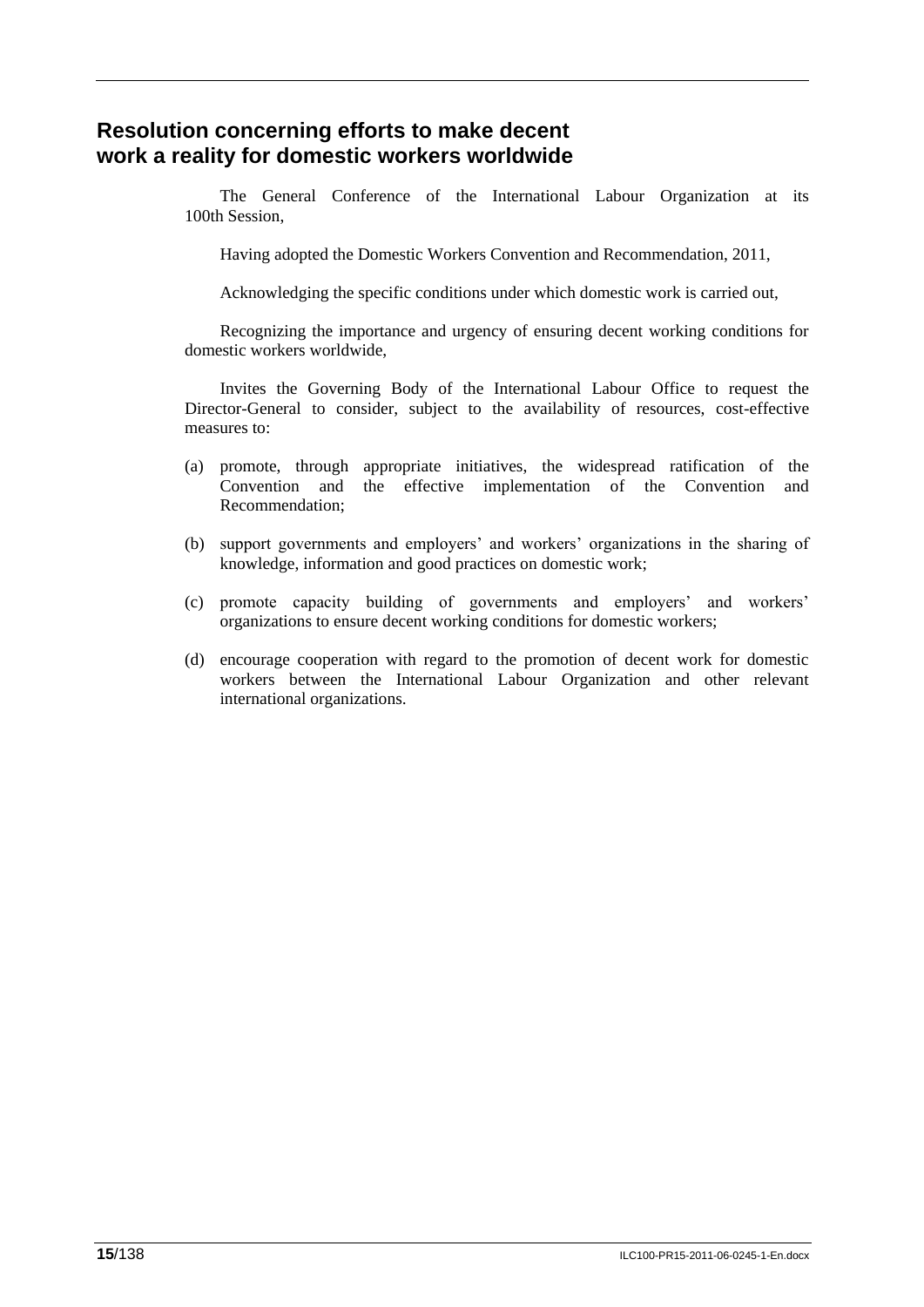# Resolution concerning efforts to make decent work a reality for domestic workers worldwide

The General Conference of the International Labour Organization at its 100th Session,

Having adopted the Domestic Workers Convention and Recommendation, 2011,

Acknowledging the specific conditions under which domestic work is carried out,

Recognizing the importance and urgency of ensuring decent working conditions for domestic workers worldwide,

Invites the Governing Body of the International Labour Office to request the Director-General to consider, subject to the availability of resources, cost-effective measures to:

(a) promote, through appropriate initiatives, the widespread ratification of the Convention and the effective implementation of the Convention and Recommendation;

(b) support governments and employers' and workers' organizations in the sharing of knowledge, information and good practices on domestic work;

(c) promote capacity building of governments and employers' and workers' organizations to ensure decent working conditions for domestic workers;

(d) encourage cooperation with regard to the promotion of decent work for domestic workers between the International Labour Organization and other relevant international organizations.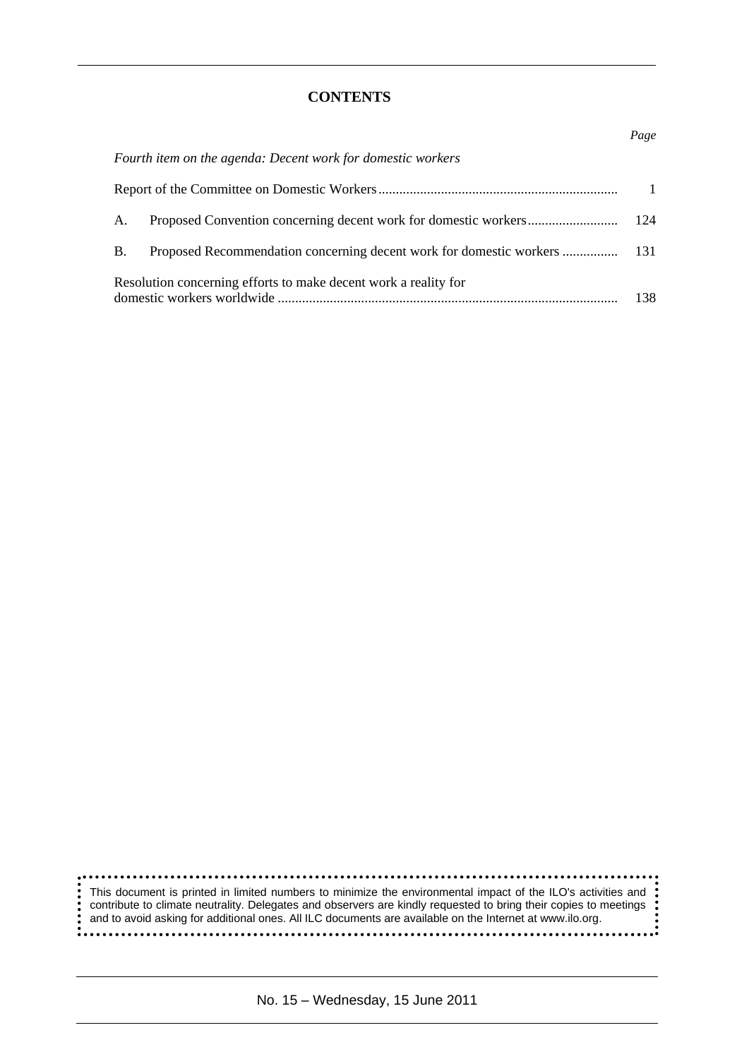# CONTENTS

| | | Page |
|---|---|---|
| *Fourth item on the agenda: Decent work for domestic workers* | | |
| Report of the Committee on Domestic Workers | | 1 |
| A. | Proposed Convention concerning decent work for domestic workers | 124 |
| B. | Proposed Recommendation concerning decent work for domestic workers | 131 |
| Resolution concerning efforts to make decent work a reality for domestic workers worldwide | | 138 |

This document is printed in limited numbers to minimize the environmental impact of the ILO's activities and contribute to climate neutrality. Delegates and observers are kindly requested to bring their copies to meetings and to avoid asking for additional ones. All ILC documents are available on the Internet at www.ilo.org.

No. 15 – Wednesday, 15 June 2011